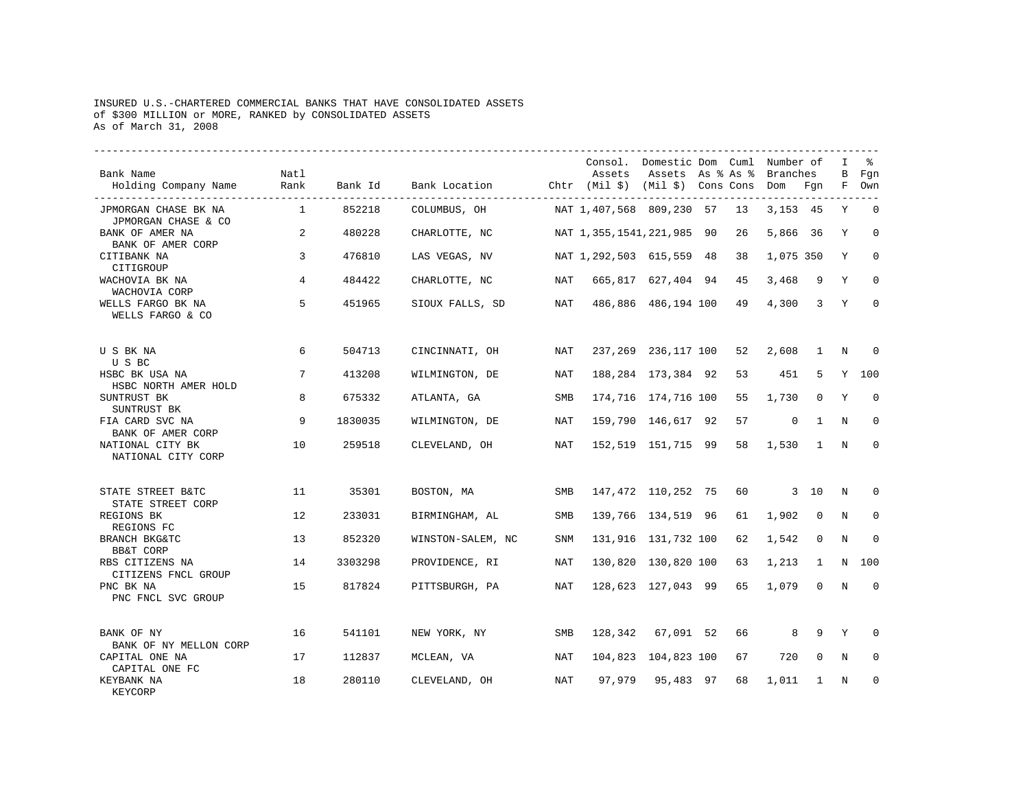INSURED U.S.-CHARTERED COMMERCIAL BANKS THAT HAVE CONSOLIDATED ASSETS
of $300 MILLION or MORE, RANKED by CONSOLIDATED ASSETS
As of March 31, 2008

| Bank Name / Holding Company Name | Natl Rank | Bank Id | Bank Location | Chtr | Consol. Assets (Mil $) | Domestic Assets (Mil $) | Dom As % Cons | Cuml As % Cons | Number of Branches Dom | Number of Branches Fgn | IBF | % Fgn Own |
|---|---|---|---|---|---|---|---|---|---|---|---|---|
| JPMORGAN CHASE BK NA / JPMORGAN CHASE & CO | 1 | 852218 | COLUMBUS, OH | NAT | 1,407,568 | 809,230 | 57 | 13 | 3,153 | 45 | Y | 0 |
| BANK OF AMER NA / BANK OF AMER CORP | 2 | 480228 | CHARLOTTE, NC | NAT | 1,355,154 | 1,221,985 | 90 | 26 | 5,866 | 36 | Y | 0 |
| CITIBANK NA / CITIGROUP | 3 | 476810 | LAS VEGAS, NV | NAT | 1,292,503 | 615,559 | 48 | 38 | 1,075 | 350 | Y | 0 |
| WACHOVIA BK NA / WACHOVIA CORP | 4 | 484422 | CHARLOTTE, NC | NAT | 665,817 | 627,404 | 94 | 45 | 3,468 | 9 | Y | 0 |
| WELLS FARGO BK NA / WELLS FARGO & CO | 5 | 451965 | SIOUX FALLS, SD | NAT | 486,886 | 486,194 | 100 | 49 | 4,300 | 3 | Y | 0 |
| U S BK NA / U S BC | 6 | 504713 | CINCINNATI, OH | NAT | 237,269 | 236,117 | 100 | 52 | 2,608 | 1 | N | 0 |
| HSBC BK USA NA / HSBC NORTH AMER HOLD | 7 | 413208 | WILMINGTON, DE | NAT | 188,284 | 173,384 | 92 | 53 | 451 | 5 | Y | 100 |
| SUNTRUST BK / SUNTRUST BK | 8 | 675332 | ATLANTA, GA | SMB | 174,716 | 174,716 | 100 | 55 | 1,730 | 0 | Y | 0 |
| FIA CARD SVC NA / BANK OF AMER CORP | 9 | 1830035 | WILMINGTON, DE | NAT | 159,790 | 146,617 | 92 | 57 | 0 | 1 | N | 0 |
| NATIONAL CITY BK / NATIONAL CITY CORP | 10 | 259518 | CLEVELAND, OH | NAT | 152,519 | 151,715 | 99 | 58 | 1,530 | 1 | N | 0 |
| STATE STREET B&TC / STATE STREET CORP | 11 | 35301 | BOSTON, MA | SMB | 147,472 | 110,252 | 75 | 60 | 3 | 10 | N | 0 |
| REGIONS BK / REGIONS FC | 12 | 233031 | BIRMINGHAM, AL | SMB | 139,766 | 134,519 | 96 | 61 | 1,902 | 0 | N | 0 |
| BRANCH BKG&TC / BB&T CORP | 13 | 852320 | WINSTON-SALEM, NC | SNM | 131,916 | 131,732 | 100 | 62 | 1,542 | 0 | N | 0 |
| RBS CITIZENS NA / CITIZENS FNCL GROUP | 14 | 3303298 | PROVIDENCE, RI | NAT | 130,820 | 130,820 | 100 | 63 | 1,213 | 1 | N | 100 |
| PNC BK NA / PNC FNCL SVC GROUP | 15 | 817824 | PITTSBURGH, PA | NAT | 128,623 | 127,043 | 99 | 65 | 1,079 | 0 | N | 0 |
| BANK OF NY / BANK OF NY MELLON CORP | 16 | 541101 | NEW YORK, NY | SMB | 128,342 | 67,091 | 52 | 66 | 8 | 9 | Y | 0 |
| CAPITAL ONE NA / CAPITAL ONE FC | 17 | 112837 | MCLEAN, VA | NAT | 104,823 | 104,823 | 100 | 67 | 720 | 0 | N | 0 |
| KEYBANK NA / KEYCORP | 18 | 280110 | CLEVELAND, OH | NAT | 97,979 | 95,483 | 97 | 68 | 1,011 | 1 | N | 0 |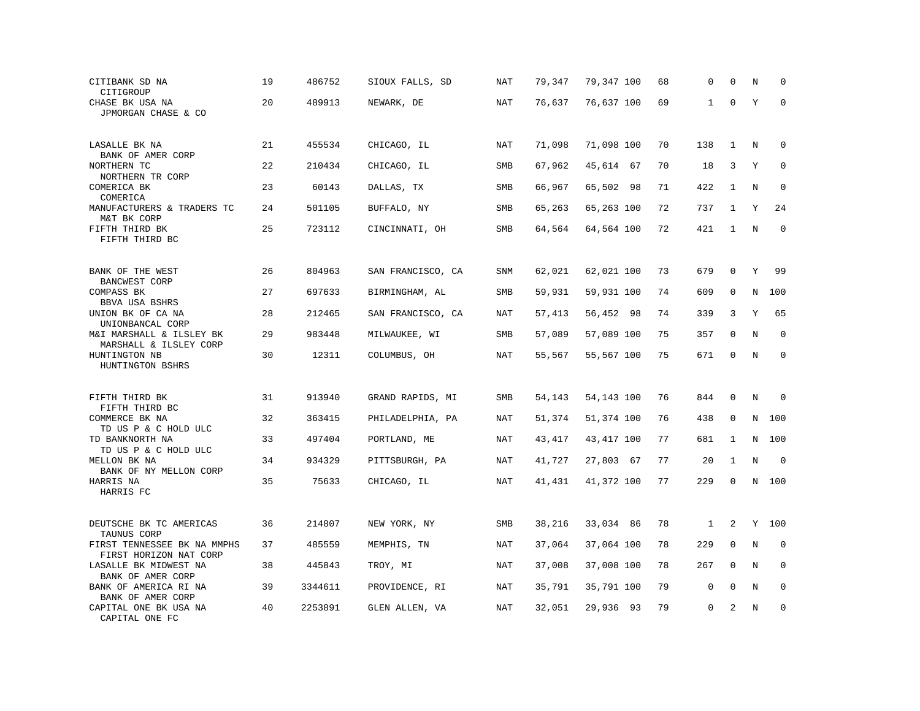| Bank / Holding Company | Rank | ID | Location | Charter | Total | Domestic | % | Cum % | Offices | | | |
|---|---|---|---|---|---|---|---|---|---|---|---|---|
| CITIBANK SD NA<br>CITIGROUP | 19 | 486752 | SIOUX FALLS, SD | NAT | 79,347 | 79,347 | 100 | 68 | 0 | 0 | N | 0 |
| CHASE BK USA NA<br>JPMORGAN CHASE & CO | 20 | 489913 | NEWARK, DE | NAT | 76,637 | 76,637 | 100 | 69 | 1 | 0 | Y | 0 |
| LASALLE BK NA<br>BANK OF AMER CORP | 21 | 455534 | CHICAGO, IL | NAT | 71,098 | 71,098 | 100 | 70 | 138 | 1 | N | 0 |
| NORTHERN TC<br>NORTHERN TR CORP | 22 | 210434 | CHICAGO, IL | SMB | 67,962 | 45,614 | 67 | 70 | 18 | 3 | Y | 0 |
| COMERICA BK<br>COMERICA | 23 | 60143 | DALLAS, TX | SMB | 66,967 | 65,502 | 98 | 71 | 422 | 1 | N | 0 |
| MANUFACTURERS & TRADERS TC<br>M&T BK CORP | 24 | 501105 | BUFFALO, NY | SMB | 65,263 | 65,263 | 100 | 72 | 737 | 1 | Y | 24 |
| FIFTH THIRD BK<br>FIFTH THIRD BC | 25 | 723112 | CINCINNATI, OH | SMB | 64,564 | 64,564 | 100 | 72 | 421 | 1 | N | 0 |
| BANK OF THE WEST<br>BANCWEST CORP | 26 | 804963 | SAN FRANCISCO, CA | SNM | 62,021 | 62,021 | 100 | 73 | 679 | 0 | Y | 99 |
| COMPASS BK<br>BBVA USA BSHRS | 27 | 697633 | BIRMINGHAM, AL | SMB | 59,931 | 59,931 | 100 | 74 | 609 | 0 | N | 100 |
| UNION BK OF CA NA<br>UNIONBANCAL CORP | 28 | 212465 | SAN FRANCISCO, CA | NAT | 57,413 | 56,452 | 98 | 74 | 339 | 3 | Y | 65 |
| M&I MARSHALL & ILSLEY BK<br>MARSHALL & ILSLEY CORP | 29 | 983448 | MILWAUKEE, WI | SMB | 57,089 | 57,089 | 100 | 75 | 357 | 0 | N | 0 |
| HUNTINGTON NB<br>HUNTINGTON BSHRS | 30 | 12311 | COLUMBUS, OH | NAT | 55,567 | 55,567 | 100 | 75 | 671 | 0 | N | 0 |
| FIFTH THIRD BK<br>FIFTH THIRD BC | 31 | 913940 | GRAND RAPIDS, MI | SMB | 54,143 | 54,143 | 100 | 76 | 844 | 0 | N | 0 |
| COMMERCE BK NA<br>TD US P & C HOLD ULC | 32 | 363415 | PHILADELPHIA, PA | NAT | 51,374 | 51,374 | 100 | 76 | 438 | 0 | N | 100 |
| TD BANKNORTH NA<br>TD US P & C HOLD ULC | 33 | 497404 | PORTLAND, ME | NAT | 43,417 | 43,417 | 100 | 77 | 681 | 1 | N | 100 |
| MELLON BK NA<br>BANK OF NY MELLON CORP | 34 | 934329 | PITTSBURGH, PA | NAT | 41,727 | 27,803 | 67 | 77 | 20 | 1 | N | 0 |
| HARRIS NA<br>HARRIS FC | 35 | 75633 | CHICAGO, IL | NAT | 41,431 | 41,372 | 100 | 77 | 229 | 0 | N | 100 |
| DEUTSCHE BK TC AMERICAS<br>TAUNUS CORP | 36 | 214807 | NEW YORK, NY | SMB | 38,216 | 33,034 | 86 | 78 | 1 | 2 | Y | 100 |
| FIRST TENNESSEE BK NA MMPHS<br>FIRST HORIZON NAT CORP | 37 | 485559 | MEMPHIS, TN | NAT | 37,064 | 37,064 | 100 | 78 | 229 | 0 | N | 0 |
| LASALLE BK MIDWEST NA<br>BANK OF AMER CORP | 38 | 445843 | TROY, MI | NAT | 37,008 | 37,008 | 100 | 78 | 267 | 0 | N | 0 |
| BANK OF AMERICA RI NA<br>BANK OF AMER CORP | 39 | 3344611 | PROVIDENCE, RI | NAT | 35,791 | 35,791 | 100 | 79 | 0 | 0 | N | 0 |
| CAPITAL ONE BK USA NA<br>CAPITAL ONE FC | 40 | 2253891 | GLEN ALLEN, VA | NAT | 32,051 | 29,936 | 93 | 79 | 0 | 2 | N | 0 |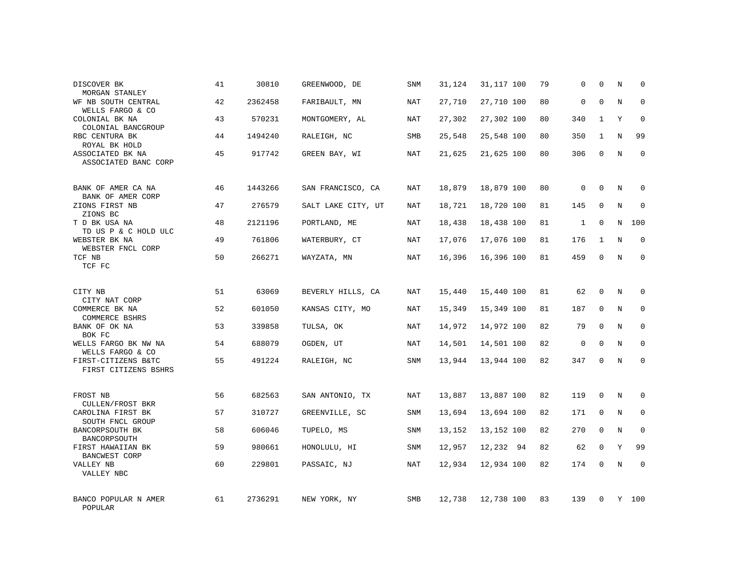| | | | | | | | | | | | | |
|---|---|---|---|---|---|---|---|---|---|---|---|---|
| DISCOVER BK<br>MORGAN STANLEY | 41 | 30810 | GREENWOOD, DE | SNM | 31,124 | 31,117 | 100 | 79 | 0 | 0 | N | 0 |
| WF NB SOUTH CENTRAL<br>WELLS FARGO & CO | 42 | 2362458 | FARIBAULT, MN | NAT | 27,710 | 27,710 | 100 | 80 | 0 | 0 | N | 0 |
| COLONIAL BK NA<br>COLONIAL BANCGROUP | 43 | 570231 | MONTGOMERY, AL | NAT | 27,302 | 27,302 | 100 | 80 | 340 | 1 | Y | 0 |
| RBC CENTURA BK<br>ROYAL BK HOLD | 44 | 1494240 | RALEIGH, NC | SMB | 25,548 | 25,548 | 100 | 80 | 350 | 1 | N | 99 |
| ASSOCIATED BK NA<br>ASSOCIATED BANC CORP | 45 | 917742 | GREEN BAY, WI | NAT | 21,625 | 21,625 | 100 | 80 | 306 | 0 | N | 0 |
| BANK OF AMER CA NA<br>BANK OF AMER CORP | 46 | 1443266 | SAN FRANCISCO, CA | NAT | 18,879 | 18,879 | 100 | 80 | 0 | 0 | N | 0 |
| ZIONS FIRST NB<br>ZIONS BC | 47 | 276579 | SALT LAKE CITY, UT | NAT | 18,721 | 18,720 | 100 | 81 | 145 | 0 | N | 0 |
| T D BK USA NA<br>TD US P & C HOLD ULC | 48 | 2121196 | PORTLAND, ME | NAT | 18,438 | 18,438 | 100 | 81 | 1 | 0 | N | 100 |
| WEBSTER BK NA<br>WEBSTER FNCL CORP | 49 | 761806 | WATERBURY, CT | NAT | 17,076 | 17,076 | 100 | 81 | 176 | 1 | N | 0 |
| TCF NB<br>TCF FC | 50 | 266271 | WAYZATA, MN | NAT | 16,396 | 16,396 | 100 | 81 | 459 | 0 | N | 0 |
| CITY NB<br>CITY NAT CORP | 51 | 63069 | BEVERLY HILLS, CA | NAT | 15,440 | 15,440 | 100 | 81 | 62 | 0 | N | 0 |
| COMMERCE BK NA<br>COMMERCE BSHRS | 52 | 601050 | KANSAS CITY, MO | NAT | 15,349 | 15,349 | 100 | 81 | 187 | 0 | N | 0 |
| BANK OF OK NA<br>BOK FC | 53 | 339858 | TULSA, OK | NAT | 14,972 | 14,972 | 100 | 82 | 79 | 0 | N | 0 |
| WELLS FARGO BK NW NA<br>WELLS FARGO & CO | 54 | 688079 | OGDEN, UT | NAT | 14,501 | 14,501 | 100 | 82 | 0 | 0 | N | 0 |
| FIRST-CITIZENS B&TC<br>FIRST CITIZENS BSHRS | 55 | 491224 | RALEIGH, NC | SNM | 13,944 | 13,944 | 100 | 82 | 347 | 0 | N | 0 |
| FROST NB<br>CULLEN/FROST BKR | 56 | 682563 | SAN ANTONIO, TX | NAT | 13,887 | 13,887 | 100 | 82 | 119 | 0 | N | 0 |
| CAROLINA FIRST BK<br>SOUTH FNCL GROUP | 57 | 310727 | GREENVILLE, SC | SNM | 13,694 | 13,694 | 100 | 82 | 171 | 0 | N | 0 |
| BANCORPSOUTH BK<br>BANCORPSOUTH | 58 | 606046 | TUPELO, MS | SNM | 13,152 | 13,152 | 100 | 82 | 270 | 0 | N | 0 |
| FIRST HAWAIIAN BK<br>BANCWEST CORP | 59 | 980661 | HONOLULU, HI | SNM | 12,957 | 12,232 | 94 | 82 | 62 | 0 | Y | 99 |
| VALLEY NB<br>VALLEY NBC | 60 | 229801 | PASSAIC, NJ | NAT | 12,934 | 12,934 | 100 | 82 | 174 | 0 | N | 0 |
| BANCO POPULAR N AMER<br>POPULAR | 61 | 2736291 | NEW YORK, NY | SMB | 12,738 | 12,738 | 100 | 83 | 139 | 0 | Y | 100 |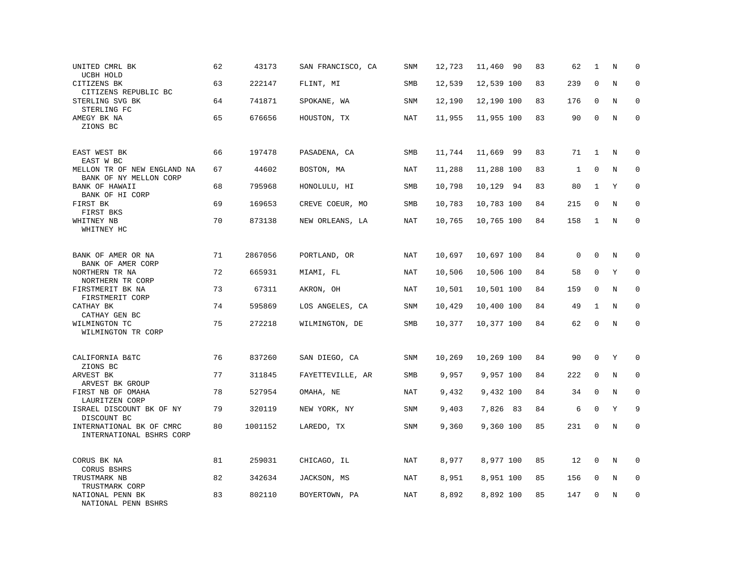| | | | | | | | | | | | | |
|---|---|---|---|---|---|---|---|---|---|---|---|---|
| UNITED CMRL BK<br>UCBH HOLD | 62 | 43173 | SAN FRANCISCO, CA | SNM | 12,723 | 11,460 | 90 | 83 | 62 | 1 | N | 0 |
| CITIZENS BK<br>CITIZENS REPUBLIC BC | 63 | 222147 | FLINT, MI | SMB | 12,539 | 12,539 | 100 | 83 | 239 | 0 | N | 0 |
| STERLING SVG BK<br>STERLING FC | 64 | 741871 | SPOKANE, WA | SNM | 12,190 | 12,190 | 100 | 83 | 176 | 0 | N | 0 |
| AMEGY BK NA<br>ZIONS BC | 65 | 676656 | HOUSTON, TX | NAT | 11,955 | 11,955 | 100 | 83 | 90 | 0 | N | 0 |
| EAST WEST BK<br>EAST W BC | 66 | 197478 | PASADENA, CA | SMB | 11,744 | 11,669 | 99 | 83 | 71 | 1 | N | 0 |
| MELLON TR OF NEW ENGLAND NA<br>BANK OF NY MELLON CORP | 67 | 44602 | BOSTON, MA | NAT | 11,288 | 11,288 | 100 | 83 | 1 | 0 | N | 0 |
| BANK OF HAWAII<br>BANK OF HI CORP | 68 | 795968 | HONOLULU, HI | SMB | 10,798 | 10,129 | 94 | 83 | 80 | 1 | Y | 0 |
| FIRST BK<br>FIRST BKS | 69 | 169653 | CREVE COEUR, MO | SMB | 10,783 | 10,783 | 100 | 84 | 215 | 0 | N | 0 |
| WHITNEY NB<br>WHITNEY HC | 70 | 873138 | NEW ORLEANS, LA | NAT | 10,765 | 10,765 | 100 | 84 | 158 | 1 | N | 0 |
| BANK OF AMER OR NA<br>BANK OF AMER CORP | 71 | 2867056 | PORTLAND, OR | NAT | 10,697 | 10,697 | 100 | 84 | 0 | 0 | N | 0 |
| NORTHERN TR NA<br>NORTHERN TR CORP | 72 | 665931 | MIAMI, FL | NAT | 10,506 | 10,506 | 100 | 84 | 58 | 0 | Y | 0 |
| FIRSTMERIT BK NA<br>FIRSTMERIT CORP | 73 | 67311 | AKRON, OH | NAT | 10,501 | 10,501 | 100 | 84 | 159 | 0 | N | 0 |
| CATHAY BK<br>CATHAY GEN BC | 74 | 595869 | LOS ANGELES, CA | SNM | 10,429 | 10,400 | 100 | 84 | 49 | 1 | N | 0 |
| WILMINGTON TC<br>WILMINGTON TR CORP | 75 | 272218 | WILMINGTON, DE | SMB | 10,377 | 10,377 | 100 | 84 | 62 | 0 | N | 0 |
| CALIFORNIA B&TC<br>ZIONS BC | 76 | 837260 | SAN DIEGO, CA | SNM | 10,269 | 10,269 | 100 | 84 | 90 | 0 | Y | 0 |
| ARVEST BK<br>ARVEST BK GROUP | 77 | 311845 | FAYETTEVILLE, AR | SMB | 9,957 | 9,957 | 100 | 84 | 222 | 0 | N | 0 |
| FIRST NB OF OMAHA<br>LAURITZEN CORP | 78 | 527954 | OMAHA, NE | NAT | 9,432 | 9,432 | 100 | 84 | 34 | 0 | N | 0 |
| ISRAEL DISCOUNT BK OF NY<br>DISCOUNT BC | 79 | 320119 | NEW YORK, NY | SNM | 9,403 | 7,826 | 83 | 84 | 6 | 0 | Y | 9 |
| INTERNATIONAL BK OF CMRC<br>INTERNATIONAL BSHRS CORP | 80 | 1001152 | LAREDO, TX | SNM | 9,360 | 9,360 | 100 | 85 | 231 | 0 | N | 0 |
| CORUS BK NA<br>CORUS BSHRS | 81 | 259031 | CHICAGO, IL | NAT | 8,977 | 8,977 | 100 | 85 | 12 | 0 | N | 0 |
| TRUSTMARK NB<br>TRUSTMARK CORP | 82 | 342634 | JACKSON, MS | NAT | 8,951 | 8,951 | 100 | 85 | 156 | 0 | N | 0 |
| NATIONAL PENN BK<br>NATIONAL PENN BSHRS | 83 | 802110 | BOYERTOWN, PA | NAT | 8,892 | 8,892 | 100 | 85 | 147 | 0 | N | 0 |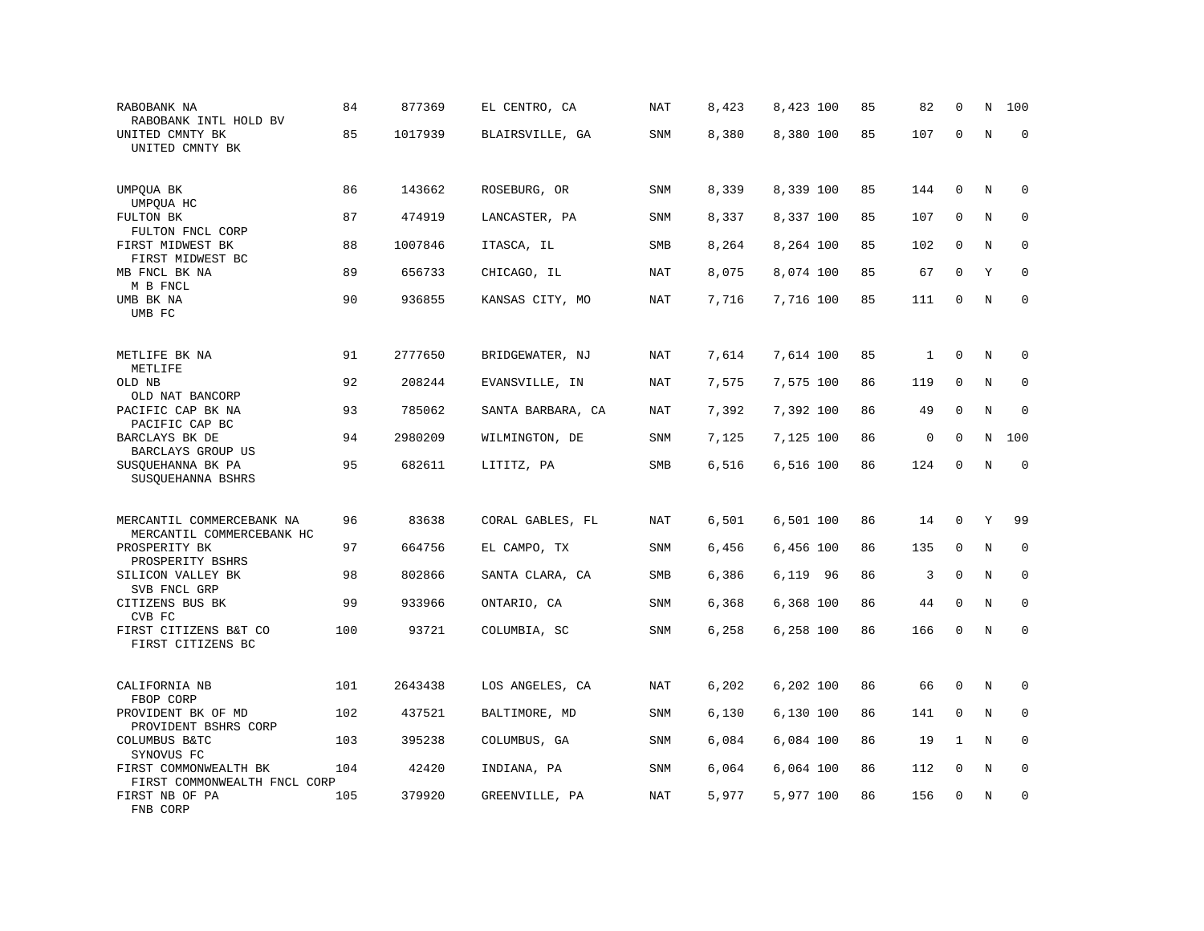| | | | | | | | | | | | | |
|---|---|---|---|---|---|---|---|---|---|---|---|---|
| RABOBANK NA<br>RABOBANK INTL HOLD BV | 84 | 877369 | EL CENTRO, CA | NAT | 8,423 | 8,423 | 100 | 85 | 82 | 0 | N | 100 |
| UNITED CMNTY BK<br>UNITED CMNTY BK | 85 | 1017939 | BLAIRSVILLE, GA | SNM | 8,380 | 8,380 | 100 | 85 | 107 | 0 | N | 0 |
| UMPQUA BK<br>UMPQUA HC | 86 | 143662 | ROSEBURG, OR | SNM | 8,339 | 8,339 | 100 | 85 | 144 | 0 | N | 0 |
| FULTON BK<br>FULTON FNCL CORP | 87 | 474919 | LANCASTER, PA | SNM | 8,337 | 8,337 | 100 | 85 | 107 | 0 | N | 0 |
| FIRST MIDWEST BK<br>FIRST MIDWEST BC | 88 | 1007846 | ITASCA, IL | SMB | 8,264 | 8,264 | 100 | 85 | 102 | 0 | N | 0 |
| MB FNCL BK NA<br>M B FNCL | 89 | 656733 | CHICAGO, IL | NAT | 8,075 | 8,074 | 100 | 85 | 67 | 0 | Y | 0 |
| UMB BK NA<br>UMB FC | 90 | 936855 | KANSAS CITY, MO | NAT | 7,716 | 7,716 | 100 | 85 | 111 | 0 | N | 0 |
| METLIFE BK NA<br>METLIFE | 91 | 2777650 | BRIDGEWATER, NJ | NAT | 7,614 | 7,614 | 100 | 85 | 1 | 0 | N | 0 |
| OLD NB<br>OLD NAT BANCORP | 92 | 208244 | EVANSVILLE, IN | NAT | 7,575 | 7,575 | 100 | 86 | 119 | 0 | N | 0 |
| PACIFIC CAP BK NA<br>PACIFIC CAP BC | 93 | 785062 | SANTA BARBARA, CA | NAT | 7,392 | 7,392 | 100 | 86 | 49 | 0 | N | 0 |
| BARCLAYS BK DE<br>BARCLAYS GROUP US | 94 | 2980209 | WILMINGTON, DE | SNM | 7,125 | 7,125 | 100 | 86 | 0 | 0 | N | 100 |
| SUSQUEHANNA BK PA<br>SUSQUEHANNA BSHRS | 95 | 682611 | LITITZ, PA | SMB | 6,516 | 6,516 | 100 | 86 | 124 | 0 | N | 0 |
| MERCANTIL COMMERCEBANK NA<br>MERCANTIL COMMERCEBANK HC | 96 | 83638 | CORAL GABLES, FL | NAT | 6,501 | 6,501 | 100 | 86 | 14 | 0 | Y | 99 |
| PROSPERITY BK<br>PROSPERITY BSHRS | 97 | 664756 | EL CAMPO, TX | SNM | 6,456 | 6,456 | 100 | 86 | 135 | 0 | N | 0 |
| SILICON VALLEY BK<br>SVB FNCL GRP | 98 | 802866 | SANTA CLARA, CA | SMB | 6,386 | 6,119 | 96 | 86 | 3 | 0 | N | 0 |
| CITIZENS BUS BK<br>CVB FC | 99 | 933966 | ONTARIO, CA | SNM | 6,368 | 6,368 | 100 | 86 | 44 | 0 | N | 0 |
| FIRST CITIZENS B&T CO<br>FIRST CITIZENS BC | 100 | 93721 | COLUMBIA, SC | SNM | 6,258 | 6,258 | 100 | 86 | 166 | 0 | N | 0 |
| CALIFORNIA NB<br>FBOP CORP | 101 | 2643438 | LOS ANGELES, CA | NAT | 6,202 | 6,202 | 100 | 86 | 66 | 0 | N | 0 |
| PROVIDENT BK OF MD<br>PROVIDENT BSHRS CORP | 102 | 437521 | BALTIMORE, MD | SNM | 6,130 | 6,130 | 100 | 86 | 141 | 0 | N | 0 |
| COLUMBUS B&TC<br>SYNOVUS FC | 103 | 395238 | COLUMBUS, GA | SNM | 6,084 | 6,084 | 100 | 86 | 19 | 1 | N | 0 |
| FIRST COMMONWEALTH BK<br>FIRST COMMONWEALTH FNCL CORP | 104 | 42420 | INDIANA, PA | SNM | 6,064 | 6,064 | 100 | 86 | 112 | 0 | N | 0 |
| FIRST NB OF PA<br>FNB CORP | 105 | 379920 | GREENVILLE, PA | NAT | 5,977 | 5,977 | 100 | 86 | 156 | 0 | N | 0 |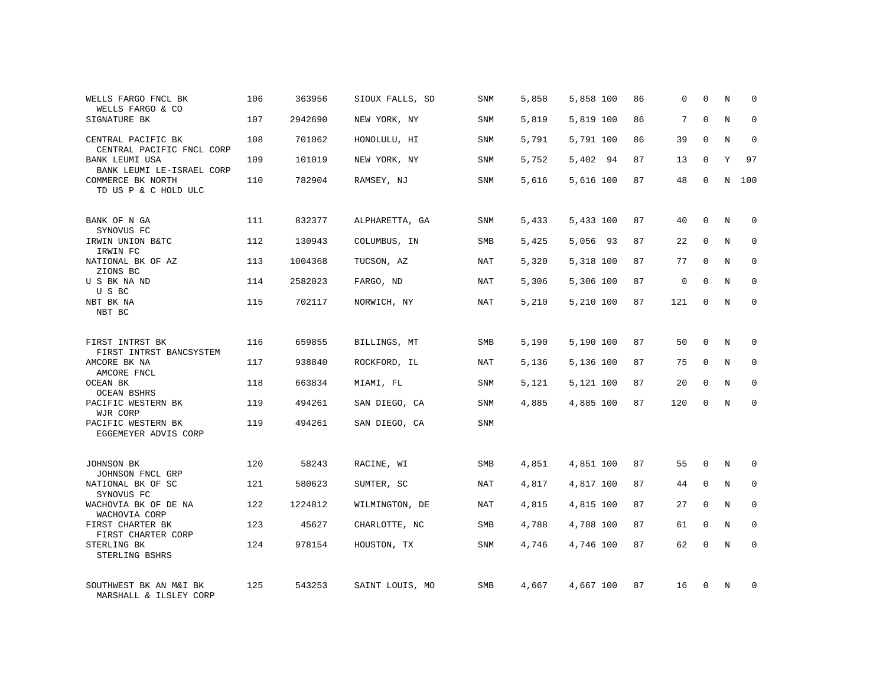| | | | | | | | | | | | |
|---|---|---|---|---|---|---|---|---|---|---|---|
| WELLS FARGO FNCL BK<br>WELLS FARGO & CO | 106 | 363956 | SIOUX FALLS, SD | SNM | 5,858 | 5,858 100 | 86 | 0 | 0 | N | 0 |
| SIGNATURE BK | 107 | 2942690 | NEW YORK, NY | SNM | 5,819 | 5,819 100 | 86 | 7 | 0 | N | 0 |
| CENTRAL PACIFIC BK<br>CENTRAL PACIFIC FNCL CORP | 108 | 701062 | HONOLULU, HI | SNM | 5,791 | 5,791 100 | 86 | 39 | 0 | N | 0 |
| BANK LEUMI USA<br>BANK LEUMI LE-ISRAEL CORP | 109 | 101019 | NEW YORK, NY | SNM | 5,752 | 5,402 94 | 87 | 13 | 0 | Y | 97 |
| COMMERCE BK NORTH<br>TD US P & C HOLD ULC | 110 | 782904 | RAMSEY, NJ | SNM | 5,616 | 5,616 100 | 87 | 48 | 0 | N | 100 |
| BANK OF N GA<br>SYNOVUS FC | 111 | 832377 | ALPHARETTA, GA | SNM | 5,433 | 5,433 100 | 87 | 40 | 0 | N | 0 |
| IRWIN UNION B&TC<br>IRWIN FC | 112 | 130943 | COLUMBUS, IN | SMB | 5,425 | 5,056 93 | 87 | 22 | 0 | N | 0 |
| NATIONAL BK OF AZ<br>ZIONS BC | 113 | 1004368 | TUCSON, AZ | NAT | 5,320 | 5,318 100 | 87 | 77 | 0 | N | 0 |
| U S BK NA ND<br>U S BC | 114 | 2582023 | FARGO, ND | NAT | 5,306 | 5,306 100 | 87 | 0 | 0 | N | 0 |
| NBT BK NA<br>NBT BC | 115 | 702117 | NORWICH, NY | NAT | 5,210 | 5,210 100 | 87 | 121 | 0 | N | 0 |
| FIRST INTRST BK<br>FIRST INTRST BANCSYSTEM | 116 | 659855 | BILLINGS, MT | SMB | 5,190 | 5,190 100 | 87 | 50 | 0 | N | 0 |
| AMCORE BK NA<br>AMCORE FNCL | 117 | 938840 | ROCKFORD, IL | NAT | 5,136 | 5,136 100 | 87 | 75 | 0 | N | 0 |
| OCEAN BK<br>OCEAN BSHRS | 118 | 663834 | MIAMI, FL | SNM | 5,121 | 5,121 100 | 87 | 20 | 0 | N | 0 |
| PACIFIC WESTERN BK<br>WJR CORP | 119 | 494261 | SAN DIEGO, CA | SNM | 4,885 | 4,885 100 | 87 | 120 | 0 | N | 0 |
| PACIFIC WESTERN BK<br>EGGEMEYER ADVIS CORP | 119 | 494261 | SAN DIEGO, CA | SNM | | | | | | | |
| JOHNSON BK<br>JOHNSON FNCL GRP | 120 | 58243 | RACINE, WI | SMB | 4,851 | 4,851 100 | 87 | 55 | 0 | N | 0 |
| NATIONAL BK OF SC<br>SYNOVUS FC | 121 | 580623 | SUMTER, SC | NAT | 4,817 | 4,817 100 | 87 | 44 | 0 | N | 0 |
| WACHOVIA BK OF DE NA<br>WACHOVIA CORP | 122 | 1224812 | WILMINGTON, DE | NAT | 4,815 | 4,815 100 | 87 | 27 | 0 | N | 0 |
| FIRST CHARTER BK<br>FIRST CHARTER CORP | 123 | 45627 | CHARLOTTE, NC | SMB | 4,788 | 4,788 100 | 87 | 61 | 0 | N | 0 |
| STERLING BK<br>STERLING BSHRS | 124 | 978154 | HOUSTON, TX | SNM | 4,746 | 4,746 100 | 87 | 62 | 0 | N | 0 |
| SOUTHWEST BK AN M&I BK<br>MARSHALL & ILSLEY CORP | 125 | 543253 | SAINT LOUIS, MO | SMB | 4,667 | 4,667 100 | 87 | 16 | 0 | N | 0 |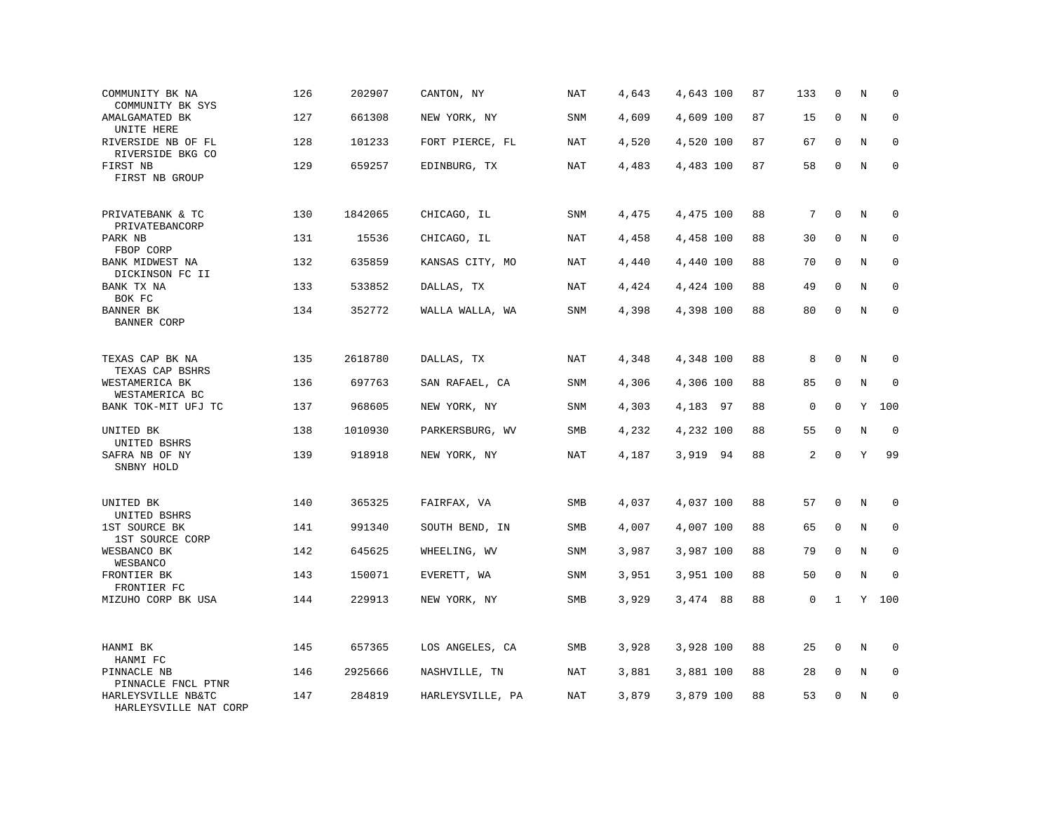| | | | | | | | | | | | | |
|---|---|---|---|---|---|---|---|---|---|---|---|---|
| COMMUNITY BK NA<br>COMMUNITY BK SYS | 126 | 202907 | CANTON, NY | NAT | 4,643 | 4,643 | 100 | 87 | 133 | 0 | N | 0 |
| AMALGAMATED BK<br>UNITE HERE | 127 | 661308 | NEW YORK, NY | SNM | 4,609 | 4,609 | 100 | 87 | 15 | 0 | N | 0 |
| RIVERSIDE NB OF FL<br>RIVERSIDE BKG CO | 128 | 101233 | FORT PIERCE, FL | NAT | 4,520 | 4,520 | 100 | 87 | 67 | 0 | N | 0 |
| FIRST NB<br>FIRST NB GROUP | 129 | 659257 | EDINBURG, TX | NAT | 4,483 | 4,483 | 100 | 87 | 58 | 0 | N | 0 |
| PRIVATEBANK & TC<br>PRIVATEBANCORP | 130 | 1842065 | CHICAGO, IL | SNM | 4,475 | 4,475 | 100 | 88 | 7 | 0 | N | 0 |
| PARK NB<br>FBOP CORP | 131 | 15536 | CHICAGO, IL | NAT | 4,458 | 4,458 | 100 | 88 | 30 | 0 | N | 0 |
| BANK MIDWEST NA<br>DICKINSON FC II | 132 | 635859 | KANSAS CITY, MO | NAT | 4,440 | 4,440 | 100 | 88 | 70 | 0 | N | 0 |
| BANK TX NA<br>BOK FC | 133 | 533852 | DALLAS, TX | NAT | 4,424 | 4,424 | 100 | 88 | 49 | 0 | N | 0 |
| BANNER BK<br>BANNER CORP | 134 | 352772 | WALLA WALLA, WA | SNM | 4,398 | 4,398 | 100 | 88 | 80 | 0 | N | 0 |
| TEXAS CAP BK NA<br>TEXAS CAP BSHRS | 135 | 2618780 | DALLAS, TX | NAT | 4,348 | 4,348 | 100 | 88 | 8 | 0 | N | 0 |
| WESTAMERICA BK<br>WESTAMERICA BC | 136 | 697763 | SAN RAFAEL, CA | SNM | 4,306 | 4,306 | 100 | 88 | 85 | 0 | N | 0 |
| BANK TOK-MIT UFJ TC | 137 | 968605 | NEW YORK, NY | SNM | 4,303 | 4,183 | 97 | 88 | 0 | 0 | Y | 100 |
| UNITED BK<br>UNITED BSHRS | 138 | 1010930 | PARKERSBURG, WV | SMB | 4,232 | 4,232 | 100 | 88 | 55 | 0 | N | 0 |
| SAFRA NB OF NY<br>SNBNY HOLD | 139 | 918918 | NEW YORK, NY | NAT | 4,187 | 3,919 | 94 | 88 | 2 | 0 | Y | 99 |
| UNITED BK<br>UNITED BSHRS | 140 | 365325 | FAIRFAX, VA | SMB | 4,037 | 4,037 | 100 | 88 | 57 | 0 | N | 0 |
| 1ST SOURCE BK<br>1ST SOURCE CORP | 141 | 991340 | SOUTH BEND, IN | SMB | 4,007 | 4,007 | 100 | 88 | 65 | 0 | N | 0 |
| WESBANCO BK<br>WESBANCO | 142 | 645625 | WHEELING, WV | SNM | 3,987 | 3,987 | 100 | 88 | 79 | 0 | N | 0 |
| FRONTIER BK<br>FRONTIER FC | 143 | 150071 | EVERETT, WA | SNM | 3,951 | 3,951 | 100 | 88 | 50 | 0 | N | 0 |
| MIZUHO CORP BK USA | 144 | 229913 | NEW YORK, NY | SMB | 3,929 | 3,474 | 88 | 88 | 0 | 1 | Y | 100 |
| HANMI BK<br>HANMI FC | 145 | 657365 | LOS ANGELES, CA | SMB | 3,928 | 3,928 | 100 | 88 | 25 | 0 | N | 0 |
| PINNACLE NB<br>PINNACLE FNCL PTNR | 146 | 2925666 | NASHVILLE, TN | NAT | 3,881 | 3,881 | 100 | 88 | 28 | 0 | N | 0 |
| HARLEYSVILLE NB&TC<br>HARLEYSVILLE NAT CORP | 147 | 284819 | HARLEYSVILLE, PA | NAT | 3,879 | 3,879 | 100 | 88 | 53 | 0 | N | 0 |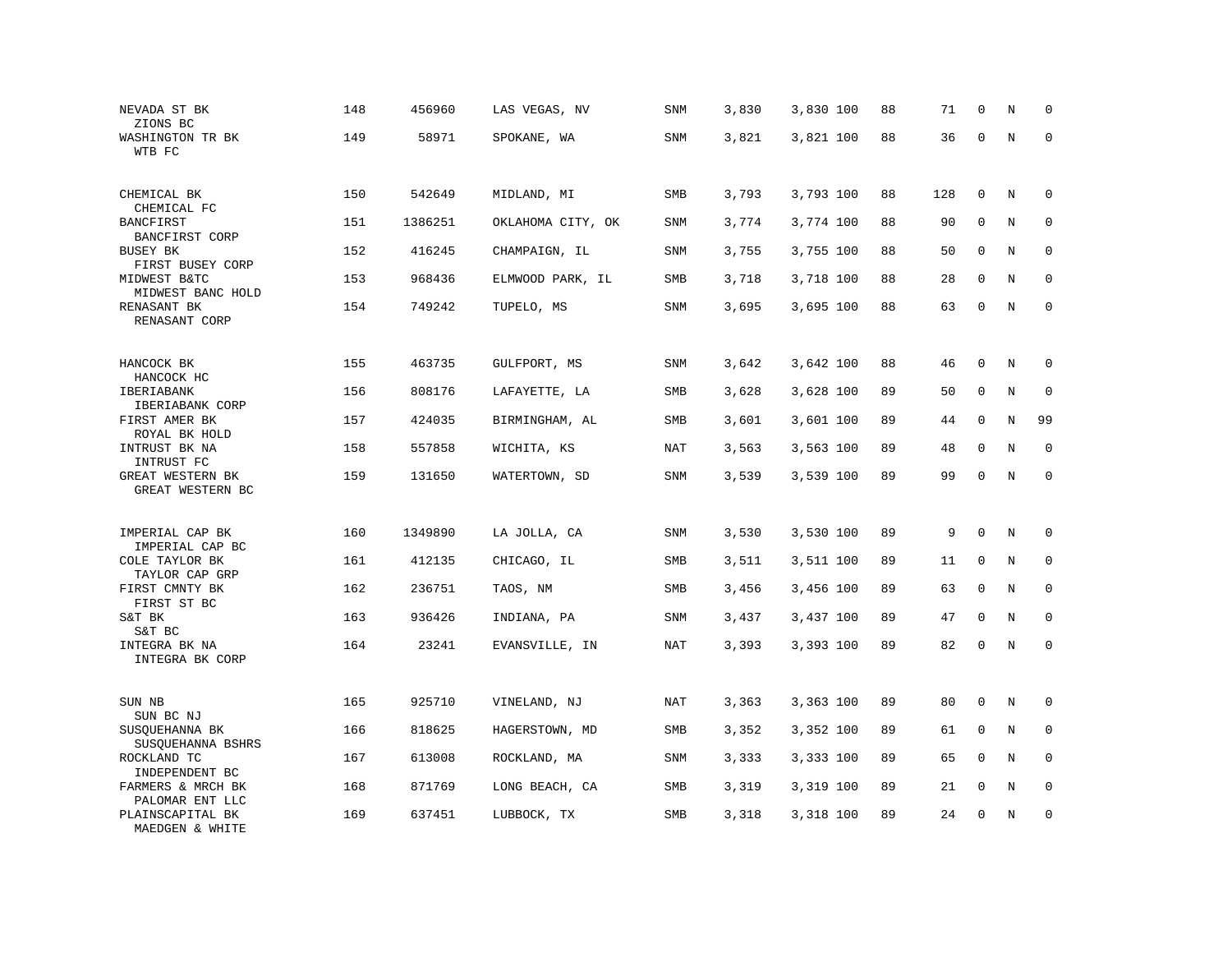| | | | | | | | | | | | |
|---|---|---|---|---|---|---|---|---|---|---|---|
| NEVADA ST BK<br>ZIONS BC | 148 | 456960 | LAS VEGAS, NV | SNM | 3,830 | 3,830 100 | 88 | 71 | 0 | N | 0 |
| WASHINGTON TR BK<br>WTB FC | 149 | 58971 | SPOKANE, WA | SNM | 3,821 | 3,821 100 | 88 | 36 | 0 | N | 0 |
| CHEMICAL BK<br>CHEMICAL FC | 150 | 542649 | MIDLAND, MI | SMB | 3,793 | 3,793 100 | 88 | 128 | 0 | N | 0 |
| BANCFIRST<br>BANCFIRST CORP | 151 | 1386251 | OKLAHOMA CITY, OK | SNM | 3,774 | 3,774 100 | 88 | 90 | 0 | N | 0 |
| BUSEY BK<br>FIRST BUSEY CORP | 152 | 416245 | CHAMPAIGN, IL | SNM | 3,755 | 3,755 100 | 88 | 50 | 0 | N | 0 |
| MIDWEST B&TC<br>MIDWEST BANC HOLD | 153 | 968436 | ELMWOOD PARK, IL | SMB | 3,718 | 3,718 100 | 88 | 28 | 0 | N | 0 |
| RENASANT BK<br>RENASANT CORP | 154 | 749242 | TUPELO, MS | SNM | 3,695 | 3,695 100 | 88 | 63 | 0 | N | 0 |
| HANCOCK BK<br>HANCOCK HC | 155 | 463735 | GULFPORT, MS | SNM | 3,642 | 3,642 100 | 88 | 46 | 0 | N | 0 |
| IBERIABANK<br>IBERIABANK CORP | 156 | 808176 | LAFAYETTE, LA | SMB | 3,628 | 3,628 100 | 89 | 50 | 0 | N | 0 |
| FIRST AMER BK<br>ROYAL BK HOLD | 157 | 424035 | BIRMINGHAM, AL | SMB | 3,601 | 3,601 100 | 89 | 44 | 0 | N | 99 |
| INTRUST BK NA<br>INTRUST FC | 158 | 557858 | WICHITA, KS | NAT | 3,563 | 3,563 100 | 89 | 48 | 0 | N | 0 |
| GREAT WESTERN BK<br>GREAT WESTERN BC | 159 | 131650 | WATERTOWN, SD | SNM | 3,539 | 3,539 100 | 89 | 99 | 0 | N | 0 |
| IMPERIAL CAP BK<br>IMPERIAL CAP BC | 160 | 1349890 | LA JOLLA, CA | SNM | 3,530 | 3,530 100 | 89 | 9 | 0 | N | 0 |
| COLE TAYLOR BK<br>TAYLOR CAP GRP | 161 | 412135 | CHICAGO, IL | SMB | 3,511 | 3,511 100 | 89 | 11 | 0 | N | 0 |
| FIRST CMNTY BK<br>FIRST ST BC | 162 | 236751 | TAOS, NM | SMB | 3,456 | 3,456 100 | 89 | 63 | 0 | N | 0 |
| S&T BK<br>S&T BC | 163 | 936426 | INDIANA, PA | SNM | 3,437 | 3,437 100 | 89 | 47 | 0 | N | 0 |
| INTEGRA BK NA<br>INTEGRA BK CORP | 164 | 23241 | EVANSVILLE, IN | NAT | 3,393 | 3,393 100 | 89 | 82 | 0 | N | 0 |
| SUN NB<br>SUN BC NJ | 165 | 925710 | VINELAND, NJ | NAT | 3,363 | 3,363 100 | 89 | 80 | 0 | N | 0 |
| SUSQUEHANNA BK<br>SUSQUEHANNA BSHRS | 166 | 818625 | HAGERSTOWN, MD | SMB | 3,352 | 3,352 100 | 89 | 61 | 0 | N | 0 |
| ROCKLAND TC<br>INDEPENDENT BC | 167 | 613008 | ROCKLAND, MA | SNM | 3,333 | 3,333 100 | 89 | 65 | 0 | N | 0 |
| FARMERS & MRCH BK<br>PALOMAR ENT LLC | 168 | 871769 | LONG BEACH, CA | SMB | 3,319 | 3,319 100 | 89 | 21 | 0 | N | 0 |
| PLAINSCAPITAL BK<br>MAEDGEN & WHITE | 169 | 637451 | LUBBOCK, TX | SMB | 3,318 | 3,318 100 | 89 | 24 | 0 | N | 0 |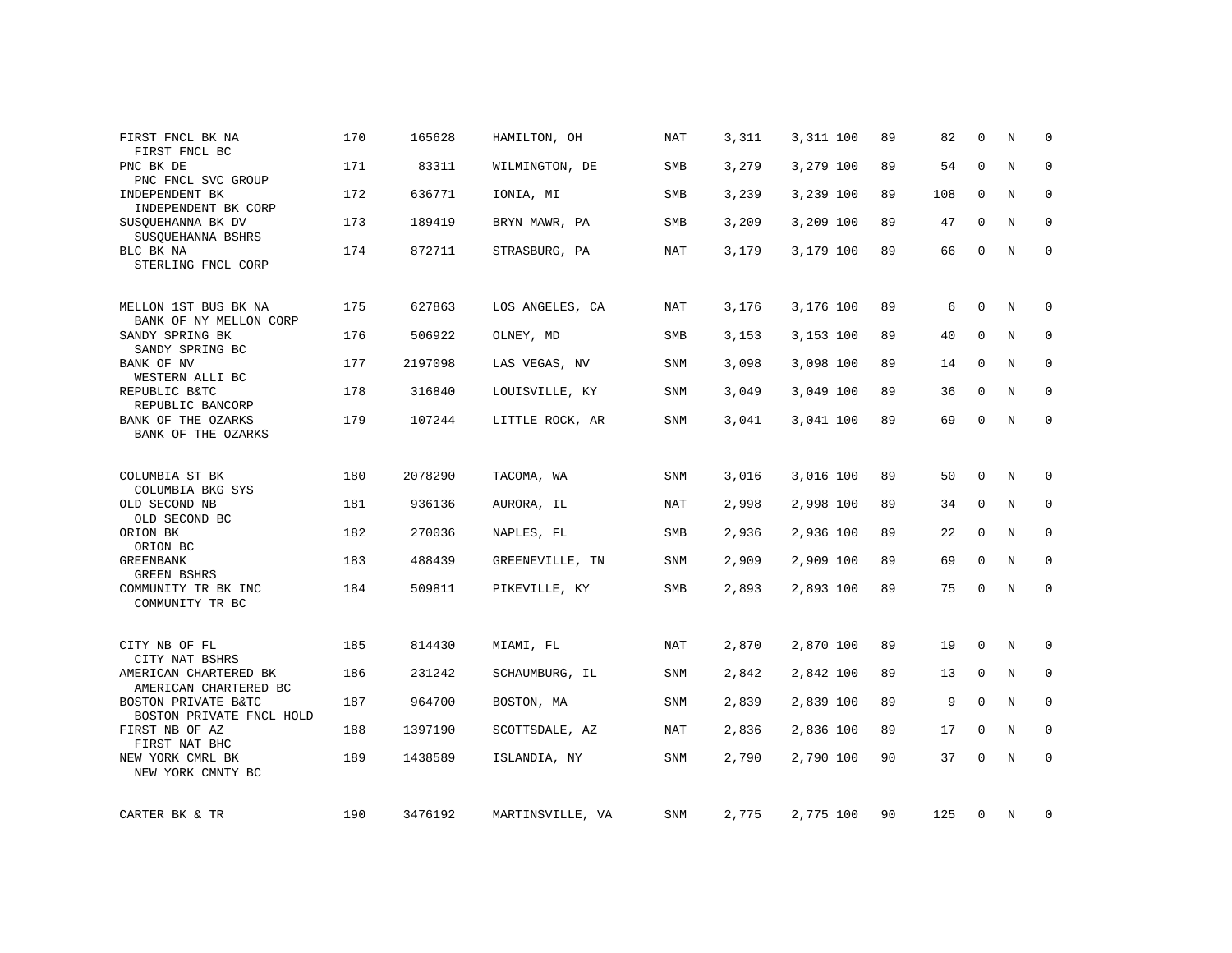| | | | | | | | | | | | | |
|---|---|---|---|---|---|---|---|---|---|---|---|---|
| FIRST FNCL BK NA<br>FIRST FNCL BC | 170 | 165628 | HAMILTON, OH | NAT | 3,311 | 3,311 | 100 | 89 | 82 | 0 | N | 0 |
| PNC BK DE<br>PNC FNCL SVC GROUP | 171 | 83311 | WILMINGTON, DE | SMB | 3,279 | 3,279 | 100 | 89 | 54 | 0 | N | 0 |
| INDEPENDENT BK<br>INDEPENDENT BK CORP | 172 | 636771 | IONIA, MI | SMB | 3,239 | 3,239 | 100 | 89 | 108 | 0 | N | 0 |
| SUSQUEHANNA BK DV<br>SUSQUEHANNA BSHRS | 173 | 189419 | BRYN MAWR, PA | SMB | 3,209 | 3,209 | 100 | 89 | 47 | 0 | N | 0 |
| BLC BK NA<br>STERLING FNCL CORP | 174 | 872711 | STRASBURG, PA | NAT | 3,179 | 3,179 | 100 | 89 | 66 | 0 | N | 0 |
| MELLON 1ST BUS BK NA<br>BANK OF NY MELLON CORP | 175 | 627863 | LOS ANGELES, CA | NAT | 3,176 | 3,176 | 100 | 89 | 6 | 0 | N | 0 |
| SANDY SPRING BK<br>SANDY SPRING BC | 176 | 506922 | OLNEY, MD | SMB | 3,153 | 3,153 | 100 | 89 | 40 | 0 | N | 0 |
| BANK OF NV<br>WESTERN ALLI BC | 177 | 2197098 | LAS VEGAS, NV | SNM | 3,098 | 3,098 | 100 | 89 | 14 | 0 | N | 0 |
| REPUBLIC B&TC<br>REPUBLIC BANCORP | 178 | 316840 | LOUISVILLE, KY | SNM | 3,049 | 3,049 | 100 | 89 | 36 | 0 | N | 0 |
| BANK OF THE OZARKS<br>BANK OF THE OZARKS | 179 | 107244 | LITTLE ROCK, AR | SNM | 3,041 | 3,041 | 100 | 89 | 69 | 0 | N | 0 |
| COLUMBIA ST BK<br>COLUMBIA BKG SYS | 180 | 2078290 | TACOMA, WA | SNM | 3,016 | 3,016 | 100 | 89 | 50 | 0 | N | 0 |
| OLD SECOND NB<br>OLD SECOND BC | 181 | 936136 | AURORA, IL | NAT | 2,998 | 2,998 | 100 | 89 | 34 | 0 | N | 0 |
| ORION BK<br>ORION BC | 182 | 270036 | NAPLES, FL | SMB | 2,936 | 2,936 | 100 | 89 | 22 | 0 | N | 0 |
| GREENBANK<br>GREEN BSHRS | 183 | 488439 | GREENEVILLE, TN | SNM | 2,909 | 2,909 | 100 | 89 | 69 | 0 | N | 0 |
| COMMUNITY TR BK INC<br>COMMUNITY TR BC | 184 | 509811 | PIKEVILLE, KY | SMB | 2,893 | 2,893 | 100 | 89 | 75 | 0 | N | 0 |
| CITY NB OF FL<br>CITY NAT BSHRS | 185 | 814430 | MIAMI, FL | NAT | 2,870 | 2,870 | 100 | 89 | 19 | 0 | N | 0 |
| AMERICAN CHARTERED BK<br>AMERICAN CHARTERED BC | 186 | 231242 | SCHAUMBURG, IL | SNM | 2,842 | 2,842 | 100 | 89 | 13 | 0 | N | 0 |
| BOSTON PRIVATE B&TC<br>BOSTON PRIVATE FNCL HOLD | 187 | 964700 | BOSTON, MA | SNM | 2,839 | 2,839 | 100 | 89 | 9 | 0 | N | 0 |
| FIRST NB OF AZ<br>FIRST NAT BHC | 188 | 1397190 | SCOTTSDALE, AZ | NAT | 2,836 | 2,836 | 100 | 89 | 17 | 0 | N | 0 |
| NEW YORK CMRL BK<br>NEW YORK CMNTY BC | 189 | 1438589 | ISLANDIA, NY | SNM | 2,790 | 2,790 | 100 | 90 | 37 | 0 | N | 0 |
| CARTER BK & TR | 190 | 3476192 | MARTINSVILLE, VA | SNM | 2,775 | 2,775 | 100 | 90 | 125 | 0 | N | 0 |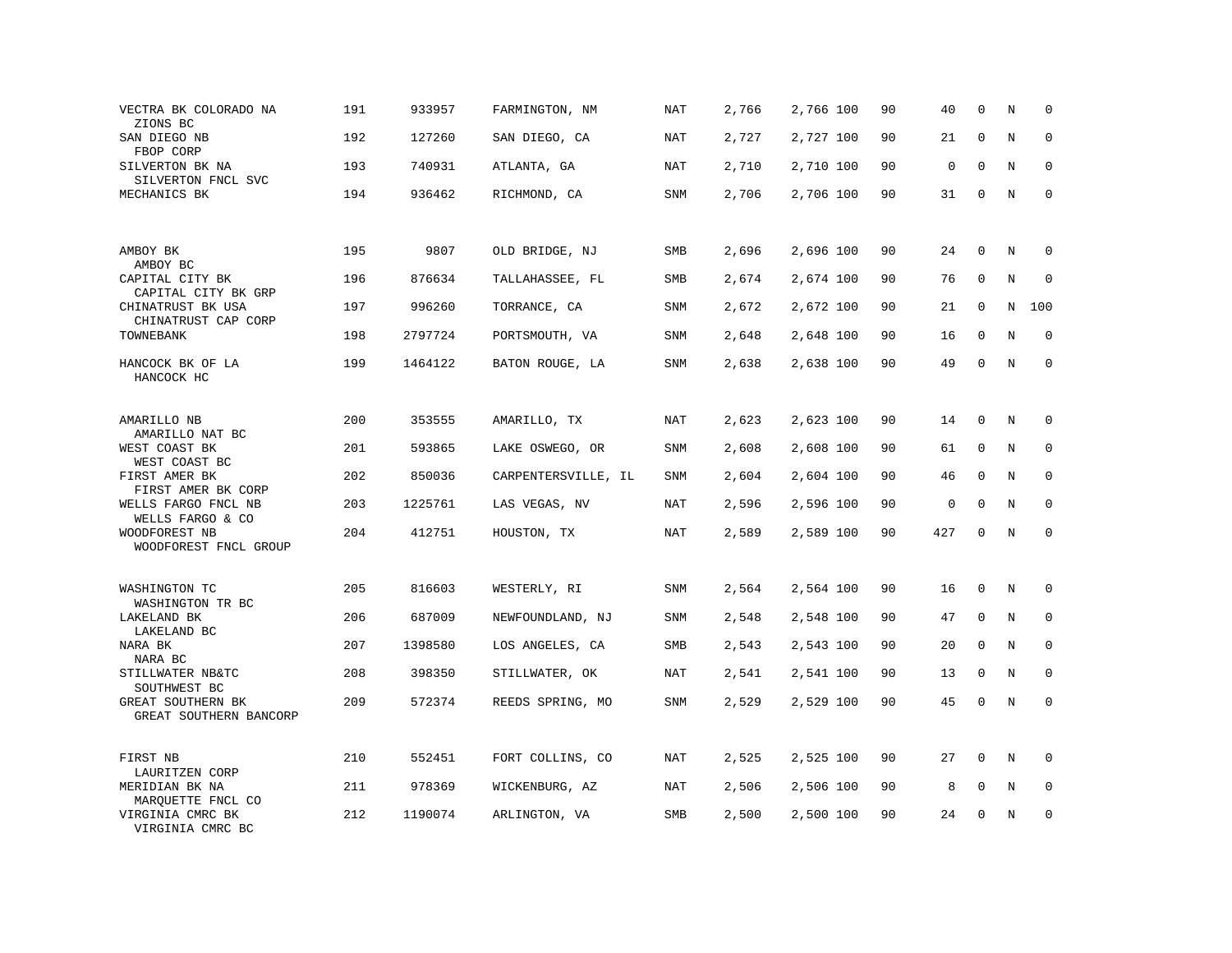| | | | | | | | | | | | | |
|---|---|---|---|---|---|---|---|---|---|---|---|---|
| VECTRA BK COLORADO NA<br>ZIONS BC | 191 | 933957 | FARMINGTON, NM | NAT | 2,766 | 2,766 | 100 | 90 | 40 | 0 | N | 0 |
| SAN DIEGO NB<br>FBOP CORP | 192 | 127260 | SAN DIEGO, CA | NAT | 2,727 | 2,727 | 100 | 90 | 21 | 0 | N | 0 |
| SILVERTON BK NA<br>SILVERTON FNCL SVC | 193 | 740931 | ATLANTA, GA | NAT | 2,710 | 2,710 | 100 | 90 | 0 | 0 | N | 0 |
| MECHANICS BK | 194 | 936462 | RICHMOND, CA | SNM | 2,706 | 2,706 | 100 | 90 | 31 | 0 | N | 0 |
| AMBOY BK<br>AMBOY BC | 195 | 9807 | OLD BRIDGE, NJ | SMB | 2,696 | 2,696 | 100 | 90 | 24 | 0 | N | 0 |
| CAPITAL CITY BK<br>CAPITAL CITY BK GRP | 196 | 876634 | TALLAHASSEE, FL | SMB | 2,674 | 2,674 | 100 | 90 | 76 | 0 | N | 0 |
| CHINATRUST BK USA<br>CHINATRUST CAP CORP | 197 | 996260 | TORRANCE, CA | SNM | 2,672 | 2,672 | 100 | 90 | 21 | 0 | N | 100 |
| TOWNEBANK | 198 | 2797724 | PORTSMOUTH, VA | SNM | 2,648 | 2,648 | 100 | 90 | 16 | 0 | N | 0 |
| HANCOCK BK OF LA<br>HANCOCK HC | 199 | 1464122 | BATON ROUGE, LA | SNM | 2,638 | 2,638 | 100 | 90 | 49 | 0 | N | 0 |
| AMARILLO NB<br>AMARILLO NAT BC | 200 | 353555 | AMARILLO, TX | NAT | 2,623 | 2,623 | 100 | 90 | 14 | 0 | N | 0 |
| WEST COAST BK<br>WEST COAST BC | 201 | 593865 | LAKE OSWEGO, OR | SNM | 2,608 | 2,608 | 100 | 90 | 61 | 0 | N | 0 |
| FIRST AMER BK<br>FIRST AMER BK CORP | 202 | 850036 | CARPENTERSVILLE, IL | SNM | 2,604 | 2,604 | 100 | 90 | 46 | 0 | N | 0 |
| WELLS FARGO FNCL NB<br>WELLS FARGO & CO | 203 | 1225761 | LAS VEGAS, NV | NAT | 2,596 | 2,596 | 100 | 90 | 0 | 0 | N | 0 |
| WOODFOREST NB<br>WOODFOREST FNCL GROUP | 204 | 412751 | HOUSTON, TX | NAT | 2,589 | 2,589 | 100 | 90 | 427 | 0 | N | 0 |
| WASHINGTON TC<br>WASHINGTON TR BC | 205 | 816603 | WESTERLY, RI | SNM | 2,564 | 2,564 | 100 | 90 | 16 | 0 | N | 0 |
| LAKELAND BK<br>LAKELAND BC | 206 | 687009 | NEWFOUNDLAND, NJ | SNM | 2,548 | 2,548 | 100 | 90 | 47 | 0 | N | 0 |
| NARA BK<br>NARA BC | 207 | 1398580 | LOS ANGELES, CA | SMB | 2,543 | 2,543 | 100 | 90 | 20 | 0 | N | 0 |
| STILLWATER NB&TC<br>SOUTHWEST BC | 208 | 398350 | STILLWATER, OK | NAT | 2,541 | 2,541 | 100 | 90 | 13 | 0 | N | 0 |
| GREAT SOUTHERN BK<br>GREAT SOUTHERN BANCORP | 209 | 572374 | REEDS SPRING, MO | SNM | 2,529 | 2,529 | 100 | 90 | 45 | 0 | N | 0 |
| FIRST NB<br>LAURITZEN CORP | 210 | 552451 | FORT COLLINS, CO | NAT | 2,525 | 2,525 | 100 | 90 | 27 | 0 | N | 0 |
| MERIDIAN BK NA<br>MARQUETTE FNCL CO | 211 | 978369 | WICKENBURG, AZ | NAT | 2,506 | 2,506 | 100 | 90 | 8 | 0 | N | 0 |
| VIRGINIA CMRC BK<br>VIRGINIA CMRC BC | 212 | 1190074 | ARLINGTON, VA | SMB | 2,500 | 2,500 | 100 | 90 | 24 | 0 | N | 0 |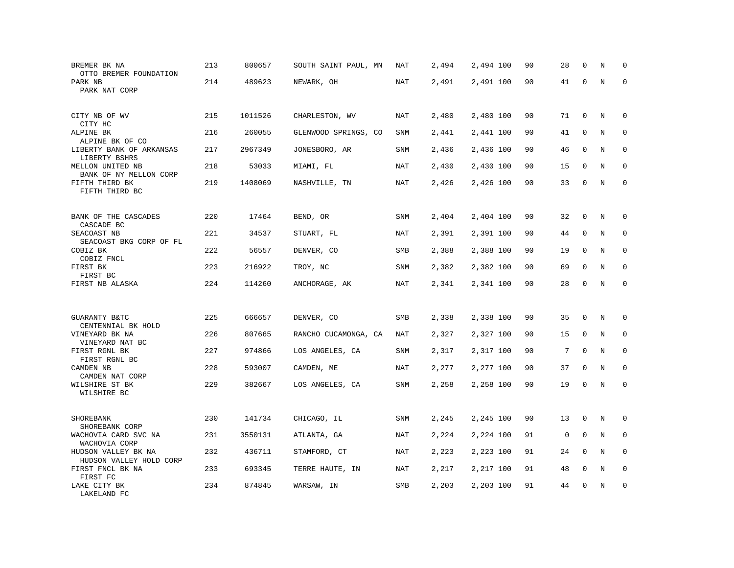| | | | | | | | | | | | |
|---|---|---|---|---|---|---|---|---|---|---|---|
| BREMER BK NA<br>OTTO BREMER FOUNDATION | 213 | 800657 | SOUTH SAINT PAUL, MN | NAT | 2,494 | 2,494 100 | 90 | 28 | 0 | N | 0 |
| PARK NB<br>PARK NAT CORP | 214 | 489623 | NEWARK, OH | NAT | 2,491 | 2,491 100 | 90 | 41 | 0 | N | 0 |
| CITY NB OF WV<br>CITY HC | 215 | 1011526 | CHARLESTON, WV | NAT | 2,480 | 2,480 100 | 90 | 71 | 0 | N | 0 |
| ALPINE BK<br>ALPINE BK OF CO | 216 | 260055 | GLENWOOD SPRINGS, CO | SNM | 2,441 | 2,441 100 | 90 | 41 | 0 | N | 0 |
| LIBERTY BANK OF ARKANSAS<br>LIBERTY BSHRS | 217 | 2967349 | JONESBORO, AR | SNM | 2,436 | 2,436 100 | 90 | 46 | 0 | N | 0 |
| MELLON UNITED NB<br>BANK OF NY MELLON CORP | 218 | 53033 | MIAMI, FL | NAT | 2,430 | 2,430 100 | 90 | 15 | 0 | N | 0 |
| FIFTH THIRD BK<br>FIFTH THIRD BC | 219 | 1408069 | NASHVILLE, TN | NAT | 2,426 | 2,426 100 | 90 | 33 | 0 | N | 0 |
| BANK OF THE CASCADES<br>CASCADE BC | 220 | 17464 | BEND, OR | SNM | 2,404 | 2,404 100 | 90 | 32 | 0 | N | 0 |
| SEACOAST NB<br>SEACOAST BKG CORP OF FL | 221 | 34537 | STUART, FL | NAT | 2,391 | 2,391 100 | 90 | 44 | 0 | N | 0 |
| COBIZ BK<br>COBIZ FNCL | 222 | 56557 | DENVER, CO | SMB | 2,388 | 2,388 100 | 90 | 19 | 0 | N | 0 |
| FIRST BK<br>FIRST BC | 223 | 216922 | TROY, NC | SNM | 2,382 | 2,382 100 | 90 | 69 | 0 | N | 0 |
| FIRST NB ALASKA | 224 | 114260 | ANCHORAGE, AK | NAT | 2,341 | 2,341 100 | 90 | 28 | 0 | N | 0 |
| GUARANTY B&TC<br>CENTENNIAL BK HOLD | 225 | 666657 | DENVER, CO | SMB | 2,338 | 2,338 100 | 90 | 35 | 0 | N | 0 |
| VINEYARD BK NA<br>VINEYARD NAT BC | 226 | 807665 | RANCHO CUCAMONGA, CA | NAT | 2,327 | 2,327 100 | 90 | 15 | 0 | N | 0 |
| FIRST RGNL BK<br>FIRST RGNL BC | 227 | 974866 | LOS ANGELES, CA | SNM | 2,317 | 2,317 100 | 90 | 7 | 0 | N | 0 |
| CAMDEN NB<br>CAMDEN NAT CORP | 228 | 593007 | CAMDEN, ME | NAT | 2,277 | 2,277 100 | 90 | 37 | 0 | N | 0 |
| WILSHIRE ST BK<br>WILSHIRE BC | 229 | 382667 | LOS ANGELES, CA | SNM | 2,258 | 2,258 100 | 90 | 19 | 0 | N | 0 |
| SHOREBANK<br>SHOREBANK CORP | 230 | 141734 | CHICAGO, IL | SNM | 2,245 | 2,245 100 | 90 | 13 | 0 | N | 0 |
| WACHOVIA CARD SVC NA<br>WACHOVIA CORP | 231 | 3550131 | ATLANTA, GA | NAT | 2,224 | 2,224 100 | 91 | 0 | 0 | N | 0 |
| HUDSON VALLEY BK NA<br>HUDSON VALLEY HOLD CORP | 232 | 436711 | STAMFORD, CT | NAT | 2,223 | 2,223 100 | 91 | 24 | 0 | N | 0 |
| FIRST FNCL BK NA<br>FIRST FC | 233 | 693345 | TERRE HAUTE, IN | NAT | 2,217 | 2,217 100 | 91 | 48 | 0 | N | 0 |
| LAKE CITY BK<br>LAKELAND FC | 234 | 874845 | WARSAW, IN | SMB | 2,203 | 2,203 100 | 91 | 44 | 0 | N | 0 |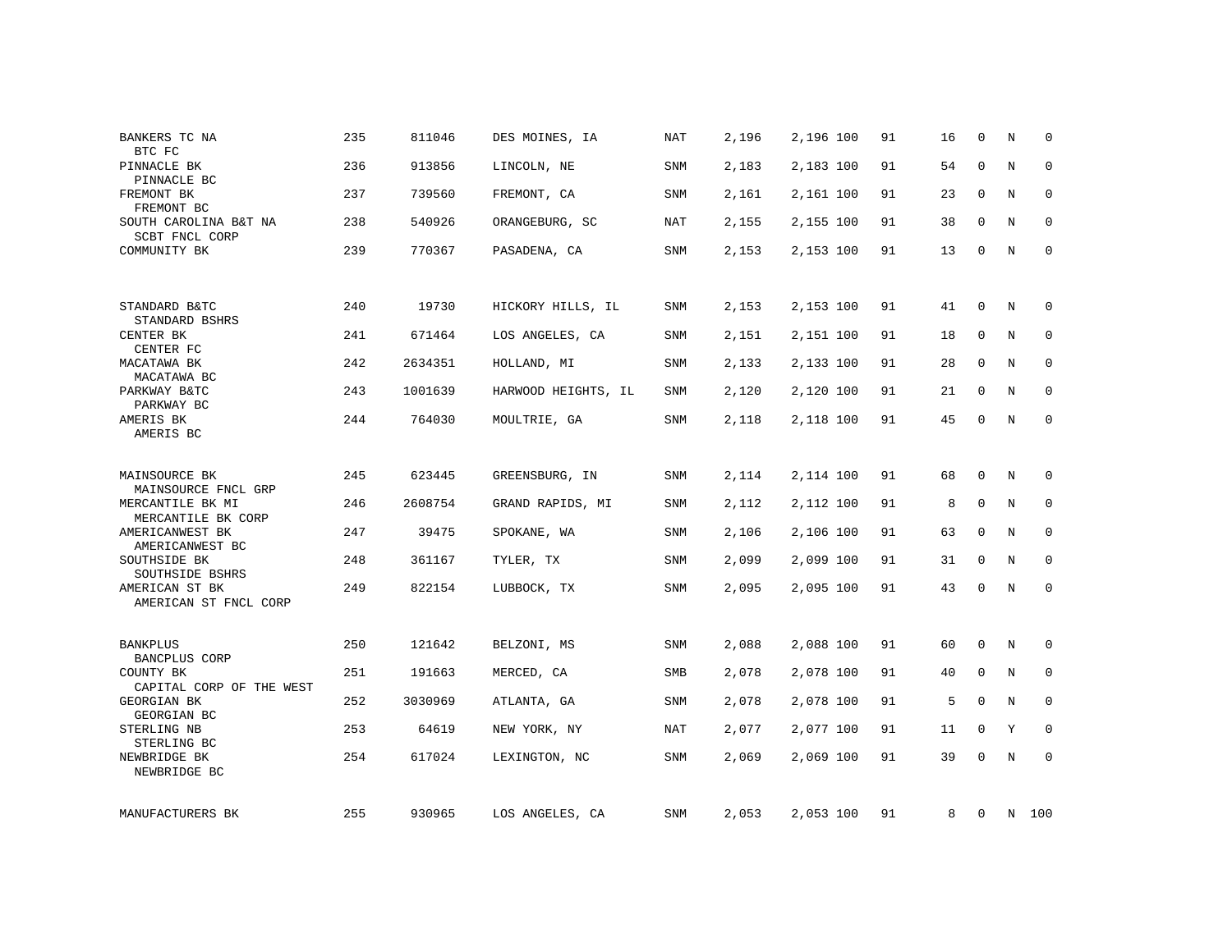| | | | | | | | | | | | | |
|---|---|---|---|---|---|---|---|---|---|---|---|---|
| BANKERS TC NA<br>BTC FC | 235 | 811046 | DES MOINES, IA | NAT | 2,196 | 2,196 | 100 | 91 | 16 | 0 | N | 0 |
| PINNACLE BK<br>PINNACLE BC | 236 | 913856 | LINCOLN, NE | SNM | 2,183 | 2,183 | 100 | 91 | 54 | 0 | N | 0 |
| FREMONT BK<br>FREMONT BC | 237 | 739560 | FREMONT, CA | SNM | 2,161 | 2,161 | 100 | 91 | 23 | 0 | N | 0 |
| SOUTH CAROLINA B&T NA<br>SCBT FNCL CORP | 238 | 540926 | ORANGEBURG, SC | NAT | 2,155 | 2,155 | 100 | 91 | 38 | 0 | N | 0 |
| COMMUNITY BK | 239 | 770367 | PASADENA, CA | SNM | 2,153 | 2,153 | 100 | 91 | 13 | 0 | N | 0 |
| STANDARD B&TC<br>STANDARD BSHRS | 240 | 19730 | HICKORY HILLS, IL | SNM | 2,153 | 2,153 | 100 | 91 | 41 | 0 | N | 0 |
| CENTER BK<br>CENTER FC | 241 | 671464 | LOS ANGELES, CA | SNM | 2,151 | 2,151 | 100 | 91 | 18 | 0 | N | 0 |
| MACATAWA BK<br>MACATAWA BC | 242 | 2634351 | HOLLAND, MI | SNM | 2,133 | 2,133 | 100 | 91 | 28 | 0 | N | 0 |
| PARKWAY B&TC<br>PARKWAY BC | 243 | 1001639 | HARWOOD HEIGHTS, IL | SNM | 2,120 | 2,120 | 100 | 91 | 21 | 0 | N | 0 |
| AMERIS BK<br>AMERIS BC | 244 | 764030 | MOULTRIE, GA | SNM | 2,118 | 2,118 | 100 | 91 | 45 | 0 | N | 0 |
| MAINSOURCE BK<br>MAINSOURCE FNCL GRP | 245 | 623445 | GREENSBURG, IN | SNM | 2,114 | 2,114 | 100 | 91 | 68 | 0 | N | 0 |
| MERCANTILE BK MI<br>MERCANTILE BK CORP | 246 | 2608754 | GRAND RAPIDS, MI | SNM | 2,112 | 2,112 | 100 | 91 | 8 | 0 | N | 0 |
| AMERICANWEST BK<br>AMERICANWEST BC | 247 | 39475 | SPOKANE, WA | SNM | 2,106 | 2,106 | 100 | 91 | 63 | 0 | N | 0 |
| SOUTHSIDE BK<br>SOUTHSIDE BSHRS | 248 | 361167 | TYLER, TX | SNM | 2,099 | 2,099 | 100 | 91 | 31 | 0 | N | 0 |
| AMERICAN ST BK<br>AMERICAN ST FNCL CORP | 249 | 822154 | LUBBOCK, TX | SNM | 2,095 | 2,095 | 100 | 91 | 43 | 0 | N | 0 |
| BANKPLUS<br>BANCPLUS CORP | 250 | 121642 | BELZONI, MS | SNM | 2,088 | 2,088 | 100 | 91 | 60 | 0 | N | 0 |
| COUNTY BK<br>CAPITAL CORP OF THE WEST | 251 | 191663 | MERCED, CA | SMB | 2,078 | 2,078 | 100 | 91 | 40 | 0 | N | 0 |
| GEORGIAN BK<br>GEORGIAN BC | 252 | 3030969 | ATLANTA, GA | SNM | 2,078 | 2,078 | 100 | 91 | 5 | 0 | N | 0 |
| STERLING NB<br>STERLING BC | 253 | 64619 | NEW YORK, NY | NAT | 2,077 | 2,077 | 100 | 91 | 11 | 0 | Y | 0 |
| NEWBRIDGE BK<br>NEWBRIDGE BC | 254 | 617024 | LEXINGTON, NC | SNM | 2,069 | 2,069 | 100 | 91 | 39 | 0 | N | 0 |
| MANUFACTURERS BK | 255 | 930965 | LOS ANGELES, CA | SNM | 2,053 | 2,053 | 100 | 91 | 8 | 0 | N | 100 |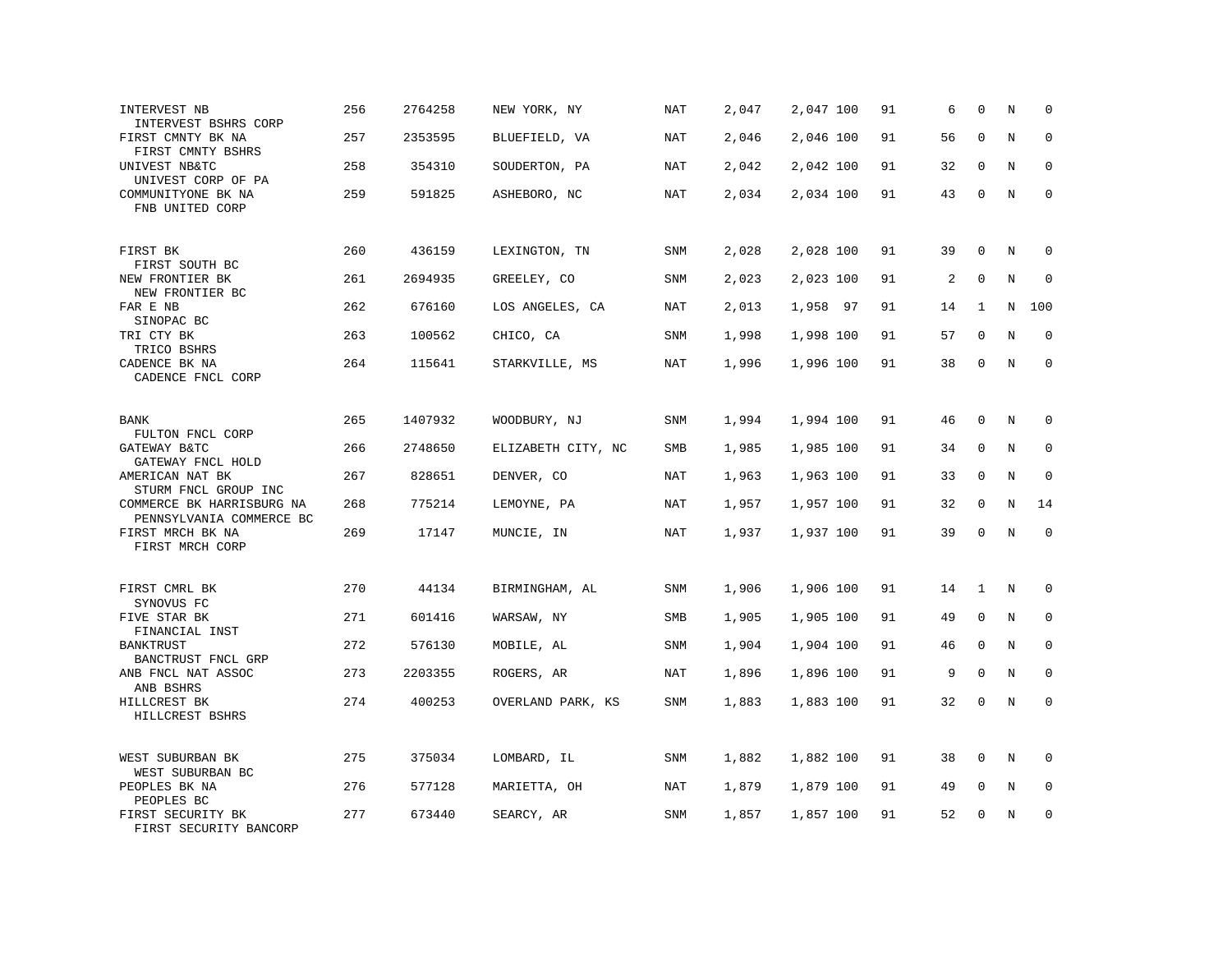| | | | | | | | | | | | | |
|---|---|---|---|---|---|---|---|---|---|---|---|---|
| INTERVEST NB<br>INTERVEST BSHRS CORP | 256 | 2764258 | NEW YORK, NY | NAT | 2,047 | 2,047 | 100 | 91 | 6 | 0 | N | 0 |
| FIRST CMNTY BK NA<br>FIRST CMNTY BSHRS | 257 | 2353595 | BLUEFIELD, VA | NAT | 2,046 | 2,046 | 100 | 91 | 56 | 0 | N | 0 |
| UNIVEST NB&TC<br>UNIVEST CORP OF PA | 258 | 354310 | SOUDERTON, PA | NAT | 2,042 | 2,042 | 100 | 91 | 32 | 0 | N | 0 |
| COMMUNITYONE BK NA<br>FNB UNITED CORP | 259 | 591825 | ASHEBORO, NC | NAT | 2,034 | 2,034 | 100 | 91 | 43 | 0 | N | 0 |
| FIRST BK<br>FIRST SOUTH BC | 260 | 436159 | LEXINGTON, TN | SNM | 2,028 | 2,028 | 100 | 91 | 39 | 0 | N | 0 |
| NEW FRONTIER BK<br>NEW FRONTIER BC | 261 | 2694935 | GREELEY, CO | SNM | 2,023 | 2,023 | 100 | 91 | 2 | 0 | N | 0 |
| FAR E NB<br>SINOPAC BC | 262 | 676160 | LOS ANGELES, CA | NAT | 2,013 | 1,958 | 97 | 91 | 14 | 1 | N | 100 |
| TRI CTY BK<br>TRICO BSHRS | 263 | 100562 | CHICO, CA | SNM | 1,998 | 1,998 | 100 | 91 | 57 | 0 | N | 0 |
| CADENCE BK NA<br>CADENCE FNCL CORP | 264 | 115641 | STARKVILLE, MS | NAT | 1,996 | 1,996 | 100 | 91 | 38 | 0 | N | 0 |
| BANK<br>FULTON FNCL CORP | 265 | 1407932 | WOODBURY, NJ | SNM | 1,994 | 1,994 | 100 | 91 | 46 | 0 | N | 0 |
| GATEWAY B&TC<br>GATEWAY FNCL HOLD | 266 | 2748650 | ELIZABETH CITY, NC | SMB | 1,985 | 1,985 | 100 | 91 | 34 | 0 | N | 0 |
| AMERICAN NAT BK<br>STURM FNCL GROUP INC | 267 | 828651 | DENVER, CO | NAT | 1,963 | 1,963 | 100 | 91 | 33 | 0 | N | 0 |
| COMMERCE BK HARRISBURG NA<br>PENNSYLVANIA COMMERCE BC | 268 | 775214 | LEMOYNE, PA | NAT | 1,957 | 1,957 | 100 | 91 | 32 | 0 | N | 14 |
| FIRST MRCH BK NA<br>FIRST MRCH CORP | 269 | 17147 | MUNCIE, IN | NAT | 1,937 | 1,937 | 100 | 91 | 39 | 0 | N | 0 |
| FIRST CMRL BK<br>SYNOVUS FC | 270 | 44134 | BIRMINGHAM, AL | SNM | 1,906 | 1,906 | 100 | 91 | 14 | 1 | N | 0 |
| FIVE STAR BK<br>FINANCIAL INST | 271 | 601416 | WARSAW, NY | SMB | 1,905 | 1,905 | 100 | 91 | 49 | 0 | N | 0 |
| BANKTRUST<br>BANCTRUST FNCL GRP | 272 | 576130 | MOBILE, AL | SNM | 1,904 | 1,904 | 100 | 91 | 46 | 0 | N | 0 |
| ANB FNCL NAT ASSOC<br>ANB BSHRS | 273 | 2203355 | ROGERS, AR | NAT | 1,896 | 1,896 | 100 | 91 | 9 | 0 | N | 0 |
| HILLCREST BK<br>HILLCREST BSHRS | 274 | 400253 | OVERLAND PARK, KS | SNM | 1,883 | 1,883 | 100 | 91 | 32 | 0 | N | 0 |
| WEST SUBURBAN BK<br>WEST SUBURBAN BC | 275 | 375034 | LOMBARD, IL | SNM | 1,882 | 1,882 | 100 | 91 | 38 | 0 | N | 0 |
| PEOPLES BK NA<br>PEOPLES BC | 276 | 577128 | MARIETTA, OH | NAT | 1,879 | 1,879 | 100 | 91 | 49 | 0 | N | 0 |
| FIRST SECURITY BK<br>FIRST SECURITY BANCORP | 277 | 673440 | SEARCY, AR | SNM | 1,857 | 1,857 | 100 | 91 | 52 | 0 | N | 0 |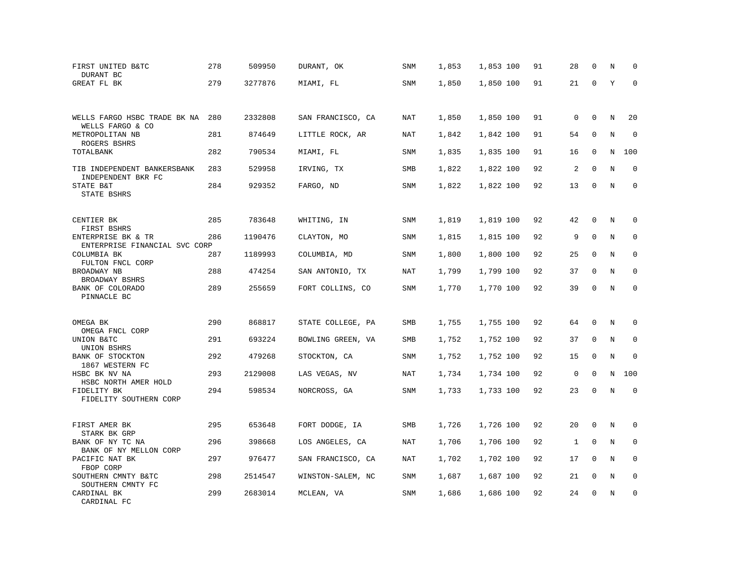| | | | | | | | | | | | | |
|---|---|---|---|---|---|---|---|---|---|---|---|---|
| FIRST UNITED B&TC<br>DURANT BC | 278 | 509950 | DURANT, OK | SNM | 1,853 | 1,853 | 100 | 91 | 28 | 0 | N | 0 |
| GREAT FL BK | 279 | 3277876 | MIAMI, FL | SNM | 1,850 | 1,850 | 100 | 91 | 21 | 0 | Y | 0 |
| WELLS FARGO HSBC TRADE BK NA<br>WELLS FARGO & CO | 280 | 2332808 | SAN FRANCISCO, CA | NAT | 1,850 | 1,850 | 100 | 91 | 0 | 0 | N | 20 |
| METROPOLITAN NB<br>ROGERS BSHRS | 281 | 874649 | LITTLE ROCK, AR | NAT | 1,842 | 1,842 | 100 | 91 | 54 | 0 | N | 0 |
| TOTALBANK | 282 | 790534 | MIAMI, FL | SNM | 1,835 | 1,835 | 100 | 91 | 16 | 0 | N | 100 |
| TIB INDEPENDENT BANKERSBANK<br>INDEPENDENT BKR FC | 283 | 529958 | IRVING, TX | SMB | 1,822 | 1,822 | 100 | 92 | 2 | 0 | N | 0 |
| STATE B&T<br>STATE BSHRS | 284 | 929352 | FARGO, ND | SNM | 1,822 | 1,822 | 100 | 92 | 13 | 0 | N | 0 |
| CENTIER BK<br>FIRST BSHRS | 285 | 783648 | WHITING, IN | SNM | 1,819 | 1,819 | 100 | 92 | 42 | 0 | N | 0 |
| ENTERPRISE BK & TR<br>ENTERPRISE FINANCIAL SVC CORP | 286 | 1190476 | CLAYTON, MO | SNM | 1,815 | 1,815 | 100 | 92 | 9 | 0 | N | 0 |
| COLUMBIA BK<br>FULTON FNCL CORP | 287 | 1189993 | COLUMBIA, MD | SNM | 1,800 | 1,800 | 100 | 92 | 25 | 0 | N | 0 |
| BROADWAY NB<br>BROADWAY BSHRS | 288 | 474254 | SAN ANTONIO, TX | NAT | 1,799 | 1,799 | 100 | 92 | 37 | 0 | N | 0 |
| BANK OF COLORADO<br>PINNACLE BC | 289 | 255659 | FORT COLLINS, CO | SNM | 1,770 | 1,770 | 100 | 92 | 39 | 0 | N | 0 |
| OMEGA BK<br>OMEGA FNCL CORP | 290 | 868817 | STATE COLLEGE, PA | SMB | 1,755 | 1,755 | 100 | 92 | 64 | 0 | N | 0 |
| UNION B&TC<br>UNION BSHRS | 291 | 693224 | BOWLING GREEN, VA | SMB | 1,752 | 1,752 | 100 | 92 | 37 | 0 | N | 0 |
| BANK OF STOCKTON<br>1867 WESTERN FC | 292 | 479268 | STOCKTON, CA | SNM | 1,752 | 1,752 | 100 | 92 | 15 | 0 | N | 0 |
| HSBC BK NV NA<br>HSBC NORTH AMER HOLD | 293 | 2129008 | LAS VEGAS, NV | NAT | 1,734 | 1,734 | 100 | 92 | 0 | 0 | N | 100 |
| FIDELITY BK<br>FIDELITY SOUTHERN CORP | 294 | 598534 | NORCROSS, GA | SNM | 1,733 | 1,733 | 100 | 92 | 23 | 0 | N | 0 |
| FIRST AMER BK<br>STARK BK GRP | 295 | 653648 | FORT DODGE, IA | SMB | 1,726 | 1,726 | 100 | 92 | 20 | 0 | N | 0 |
| BANK OF NY TC NA<br>BANK OF NY MELLON CORP | 296 | 398668 | LOS ANGELES, CA | NAT | 1,706 | 1,706 | 100 | 92 | 1 | 0 | N | 0 |
| PACIFIC NAT BK<br>FBOP CORP | 297 | 976477 | SAN FRANCISCO, CA | NAT | 1,702 | 1,702 | 100 | 92 | 17 | 0 | N | 0 |
| SOUTHERN CMNTY B&TC<br>SOUTHERN CMNTY FC | 298 | 2514547 | WINSTON-SALEM, NC | SNM | 1,687 | 1,687 | 100 | 92 | 21 | 0 | N | 0 |
| CARDINAL BK<br>CARDINAL FC | 299 | 2683014 | MCLEAN, VA | SNM | 1,686 | 1,686 | 100 | 92 | 24 | 0 | N | 0 |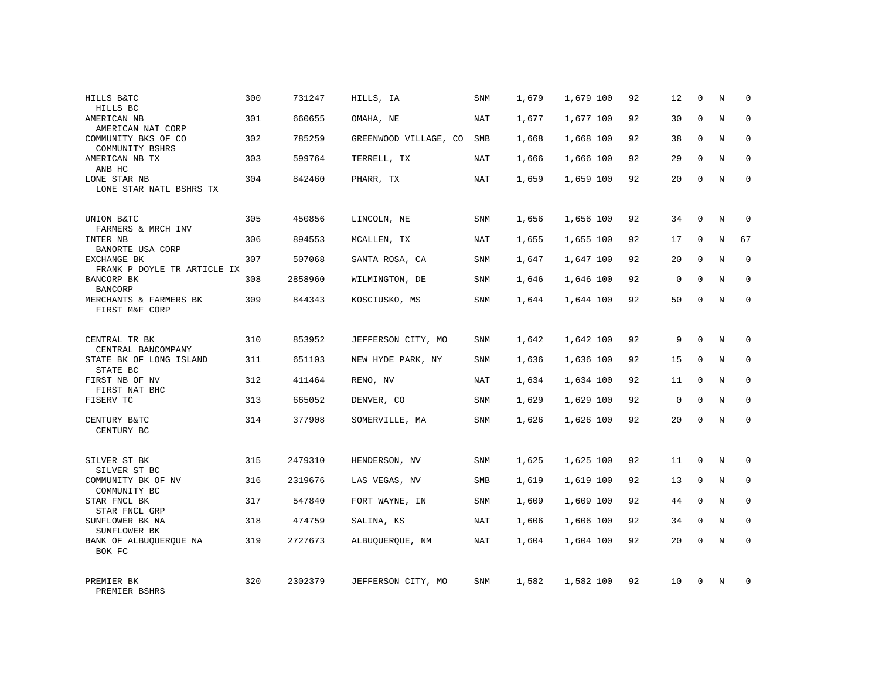| | | | | | | | | | | | |
|---|---|---|---|---|---|---|---|---|---|---|---|
| HILLS B&TC<br>HILLS BC | 300 | 731247 | HILLS, IA | SNM | 1,679 | 1,679 100 | 92 | 12 | 0 | N | 0 |
| AMERICAN NB<br>AMERICAN NAT CORP | 301 | 660655 | OMAHA, NE | NAT | 1,677 | 1,677 100 | 92 | 30 | 0 | N | 0 |
| COMMUNITY BKS OF CO<br>COMMUNITY BSHRS | 302 | 785259 | GREENWOOD VILLAGE, CO | SMB | 1,668 | 1,668 100 | 92 | 38 | 0 | N | 0 |
| AMERICAN NB TX<br>ANB HC | 303 | 599764 | TERRELL, TX | NAT | 1,666 | 1,666 100 | 92 | 29 | 0 | N | 0 |
| LONE STAR NB<br>LONE STAR NATL BSHRS TX | 304 | 842460 | PHARR, TX | NAT | 1,659 | 1,659 100 | 92 | 20 | 0 | N | 0 |
| UNION B&TC<br>FARMERS & MRCH INV | 305 | 450856 | LINCOLN, NE | SNM | 1,656 | 1,656 100 | 92 | 34 | 0 | N | 0 |
| INTER NB<br>BANORTE USA CORP | 306 | 894553 | MCALLEN, TX | NAT | 1,655 | 1,655 100 | 92 | 17 | 0 | N | 67 |
| EXCHANGE BK<br>FRANK P DOYLE TR ARTICLE IX | 307 | 507068 | SANTA ROSA, CA | SNM | 1,647 | 1,647 100 | 92 | 20 | 0 | N | 0 |
| BANCORP BK<br>BANCORP | 308 | 2858960 | WILMINGTON, DE | SNM | 1,646 | 1,646 100 | 92 | 0 | 0 | N | 0 |
| MERCHANTS & FARMERS BK<br>FIRST M&F CORP | 309 | 844343 | KOSCIUSKO, MS | SNM | 1,644 | 1,644 100 | 92 | 50 | 0 | N | 0 |
| CENTRAL TR BK<br>CENTRAL BANCOMPANY | 310 | 853952 | JEFFERSON CITY, MO | SNM | 1,642 | 1,642 100 | 92 | 9 | 0 | N | 0 |
| STATE BK OF LONG ISLAND<br>STATE BC | 311 | 651103 | NEW HYDE PARK, NY | SNM | 1,636 | 1,636 100 | 92 | 15 | 0 | N | 0 |
| FIRST NB OF NV<br>FIRST NAT BHC | 312 | 411464 | RENO, NV | NAT | 1,634 | 1,634 100 | 92 | 11 | 0 | N | 0 |
| FISERV TC | 313 | 665052 | DENVER, CO | SNM | 1,629 | 1,629 100 | 92 | 0 | 0 | N | 0 |
| CENTURY B&TC<br>CENTURY BC | 314 | 377908 | SOMERVILLE, MA | SNM | 1,626 | 1,626 100 | 92 | 20 | 0 | N | 0 |
| SILVER ST BK<br>SILVER ST BC | 315 | 2479310 | HENDERSON, NV | SNM | 1,625 | 1,625 100 | 92 | 11 | 0 | N | 0 |
| COMMUNITY BK OF NV<br>COMMUNITY BC | 316 | 2319676 | LAS VEGAS, NV | SMB | 1,619 | 1,619 100 | 92 | 13 | 0 | N | 0 |
| STAR FNCL BK<br>STAR FNCL GRP | 317 | 547840 | FORT WAYNE, IN | SNM | 1,609 | 1,609 100 | 92 | 44 | 0 | N | 0 |
| SUNFLOWER BK NA<br>SUNFLOWER BK | 318 | 474759 | SALINA, KS | NAT | 1,606 | 1,606 100 | 92 | 34 | 0 | N | 0 |
| BANK OF ALBUQUERQUE NA<br>BOK FC | 319 | 2727673 | ALBUQUERQUE, NM | NAT | 1,604 | 1,604 100 | 92 | 20 | 0 | N | 0 |
| PREMIER BK<br>PREMIER BSHRS | 320 | 2302379 | JEFFERSON CITY, MO | SNM | 1,582 | 1,582 100 | 92 | 10 | 0 | N | 0 |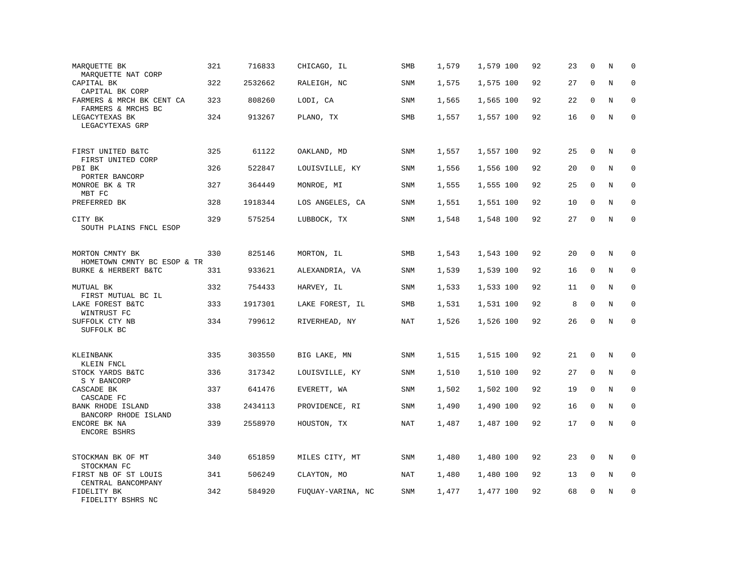| | | | | | | | | | | | | |
|---|---|---|---|---|---|---|---|---|---|---|---|---|
| MARQUETTE BK<br>MARQUETTE NAT CORP | 321 | 716833 | CHICAGO, IL | SMB | 1,579 | 1,579 | 100 | 92 | 23 | 0 | N | 0 |
| CAPITAL BK<br>CAPITAL BK CORP | 322 | 2532662 | RALEIGH, NC | SNM | 1,575 | 1,575 | 100 | 92 | 27 | 0 | N | 0 |
| FARMERS & MRCH BK CENT CA<br>FARMERS & MRCHS BC | 323 | 808260 | LODI, CA | SNM | 1,565 | 1,565 | 100 | 92 | 22 | 0 | N | 0 |
| LEGACYTEXAS BK<br>LEGACYTEXAS GRP | 324 | 913267 | PLANO, TX | SMB | 1,557 | 1,557 | 100 | 92 | 16 | 0 | N | 0 |
| FIRST UNITED B&TC<br>FIRST UNITED CORP | 325 | 61122 | OAKLAND, MD | SNM | 1,557 | 1,557 | 100 | 92 | 25 | 0 | N | 0 |
| PBI BK<br>PORTER BANCORP | 326 | 522847 | LOUISVILLE, KY | SNM | 1,556 | 1,556 | 100 | 92 | 20 | 0 | N | 0 |
| MONROE BK & TR<br>MBT FC | 327 | 364449 | MONROE, MI | SNM | 1,555 | 1,555 | 100 | 92 | 25 | 0 | N | 0 |
| PREFERRED BK | 328 | 1918344 | LOS ANGELES, CA | SNM | 1,551 | 1,551 | 100 | 92 | 10 | 0 | N | 0 |
| CITY BK<br>SOUTH PLAINS FNCL ESOP | 329 | 575254 | LUBBOCK, TX | SNM | 1,548 | 1,548 | 100 | 92 | 27 | 0 | N | 0 |
| MORTON CMNTY BK<br>HOMETOWN CMNTY BC ESOP & TR | 330 | 825146 | MORTON, IL | SMB | 1,543 | 1,543 | 100 | 92 | 20 | 0 | N | 0 |
| BURKE & HERBERT B&TC | 331 | 933621 | ALEXANDRIA, VA | SNM | 1,539 | 1,539 | 100 | 92 | 16 | 0 | N | 0 |
| MUTUAL BK<br>FIRST MUTUAL BC IL | 332 | 754433 | HARVEY, IL | SNM | 1,533 | 1,533 | 100 | 92 | 11 | 0 | N | 0 |
| LAKE FOREST B&TC<br>WINTRUST FC | 333 | 1917301 | LAKE FOREST, IL | SMB | 1,531 | 1,531 | 100 | 92 | 8 | 0 | N | 0 |
| SUFFOLK CTY NB<br>SUFFOLK BC | 334 | 799612 | RIVERHEAD, NY | NAT | 1,526 | 1,526 | 100 | 92 | 26 | 0 | N | 0 |
| KLEINBANK<br>KLEIN FNCL | 335 | 303550 | BIG LAKE, MN | SNM | 1,515 | 1,515 | 100 | 92 | 21 | 0 | N | 0 |
| STOCK YARDS B&TC<br>S Y BANCORP | 336 | 317342 | LOUISVILLE, KY | SNM | 1,510 | 1,510 | 100 | 92 | 27 | 0 | N | 0 |
| CASCADE BK<br>CASCADE FC | 337 | 641476 | EVERETT, WA | SNM | 1,502 | 1,502 | 100 | 92 | 19 | 0 | N | 0 |
| BANK RHODE ISLAND<br>BANCORP RHODE ISLAND | 338 | 2434113 | PROVIDENCE, RI | SNM | 1,490 | 1,490 | 100 | 92 | 16 | 0 | N | 0 |
| ENCORE BK NA<br>ENCORE BSHRS | 339 | 2558970 | HOUSTON, TX | NAT | 1,487 | 1,487 | 100 | 92 | 17 | 0 | N | 0 |
| STOCKMAN BK OF MT<br>STOCKMAN FC | 340 | 651859 | MILES CITY, MT | SNM | 1,480 | 1,480 | 100 | 92 | 23 | 0 | N | 0 |
| FIRST NB OF ST LOUIS<br>CENTRAL BANCOMPANY | 341 | 506249 | CLAYTON, MO | NAT | 1,480 | 1,480 | 100 | 92 | 13 | 0 | N | 0 |
| FIDELITY BK<br>FIDELITY BSHRS NC | 342 | 584920 | FUQUAY-VARINA, NC | SNM | 1,477 | 1,477 | 100 | 92 | 68 | 0 | N | 0 |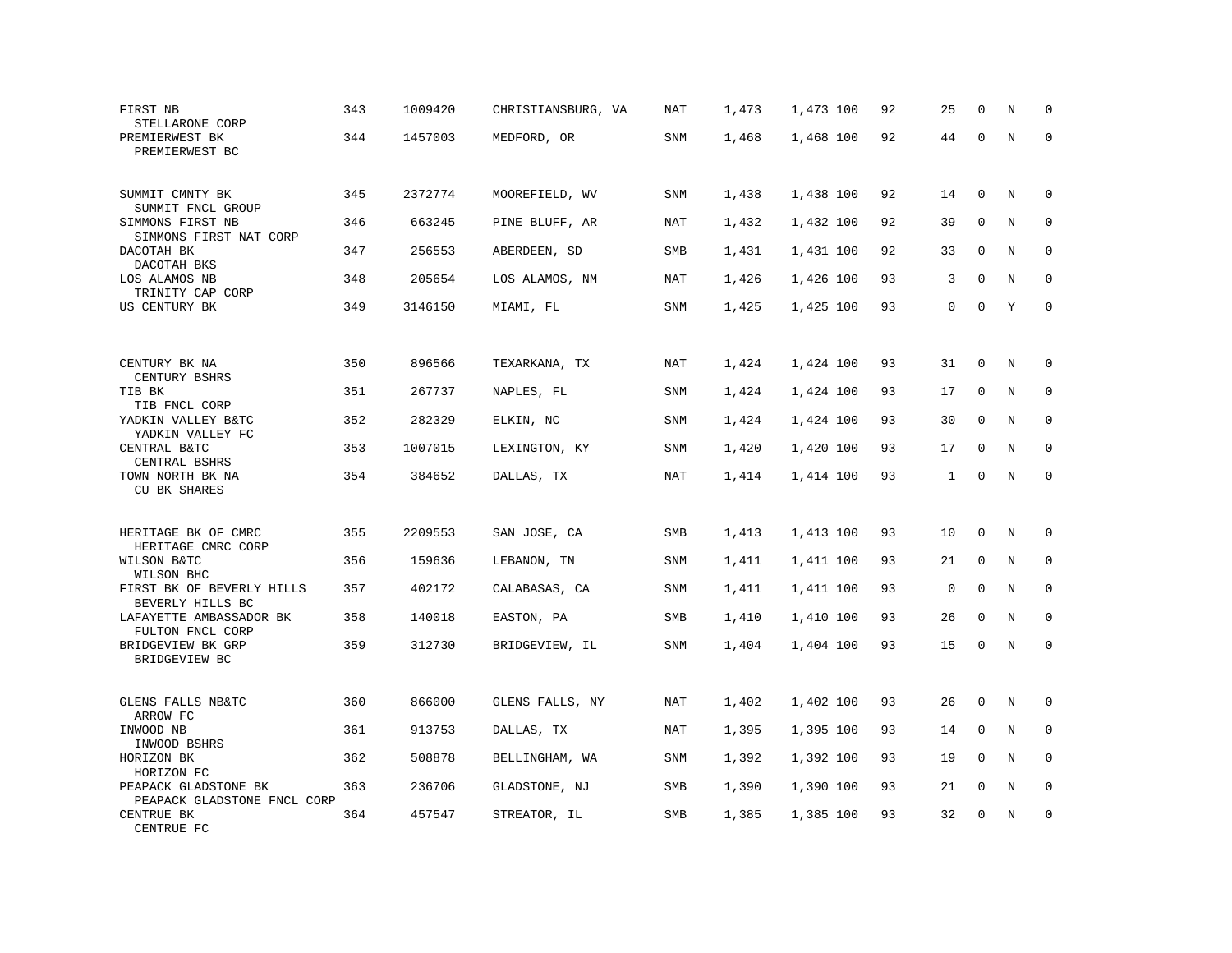| | | | | | | | | | | | | |
|---|---|---|---|---|---|---|---|---|---|---|---|---|
| FIRST NB<br>STELLARONE CORP | 343 | 1009420 | CHRISTIANSBURG, VA | NAT | 1,473 | 1,473 | 100 | 92 | 25 | 0 | N | 0 |
| PREMIERWEST BK<br>PREMIERWEST BC | 344 | 1457003 | MEDFORD, OR | SNM | 1,468 | 1,468 | 100 | 92 | 44 | 0 | N | 0 |
| SUMMIT CMNTY BK<br>SUMMIT FNCL GROUP | 345 | 2372774 | MOOREFIELD, WV | SNM | 1,438 | 1,438 | 100 | 92 | 14 | 0 | N | 0 |
| SIMMONS FIRST NB<br>SIMMONS FIRST NAT CORP | 346 | 663245 | PINE BLUFF, AR | NAT | 1,432 | 1,432 | 100 | 92 | 39 | 0 | N | 0 |
| DACOTAH BK<br>DACOTAH BKS | 347 | 256553 | ABERDEEN, SD | SMB | 1,431 | 1,431 | 100 | 92 | 33 | 0 | N | 0 |
| LOS ALAMOS NB<br>TRINITY CAP CORP | 348 | 205654 | LOS ALAMOS, NM | NAT | 1,426 | 1,426 | 100 | 93 | 3 | 0 | N | 0 |
| US CENTURY BK | 349 | 3146150 | MIAMI, FL | SNM | 1,425 | 1,425 | 100 | 93 | 0 | 0 | Y | 0 |
| CENTURY BK NA<br>CENTURY BSHRS | 350 | 896566 | TEXARKANA, TX | NAT | 1,424 | 1,424 | 100 | 93 | 31 | 0 | N | 0 |
| TIB BK<br>TIB FNCL CORP | 351 | 267737 | NAPLES, FL | SNM | 1,424 | 1,424 | 100 | 93 | 17 | 0 | N | 0 |
| YADKIN VALLEY B&TC<br>YADKIN VALLEY FC | 352 | 282329 | ELKIN, NC | SNM | 1,424 | 1,424 | 100 | 93 | 30 | 0 | N | 0 |
| CENTRAL B&TC<br>CENTRAL BSHRS | 353 | 1007015 | LEXINGTON, KY | SNM | 1,420 | 1,420 | 100 | 93 | 17 | 0 | N | 0 |
| TOWN NORTH BK NA<br>CU BK SHARES | 354 | 384652 | DALLAS, TX | NAT | 1,414 | 1,414 | 100 | 93 | 1 | 0 | N | 0 |
| HERITAGE BK OF CMRC<br>HERITAGE CMRC CORP | 355 | 2209553 | SAN JOSE, CA | SMB | 1,413 | 1,413 | 100 | 93 | 10 | 0 | N | 0 |
| WILSON B&TC<br>WILSON BHC | 356 | 159636 | LEBANON, TN | SNM | 1,411 | 1,411 | 100 | 93 | 21 | 0 | N | 0 |
| FIRST BK OF BEVERLY HILLS<br>BEVERLY HILLS BC | 357 | 402172 | CALABASAS, CA | SNM | 1,411 | 1,411 | 100 | 93 | 0 | 0 | N | 0 |
| LAFAYETTE AMBASSADOR BK<br>FULTON FNCL CORP | 358 | 140018 | EASTON, PA | SMB | 1,410 | 1,410 | 100 | 93 | 26 | 0 | N | 0 |
| BRIDGEVIEW BK GRP<br>BRIDGEVIEW BC | 359 | 312730 | BRIDGEVIEW, IL | SNM | 1,404 | 1,404 | 100 | 93 | 15 | 0 | N | 0 |
| GLENS FALLS NB&TC<br>ARROW FC | 360 | 866000 | GLENS FALLS, NY | NAT | 1,402 | 1,402 | 100 | 93 | 26 | 0 | N | 0 |
| INWOOD NB<br>INWOOD BSHRS | 361 | 913753 | DALLAS, TX | NAT | 1,395 | 1,395 | 100 | 93 | 14 | 0 | N | 0 |
| HORIZON BK<br>HORIZON FC | 362 | 508878 | BELLINGHAM, WA | SNM | 1,392 | 1,392 | 100 | 93 | 19 | 0 | N | 0 |
| PEAPACK GLADSTONE BK<br>PEAPACK GLADSTONE FNCL CORP | 363 | 236706 | GLADSTONE, NJ | SMB | 1,390 | 1,390 | 100 | 93 | 21 | 0 | N | 0 |
| CENTRUE BK<br>CENTRUE FC | 364 | 457547 | STREATOR, IL | SMB | 1,385 | 1,385 | 100 | 93 | 32 | 0 | N | 0 |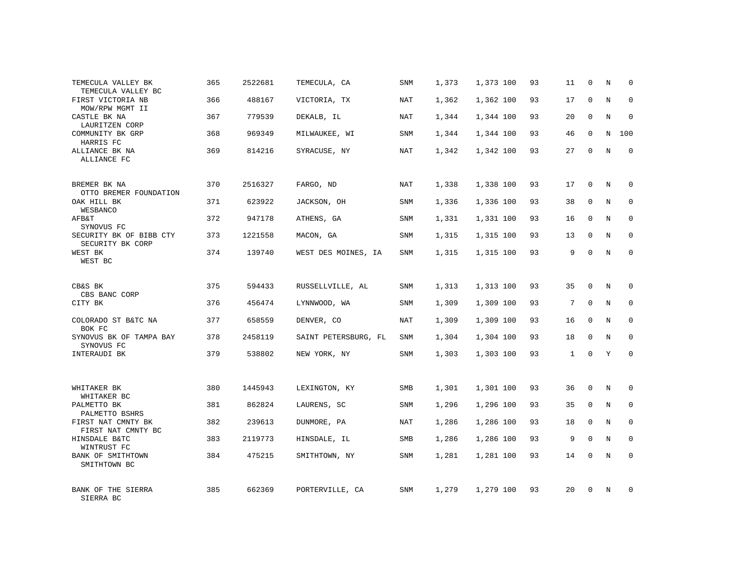| | | | | | | | | | | | | |
|---|---|---|---|---|---|---|---|---|---|---|---|---|
| TEMECULA VALLEY BK<br>TEMECULA VALLEY BC | 365 | 2522681 | TEMECULA, CA | SNM | 1,373 | 1,373 | 100 | 93 | 11 | 0 | N | 0 |
| FIRST VICTORIA NB<br>MOW/RPW MGMT II | 366 | 488167 | VICTORIA, TX | NAT | 1,362 | 1,362 | 100 | 93 | 17 | 0 | N | 0 |
| CASTLE BK NA<br>LAURITZEN CORP | 367 | 779539 | DEKALB, IL | NAT | 1,344 | 1,344 | 100 | 93 | 20 | 0 | N | 0 |
| COMMUNITY BK GRP<br>HARRIS FC | 368 | 969349 | MILWAUKEE, WI | SNM | 1,344 | 1,344 | 100 | 93 | 46 | 0 | N | 100 |
| ALLIANCE BK NA<br>ALLIANCE FC | 369 | 814216 | SYRACUSE, NY | NAT | 1,342 | 1,342 | 100 | 93 | 27 | 0 | N | 0 |
| BREMER BK NA<br>OTTO BREMER FOUNDATION | 370 | 2516327 | FARGO, ND | NAT | 1,338 | 1,338 | 100 | 93 | 17 | 0 | N | 0 |
| OAK HILL BK<br>WESBANCO | 371 | 623922 | JACKSON, OH | SNM | 1,336 | 1,336 | 100 | 93 | 38 | 0 | N | 0 |
| AFB&T<br>SYNOVUS FC | 372 | 947178 | ATHENS, GA | SNM | 1,331 | 1,331 | 100 | 93 | 16 | 0 | N | 0 |
| SECURITY BK OF BIBB CTY<br>SECURITY BK CORP | 373 | 1221558 | MACON, GA | SNM | 1,315 | 1,315 | 100 | 93 | 13 | 0 | N | 0 |
| WEST BK<br>WEST BC | 374 | 139740 | WEST DES MOINES, IA | SNM | 1,315 | 1,315 | 100 | 93 | 9 | 0 | N | 0 |
| CB&S BK<br>CBS BANC CORP | 375 | 594433 | RUSSELLVILLE, AL | SNM | 1,313 | 1,313 | 100 | 93 | 35 | 0 | N | 0 |
| CITY BK | 376 | 456474 | LYNNWOOD, WA | SNM | 1,309 | 1,309 | 100 | 93 | 7 | 0 | N | 0 |
| COLORADO ST B&TC NA<br>BOK FC | 377 | 658559 | DENVER, CO | NAT | 1,309 | 1,309 | 100 | 93 | 16 | 0 | N | 0 |
| SYNOVUS BK OF TAMPA BAY<br>SYNOVUS FC | 378 | 2458119 | SAINT PETERSBURG, FL | SNM | 1,304 | 1,304 | 100 | 93 | 18 | 0 | N | 0 |
| INTERAUDI BK | 379 | 538802 | NEW YORK, NY | SNM | 1,303 | 1,303 | 100 | 93 | 1 | 0 | Y | 0 |
| WHITAKER BK<br>WHITAKER BC | 380 | 1445943 | LEXINGTON, KY | SMB | 1,301 | 1,301 | 100 | 93 | 36 | 0 | N | 0 |
| PALMETTO BK<br>PALMETTO BSHRS | 381 | 862824 | LAURENS, SC | SNM | 1,296 | 1,296 | 100 | 93 | 35 | 0 | N | 0 |
| FIRST NAT CMNTY BK<br>FIRST NAT CMNTY BC | 382 | 239613 | DUNMORE, PA | NAT | 1,286 | 1,286 | 100 | 93 | 18 | 0 | N | 0 |
| HINSDALE B&TC<br>WINTRUST FC | 383 | 2119773 | HINSDALE, IL | SMB | 1,286 | 1,286 | 100 | 93 | 9 | 0 | N | 0 |
| BANK OF SMITHTOWN<br>SMITHTOWN BC | 384 | 475215 | SMITHTOWN, NY | SNM | 1,281 | 1,281 | 100 | 93 | 14 | 0 | N | 0 |
| BANK OF THE SIERRA<br>SIERRA BC | 385 | 662369 | PORTERVILLE, CA | SNM | 1,279 | 1,279 | 100 | 93 | 20 | 0 | N | 0 |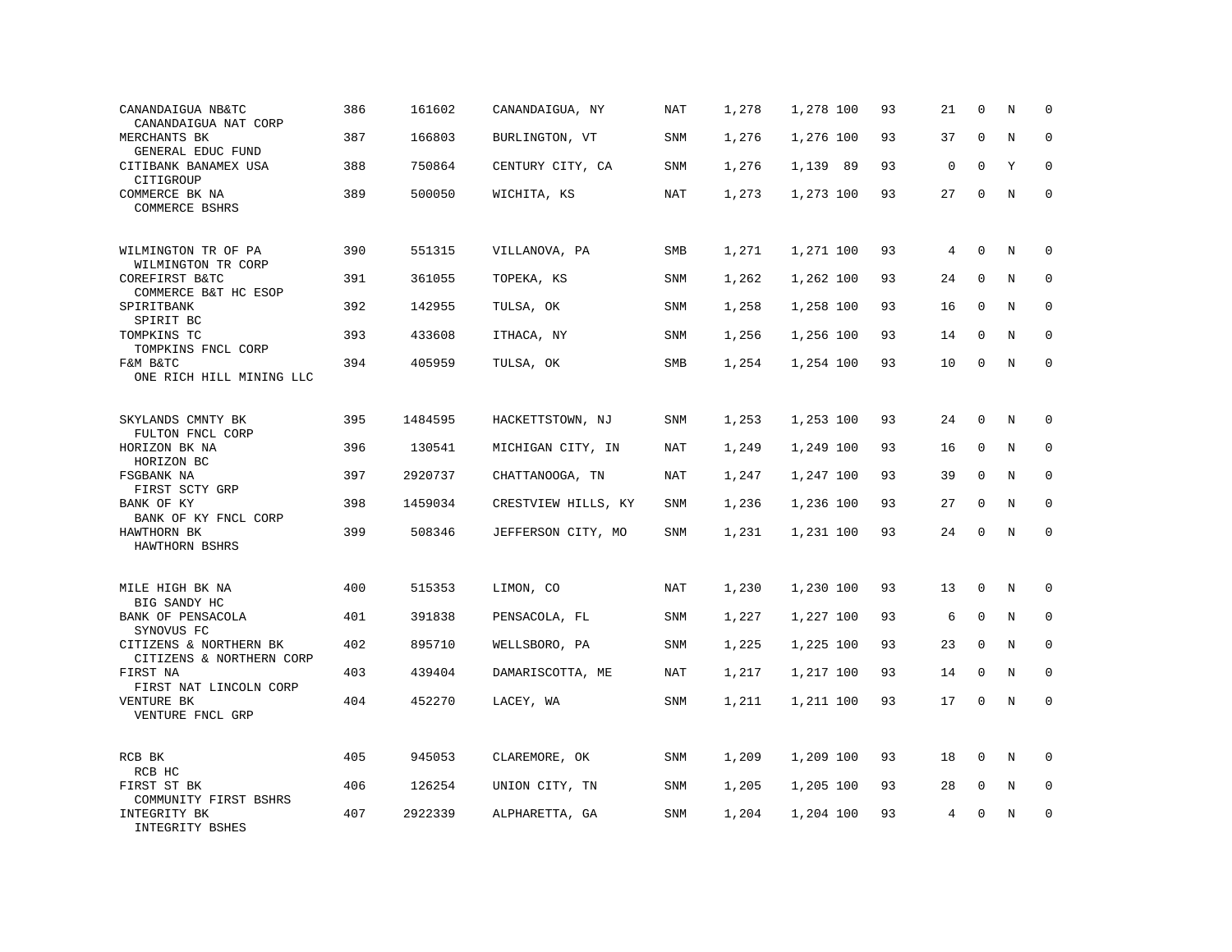| Bank / Holding Company | Rank | ID | Location | Type | | | | | | | | |
|---|---|---|---|---|---|---|---|---|---|---|---|---|
| CANANDAIGUA NB&TC<br>CANANDAIGUA NAT CORP | 386 | 161602 | CANANDAIGUA, NY | NAT | 1,278 | 1,278 | 100 | 93 | 21 | 0 | N | 0 |
| MERCHANTS BK<br>GENERAL EDUC FUND | 387 | 166803 | BURLINGTON, VT | SNM | 1,276 | 1,276 | 100 | 93 | 37 | 0 | N | 0 |
| CITIBANK BANAMEX USA<br>CITIGROUP | 388 | 750864 | CENTURY CITY, CA | SNM | 1,276 | 1,139 | 89 | 93 | 0 | 0 | Y | 0 |
| COMMERCE BK NA<br>COMMERCE BSHRS | 389 | 500050 | WICHITA, KS | NAT | 1,273 | 1,273 | 100 | 93 | 27 | 0 | N | 0 |
| WILMINGTON TR OF PA<br>WILMINGTON TR CORP | 390 | 551315 | VILLANOVA, PA | SMB | 1,271 | 1,271 | 100 | 93 | 4 | 0 | N | 0 |
| COREFIRST B&TC<br>COMMERCE B&T HC ESOP | 391 | 361055 | TOPEKA, KS | SNM | 1,262 | 1,262 | 100 | 93 | 24 | 0 | N | 0 |
| SPIRITBANK<br>SPIRIT BC | 392 | 142955 | TULSA, OK | SNM | 1,258 | 1,258 | 100 | 93 | 16 | 0 | N | 0 |
| TOMPKINS TC<br>TOMPKINS FNCL CORP | 393 | 433608 | ITHACA, NY | SNM | 1,256 | 1,256 | 100 | 93 | 14 | 0 | N | 0 |
| F&M B&TC<br>ONE RICH HILL MINING LLC | 394 | 405959 | TULSA, OK | SMB | 1,254 | 1,254 | 100 | 93 | 10 | 0 | N | 0 |
| SKYLANDS CMNTY BK<br>FULTON FNCL CORP | 395 | 1484595 | HACKETTSTOWN, NJ | SNM | 1,253 | 1,253 | 100 | 93 | 24 | 0 | N | 0 |
| HORIZON BK NA<br>HORIZON BC | 396 | 130541 | MICHIGAN CITY, IN | NAT | 1,249 | 1,249 | 100 | 93 | 16 | 0 | N | 0 |
| FSGBANK NA<br>FIRST SCTY GRP | 397 | 2920737 | CHATTANOOGA, TN | NAT | 1,247 | 1,247 | 100 | 93 | 39 | 0 | N | 0 |
| BANK OF KY<br>BANK OF KY FNCL CORP | 398 | 1459034 | CRESTVIEW HILLS, KY | SNM | 1,236 | 1,236 | 100 | 93 | 27 | 0 | N | 0 |
| HAWTHORN BK<br>HAWTHORN BSHRS | 399 | 508346 | JEFFERSON CITY, MO | SNM | 1,231 | 1,231 | 100 | 93 | 24 | 0 | N | 0 |
| MILE HIGH BK NA<br>BIG SANDY HC | 400 | 515353 | LIMON, CO | NAT | 1,230 | 1,230 | 100 | 93 | 13 | 0 | N | 0 |
| BANK OF PENSACOLA<br>SYNOVUS FC | 401 | 391838 | PENSACOLA, FL | SNM | 1,227 | 1,227 | 100 | 93 | 6 | 0 | N | 0 |
| CITIZENS & NORTHERN BK<br>CITIZENS & NORTHERN CORP | 402 | 895710 | WELLSBORO, PA | SNM | 1,225 | 1,225 | 100 | 93 | 23 | 0 | N | 0 |
| FIRST NA<br>FIRST NAT LINCOLN CORP | 403 | 439404 | DAMARISCOTTA, ME | NAT | 1,217 | 1,217 | 100 | 93 | 14 | 0 | N | 0 |
| VENTURE BK<br>VENTURE FNCL GRP | 404 | 452270 | LACEY, WA | SNM | 1,211 | 1,211 | 100 | 93 | 17 | 0 | N | 0 |
| RCB BK<br>RCB HC | 405 | 945053 | CLAREMORE, OK | SNM | 1,209 | 1,209 | 100 | 93 | 18 | 0 | N | 0 |
| FIRST ST BK<br>COMMUNITY FIRST BSHRS | 406 | 126254 | UNION CITY, TN | SNM | 1,205 | 1,205 | 100 | 93 | 28 | 0 | N | 0 |
| INTEGRITY BK<br>INTEGRITY BSHES | 407 | 2922339 | ALPHARETTA, GA | SNM | 1,204 | 1,204 | 100 | 93 | 4 | 0 | N | 0 |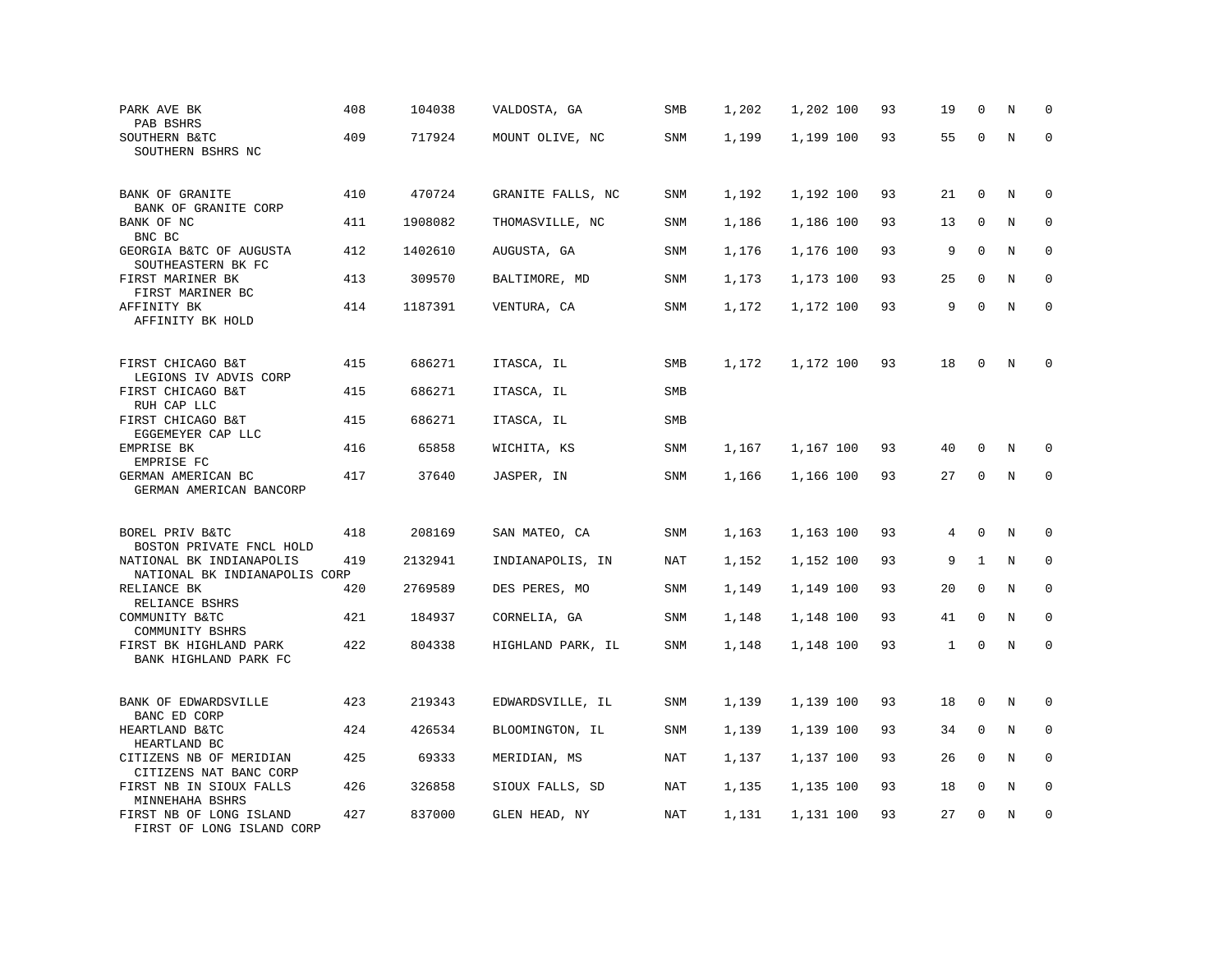| | | | | | | | | | | | |
|---|---|---|---|---|---|---|---|---|---|---|---|
| PARK AVE BK<br>PAB BSHRS | 408 | 104038 | VALDOSTA, GA | SMB | 1,202 | 1,202 100 | 93 | 19 | 0 | N | 0 |
| SOUTHERN B&TC<br>SOUTHERN BSHRS NC | 409 | 717924 | MOUNT OLIVE, NC | SNM | 1,199 | 1,199 100 | 93 | 55 | 0 | N | 0 |
| BANK OF GRANITE<br>BANK OF GRANITE CORP | 410 | 470724 | GRANITE FALLS, NC | SNM | 1,192 | 1,192 100 | 93 | 21 | 0 | N | 0 |
| BANK OF NC<br>BNC BC | 411 | 1908082 | THOMASVILLE, NC | SNM | 1,186 | 1,186 100 | 93 | 13 | 0 | N | 0 |
| GEORGIA B&TC OF AUGUSTA<br>SOUTHEASTERN BK FC | 412 | 1402610 | AUGUSTA, GA | SNM | 1,176 | 1,176 100 | 93 | 9 | 0 | N | 0 |
| FIRST MARINER BK<br>FIRST MARINER BC | 413 | 309570 | BALTIMORE, MD | SNM | 1,173 | 1,173 100 | 93 | 25 | 0 | N | 0 |
| AFFINITY BK<br>AFFINITY BK HOLD | 414 | 1187391 | VENTURA, CA | SNM | 1,172 | 1,172 100 | 93 | 9 | 0 | N | 0 |
| FIRST CHICAGO B&T<br>LEGIONS IV ADVIS CORP | 415 | 686271 | ITASCA, IL | SMB | 1,172 | 1,172 100 | 93 | 18 | 0 | N | 0 |
| FIRST CHICAGO B&T<br>RUH CAP LLC | 415 | 686271 | ITASCA, IL | SMB | | | | | | | |
| FIRST CHICAGO B&T<br>EGGEMEYER CAP LLC | 415 | 686271 | ITASCA, IL | SMB | | | | | | | |
| EMPRISE BK<br>EMPRISE FC | 416 | 65858 | WICHITA, KS | SNM | 1,167 | 1,167 100 | 93 | 40 | 0 | N | 0 |
| GERMAN AMERICAN BC<br>GERMAN AMERICAN BANCORP | 417 | 37640 | JASPER, IN | SNM | 1,166 | 1,166 100 | 93 | 27 | 0 | N | 0 |
| BOREL PRIV B&TC<br>BOSTON PRIVATE FNCL HOLD | 418 | 208169 | SAN MATEO, CA | SNM | 1,163 | 1,163 100 | 93 | 4 | 0 | N | 0 |
| NATIONAL BK INDIANAPOLIS<br>NATIONAL BK INDIANAPOLIS CORP | 419 | 2132941 | INDIANAPOLIS, IN | NAT | 1,152 | 1,152 100 | 93 | 9 | 1 | N | 0 |
| RELIANCE BK<br>RELIANCE BSHRS | 420 | 2769589 | DES PERES, MO | SNM | 1,149 | 1,149 100 | 93 | 20 | 0 | N | 0 |
| COMMUNITY B&TC<br>COMMUNITY BSHRS | 421 | 184937 | CORNELIA, GA | SNM | 1,148 | 1,148 100 | 93 | 41 | 0 | N | 0 |
| FIRST BK HIGHLAND PARK<br>BANK HIGHLAND PARK FC | 422 | 804338 | HIGHLAND PARK, IL | SNM | 1,148 | 1,148 100 | 93 | 1 | 0 | N | 0 |
| BANK OF EDWARDSVILLE<br>BANC ED CORP | 423 | 219343 | EDWARDSVILLE, IL | SNM | 1,139 | 1,139 100 | 93 | 18 | 0 | N | 0 |
| HEARTLAND B&TC<br>HEARTLAND BC | 424 | 426534 | BLOOMINGTON, IL | SNM | 1,139 | 1,139 100 | 93 | 34 | 0 | N | 0 |
| CITIZENS NB OF MERIDIAN<br>CITIZENS NAT BANC CORP | 425 | 69333 | MERIDIAN, MS | NAT | 1,137 | 1,137 100 | 93 | 26 | 0 | N | 0 |
| FIRST NB IN SIOUX FALLS<br>MINNEHAHA BSHRS | 426 | 326858 | SIOUX FALLS, SD | NAT | 1,135 | 1,135 100 | 93 | 18 | 0 | N | 0 |
| FIRST NB OF LONG ISLAND<br>FIRST OF LONG ISLAND CORP | 427 | 837000 | GLEN HEAD, NY | NAT | 1,131 | 1,131 100 | 93 | 27 | 0 | N | 0 |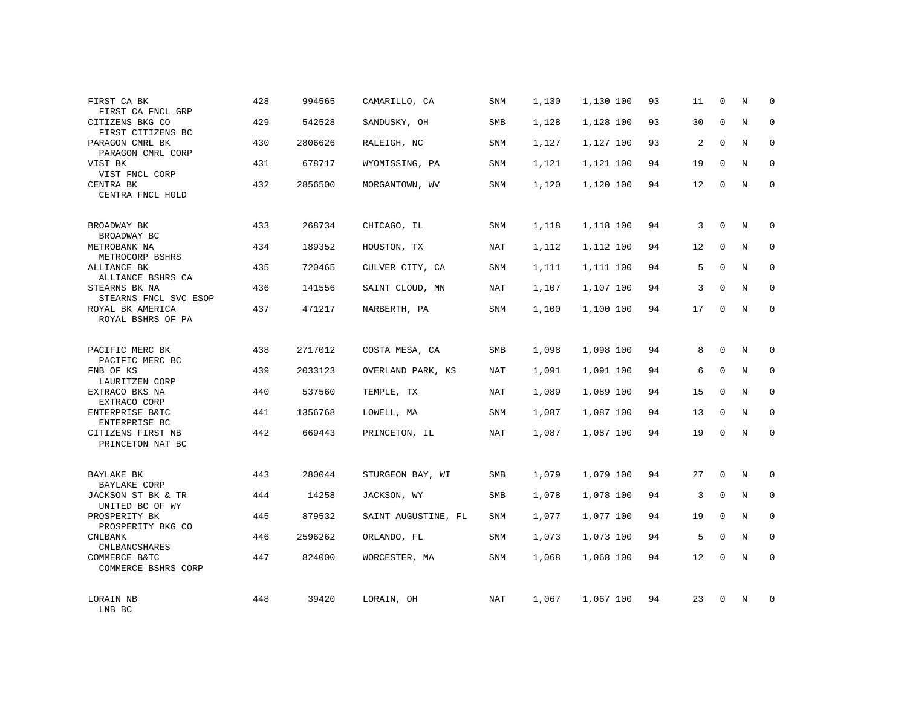| | | | | | | | | | | | | |
|---|---|---|---|---|---|---|---|---|---|---|---|---|
| FIRST CA BK<br>FIRST CA FNCL GRP | 428 | 994565 | CAMARILLO, CA | SNM | 1,130 | 1,130 | 100 | 93 | 11 | 0 | N | 0 |
| CITIZENS BKG CO<br>FIRST CITIZENS BC | 429 | 542528 | SANDUSKY, OH | SMB | 1,128 | 1,128 | 100 | 93 | 30 | 0 | N | 0 |
| PARAGON CMRL BK<br>PARAGON CMRL CORP | 430 | 2806626 | RALEIGH, NC | SNM | 1,127 | 1,127 | 100 | 93 | 2 | 0 | N | 0 |
| VIST BK<br>VIST FNCL CORP | 431 | 678717 | WYOMISSING, PA | SNM | 1,121 | 1,121 | 100 | 94 | 19 | 0 | N | 0 |
| CENTRA BK<br>CENTRA FNCL HOLD | 432 | 2856500 | MORGANTOWN, WV | SNM | 1,120 | 1,120 | 100 | 94 | 12 | 0 | N | 0 |
| BROADWAY BK<br>BROADWAY BC | 433 | 268734 | CHICAGO, IL | SNM | 1,118 | 1,118 | 100 | 94 | 3 | 0 | N | 0 |
| METROBANK NA<br>METROCORP BSHRS | 434 | 189352 | HOUSTON, TX | NAT | 1,112 | 1,112 | 100 | 94 | 12 | 0 | N | 0 |
| ALLIANCE BK<br>ALLIANCE BSHRS CA | 435 | 720465 | CULVER CITY, CA | SNM | 1,111 | 1,111 | 100 | 94 | 5 | 0 | N | 0 |
| STEARNS BK NA<br>STEARNS FNCL SVC ESOP | 436 | 141556 | SAINT CLOUD, MN | NAT | 1,107 | 1,107 | 100 | 94 | 3 | 0 | N | 0 |
| ROYAL BK AMERICA<br>ROYAL BSHRS OF PA | 437 | 471217 | NARBERTH, PA | SNM | 1,100 | 1,100 | 100 | 94 | 17 | 0 | N | 0 |
| PACIFIC MERC BK<br>PACIFIC MERC BC | 438 | 2717012 | COSTA MESA, CA | SMB | 1,098 | 1,098 | 100 | 94 | 8 | 0 | N | 0 |
| FNB OF KS<br>LAURITZEN CORP | 439 | 2033123 | OVERLAND PARK, KS | NAT | 1,091 | 1,091 | 100 | 94 | 6 | 0 | N | 0 |
| EXTRACO BKS NA<br>EXTRACO CORP | 440 | 537560 | TEMPLE, TX | NAT | 1,089 | 1,089 | 100 | 94 | 15 | 0 | N | 0 |
| ENTERPRISE B&TC<br>ENTERPRISE BC | 441 | 1356768 | LOWELL, MA | SNM | 1,087 | 1,087 | 100 | 94 | 13 | 0 | N | 0 |
| CITIZENS FIRST NB<br>PRINCETON NAT BC | 442 | 669443 | PRINCETON, IL | NAT | 1,087 | 1,087 | 100 | 94 | 19 | 0 | N | 0 |
| BAYLAKE BK<br>BAYLAKE CORP | 443 | 280044 | STURGEON BAY, WI | SMB | 1,079 | 1,079 | 100 | 94 | 27 | 0 | N | 0 |
| JACKSON ST BK & TR<br>UNITED BC OF WY | 444 | 14258 | JACKSON, WY | SMB | 1,078 | 1,078 | 100 | 94 | 3 | 0 | N | 0 |
| PROSPERITY BK<br>PROSPERITY BKG CO | 445 | 879532 | SAINT AUGUSTINE, FL | SNM | 1,077 | 1,077 | 100 | 94 | 19 | 0 | N | 0 |
| CNLBANK<br>CNLBANCSHARES | 446 | 2596262 | ORLANDO, FL | SNM | 1,073 | 1,073 | 100 | 94 | 5 | 0 | N | 0 |
| COMMERCE B&TC<br>COMMERCE BSHRS CORP | 447 | 824000 | WORCESTER, MA | SNM | 1,068 | 1,068 | 100 | 94 | 12 | 0 | N | 0 |
| LORAIN NB<br>LNB BC | 448 | 39420 | LORAIN, OH | NAT | 1,067 | 1,067 | 100 | 94 | 23 | 0 | N | 0 |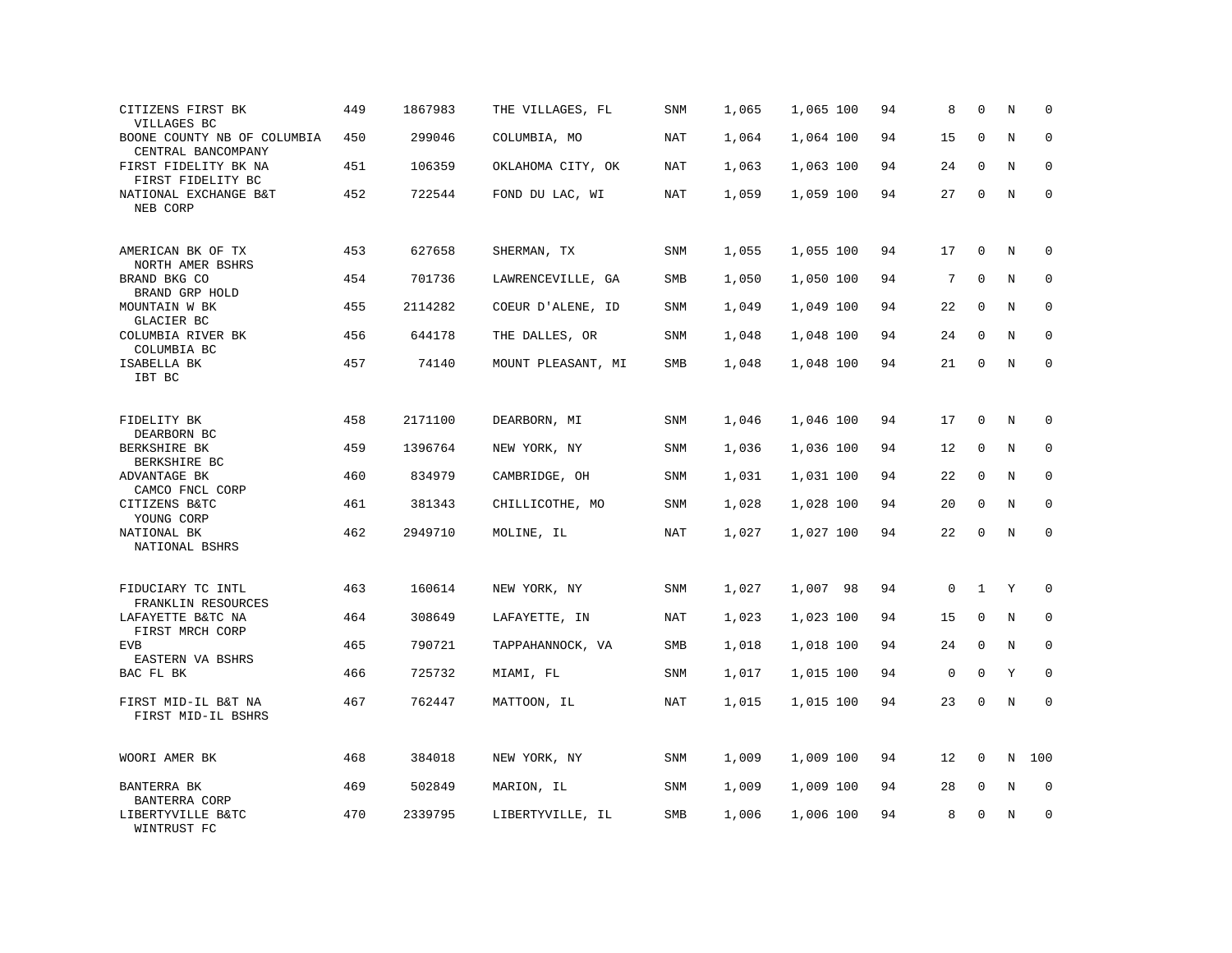| | | | | | | | | | | | | |
|---|---|---|---|---|---|---|---|---|---|---|---|---|
| CITIZENS FIRST BK<br>VILLAGES BC | 449 | 1867983 | THE VILLAGES, FL | SNM | 1,065 | 1,065 | 100 | 94 | 8 | 0 | N | 0 |
| BOONE COUNTY NB OF COLUMBIA<br>CENTRAL BANCOMPANY | 450 | 299046 | COLUMBIA, MO | NAT | 1,064 | 1,064 | 100 | 94 | 15 | 0 | N | 0 |
| FIRST FIDELITY BK NA<br>FIRST FIDELITY BC | 451 | 106359 | OKLAHOMA CITY, OK | NAT | 1,063 | 1,063 | 100 | 94 | 24 | 0 | N | 0 |
| NATIONAL EXCHANGE B&T<br>NEB CORP | 452 | 722544 | FOND DU LAC, WI | NAT | 1,059 | 1,059 | 100 | 94 | 27 | 0 | N | 0 |
| AMERICAN BK OF TX<br>NORTH AMER BSHRS | 453 | 627658 | SHERMAN, TX | SNM | 1,055 | 1,055 | 100 | 94 | 17 | 0 | N | 0 |
| BRAND BKG CO<br>BRAND GRP HOLD | 454 | 701736 | LAWRENCEVILLE, GA | SMB | 1,050 | 1,050 | 100 | 94 | 7 | 0 | N | 0 |
| MOUNTAIN W BK<br>GLACIER BC | 455 | 2114282 | COEUR D'ALENE, ID | SNM | 1,049 | 1,049 | 100 | 94 | 22 | 0 | N | 0 |
| COLUMBIA RIVER BK<br>COLUMBIA BC | 456 | 644178 | THE DALLES, OR | SNM | 1,048 | 1,048 | 100 | 94 | 24 | 0 | N | 0 |
| ISABELLA BK<br>IBT BC | 457 | 74140 | MOUNT PLEASANT, MI | SMB | 1,048 | 1,048 | 100 | 94 | 21 | 0 | N | 0 |
| FIDELITY BK<br>DEARBORN BC | 458 | 2171100 | DEARBORN, MI | SNM | 1,046 | 1,046 | 100 | 94 | 17 | 0 | N | 0 |
| BERKSHIRE BK<br>BERKSHIRE BC | 459 | 1396764 | NEW YORK, NY | SNM | 1,036 | 1,036 | 100 | 94 | 12 | 0 | N | 0 |
| ADVANTAGE BK<br>CAMCO FNCL CORP | 460 | 834979 | CAMBRIDGE, OH | SNM | 1,031 | 1,031 | 100 | 94 | 22 | 0 | N | 0 |
| CITIZENS B&TC<br>YOUNG CORP | 461 | 381343 | CHILLICOTHE, MO | SNM | 1,028 | 1,028 | 100 | 94 | 20 | 0 | N | 0 |
| NATIONAL BK<br>NATIONAL BSHRS | 462 | 2949710 | MOLINE, IL | NAT | 1,027 | 1,027 | 100 | 94 | 22 | 0 | N | 0 |
| FIDUCIARY TC INTL<br>FRANKLIN RESOURCES | 463 | 160614 | NEW YORK, NY | SNM | 1,027 | 1,007 | 98 | 94 | 0 | 1 | Y | 0 |
| LAFAYETTE B&TC NA<br>FIRST MRCH CORP | 464 | 308649 | LAFAYETTE, IN | NAT | 1,023 | 1,023 | 100 | 94 | 15 | 0 | N | 0 |
| EVB<br>EASTERN VA BSHRS | 465 | 790721 | TAPPAHANNOCK, VA | SMB | 1,018 | 1,018 | 100 | 94 | 24 | 0 | N | 0 |
| BAC FL BK | 466 | 725732 | MIAMI, FL | SNM | 1,017 | 1,015 | 100 | 94 | 0 | 0 | Y | 0 |
| FIRST MID-IL B&T NA<br>FIRST MID-IL BSHRS | 467 | 762447 | MATTOON, IL | NAT | 1,015 | 1,015 | 100 | 94 | 23 | 0 | N | 0 |
| WOORI AMER BK | 468 | 384018 | NEW YORK, NY | SNM | 1,009 | 1,009 | 100 | 94 | 12 | 0 | N | 100 |
| BANTERRA BK<br>BANTERRA CORP | 469 | 502849 | MARION, IL | SNM | 1,009 | 1,009 | 100 | 94 | 28 | 0 | N | 0 |
| LIBERTYVILLE B&TC<br>WINTRUST FC | 470 | 2339795 | LIBERTYVILLE, IL | SMB | 1,006 | 1,006 | 100 | 94 | 8 | 0 | N | 0 |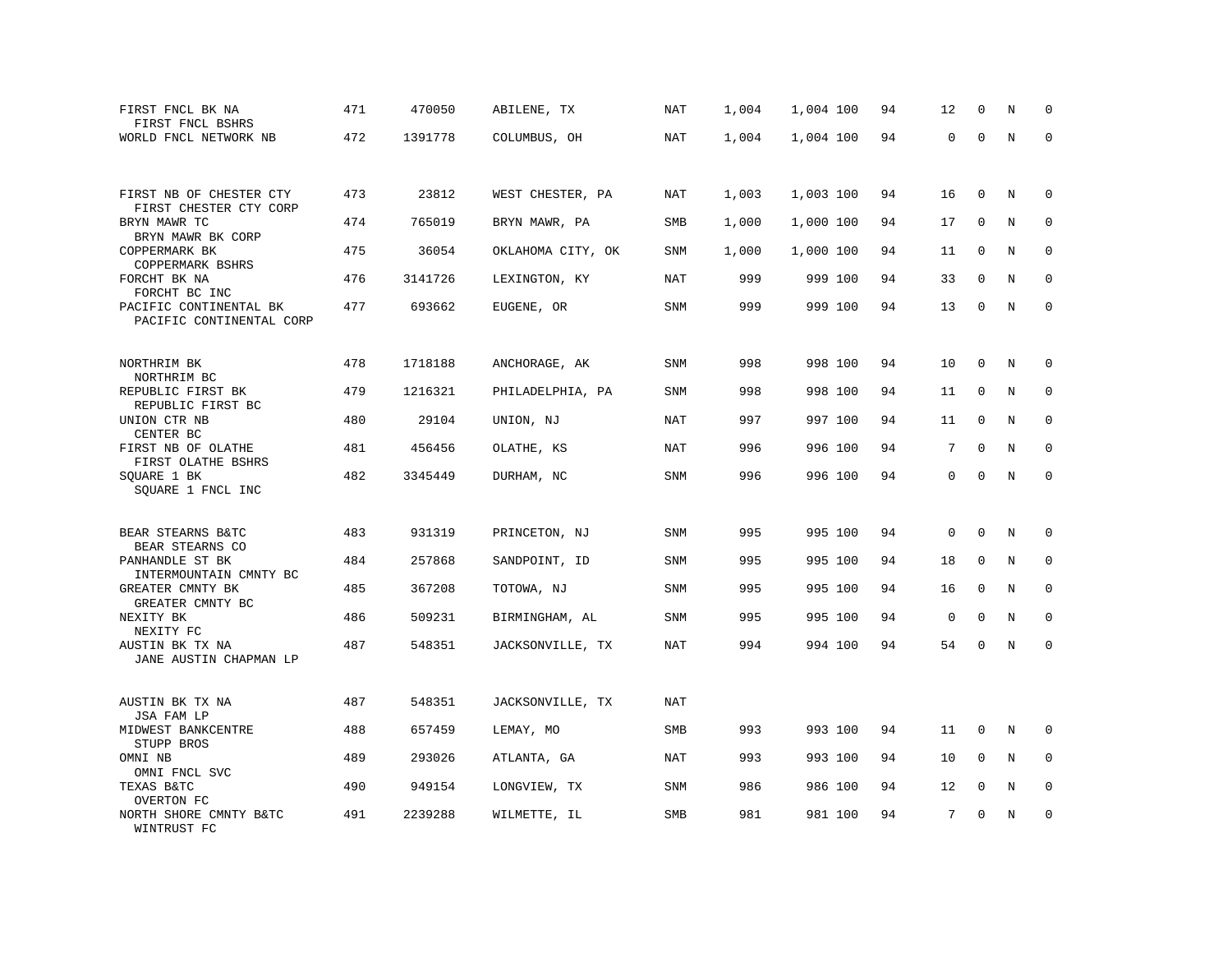| Bank / Holding Company | Rank | ID | Location | Type | | | | | | | | |
|---|---|---|---|---|---|---|---|---|---|---|---|---|
| FIRST FNCL BK NA<br>FIRST FNCL BSHRS | 471 | 470050 | ABILENE, TX | NAT | 1,004 | 1,004 | 100 | 94 | 12 | 0 | N | 0 |
| WORLD FNCL NETWORK NB | 472 | 1391778 | COLUMBUS, OH | NAT | 1,004 | 1,004 | 100 | 94 | 0 | 0 | N | 0 |
| FIRST NB OF CHESTER CTY<br>FIRST CHESTER CTY CORP | 473 | 23812 | WEST CHESTER, PA | NAT | 1,003 | 1,003 | 100 | 94 | 16 | 0 | N | 0 |
| BRYN MAWR TC<br>BRYN MAWR BK CORP | 474 | 765019 | BRYN MAWR, PA | SMB | 1,000 | 1,000 | 100 | 94 | 17 | 0 | N | 0 |
| COPPERMARK BK<br>COPPERMARK BSHRS | 475 | 36054 | OKLAHOMA CITY, OK | SNM | 1,000 | 1,000 | 100 | 94 | 11 | 0 | N | 0 |
| FORCHT BK NA<br>FORCHT BC INC | 476 | 3141726 | LEXINGTON, KY | NAT | 999 | 999 | 100 | 94 | 33 | 0 | N | 0 |
| PACIFIC CONTINENTAL BK<br>PACIFIC CONTINENTAL CORP | 477 | 693662 | EUGENE, OR | SNM | 999 | 999 | 100 | 94 | 13 | 0 | N | 0 |
| NORTHRIM BK<br>NORTHRIM BC | 478 | 1718188 | ANCHORAGE, AK | SNM | 998 | 998 | 100 | 94 | 10 | 0 | N | 0 |
| REPUBLIC FIRST BK<br>REPUBLIC FIRST BC | 479 | 1216321 | PHILADELPHIA, PA | SNM | 998 | 998 | 100 | 94 | 11 | 0 | N | 0 |
| UNION CTR NB<br>CENTER BC | 480 | 29104 | UNION, NJ | NAT | 997 | 997 | 100 | 94 | 11 | 0 | N | 0 |
| FIRST NB OF OLATHE<br>FIRST OLATHE BSHRS | 481 | 456456 | OLATHE, KS | NAT | 996 | 996 | 100 | 94 | 7 | 0 | N | 0 |
| SQUARE 1 BK<br>SQUARE 1 FNCL INC | 482 | 3345449 | DURHAM, NC | SNM | 996 | 996 | 100 | 94 | 0 | 0 | N | 0 |
| BEAR STEARNS B&TC<br>BEAR STEARNS CO | 483 | 931319 | PRINCETON, NJ | SNM | 995 | 995 | 100 | 94 | 0 | 0 | N | 0 |
| PANHANDLE ST BK<br>INTERMOUNTAIN CMNTY BC | 484 | 257868 | SANDPOINT, ID | SNM | 995 | 995 | 100 | 94 | 18 | 0 | N | 0 |
| GREATER CMNTY BK<br>GREATER CMNTY BC | 485 | 367208 | TOTOWA, NJ | SNM | 995 | 995 | 100 | 94 | 16 | 0 | N | 0 |
| NEXITY BK<br>NEXITY FC | 486 | 509231 | BIRMINGHAM, AL | SNM | 995 | 995 | 100 | 94 | 0 | 0 | N | 0 |
| AUSTIN BK TX NA<br>JANE AUSTIN CHAPMAN LP | 487 | 548351 | JACKSONVILLE, TX | NAT | 994 | 994 | 100 | 94 | 54 | 0 | N | 0 |
| AUSTIN BK TX NA<br>JSA FAM LP | 487 | 548351 | JACKSONVILLE, TX | NAT | | | | | | | | |
| MIDWEST BANKCENTRE<br>STUPP BROS | 488 | 657459 | LEMAY, MO | SMB | 993 | 993 | 100 | 94 | 11 | 0 | N | 0 |
| OMNI NB<br>OMNI FNCL SVC | 489 | 293026 | ATLANTA, GA | NAT | 993 | 993 | 100 | 94 | 10 | 0 | N | 0 |
| TEXAS B&TC<br>OVERTON FC | 490 | 949154 | LONGVIEW, TX | SNM | 986 | 986 | 100 | 94 | 12 | 0 | N | 0 |
| NORTH SHORE CMNTY B&TC<br>WINTRUST FC | 491 | 2239288 | WILMETTE, IL | SMB | 981 | 981 | 100 | 94 | 7 | 0 | N | 0 |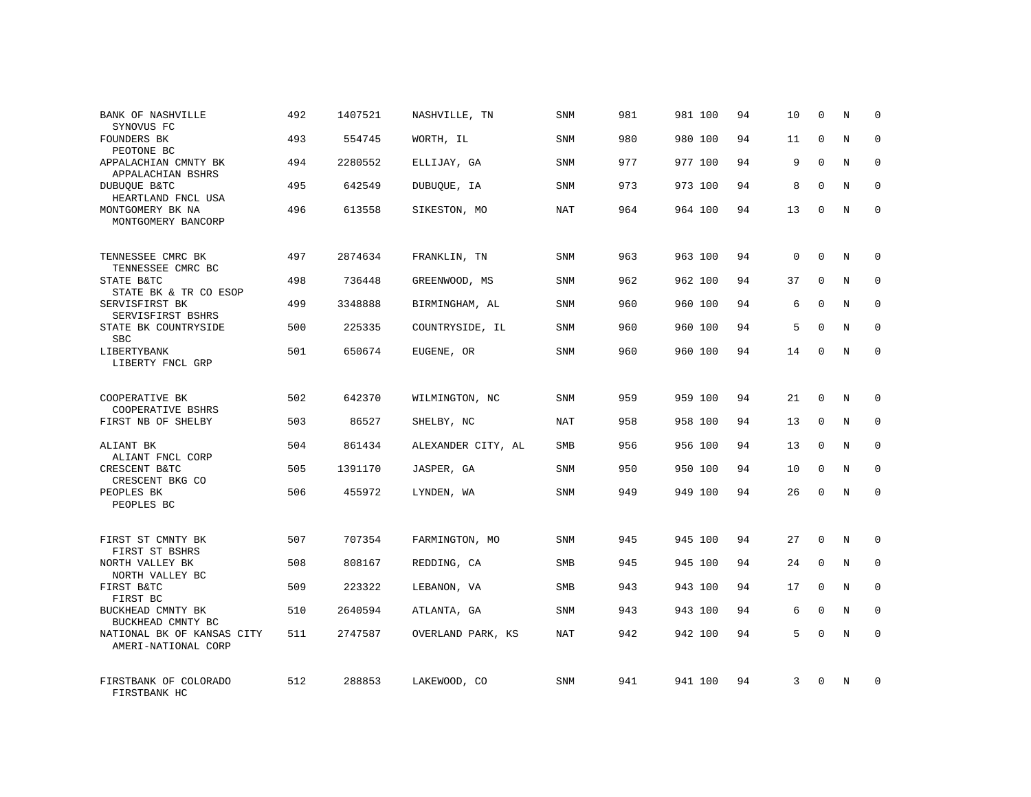| | | | | | | | | | | | | |
|---|---|---|---|---|---|---|---|---|---|---|---|---|
| BANK OF NASHVILLE<br>SYNOVUS FC | 492 | 1407521 | NASHVILLE, TN | SNM | 981 | 981 | 100 | 94 | 10 | 0 | N | 0 |
| FOUNDERS BK<br>PEOTONE BC | 493 | 554745 | WORTH, IL | SNM | 980 | 980 | 100 | 94 | 11 | 0 | N | 0 |
| APPALACHIAN CMNTY BK<br>APPALACHIAN BSHRS | 494 | 2280552 | ELLIJAY, GA | SNM | 977 | 977 | 100 | 94 | 9 | 0 | N | 0 |
| DUBUQUE B&TC<br>HEARTLAND FNCL USA | 495 | 642549 | DUBUQUE, IA | SNM | 973 | 973 | 100 | 94 | 8 | 0 | N | 0 |
| MONTGOMERY BK NA<br>MONTGOMERY BANCORP | 496 | 613558 | SIKESTON, MO | NAT | 964 | 964 | 100 | 94 | 13 | 0 | N | 0 |
| TENNESSEE CMRC BK<br>TENNESSEE CMRC BC | 497 | 2874634 | FRANKLIN, TN | SNM | 963 | 963 | 100 | 94 | 0 | 0 | N | 0 |
| STATE B&TC<br>STATE BK & TR CO ESOP | 498 | 736448 | GREENWOOD, MS | SNM | 962 | 962 | 100 | 94 | 37 | 0 | N | 0 |
| SERVISFIRST BK<br>SERVISFIRST BSHRS | 499 | 3348888 | BIRMINGHAM, AL | SNM | 960 | 960 | 100 | 94 | 6 | 0 | N | 0 |
| STATE BK COUNTRYSIDE<br>SBC | 500 | 225335 | COUNTRYSIDE, IL | SNM | 960 | 960 | 100 | 94 | 5 | 0 | N | 0 |
| LIBERTYBANK<br>LIBERTY FNCL GRP | 501 | 650674 | EUGENE, OR | SNM | 960 | 960 | 100 | 94 | 14 | 0 | N | 0 |
| COOPERATIVE BK<br>COOPERATIVE BSHRS | 502 | 642370 | WILMINGTON, NC | SNM | 959 | 959 | 100 | 94 | 21 | 0 | N | 0 |
| FIRST NB OF SHELBY | 503 | 86527 | SHELBY, NC | NAT | 958 | 958 | 100 | 94 | 13 | 0 | N | 0 |
| ALIANT BK<br>ALIANT FNCL CORP | 504 | 861434 | ALEXANDER CITY, AL | SMB | 956 | 956 | 100 | 94 | 13 | 0 | N | 0 |
| CRESCENT B&TC<br>CRESCENT BKG CO | 505 | 1391170 | JASPER, GA | SNM | 950 | 950 | 100 | 94 | 10 | 0 | N | 0 |
| PEOPLES BK<br>PEOPLES BC | 506 | 455972 | LYNDEN, WA | SNM | 949 | 949 | 100 | 94 | 26 | 0 | N | 0 |
| FIRST ST CMNTY BK<br>FIRST ST BSHRS | 507 | 707354 | FARMINGTON, MO | SNM | 945 | 945 | 100 | 94 | 27 | 0 | N | 0 |
| NORTH VALLEY BK<br>NORTH VALLEY BC | 508 | 808167 | REDDING, CA | SMB | 945 | 945 | 100 | 94 | 24 | 0 | N | 0 |
| FIRST B&TC<br>FIRST BC | 509 | 223322 | LEBANON, VA | SMB | 943 | 943 | 100 | 94 | 17 | 0 | N | 0 |
| BUCKHEAD CMNTY BK<br>BUCKHEAD CMNTY BC | 510 | 2640594 | ATLANTA, GA | SNM | 943 | 943 | 100 | 94 | 6 | 0 | N | 0 |
| NATIONAL BK OF KANSAS CITY<br>AMERI-NATIONAL CORP | 511 | 2747587 | OVERLAND PARK, KS | NAT | 942 | 942 | 100 | 94 | 5 | 0 | N | 0 |
| FIRSTBANK OF COLORADO<br>FIRSTBANK HC | 512 | 288853 | LAKEWOOD, CO | SNM | 941 | 941 | 100 | 94 | 3 | 0 | N | 0 |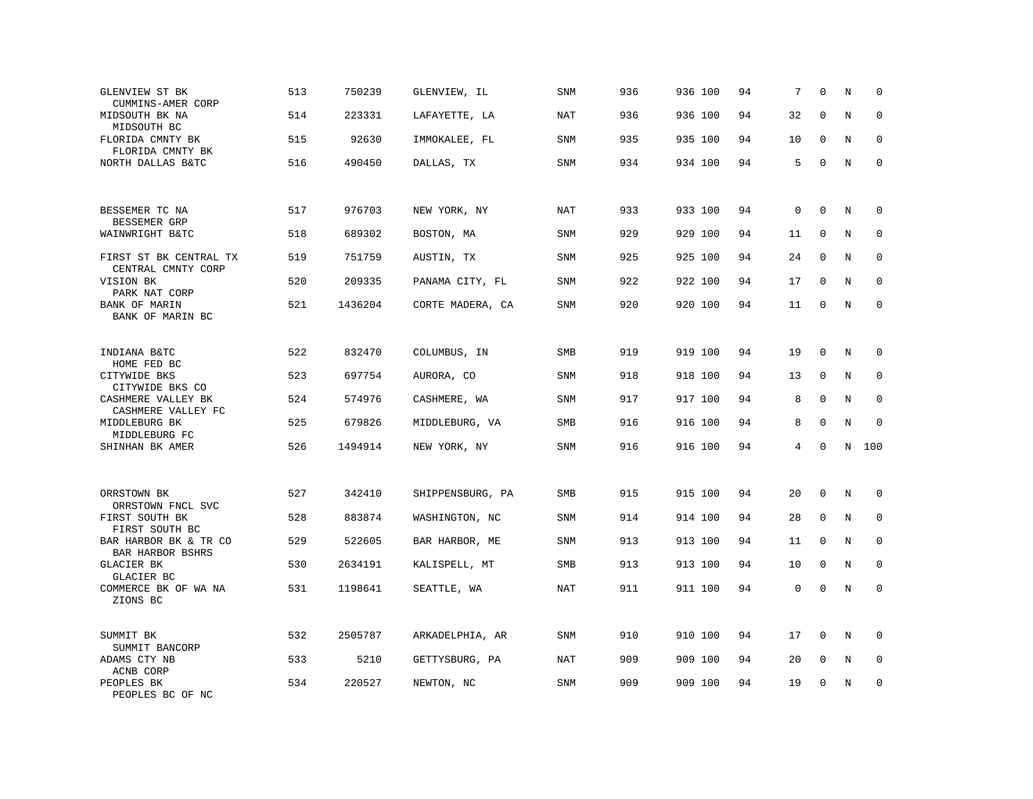| | | | | | | | | | | | |
|---|---|---|---|---|---|---|---|---|---|---|---|
| GLENVIEW ST BK<br>CUMMINS-AMER CORP | 513 | 750239 | GLENVIEW, IL | SNM | 936 | 936 100 | 94 | 7 | 0 | N | 0 |
| MIDSOUTH BK NA<br>MIDSOUTH BC | 514 | 223331 | LAFAYETTE, LA | NAT | 936 | 936 100 | 94 | 32 | 0 | N | 0 |
| FLORIDA CMNTY BK<br>FLORIDA CMNTY BK | 515 | 92630 | IMMOKALEE, FL | SNM | 935 | 935 100 | 94 | 10 | 0 | N | 0 |
| NORTH DALLAS B&TC | 516 | 490450 | DALLAS, TX | SNM | 934 | 934 100 | 94 | 5 | 0 | N | 0 |
| BESSEMER TC NA<br>BESSEMER GRP | 517 | 976703 | NEW YORK, NY | NAT | 933 | 933 100 | 94 | 0 | 0 | N | 0 |
| WAINWRIGHT B&TC | 518 | 689302 | BOSTON, MA | SNM | 929 | 929 100 | 94 | 11 | 0 | N | 0 |
| FIRST ST BK CENTRAL TX<br>CENTRAL CMNTY CORP | 519 | 751759 | AUSTIN, TX | SNM | 925 | 925 100 | 94 | 24 | 0 | N | 0 |
| VISION BK<br>PARK NAT CORP | 520 | 209335 | PANAMA CITY, FL | SNM | 922 | 922 100 | 94 | 17 | 0 | N | 0 |
| BANK OF MARIN<br>BANK OF MARIN BC | 521 | 1436204 | CORTE MADERA, CA | SNM | 920 | 920 100 | 94 | 11 | 0 | N | 0 |
| INDIANA B&TC<br>HOME FED BC | 522 | 832470 | COLUMBUS, IN | SMB | 919 | 919 100 | 94 | 19 | 0 | N | 0 |
| CITYWIDE BKS<br>CITYWIDE BKS CO | 523 | 697754 | AURORA, CO | SNM | 918 | 918 100 | 94 | 13 | 0 | N | 0 |
| CASHMERE VALLEY BK<br>CASHMERE VALLEY FC | 524 | 574976 | CASHMERE, WA | SNM | 917 | 917 100 | 94 | 8 | 0 | N | 0 |
| MIDDLEBURG BK<br>MIDDLEBURG FC | 525 | 679826 | MIDDLEBURG, VA | SMB | 916 | 916 100 | 94 | 8 | 0 | N | 0 |
| SHINHAN BK AMER | 526 | 1494914 | NEW YORK, NY | SNM | 916 | 916 100 | 94 | 4 | 0 | N | 100 |
| ORRSTOWN BK<br>ORRSTOWN FNCL SVC | 527 | 342410 | SHIPPENSBURG, PA | SMB | 915 | 915 100 | 94 | 20 | 0 | N | 0 |
| FIRST SOUTH BK<br>FIRST SOUTH BC | 528 | 883874 | WASHINGTON, NC | SNM | 914 | 914 100 | 94 | 28 | 0 | N | 0 |
| BAR HARBOR BK & TR CO<br>BAR HARBOR BSHRS | 529 | 522605 | BAR HARBOR, ME | SNM | 913 | 913 100 | 94 | 11 | 0 | N | 0 |
| GLACIER BK<br>GLACIER BC | 530 | 2634191 | KALISPELL, MT | SMB | 913 | 913 100 | 94 | 10 | 0 | N | 0 |
| COMMERCE BK OF WA NA<br>ZIONS BC | 531 | 1198641 | SEATTLE, WA | NAT | 911 | 911 100 | 94 | 0 | 0 | N | 0 |
| SUMMIT BK<br>SUMMIT BANCORP | 532 | 2505787 | ARKADELPHIA, AR | SNM | 910 | 910 100 | 94 | 17 | 0 | N | 0 |
| ADAMS CTY NB<br>ACNB CORP | 533 | 5210 | GETTYSBURG, PA | NAT | 909 | 909 100 | 94 | 20 | 0 | N | 0 |
| PEOPLES BK<br>PEOPLES BC OF NC | 534 | 220527 | NEWTON, NC | SNM | 909 | 909 100 | 94 | 19 | 0 | N | 0 |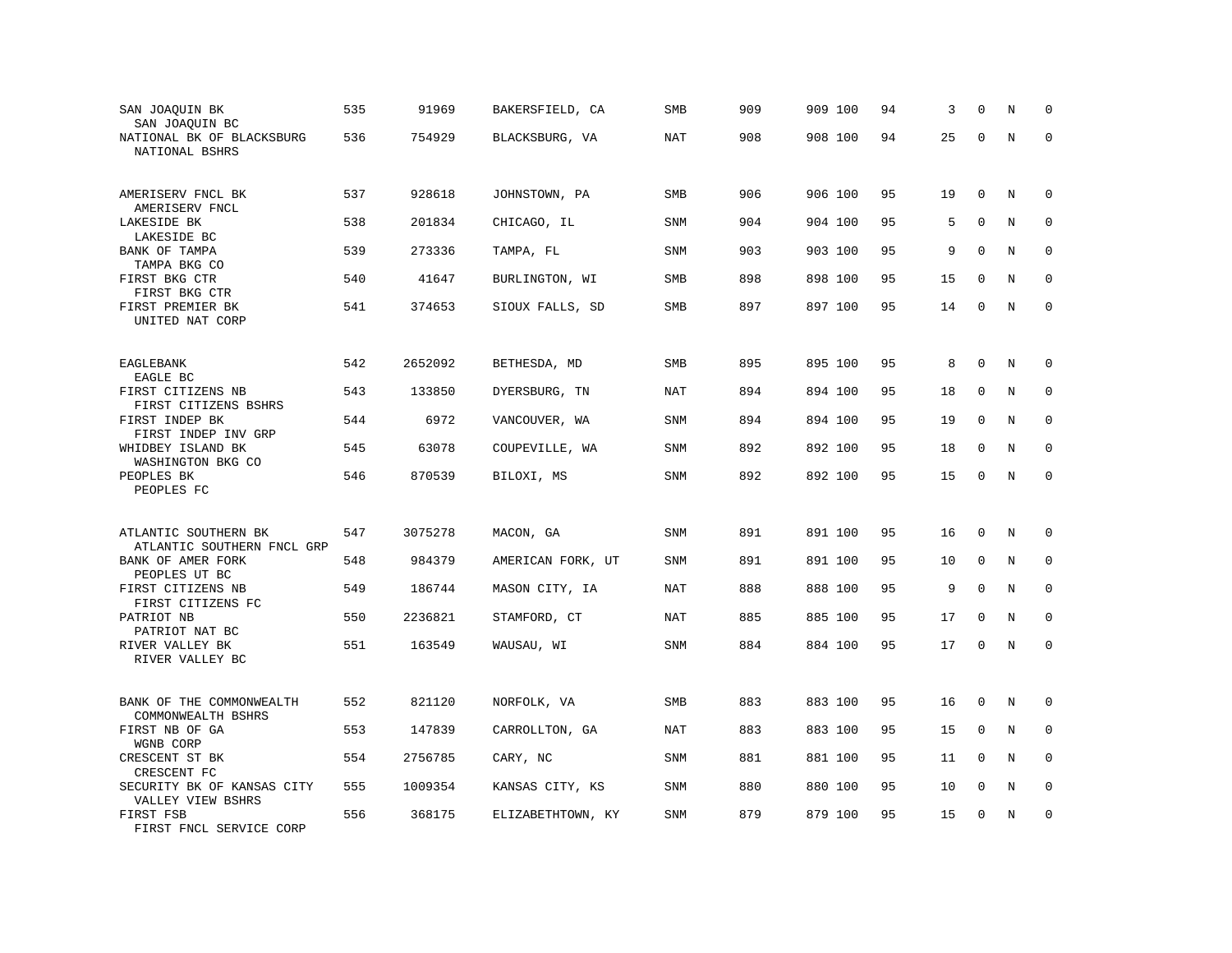| | | | | | | | | | | | |
|---|---|---|---|---|---|---|---|---|---|---|---|
| SAN JOAQUIN BK<br>SAN JOAQUIN BC | 535 | 91969 | BAKERSFIELD, CA | SMB | 909 | 909 100 | 94 | 3 | 0 | N | 0 |
| NATIONAL BK OF BLACKSBURG<br>NATIONAL BSHRS | 536 | 754929 | BLACKSBURG, VA | NAT | 908 | 908 100 | 94 | 25 | 0 | N | 0 |
| AMERISERV FNCL BK<br>AMERISERV FNCL | 537 | 928618 | JOHNSTOWN, PA | SMB | 906 | 906 100 | 95 | 19 | 0 | N | 0 |
| LAKESIDE BK<br>LAKESIDE BC | 538 | 201834 | CHICAGO, IL | SNM | 904 | 904 100 | 95 | 5 | 0 | N | 0 |
| BANK OF TAMPA<br>TAMPA BKG CO | 539 | 273336 | TAMPA, FL | SNM | 903 | 903 100 | 95 | 9 | 0 | N | 0 |
| FIRST BKG CTR<br>FIRST BKG CTR | 540 | 41647 | BURLINGTON, WI | SMB | 898 | 898 100 | 95 | 15 | 0 | N | 0 |
| FIRST PREMIER BK<br>UNITED NAT CORP | 541 | 374653 | SIOUX FALLS, SD | SMB | 897 | 897 100 | 95 | 14 | 0 | N | 0 |
| EAGLEBANK<br>EAGLE BC | 542 | 2652092 | BETHESDA, MD | SMB | 895 | 895 100 | 95 | 8 | 0 | N | 0 |
| FIRST CITIZENS NB<br>FIRST CITIZENS BSHRS | 543 | 133850 | DYERSBURG, TN | NAT | 894 | 894 100 | 95 | 18 | 0 | N | 0 |
| FIRST INDEP BK<br>FIRST INDEP INV GRP | 544 | 6972 | VANCOUVER, WA | SNM | 894 | 894 100 | 95 | 19 | 0 | N | 0 |
| WHIDBEY ISLAND BK<br>WASHINGTON BKG CO | 545 | 63078 | COUPEVILLE, WA | SNM | 892 | 892 100 | 95 | 18 | 0 | N | 0 |
| PEOPLES BK<br>PEOPLES FC | 546 | 870539 | BILOXI, MS | SNM | 892 | 892 100 | 95 | 15 | 0 | N | 0 |
| ATLANTIC SOUTHERN BK<br>ATLANTIC SOUTHERN FNCL GRP | 547 | 3075278 | MACON, GA | SNM | 891 | 891 100 | 95 | 16 | 0 | N | 0 |
| BANK OF AMER FORK<br>PEOPLES UT BC | 548 | 984379 | AMERICAN FORK, UT | SNM | 891 | 891 100 | 95 | 10 | 0 | N | 0 |
| FIRST CITIZENS NB<br>FIRST CITIZENS FC | 549 | 186744 | MASON CITY, IA | NAT | 888 | 888 100 | 95 | 9 | 0 | N | 0 |
| PATRIOT NB<br>PATRIOT NAT BC | 550 | 2236821 | STAMFORD, CT | NAT | 885 | 885 100 | 95 | 17 | 0 | N | 0 |
| RIVER VALLEY BK<br>RIVER VALLEY BC | 551 | 163549 | WAUSAU, WI | SNM | 884 | 884 100 | 95 | 17 | 0 | N | 0 |
| BANK OF THE COMMONWEALTH<br>COMMONWEALTH BSHRS | 552 | 821120 | NORFOLK, VA | SMB | 883 | 883 100 | 95 | 16 | 0 | N | 0 |
| FIRST NB OF GA<br>WGNB CORP | 553 | 147839 | CARROLLTON, GA | NAT | 883 | 883 100 | 95 | 15 | 0 | N | 0 |
| CRESCENT ST BK<br>CRESCENT FC | 554 | 2756785 | CARY, NC | SNM | 881 | 881 100 | 95 | 11 | 0 | N | 0 |
| SECURITY BK OF KANSAS CITY<br>VALLEY VIEW BSHRS | 555 | 1009354 | KANSAS CITY, KS | SNM | 880 | 880 100 | 95 | 10 | 0 | N | 0 |
| FIRST FSB<br>FIRST FNCL SERVICE CORP | 556 | 368175 | ELIZABETHTOWN, KY | SNM | 879 | 879 100 | 95 | 15 | 0 | N | 0 |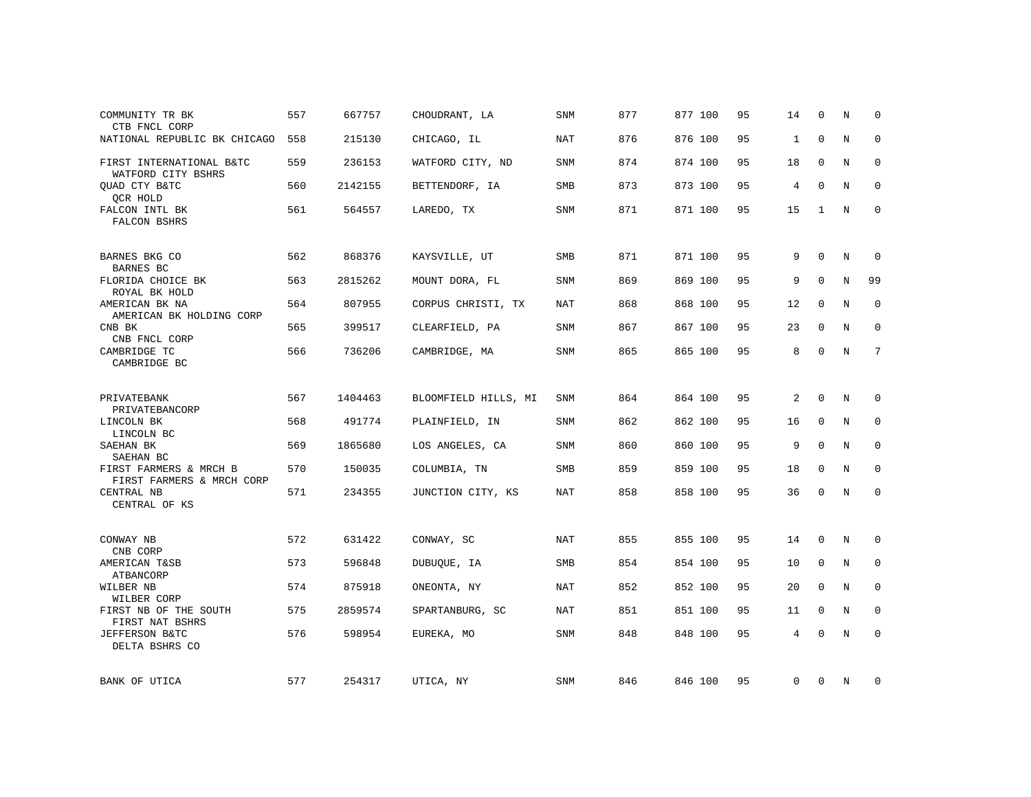| | | | | | | | | | | | | |
|---|---|---|---|---|---|---|---|---|---|---|---|---|
| COMMUNITY TR BK<br>CTB FNCL CORP | 557 | 667757 | CHOUDRANT, LA | SNM | 877 | 877 | 100 | 95 | 14 | 0 | N | 0 |
| NATIONAL REPUBLIC BK CHICAGO | 558 | 215130 | CHICAGO, IL | NAT | 876 | 876 | 100 | 95 | 1 | 0 | N | 0 |
| FIRST INTERNATIONAL B&TC<br>WATFORD CITY BSHRS | 559 | 236153 | WATFORD CITY, ND | SNM | 874 | 874 | 100 | 95 | 18 | 0 | N | 0 |
| QUAD CTY B&TC<br>QCR HOLD | 560 | 2142155 | BETTENDORF, IA | SMB | 873 | 873 | 100 | 95 | 4 | 0 | N | 0 |
| FALCON INTL BK<br>FALCON BSHRS | 561 | 564557 | LAREDO, TX | SNM | 871 | 871 | 100 | 95 | 15 | 1 | N | 0 |
| BARNES BKG CO<br>BARNES BC | 562 | 868376 | KAYSVILLE, UT | SMB | 871 | 871 | 100 | 95 | 9 | 0 | N | 0 |
| FLORIDA CHOICE BK<br>ROYAL BK HOLD | 563 | 2815262 | MOUNT DORA, FL | SNM | 869 | 869 | 100 | 95 | 9 | 0 | N | 99 |
| AMERICAN BK NA<br>AMERICAN BK HOLDING CORP | 564 | 807955 | CORPUS CHRISTI, TX | NAT | 868 | 868 | 100 | 95 | 12 | 0 | N | 0 |
| CNB BK<br>CNB FNCL CORP | 565 | 399517 | CLEARFIELD, PA | SNM | 867 | 867 | 100 | 95 | 23 | 0 | N | 0 |
| CAMBRIDGE TC<br>CAMBRIDGE BC | 566 | 736206 | CAMBRIDGE, MA | SNM | 865 | 865 | 100 | 95 | 8 | 0 | N | 7 |
| PRIVATEBANK<br>PRIVATEBANCORP | 567 | 1404463 | BLOOMFIELD HILLS, MI | SNM | 864 | 864 | 100 | 95 | 2 | 0 | N | 0 |
| LINCOLN BK<br>LINCOLN BC | 568 | 491774 | PLAINFIELD, IN | SNM | 862 | 862 | 100 | 95 | 16 | 0 | N | 0 |
| SAEHAN BK<br>SAEHAN BC | 569 | 1865680 | LOS ANGELES, CA | SNM | 860 | 860 | 100 | 95 | 9 | 0 | N | 0 |
| FIRST FARMERS & MRCH B<br>FIRST FARMERS & MRCH CORP | 570 | 150035 | COLUMBIA, TN | SMB | 859 | 859 | 100 | 95 | 18 | 0 | N | 0 |
| CENTRAL NB<br>CENTRAL OF KS | 571 | 234355 | JUNCTION CITY, KS | NAT | 858 | 858 | 100 | 95 | 36 | 0 | N | 0 |
| CONWAY NB<br>CNB CORP | 572 | 631422 | CONWAY, SC | NAT | 855 | 855 | 100 | 95 | 14 | 0 | N | 0 |
| AMERICAN T&SB<br>ATBANCORP | 573 | 596848 | DUBUQUE, IA | SMB | 854 | 854 | 100 | 95 | 10 | 0 | N | 0 |
| WILBER NB<br>WILBER CORP | 574 | 875918 | ONEONTA, NY | NAT | 852 | 852 | 100 | 95 | 20 | 0 | N | 0 |
| FIRST NB OF THE SOUTH<br>FIRST NAT BSHRS | 575 | 2859574 | SPARTANBURG, SC | NAT | 851 | 851 | 100 | 95 | 11 | 0 | N | 0 |
| JEFFERSON B&TC<br>DELTA BSHRS CO | 576 | 598954 | EUREKA, MO | SNM | 848 | 848 | 100 | 95 | 4 | 0 | N | 0 |
| BANK OF UTICA | 577 | 254317 | UTICA, NY | SNM | 846 | 846 | 100 | 95 | 0 | 0 | N | 0 |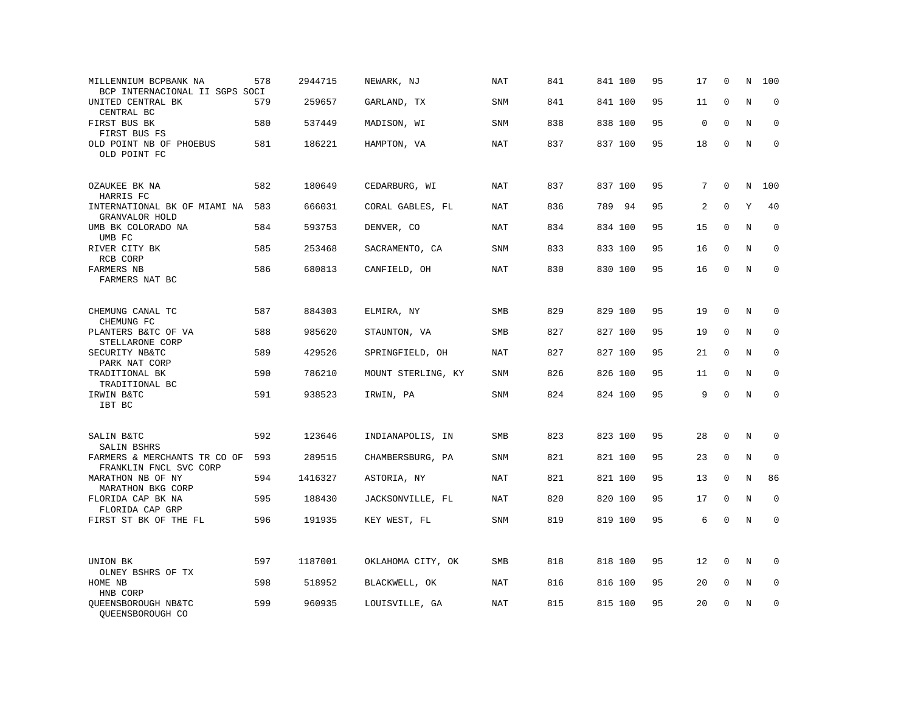| | | | | | | | | | | | | |
|---|---|---|---|---|---|---|---|---|---|---|---|---|
| MILLENNIUM BCPBANK NA<br>BCP INTERNACIONAL II SGPS SOCI | 578 | 2944715 | NEWARK, NJ | NAT | 841 | 841 | 100 | 95 | 17 | 0 | N | 100 |
| UNITED CENTRAL BK<br>CENTRAL BC | 579 | 259657 | GARLAND, TX | SNM | 841 | 841 | 100 | 95 | 11 | 0 | N | 0 |
| FIRST BUS BK<br>FIRST BUS FS | 580 | 537449 | MADISON, WI | SNM | 838 | 838 | 100 | 95 | 0 | 0 | N | 0 |
| OLD POINT NB OF PHOEBUS<br>OLD POINT FC | 581 | 186221 | HAMPTON, VA | NAT | 837 | 837 | 100 | 95 | 18 | 0 | N | 0 |
| OZAUKEE BK NA<br>HARRIS FC | 582 | 180649 | CEDARBURG, WI | NAT | 837 | 837 | 100 | 95 | 7 | 0 | N | 100 |
| INTERNATIONAL BK OF MIAMI NA<br>GRANVALOR HOLD | 583 | 666031 | CORAL GABLES, FL | NAT | 836 | 789 | 94 | 95 | 2 | 0 | Y | 40 |
| UMB BK COLORADO NA<br>UMB FC | 584 | 593753 | DENVER, CO | NAT | 834 | 834 | 100 | 95 | 15 | 0 | N | 0 |
| RIVER CITY BK<br>RCB CORP | 585 | 253468 | SACRAMENTO, CA | SNM | 833 | 833 | 100 | 95 | 16 | 0 | N | 0 |
| FARMERS NB<br>FARMERS NAT BC | 586 | 680813 | CANFIELD, OH | NAT | 830 | 830 | 100 | 95 | 16 | 0 | N | 0 |
| CHEMUNG CANAL TC<br>CHEMUNG FC | 587 | 884303 | ELMIRA, NY | SMB | 829 | 829 | 100 | 95 | 19 | 0 | N | 0 |
| PLANTERS B&TC OF VA<br>STELLARONE CORP | 588 | 985620 | STAUNTON, VA | SMB | 827 | 827 | 100 | 95 | 19 | 0 | N | 0 |
| SECURITY NB&TC<br>PARK NAT CORP | 589 | 429526 | SPRINGFIELD, OH | NAT | 827 | 827 | 100 | 95 | 21 | 0 | N | 0 |
| TRADITIONAL BK<br>TRADITIONAL BC | 590 | 786210 | MOUNT STERLING, KY | SNM | 826 | 826 | 100 | 95 | 11 | 0 | N | 0 |
| IRWIN B&TC<br>IBT BC | 591 | 938523 | IRWIN, PA | SNM | 824 | 824 | 100 | 95 | 9 | 0 | N | 0 |
| SALIN B&TC<br>SALIN BSHRS | 592 | 123646 | INDIANAPOLIS, IN | SMB | 823 | 823 | 100 | 95 | 28 | 0 | N | 0 |
| FARMERS & MERCHANTS TR CO OF<br>FRANKLIN FNCL SVC CORP | 593 | 289515 | CHAMBERSBURG, PA | SNM | 821 | 821 | 100 | 95 | 23 | 0 | N | 0 |
| MARATHON NB OF NY<br>MARATHON BKG CORP | 594 | 1416327 | ASTORIA, NY | NAT | 821 | 821 | 100 | 95 | 13 | 0 | N | 86 |
| FLORIDA CAP BK NA<br>FLORIDA CAP GRP | 595 | 188430 | JACKSONVILLE, FL | NAT | 820 | 820 | 100 | 95 | 17 | 0 | N | 0 |
| FIRST ST BK OF THE FL | 596 | 191935 | KEY WEST, FL | SNM | 819 | 819 | 100 | 95 | 6 | 0 | N | 0 |
| UNION BK<br>OLNEY BSHRS OF TX | 597 | 1187001 | OKLAHOMA CITY, OK | SMB | 818 | 818 | 100 | 95 | 12 | 0 | N | 0 |
| HOME NB<br>HNB CORP | 598 | 518952 | BLACKWELL, OK | NAT | 816 | 816 | 100 | 95 | 20 | 0 | N | 0 |
| QUEENSBOROUGH NB&TC<br>QUEENSBOROUGH CO | 599 | 960935 | LOUISVILLE, GA | NAT | 815 | 815 | 100 | 95 | 20 | 0 | N | 0 |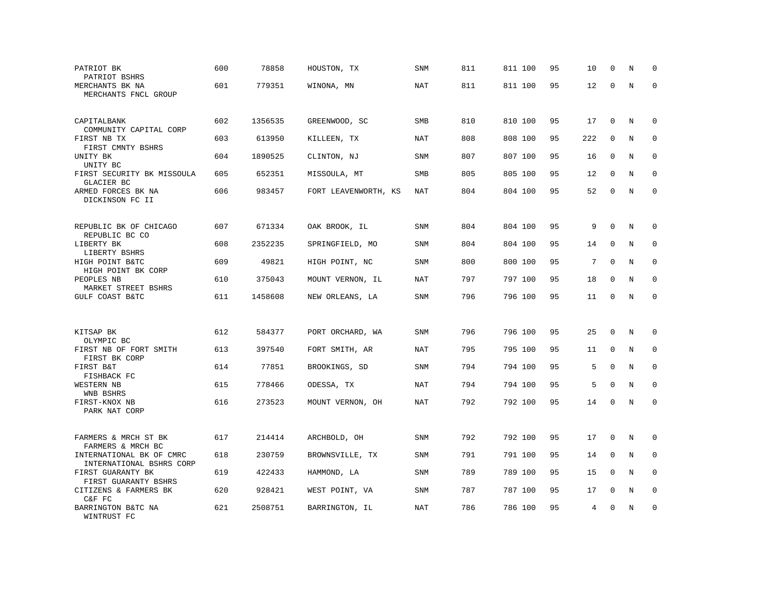| | | | | | | | | | | | |
|---|---|---|---|---|---|---|---|---|---|---|---|
| PATRIOT BK<br>PATRIOT BSHRS | 600 | 78858 | HOUSTON, TX | SNM | 811 | 811 100 | 95 | 10 | 0 | N | 0 |
| MERCHANTS BK NA<br>MERCHANTS FNCL GROUP | 601 | 779351 | WINONA, MN | NAT | 811 | 811 100 | 95 | 12 | 0 | N | 0 |
| CAPITALBANK<br>COMMUNITY CAPITAL CORP | 602 | 1356535 | GREENWOOD, SC | SMB | 810 | 810 100 | 95 | 17 | 0 | N | 0 |
| FIRST NB TX<br>FIRST CMNTY BSHRS | 603 | 613950 | KILLEEN, TX | NAT | 808 | 808 100 | 95 | 222 | 0 | N | 0 |
| UNITY BK<br>UNITY BC | 604 | 1890525 | CLINTON, NJ | SNM | 807 | 807 100 | 95 | 16 | 0 | N | 0 |
| FIRST SECURITY BK MISSOULA<br>GLACIER BC | 605 | 652351 | MISSOULA, MT | SMB | 805 | 805 100 | 95 | 12 | 0 | N | 0 |
| ARMED FORCES BK NA<br>DICKINSON FC II | 606 | 983457 | FORT LEAVENWORTH, KS | NAT | 804 | 804 100 | 95 | 52 | 0 | N | 0 |
| REPUBLIC BK OF CHICAGO<br>REPUBLIC BC CO | 607 | 671334 | OAK BROOK, IL | SNM | 804 | 804 100 | 95 | 9 | 0 | N | 0 |
| LIBERTY BK<br>LIBERTY BSHRS | 608 | 2352235 | SPRINGFIELD, MO | SNM | 804 | 804 100 | 95 | 14 | 0 | N | 0 |
| HIGH POINT B&TC<br>HIGH POINT BK CORP | 609 | 49821 | HIGH POINT, NC | SNM | 800 | 800 100 | 95 | 7 | 0 | N | 0 |
| PEOPLES NB<br>MARKET STREET BSHRS | 610 | 375043 | MOUNT VERNON, IL | NAT | 797 | 797 100 | 95 | 18 | 0 | N | 0 |
| GULF COAST B&TC | 611 | 1458608 | NEW ORLEANS, LA | SNM | 796 | 796 100 | 95 | 11 | 0 | N | 0 |
| KITSAP BK<br>OLYMPIC BC | 612 | 584377 | PORT ORCHARD, WA | SNM | 796 | 796 100 | 95 | 25 | 0 | N | 0 |
| FIRST NB OF FORT SMITH<br>FIRST BK CORP | 613 | 397540 | FORT SMITH, AR | NAT | 795 | 795 100 | 95 | 11 | 0 | N | 0 |
| FIRST B&T<br>FISHBACK FC | 614 | 77851 | BROOKINGS, SD | SNM | 794 | 794 100 | 95 | 5 | 0 | N | 0 |
| WESTERN NB<br>WNB BSHRS | 615 | 778466 | ODESSA, TX | NAT | 794 | 794 100 | 95 | 5 | 0 | N | 0 |
| FIRST-KNOX NB<br>PARK NAT CORP | 616 | 273523 | MOUNT VERNON, OH | NAT | 792 | 792 100 | 95 | 14 | 0 | N | 0 |
| FARMERS & MRCH ST BK<br>FARMERS & MRCH BC | 617 | 214414 | ARCHBOLD, OH | SNM | 792 | 792 100 | 95 | 17 | 0 | N | 0 |
| INTERNATIONAL BK OF CMRC<br>INTERNATIONAL BSHRS CORP | 618 | 230759 | BROWNSVILLE, TX | SNM | 791 | 791 100 | 95 | 14 | 0 | N | 0 |
| FIRST GUARANTY BK<br>FIRST GUARANTY BSHRS | 619 | 422433 | HAMMOND, LA | SNM | 789 | 789 100 | 95 | 15 | 0 | N | 0 |
| CITIZENS & FARMERS BK<br>C&F FC | 620 | 928421 | WEST POINT, VA | SNM | 787 | 787 100 | 95 | 17 | 0 | N | 0 |
| BARRINGTON B&TC NA<br>WINTRUST FC | 621 | 2508751 | BARRINGTON, IL | NAT | 786 | 786 100 | 95 | 4 | 0 | N | 0 |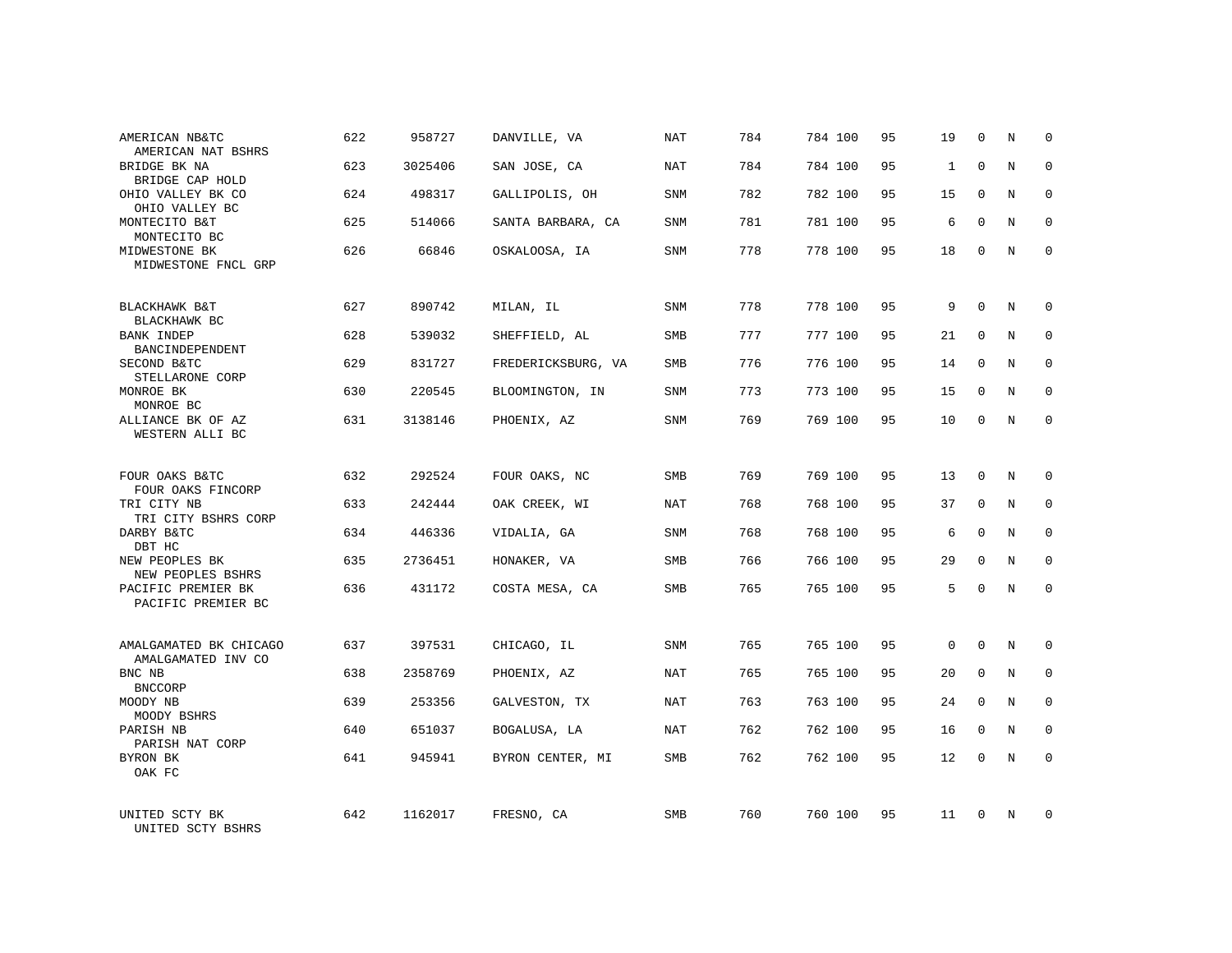| | | | | | | | | | | | | |
|---|---|---|---|---|---|---|---|---|---|---|---|---|
| AMERICAN NB&TC<br>AMERICAN NAT BSHRS | 622 | 958727 | DANVILLE, VA | NAT | 784 | 784 | 100 | 95 | 19 | 0 | N | 0 |
| BRIDGE BK NA<br>BRIDGE CAP HOLD | 623 | 3025406 | SAN JOSE, CA | NAT | 784 | 784 | 100 | 95 | 1 | 0 | N | 0 |
| OHIO VALLEY BK CO<br>OHIO VALLEY BC | 624 | 498317 | GALLIPOLIS, OH | SNM | 782 | 782 | 100 | 95 | 15 | 0 | N | 0 |
| MONTECITO B&T<br>MONTECITO BC | 625 | 514066 | SANTA BARBARA, CA | SNM | 781 | 781 | 100 | 95 | 6 | 0 | N | 0 |
| MIDWESTONE BK<br>MIDWESTONE FNCL GRP | 626 | 66846 | OSKALOOSA, IA | SNM | 778 | 778 | 100 | 95 | 18 | 0 | N | 0 |
| BLACKHAWK B&T<br>BLACKHAWK BC | 627 | 890742 | MILAN, IL | SNM | 778 | 778 | 100 | 95 | 9 | 0 | N | 0 |
| BANK INDEP<br>BANCINDEPENDENT | 628 | 539032 | SHEFFIELD, AL | SMB | 777 | 777 | 100 | 95 | 21 | 0 | N | 0 |
| SECOND B&TC<br>STELLARONE CORP | 629 | 831727 | FREDERICKSBURG, VA | SMB | 776 | 776 | 100 | 95 | 14 | 0 | N | 0 |
| MONROE BK<br>MONROE BC | 630 | 220545 | BLOOMINGTON, IN | SNM | 773 | 773 | 100 | 95 | 15 | 0 | N | 0 |
| ALLIANCE BK OF AZ<br>WESTERN ALLI BC | 631 | 3138146 | PHOENIX, AZ | SNM | 769 | 769 | 100 | 95 | 10 | 0 | N | 0 |
| FOUR OAKS B&TC<br>FOUR OAKS FINCORP | 632 | 292524 | FOUR OAKS, NC | SMB | 769 | 769 | 100 | 95 | 13 | 0 | N | 0 |
| TRI CITY NB<br>TRI CITY BSHRS CORP | 633 | 242444 | OAK CREEK, WI | NAT | 768 | 768 | 100 | 95 | 37 | 0 | N | 0 |
| DARBY B&TC<br>DBT HC | 634 | 446336 | VIDALIA, GA | SNM | 768 | 768 | 100 | 95 | 6 | 0 | N | 0 |
| NEW PEOPLES BK<br>NEW PEOPLES BSHRS | 635 | 2736451 | HONAKER, VA | SMB | 766 | 766 | 100 | 95 | 29 | 0 | N | 0 |
| PACIFIC PREMIER BK<br>PACIFIC PREMIER BC | 636 | 431172 | COSTA MESA, CA | SMB | 765 | 765 | 100 | 95 | 5 | 0 | N | 0 |
| AMALGAMATED BK CHICAGO<br>AMALGAMATED INV CO | 637 | 397531 | CHICAGO, IL | SNM | 765 | 765 | 100 | 95 | 0 | 0 | N | 0 |
| BNC NB<br>BNCCORP | 638 | 2358769 | PHOENIX, AZ | NAT | 765 | 765 | 100 | 95 | 20 | 0 | N | 0 |
| MOODY NB<br>MOODY BSHRS | 639 | 253356 | GALVESTON, TX | NAT | 763 | 763 | 100 | 95 | 24 | 0 | N | 0 |
| PARISH NB<br>PARISH NAT CORP | 640 | 651037 | BOGALUSA, LA | NAT | 762 | 762 | 100 | 95 | 16 | 0 | N | 0 |
| BYRON BK<br>OAK FC | 641 | 945941 | BYRON CENTER, MI | SMB | 762 | 762 | 100 | 95 | 12 | 0 | N | 0 |
| UNITED SCTY BK<br>UNITED SCTY BSHRS | 642 | 1162017 | FRESNO, CA | SMB | 760 | 760 | 100 | 95 | 11 | 0 | N | 0 |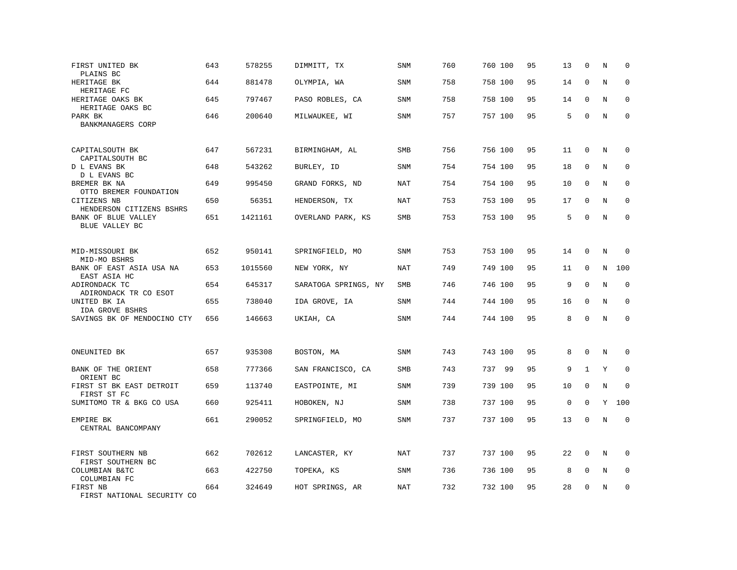| | | | | | | | | | | | | |
|---|---|---|---|---|---|---|---|---|---|---|---|---|
| FIRST UNITED BK<br>PLAINS BC | 643 | 578255 | DIMMITT, TX | SNM | 760 | 760 | 100 | 95 | 13 | 0 | N | 0 |
| HERITAGE BK<br>HERITAGE FC | 644 | 881478 | OLYMPIA, WA | SNM | 758 | 758 | 100 | 95 | 14 | 0 | N | 0 |
| HERITAGE OAKS BK<br>HERITAGE OAKS BC | 645 | 797467 | PASO ROBLES, CA | SNM | 758 | 758 | 100 | 95 | 14 | 0 | N | 0 |
| PARK BK<br>BANKMANAGERS CORP | 646 | 200640 | MILWAUKEE, WI | SNM | 757 | 757 | 100 | 95 | 5 | 0 | N | 0 |
| CAPITALSOUTH BK<br>CAPITALSOUTH BC | 647 | 567231 | BIRMINGHAM, AL | SMB | 756 | 756 | 100 | 95 | 11 | 0 | N | 0 |
| D L EVANS BK<br>D L EVANS BC | 648 | 543262 | BURLEY, ID | SNM | 754 | 754 | 100 | 95 | 18 | 0 | N | 0 |
| BREMER BK NA<br>OTTO BREMER FOUNDATION | 649 | 995450 | GRAND FORKS, ND | NAT | 754 | 754 | 100 | 95 | 10 | 0 | N | 0 |
| CITIZENS NB<br>HENDERSON CITIZENS BSHRS | 650 | 56351 | HENDERSON, TX | NAT | 753 | 753 | 100 | 95 | 17 | 0 | N | 0 |
| BANK OF BLUE VALLEY<br>BLUE VALLEY BC | 651 | 1421161 | OVERLAND PARK, KS | SMB | 753 | 753 | 100 | 95 | 5 | 0 | N | 0 |
| MID-MISSOURI BK<br>MID-MO BSHRS | 652 | 950141 | SPRINGFIELD, MO | SNM | 753 | 753 | 100 | 95 | 14 | 0 | N | 0 |
| BANK OF EAST ASIA USA NA<br>EAST ASIA HC | 653 | 1015560 | NEW YORK, NY | NAT | 749 | 749 | 100 | 95 | 11 | 0 | N | 100 |
| ADIRONDACK TC<br>ADIRONDACK TR CO ESOT | 654 | 645317 | SARATOGA SPRINGS, NY | SMB | 746 | 746 | 100 | 95 | 9 | 0 | N | 0 |
| UNITED BK IA<br>IDA GROVE BSHRS | 655 | 738040 | IDA GROVE, IA | SNM | 744 | 744 | 100 | 95 | 16 | 0 | N | 0 |
| SAVINGS BK OF MENDOCINO CTY | 656 | 146663 | UKIAH, CA | SNM | 744 | 744 | 100 | 95 | 8 | 0 | N | 0 |
| ONEUNITED BK | 657 | 935308 | BOSTON, MA | SNM | 743 | 743 | 100 | 95 | 8 | 0 | N | 0 |
| BANK OF THE ORIENT<br>ORIENT BC | 658 | 777366 | SAN FRANCISCO, CA | SMB | 743 | 737 | 99 | 95 | 9 | 1 | Y | 0 |
| FIRST ST BK EAST DETROIT<br>FIRST ST FC | 659 | 113740 | EASTPOINTE, MI | SNM | 739 | 739 | 100 | 95 | 10 | 0 | N | 0 |
| SUMITOMO TR & BKG CO USA | 660 | 925411 | HOBOKEN, NJ | SNM | 738 | 737 | 100 | 95 | 0 | 0 | Y | 100 |
| EMPIRE BK<br>CENTRAL BANCOMPANY | 661 | 290052 | SPRINGFIELD, MO | SNM | 737 | 737 | 100 | 95 | 13 | 0 | N | 0 |
| FIRST SOUTHERN NB<br>FIRST SOUTHERN BC | 662 | 702612 | LANCASTER, KY | NAT | 737 | 737 | 100 | 95 | 22 | 0 | N | 0 |
| COLUMBIAN B&TC<br>COLUMBIAN FC | 663 | 422750 | TOPEKA, KS | SNM | 736 | 736 | 100 | 95 | 8 | 0 | N | 0 |
| FIRST NB<br>FIRST NATIONAL SECURITY CO | 664 | 324649 | HOT SPRINGS, AR | NAT | 732 | 732 | 100 | 95 | 28 | 0 | N | 0 |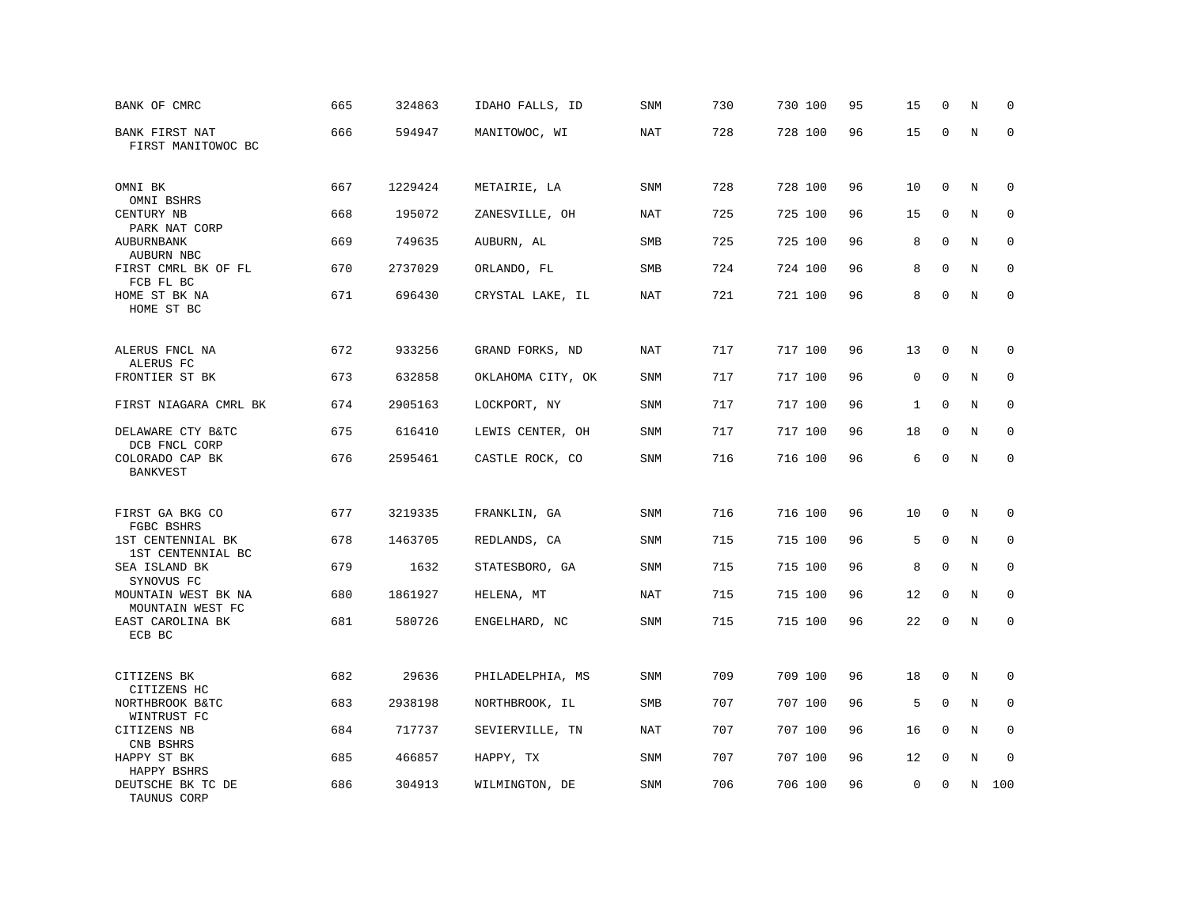| | | | | | | | | | | | |
|---|---|---|---|---|---|---|---|---|---|---|---|
| BANK OF CMRC | 665 | 324863 | IDAHO FALLS, ID | SNM | 730 | 730 100 | 95 | 15 | 0 | N | 0 |
| BANK FIRST NAT<br>FIRST MANITOWOC BC | 666 | 594947 | MANITOWOC, WI | NAT | 728 | 728 100 | 96 | 15 | 0 | N | 0 |
| OMNI BK<br>OMNI BSHRS | 667 | 1229424 | METAIRIE, LA | SNM | 728 | 728 100 | 96 | 10 | 0 | N | 0 |
| CENTURY NB<br>PARK NAT CORP | 668 | 195072 | ZANESVILLE, OH | NAT | 725 | 725 100 | 96 | 15 | 0 | N | 0 |
| AUBURNBANK<br>AUBURN NBC | 669 | 749635 | AUBURN, AL | SMB | 725 | 725 100 | 96 | 8 | 0 | N | 0 |
| FIRST CMRL BK OF FL<br>FCB FL BC | 670 | 2737029 | ORLANDO, FL | SMB | 724 | 724 100 | 96 | 8 | 0 | N | 0 |
| HOME ST BK NA<br>HOME ST BC | 671 | 696430 | CRYSTAL LAKE, IL | NAT | 721 | 721 100 | 96 | 8 | 0 | N | 0 |
| ALERUS FNCL NA<br>ALERUS FC | 672 | 933256 | GRAND FORKS, ND | NAT | 717 | 717 100 | 96 | 13 | 0 | N | 0 |
| FRONTIER ST BK | 673 | 632858 | OKLAHOMA CITY, OK | SNM | 717 | 717 100 | 96 | 0 | 0 | N | 0 |
| FIRST NIAGARA CMRL BK | 674 | 2905163 | LOCKPORT, NY | SNM | 717 | 717 100 | 96 | 1 | 0 | N | 0 |
| DELAWARE CTY B&TC<br>DCB FNCL CORP | 675 | 616410 | LEWIS CENTER, OH | SNM | 717 | 717 100 | 96 | 18 | 0 | N | 0 |
| COLORADO CAP BK<br>BANKVEST | 676 | 2595461 | CASTLE ROCK, CO | SNM | 716 | 716 100 | 96 | 6 | 0 | N | 0 |
| FIRST GA BKG CO<br>FGBC BSHRS | 677 | 3219335 | FRANKLIN, GA | SNM | 716 | 716 100 | 96 | 10 | 0 | N | 0 |
| 1ST CENTENNIAL BK<br>1ST CENTENNIAL BC | 678 | 1463705 | REDLANDS, CA | SNM | 715 | 715 100 | 96 | 5 | 0 | N | 0 |
| SEA ISLAND BK<br>SYNOVUS FC | 679 | 1632 | STATESBORO, GA | SNM | 715 | 715 100 | 96 | 8 | 0 | N | 0 |
| MOUNTAIN WEST BK NA<br>MOUNTAIN WEST FC | 680 | 1861927 | HELENA, MT | NAT | 715 | 715 100 | 96 | 12 | 0 | N | 0 |
| EAST CAROLINA BK<br>ECB BC | 681 | 580726 | ENGELHARD, NC | SNM | 715 | 715 100 | 96 | 22 | 0 | N | 0 |
| CITIZENS BK<br>CITIZENS HC | 682 | 29636 | PHILADELPHIA, MS | SNM | 709 | 709 100 | 96 | 18 | 0 | N | 0 |
| NORTHBROOK B&TC<br>WINTRUST FC | 683 | 2938198 | NORTHBROOK, IL | SMB | 707 | 707 100 | 96 | 5 | 0 | N | 0 |
| CITIZENS NB<br>CNB BSHRS | 684 | 717737 | SEVIERVILLE, TN | NAT | 707 | 707 100 | 96 | 16 | 0 | N | 0 |
| HAPPY ST BK<br>HAPPY BSHRS | 685 | 466857 | HAPPY, TX | SNM | 707 | 707 100 | 96 | 12 | 0 | N | 0 |
| DEUTSCHE BK TC DE<br>TAUNUS CORP | 686 | 304913 | WILMINGTON, DE | SNM | 706 | 706 100 | 96 | 0 | 0 | N | 100 |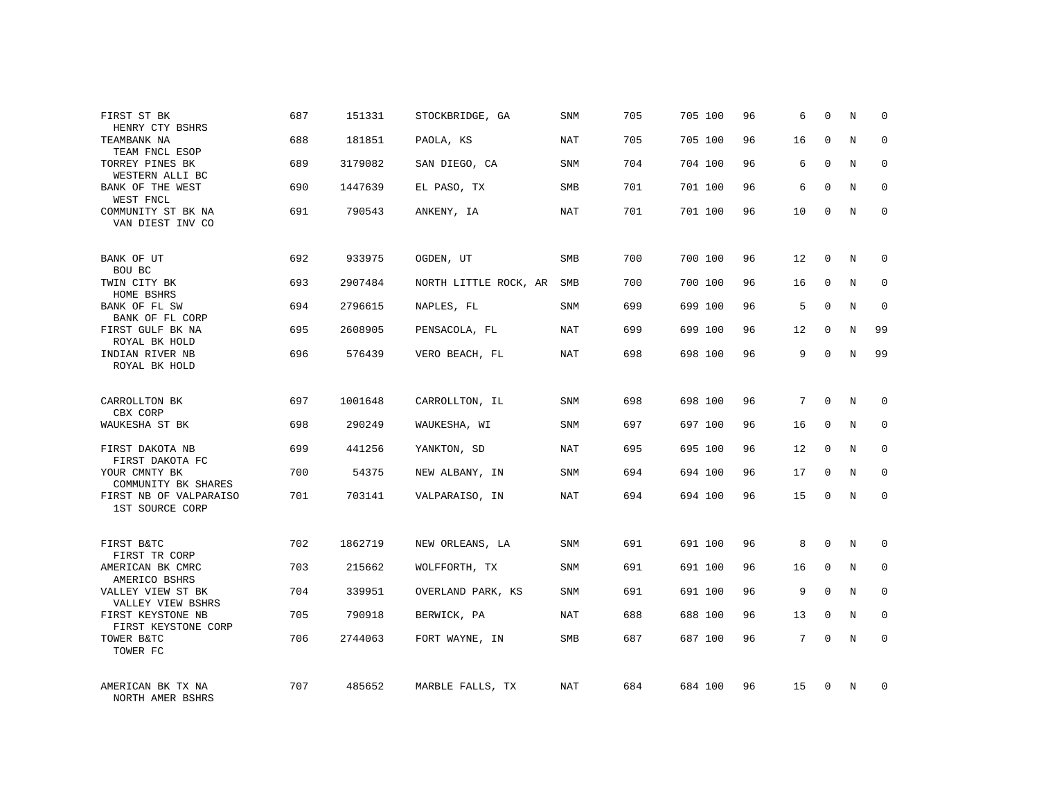| | | | | | | | | | | | | |
|---|---|---|---|---|---|---|---|---|---|---|---|---|
| FIRST ST BK<br>HENRY CTY BSHRS | 687 | 151331 | STOCKBRIDGE, GA | SNM | 705 | 705 | 100 | 96 | 6 | 0 | N | 0 |
| TEAMBANK NA<br>TEAM FNCL ESOP | 688 | 181851 | PAOLA, KS | NAT | 705 | 705 | 100 | 96 | 16 | 0 | N | 0 |
| TORREY PINES BK<br>WESTERN ALLI BC | 689 | 3179082 | SAN DIEGO, CA | SNM | 704 | 704 | 100 | 96 | 6 | 0 | N | 0 |
| BANK OF THE WEST<br>WEST FNCL | 690 | 1447639 | EL PASO, TX | SMB | 701 | 701 | 100 | 96 | 6 | 0 | N | 0 |
| COMMUNITY ST BK NA<br>VAN DIEST INV CO | 691 | 790543 | ANKENY, IA | NAT | 701 | 701 | 100 | 96 | 10 | 0 | N | 0 |
| BANK OF UT<br>BOU BC | 692 | 933975 | OGDEN, UT | SMB | 700 | 700 | 100 | 96 | 12 | 0 | N | 0 |
| TWIN CITY BK<br>HOME BSHRS | 693 | 2907484 | NORTH LITTLE ROCK, AR | SMB | 700 | 700 | 100 | 96 | 16 | 0 | N | 0 |
| BANK OF FL SW<br>BANK OF FL CORP | 694 | 2796615 | NAPLES, FL | SNM | 699 | 699 | 100 | 96 | 5 | 0 | N | 0 |
| FIRST GULF BK NA<br>ROYAL BK HOLD | 695 | 2608905 | PENSACOLA, FL | NAT | 699 | 699 | 100 | 96 | 12 | 0 | N | 99 |
| INDIAN RIVER NB<br>ROYAL BK HOLD | 696 | 576439 | VERO BEACH, FL | NAT | 698 | 698 | 100 | 96 | 9 | 0 | N | 99 |
| CARROLLTON BK<br>CBX CORP | 697 | 1001648 | CARROLLTON, IL | SNM | 698 | 698 | 100 | 96 | 7 | 0 | N | 0 |
| WAUKESHA ST BK | 698 | 290249 | WAUKESHA, WI | SNM | 697 | 697 | 100 | 96 | 16 | 0 | N | 0 |
| FIRST DAKOTA NB<br>FIRST DAKOTA FC | 699 | 441256 | YANKTON, SD | NAT | 695 | 695 | 100 | 96 | 12 | 0 | N | 0 |
| YOUR CMNTY BK<br>COMMUNITY BK SHARES | 700 | 54375 | NEW ALBANY, IN | SNM | 694 | 694 | 100 | 96 | 17 | 0 | N | 0 |
| FIRST NB OF VALPARAISO<br>1ST SOURCE CORP | 701 | 703141 | VALPARAISO, IN | NAT | 694 | 694 | 100 | 96 | 15 | 0 | N | 0 |
| FIRST B&TC<br>FIRST TR CORP | 702 | 1862719 | NEW ORLEANS, LA | SNM | 691 | 691 | 100 | 96 | 8 | 0 | N | 0 |
| AMERICAN BK CMRC<br>AMERICO BSHRS | 703 | 215662 | WOLFFORTH, TX | SNM | 691 | 691 | 100 | 96 | 16 | 0 | N | 0 |
| VALLEY VIEW ST BK<br>VALLEY VIEW BSHRS | 704 | 339951 | OVERLAND PARK, KS | SNM | 691 | 691 | 100 | 96 | 9 | 0 | N | 0 |
| FIRST KEYSTONE NB<br>FIRST KEYSTONE CORP | 705 | 790918 | BERWICK, PA | NAT | 688 | 688 | 100 | 96 | 13 | 0 | N | 0 |
| TOWER B&TC<br>TOWER FC | 706 | 2744063 | FORT WAYNE, IN | SMB | 687 | 687 | 100 | 96 | 7 | 0 | N | 0 |
| AMERICAN BK TX NA<br>NORTH AMER BSHRS | 707 | 485652 | MARBLE FALLS, TX | NAT | 684 | 684 | 100 | 96 | 15 | 0 | N | 0 |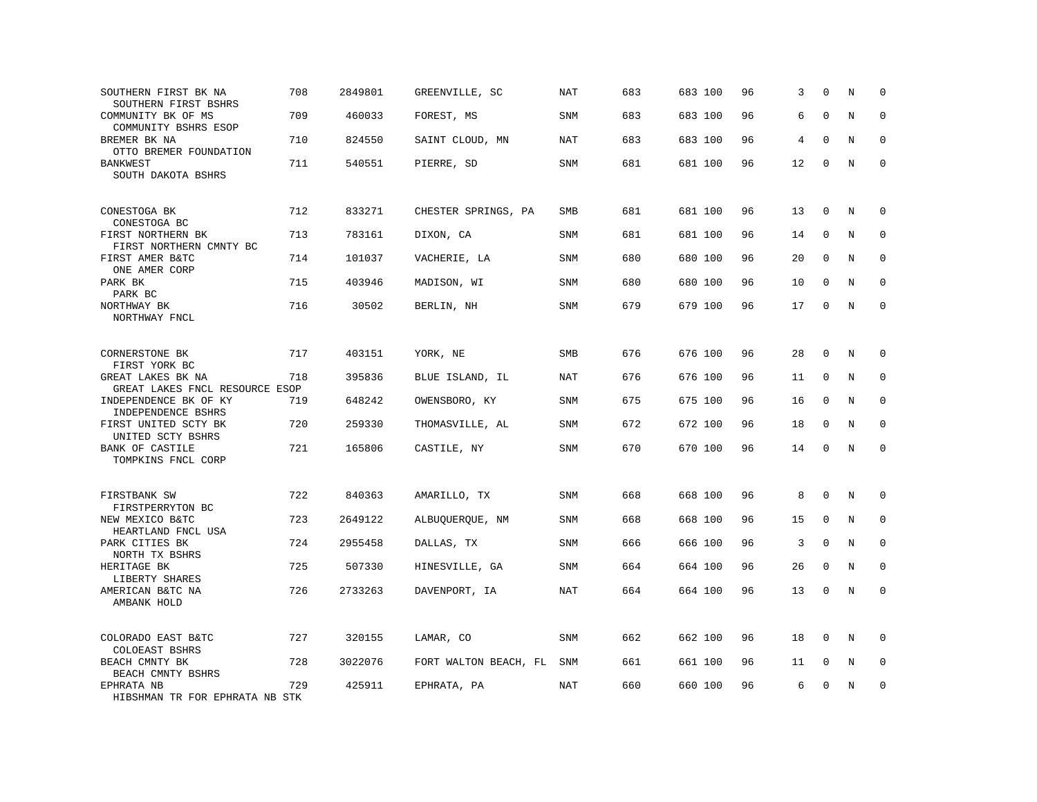| | | | | | | | | | | | |
|---|---|---|---|---|---|---|---|---|---|---|---|
| SOUTHERN FIRST BK NA<br>SOUTHERN FIRST BSHRS | 708 | 2849801 | GREENVILLE, SC | NAT | 683 | 683 100 | 96 | 3 | 0 | N | 0 |
| COMMUNITY BK OF MS<br>COMMUNITY BSHRS ESOP | 709 | 460033 | FOREST, MS | SNM | 683 | 683 100 | 96 | 6 | 0 | N | 0 |
| BREMER BK NA<br>OTTO BREMER FOUNDATION | 710 | 824550 | SAINT CLOUD, MN | NAT | 683 | 683 100 | 96 | 4 | 0 | N | 0 |
| BANKWEST<br>SOUTH DAKOTA BSHRS | 711 | 540551 | PIERRE, SD | SNM | 681 | 681 100 | 96 | 12 | 0 | N | 0 |
| CONESTOGA BK<br>CONESTOGA BC | 712 | 833271 | CHESTER SPRINGS, PA | SMB | 681 | 681 100 | 96 | 13 | 0 | N | 0 |
| FIRST NORTHERN BK<br>FIRST NORTHERN CMNTY BC | 713 | 783161 | DIXON, CA | SNM | 681 | 681 100 | 96 | 14 | 0 | N | 0 |
| FIRST AMER B&TC<br>ONE AMER CORP | 714 | 101037 | VACHERIE, LA | SNM | 680 | 680 100 | 96 | 20 | 0 | N | 0 |
| PARK BK<br>PARK BC | 715 | 403946 | MADISON, WI | SNM | 680 | 680 100 | 96 | 10 | 0 | N | 0 |
| NORTHWAY BK<br>NORTHWAY FNCL | 716 | 30502 | BERLIN, NH | SNM | 679 | 679 100 | 96 | 17 | 0 | N | 0 |
| CORNERSTONE BK<br>FIRST YORK BC | 717 | 403151 | YORK, NE | SMB | 676 | 676 100 | 96 | 28 | 0 | N | 0 |
| GREAT LAKES BK NA<br>GREAT LAKES FNCL RESOURCE ESOP | 718 | 395836 | BLUE ISLAND, IL | NAT | 676 | 676 100 | 96 | 11 | 0 | N | 0 |
| INDEPENDENCE BK OF KY<br>INDEPENDENCE BSHRS | 719 | 648242 | OWENSBORO, KY | SNM | 675 | 675 100 | 96 | 16 | 0 | N | 0 |
| FIRST UNITED SCTY BK<br>UNITED SCTY BSHRS | 720 | 259330 | THOMASVILLE, AL | SNM | 672 | 672 100 | 96 | 18 | 0 | N | 0 |
| BANK OF CASTILE<br>TOMPKINS FNCL CORP | 721 | 165806 | CASTILE, NY | SNM | 670 | 670 100 | 96 | 14 | 0 | N | 0 |
| FIRSTBANK SW<br>FIRSTPERRYTON BC | 722 | 840363 | AMARILLO, TX | SNM | 668 | 668 100 | 96 | 8 | 0 | N | 0 |
| NEW MEXICO B&TC<br>HEARTLAND FNCL USA | 723 | 2649122 | ALBUQUERQUE, NM | SNM | 668 | 668 100 | 96 | 15 | 0 | N | 0 |
| PARK CITIES BK<br>NORTH TX BSHRS | 724 | 2955458 | DALLAS, TX | SNM | 666 | 666 100 | 96 | 3 | 0 | N | 0 |
| HERITAGE BK<br>LIBERTY SHARES | 725 | 507330 | HINESVILLE, GA | SNM | 664 | 664 100 | 96 | 26 | 0 | N | 0 |
| AMERICAN B&TC NA<br>AMBANK HOLD | 726 | 2733263 | DAVENPORT, IA | NAT | 664 | 664 100 | 96 | 13 | 0 | N | 0 |
| COLORADO EAST B&TC<br>COLOEAST BSHRS | 727 | 320155 | LAMAR, CO | SNM | 662 | 662 100 | 96 | 18 | 0 | N | 0 |
| BEACH CMNTY BK<br>BEACH CMNTY BSHRS | 728 | 3022076 | FORT WALTON BEACH, FL | SNM | 661 | 661 100 | 96 | 11 | 0 | N | 0 |
| EPHRATA NB<br>HIBSHMAN TR FOR EPHRATA NB STK | 729 | 425911 | EPHRATA, PA | NAT | 660 | 660 100 | 96 | 6 | 0 | N | 0 |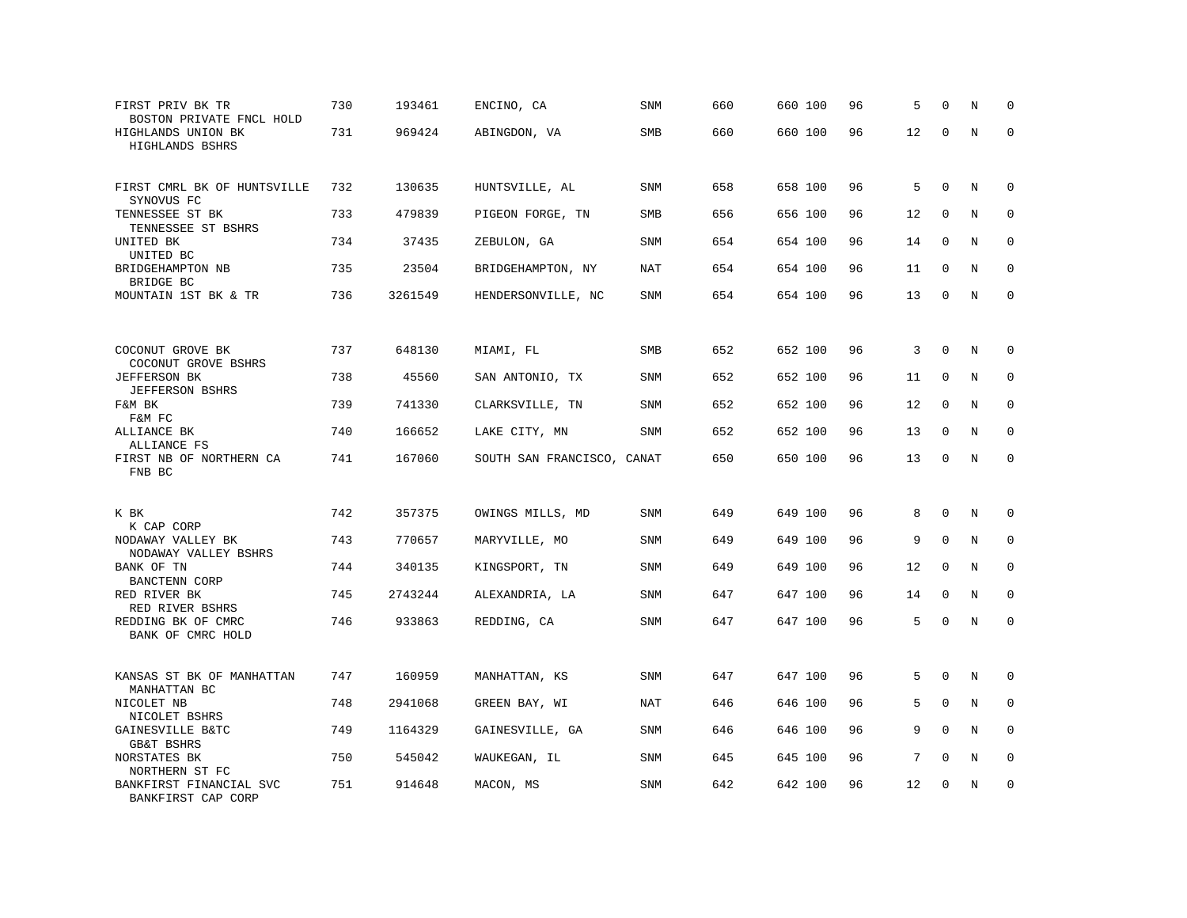| Name | Rank | ID | Location | Type | Col5 | Col6 | Col7 | Col8 | Col9 | Col10 | Col11 | Col12 |
|---|---|---|---|---|---|---|---|---|---|---|---|---|
| FIRST PRIV BK TR<br>BOSTON PRIVATE FNCL HOLD | 730 | 193461 | ENCINO, CA | SNM | 660 | 660 | 100 | 96 | 5 | 0 | N | 0 |
| HIGHLANDS UNION BK<br>HIGHLANDS BSHRS | 731 | 969424 | ABINGDON, VA | SMB | 660 | 660 | 100 | 96 | 12 | 0 | N | 0 |
| FIRST CMRL BK OF HUNTSVILLE<br>SYNOVUS FC | 732 | 130635 | HUNTSVILLE, AL | SNM | 658 | 658 | 100 | 96 | 5 | 0 | N | 0 |
| TENNESSEE ST BK<br>TENNESSEE ST BSHRS | 733 | 479839 | PIGEON FORGE, TN | SMB | 656 | 656 | 100 | 96 | 12 | 0 | N | 0 |
| UNITED BK<br>UNITED BC | 734 | 37435 | ZEBULON, GA | SNM | 654 | 654 | 100 | 96 | 14 | 0 | N | 0 |
| BRIDGEHAMPTON NB<br>BRIDGE BC | 735 | 23504 | BRIDGEHAMPTON, NY | NAT | 654 | 654 | 100 | 96 | 11 | 0 | N | 0 |
| MOUNTAIN 1ST BK & TR | 736 | 3261549 | HENDERSONVILLE, NC | SNM | 654 | 654 | 100 | 96 | 13 | 0 | N | 0 |
| COCONUT GROVE BK<br>COCONUT GROVE BSHRS | 737 | 648130 | MIAMI, FL | SMB | 652 | 652 | 100 | 96 | 3 | 0 | N | 0 |
| JEFFERSON BK<br>JEFFERSON BSHRS | 738 | 45560 | SAN ANTONIO, TX | SNM | 652 | 652 | 100 | 96 | 11 | 0 | N | 0 |
| F&M BK<br>F&M FC | 739 | 741330 | CLARKSVILLE, TN | SNM | 652 | 652 | 100 | 96 | 12 | 0 | N | 0 |
| ALLIANCE BK<br>ALLIANCE FS | 740 | 166652 | LAKE CITY, MN | SNM | 652 | 652 | 100 | 96 | 13 | 0 | N | 0 |
| FIRST NB OF NORTHERN CA<br>FNB BC | 741 | 167060 | SOUTH SAN FRANCISCO, CA | NAT | 650 | 650 | 100 | 96 | 13 | 0 | N | 0 |
| K BK<br>K CAP CORP | 742 | 357375 | OWINGS MILLS, MD | SNM | 649 | 649 | 100 | 96 | 8 | 0 | N | 0 |
| NODAWAY VALLEY BK<br>NODAWAY VALLEY BSHRS | 743 | 770657 | MARYVILLE, MO | SNM | 649 | 649 | 100 | 96 | 9 | 0 | N | 0 |
| BANK OF TN<br>BANCTENN CORP | 744 | 340135 | KINGSPORT, TN | SNM | 649 | 649 | 100 | 96 | 12 | 0 | N | 0 |
| RED RIVER BK<br>RED RIVER BSHRS | 745 | 2743244 | ALEXANDRIA, LA | SNM | 647 | 647 | 100 | 96 | 14 | 0 | N | 0 |
| REDDING BK OF CMRC<br>BANK OF CMRC HOLD | 746 | 933863 | REDDING, CA | SNM | 647 | 647 | 100 | 96 | 5 | 0 | N | 0 |
| KANSAS ST BK OF MANHATTAN<br>MANHATTAN BC | 747 | 160959 | MANHATTAN, KS | SNM | 647 | 647 | 100 | 96 | 5 | 0 | N | 0 |
| NICOLET NB<br>NICOLET BSHRS | 748 | 2941068 | GREEN BAY, WI | NAT | 646 | 646 | 100 | 96 | 5 | 0 | N | 0 |
| GAINESVILLE B&TC<br>GB&T BSHRS | 749 | 1164329 | GAINESVILLE, GA | SNM | 646 | 646 | 100 | 96 | 9 | 0 | N | 0 |
| NORSTATES BK<br>NORTHERN ST FC | 750 | 545042 | WAUKEGAN, IL | SNM | 645 | 645 | 100 | 96 | 7 | 0 | N | 0 |
| BANKFIRST FINANCIAL SVC<br>BANKFIRST CAP CORP | 751 | 914648 | MACON, MS | SNM | 642 | 642 | 100 | 96 | 12 | 0 | N | 0 |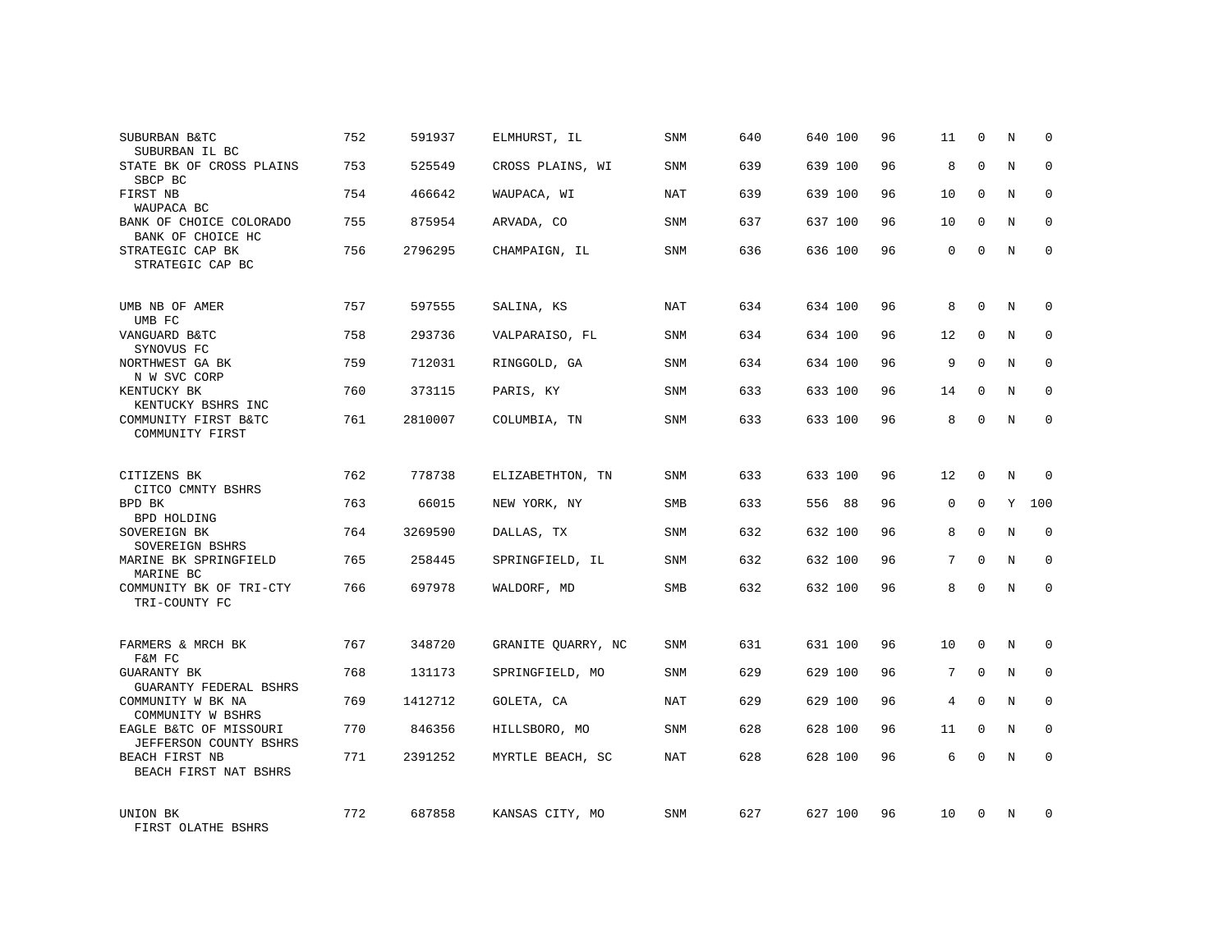| Bank / Holding Company | Rank | ID | Location | Type | | | | | | | | |
|---|---|---|---|---|---|---|---|---|---|---|---|---|
| SUBURBAN B&TC<br>SUBURBAN IL BC | 752 | 591937 | ELMHURST, IL | SNM | 640 | 640 | 100 | 96 | 11 | 0 | N | 0 |
| STATE BK OF CROSS PLAINS<br>SBCP BC | 753 | 525549 | CROSS PLAINS, WI | SNM | 639 | 639 | 100 | 96 | 8 | 0 | N | 0 |
| FIRST NB<br>WAUPACA BC | 754 | 466642 | WAUPACA, WI | NAT | 639 | 639 | 100 | 96 | 10 | 0 | N | 0 |
| BANK OF CHOICE COLORADO<br>BANK OF CHOICE HC | 755 | 875954 | ARVADA, CO | SNM | 637 | 637 | 100 | 96 | 10 | 0 | N | 0 |
| STRATEGIC CAP BK<br>STRATEGIC CAP BC | 756 | 2796295 | CHAMPAIGN, IL | SNM | 636 | 636 | 100 | 96 | 0 | 0 | N | 0 |
| UMB NB OF AMER<br>UMB FC | 757 | 597555 | SALINA, KS | NAT | 634 | 634 | 100 | 96 | 8 | 0 | N | 0 |
| VANGUARD B&TC<br>SYNOVUS FC | 758 | 293736 | VALPARAISO, FL | SNM | 634 | 634 | 100 | 96 | 12 | 0 | N | 0 |
| NORTHWEST GA BK<br>N W SVC CORP | 759 | 712031 | RINGGOLD, GA | SNM | 634 | 634 | 100 | 96 | 9 | 0 | N | 0 |
| KENTUCKY BK<br>KENTUCKY BSHRS INC | 760 | 373115 | PARIS, KY | SNM | 633 | 633 | 100 | 96 | 14 | 0 | N | 0 |
| COMMUNITY FIRST B&TC<br>COMMUNITY FIRST | 761 | 2810007 | COLUMBIA, TN | SNM | 633 | 633 | 100 | 96 | 8 | 0 | N | 0 |
| CITIZENS BK<br>CITCO CMNTY BSHRS | 762 | 778738 | ELIZABETHTON, TN | SNM | 633 | 633 | 100 | 96 | 12 | 0 | N | 0 |
| BPD BK<br>BPD HOLDING | 763 | 66015 | NEW YORK, NY | SMB | 633 | 556 | 88 | 96 | 0 | 0 | Y | 100 |
| SOVEREIGN BK<br>SOVEREIGN BSHRS | 764 | 3269590 | DALLAS, TX | SNM | 632 | 632 | 100 | 96 | 8 | 0 | N | 0 |
| MARINE BK SPRINGFIELD<br>MARINE BC | 765 | 258445 | SPRINGFIELD, IL | SNM | 632 | 632 | 100 | 96 | 7 | 0 | N | 0 |
| COMMUNITY BK OF TRI-CTY<br>TRI-COUNTY FC | 766 | 697978 | WALDORF, MD | SMB | 632 | 632 | 100 | 96 | 8 | 0 | N | 0 |
| FARMERS & MRCH BK<br>F&M FC | 767 | 348720 | GRANITE QUARRY, NC | SNM | 631 | 631 | 100 | 96 | 10 | 0 | N | 0 |
| GUARANTY BK<br>GUARANTY FEDERAL BSHRS | 768 | 131173 | SPRINGFIELD, MO | SNM | 629 | 629 | 100 | 96 | 7 | 0 | N | 0 |
| COMMUNITY W BK NA<br>COMMUNITY W BSHRS | 769 | 1412712 | GOLETA, CA | NAT | 629 | 629 | 100 | 96 | 4 | 0 | N | 0 |
| EAGLE B&TC OF MISSOURI<br>JEFFERSON COUNTY BSHRS | 770 | 846356 | HILLSBORO, MO | SNM | 628 | 628 | 100 | 96 | 11 | 0 | N | 0 |
| BEACH FIRST NB<br>BEACH FIRST NAT BSHRS | 771 | 2391252 | MYRTLE BEACH, SC | NAT | 628 | 628 | 100 | 96 | 6 | 0 | N | 0 |
| UNION BK<br>FIRST OLATHE BSHRS | 772 | 687858 | KANSAS CITY, MO | SNM | 627 | 627 | 100 | 96 | 10 | 0 | N | 0 |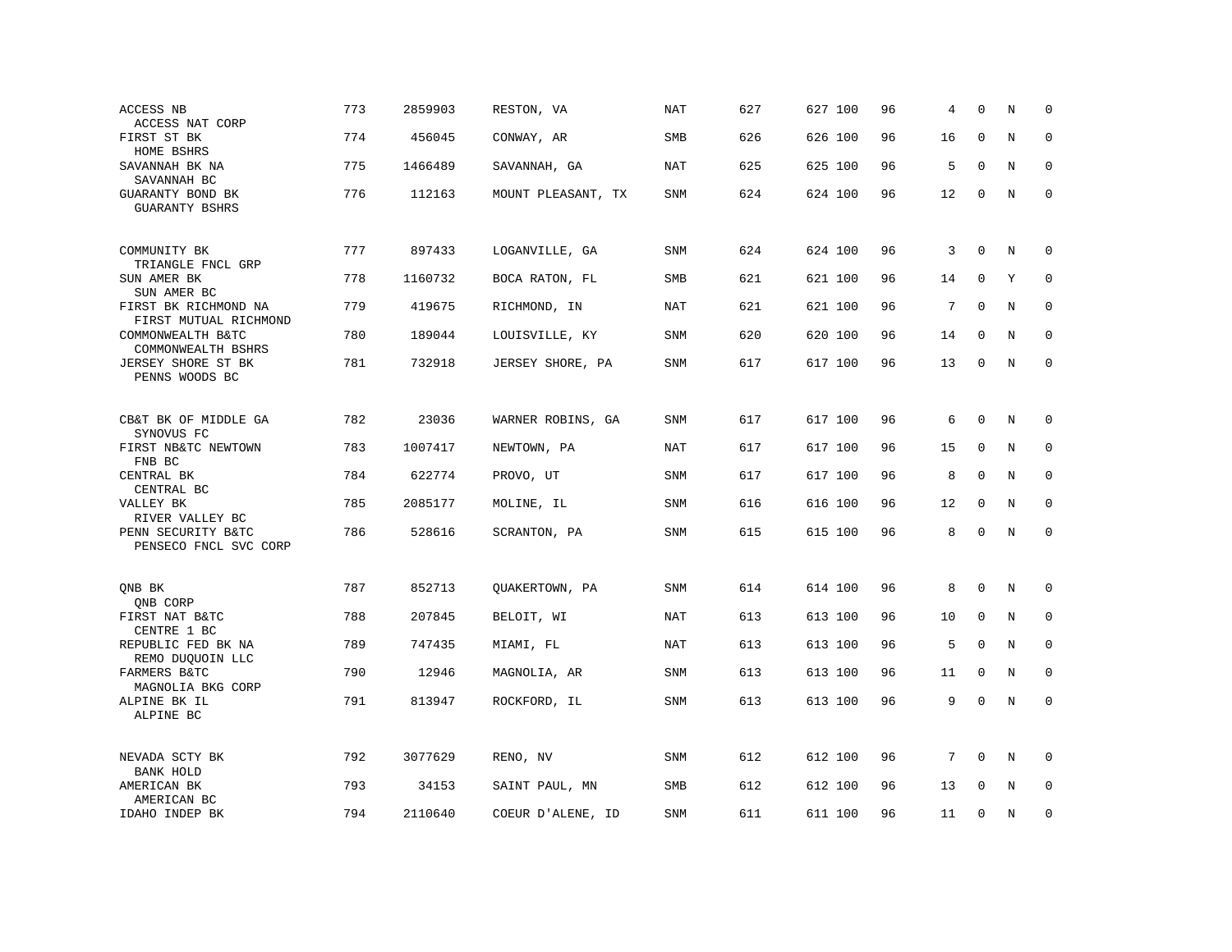| | | | | | | | | | | | | |
|---|---|---|---|---|---|---|---|---|---|---|---|---|
| ACCESS NB<br>ACCESS NAT CORP | 773 | 2859903 | RESTON, VA | NAT | 627 | 627 | 100 | 96 | 4 | 0 | N | 0 |
| FIRST ST BK<br>HOME BSHRS | 774 | 456045 | CONWAY, AR | SMB | 626 | 626 | 100 | 96 | 16 | 0 | N | 0 |
| SAVANNAH BK NA<br>SAVANNAH BC | 775 | 1466489 | SAVANNAH, GA | NAT | 625 | 625 | 100 | 96 | 5 | 0 | N | 0 |
| GUARANTY BOND BK<br>GUARANTY BSHRS | 776 | 112163 | MOUNT PLEASANT, TX | SNM | 624 | 624 | 100 | 96 | 12 | 0 | N | 0 |
| COMMUNITY BK<br>TRIANGLE FNCL GRP | 777 | 897433 | LOGANVILLE, GA | SNM | 624 | 624 | 100 | 96 | 3 | 0 | N | 0 |
| SUN AMER BK<br>SUN AMER BC | 778 | 1160732 | BOCA RATON, FL | SMB | 621 | 621 | 100 | 96 | 14 | 0 | Y | 0 |
| FIRST BK RICHMOND NA<br>FIRST MUTUAL RICHMOND | 779 | 419675 | RICHMOND, IN | NAT | 621 | 621 | 100 | 96 | 7 | 0 | N | 0 |
| COMMONWEALTH B&TC<br>COMMONWEALTH BSHRS | 780 | 189044 | LOUISVILLE, KY | SNM | 620 | 620 | 100 | 96 | 14 | 0 | N | 0 |
| JERSEY SHORE ST BK<br>PENNS WOODS BC | 781 | 732918 | JERSEY SHORE, PA | SNM | 617 | 617 | 100 | 96 | 13 | 0 | N | 0 |
| CB&T BK OF MIDDLE GA<br>SYNOVUS FC | 782 | 23036 | WARNER ROBINS, GA | SNM | 617 | 617 | 100 | 96 | 6 | 0 | N | 0 |
| FIRST NB&TC NEWTOWN<br>FNB BC | 783 | 1007417 | NEWTOWN, PA | NAT | 617 | 617 | 100 | 96 | 15 | 0 | N | 0 |
| CENTRAL BK<br>CENTRAL BC | 784 | 622774 | PROVO, UT | SNM | 617 | 617 | 100 | 96 | 8 | 0 | N | 0 |
| VALLEY BK<br>RIVER VALLEY BC | 785 | 2085177 | MOLINE, IL | SNM | 616 | 616 | 100 | 96 | 12 | 0 | N | 0 |
| PENN SECURITY B&TC<br>PENSECO FNCL SVC CORP | 786 | 528616 | SCRANTON, PA | SNM | 615 | 615 | 100 | 96 | 8 | 0 | N | 0 |
| QNB BK<br>QNB CORP | 787 | 852713 | QUAKERTOWN, PA | SNM | 614 | 614 | 100 | 96 | 8 | 0 | N | 0 |
| FIRST NAT B&TC<br>CENTRE 1 BC | 788 | 207845 | BELOIT, WI | NAT | 613 | 613 | 100 | 96 | 10 | 0 | N | 0 |
| REPUBLIC FED BK NA<br>REMO DUQUOIN LLC | 789 | 747435 | MIAMI, FL | NAT | 613 | 613 | 100 | 96 | 5 | 0 | N | 0 |
| FARMERS B&TC<br>MAGNOLIA BKG CORP | 790 | 12946 | MAGNOLIA, AR | SNM | 613 | 613 | 100 | 96 | 11 | 0 | N | 0 |
| ALPINE BK IL<br>ALPINE BC | 791 | 813947 | ROCKFORD, IL | SNM | 613 | 613 | 100 | 96 | 9 | 0 | N | 0 |
| NEVADA SCTY BK<br>BANK HOLD | 792 | 3077629 | RENO, NV | SNM | 612 | 612 | 100 | 96 | 7 | 0 | N | 0 |
| AMERICAN BK<br>AMERICAN BC | 793 | 34153 | SAINT PAUL, MN | SMB | 612 | 612 | 100 | 96 | 13 | 0 | N | 0 |
| IDAHO INDEP BK | 794 | 2110640 | COEUR D'ALENE, ID | SNM | 611 | 611 | 100 | 96 | 11 | 0 | N | 0 |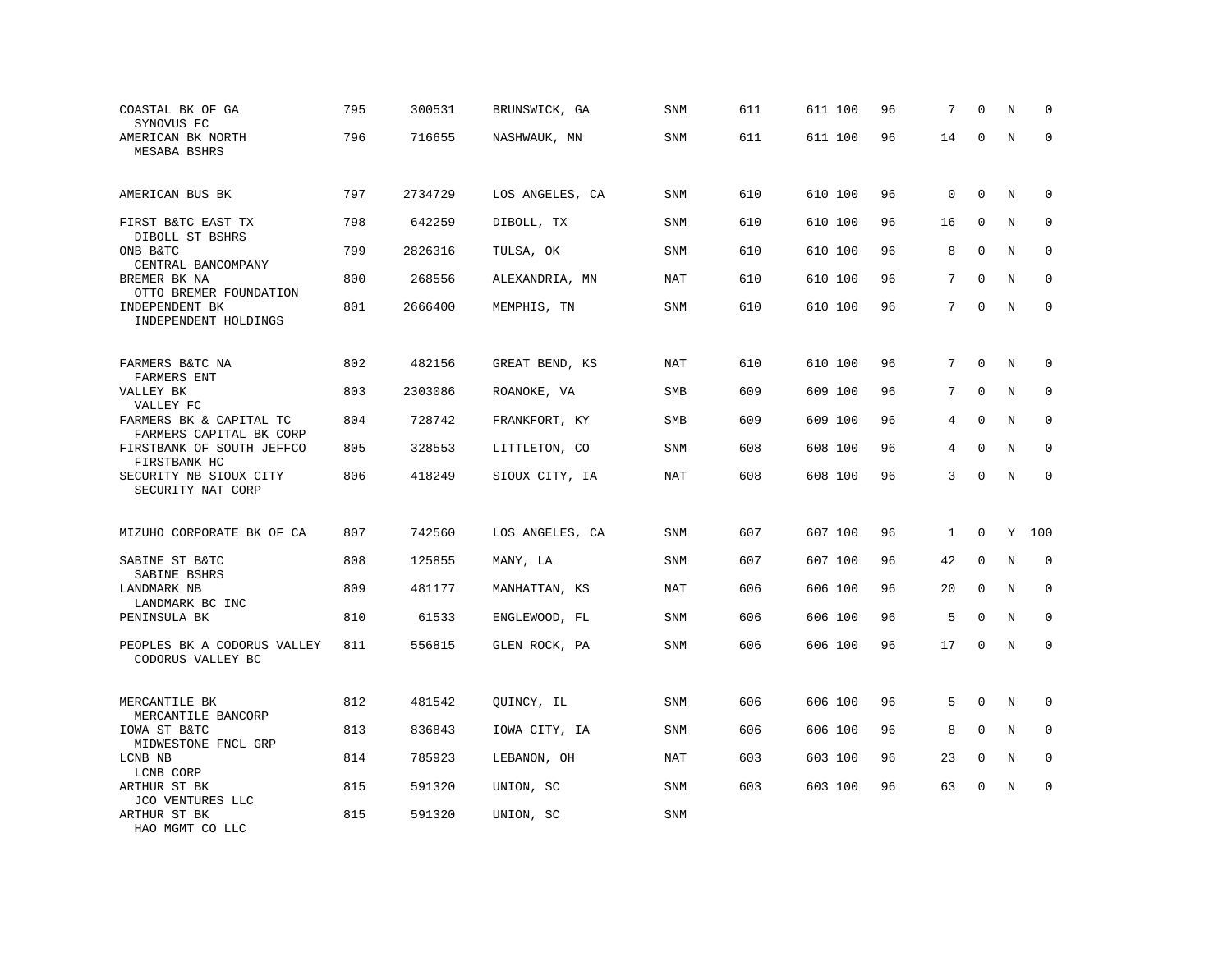| | | | | | | | | | | | | |
|---|---|---|---|---|---|---|---|---|---|---|---|---|
| COASTAL BK OF GA<br>SYNOVUS FC | 795 | 300531 | BRUNSWICK, GA | SNM | 611 | 611 | 100 | 96 | 7 | 0 | N | 0 |
| AMERICAN BK NORTH<br>MESABA BSHRS | 796 | 716655 | NASHWAUK, MN | SNM | 611 | 611 | 100 | 96 | 14 | 0 | N | 0 |
| AMERICAN BUS BK | 797 | 2734729 | LOS ANGELES, CA | SNM | 610 | 610 | 100 | 96 | 0 | 0 | N | 0 |
| FIRST B&TC EAST TX<br>DIBOLL ST BSHRS | 798 | 642259 | DIBOLL, TX | SNM | 610 | 610 | 100 | 96 | 16 | 0 | N | 0 |
| ONB B&TC<br>CENTRAL BANCOMPANY | 799 | 2826316 | TULSA, OK | SNM | 610 | 610 | 100 | 96 | 8 | 0 | N | 0 |
| BREMER BK NA<br>OTTO BREMER FOUNDATION | 800 | 268556 | ALEXANDRIA, MN | NAT | 610 | 610 | 100 | 96 | 7 | 0 | N | 0 |
| INDEPENDENT BK<br>INDEPENDENT HOLDINGS | 801 | 2666400 | MEMPHIS, TN | SNM | 610 | 610 | 100 | 96 | 7 | 0 | N | 0 |
| FARMERS B&TC NA<br>FARMERS ENT | 802 | 482156 | GREAT BEND, KS | NAT | 610 | 610 | 100 | 96 | 7 | 0 | N | 0 |
| VALLEY BK<br>VALLEY FC | 803 | 2303086 | ROANOKE, VA | SMB | 609 | 609 | 100 | 96 | 7 | 0 | N | 0 |
| FARMERS BK & CAPITAL TC<br>FARMERS CAPITAL BK CORP | 804 | 728742 | FRANKFORT, KY | SMB | 609 | 609 | 100 | 96 | 4 | 0 | N | 0 |
| FIRSTBANK OF SOUTH JEFFCO<br>FIRSTBANK HC | 805 | 328553 | LITTLETON, CO | SNM | 608 | 608 | 100 | 96 | 4 | 0 | N | 0 |
| SECURITY NB SIOUX CITY<br>SECURITY NAT CORP | 806 | 418249 | SIOUX CITY, IA | NAT | 608 | 608 | 100 | 96 | 3 | 0 | N | 0 |
| MIZUHO CORPORATE BK OF CA | 807 | 742560 | LOS ANGELES, CA | SNM | 607 | 607 | 100 | 96 | 1 | 0 | Y | 100 |
| SABINE ST B&TC<br>SABINE BSHRS | 808 | 125855 | MANY, LA | SNM | 607 | 607 | 100 | 96 | 42 | 0 | N | 0 |
| LANDMARK NB<br>LANDMARK BC INC | 809 | 481177 | MANHATTAN, KS | NAT | 606 | 606 | 100 | 96 | 20 | 0 | N | 0 |
| PENINSULA BK | 810 | 61533 | ENGLEWOOD, FL | SNM | 606 | 606 | 100 | 96 | 5 | 0 | N | 0 |
| PEOPLES BK A CODORUS VALLEY<br>CODORUS VALLEY BC | 811 | 556815 | GLEN ROCK, PA | SNM | 606 | 606 | 100 | 96 | 17 | 0 | N | 0 |
| MERCANTILE BK<br>MERCANTILE BANCORP | 812 | 481542 | QUINCY, IL | SNM | 606 | 606 | 100 | 96 | 5 | 0 | N | 0 |
| IOWA ST B&TC<br>MIDWESTONE FNCL GRP | 813 | 836843 | IOWA CITY, IA | SNM | 606 | 606 | 100 | 96 | 8 | 0 | N | 0 |
| LCNB NB<br>LCNB CORP | 814 | 785923 | LEBANON, OH | NAT | 603 | 603 | 100 | 96 | 23 | 0 | N | 0 |
| ARTHUR ST BK<br>JCO VENTURES LLC | 815 | 591320 | UNION, SC | SNM | 603 | 603 | 100 | 96 | 63 | 0 | N | 0 |
| ARTHUR ST BK<br>HAO MGMT CO LLC | 815 | 591320 | UNION, SC | SNM | | | | | | | | |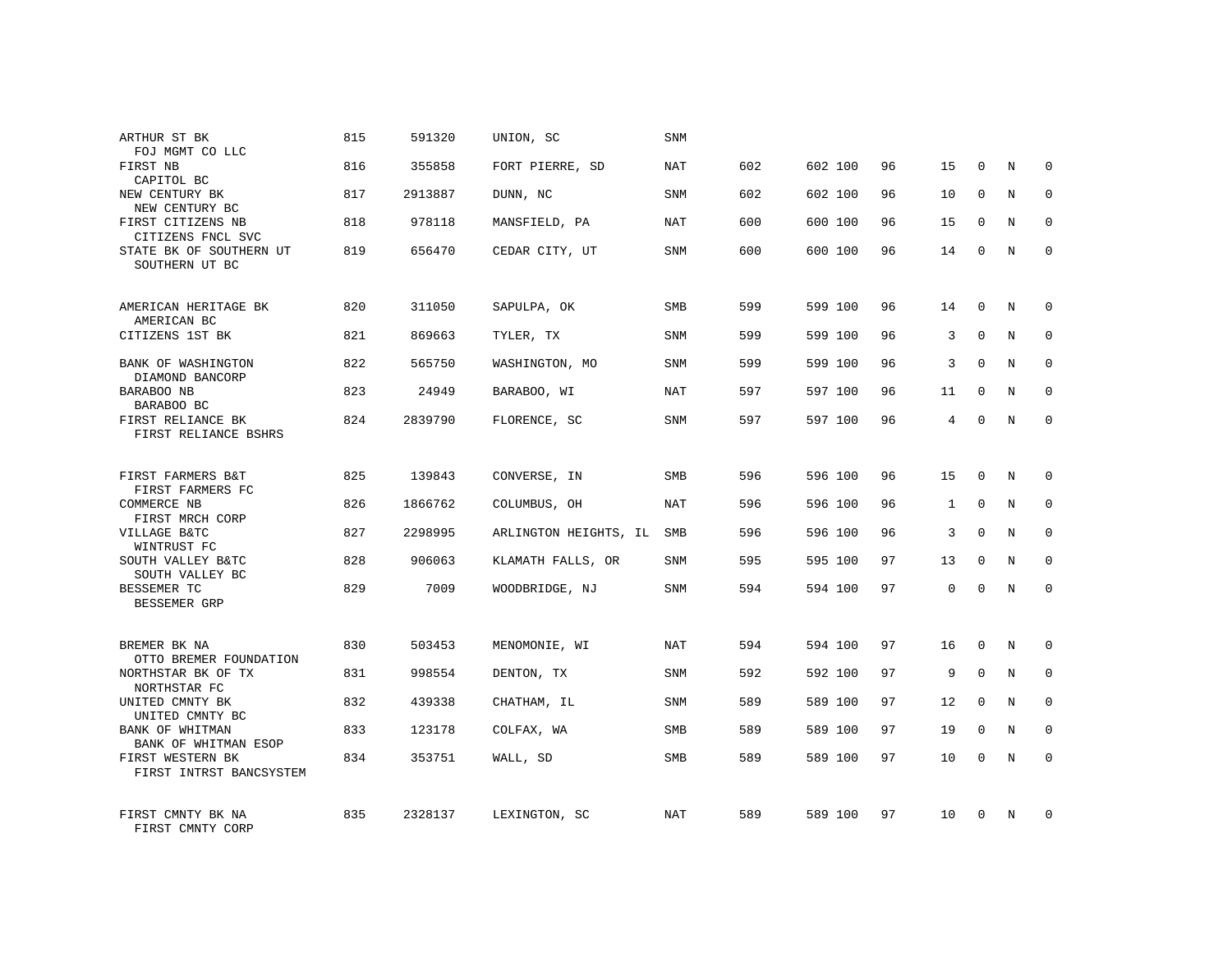| | | | | | | | | | | | | |
|---|---|---|---|---|---|---|---|---|---|---|---|---|
| ARTHUR ST BK<br>FOJ MGMT CO LLC | 815 | 591320 | UNION, SC | SNM | | | | | | | | |
| FIRST NB<br>CAPITOL BC | 816 | 355858 | FORT PIERRE, SD | NAT | 602 | 602 | 100 | 96 | 15 | 0 | N | 0 |
| NEW CENTURY BK<br>NEW CENTURY BC | 817 | 2913887 | DUNN, NC | SNM | 602 | 602 | 100 | 96 | 10 | 0 | N | 0 |
| FIRST CITIZENS NB<br>CITIZENS FNCL SVC | 818 | 978118 | MANSFIELD, PA | NAT | 600 | 600 | 100 | 96 | 15 | 0 | N | 0 |
| STATE BK OF SOUTHERN UT<br>SOUTHERN UT BC | 819 | 656470 | CEDAR CITY, UT | SNM | 600 | 600 | 100 | 96 | 14 | 0 | N | 0 |
| AMERICAN HERITAGE BK<br>AMERICAN BC | 820 | 311050 | SAPULPA, OK | SMB | 599 | 599 | 100 | 96 | 14 | 0 | N | 0 |
| CITIZENS 1ST BK | 821 | 869663 | TYLER, TX | SNM | 599 | 599 | 100 | 96 | 3 | 0 | N | 0 |
| BANK OF WASHINGTON<br>DIAMOND BANCORP | 822 | 565750 | WASHINGTON, MO | SNM | 599 | 599 | 100 | 96 | 3 | 0 | N | 0 |
| BARABOO NB<br>BARABOO BC | 823 | 24949 | BARABOO, WI | NAT | 597 | 597 | 100 | 96 | 11 | 0 | N | 0 |
| FIRST RELIANCE BK<br>FIRST RELIANCE BSHRS | 824 | 2839790 | FLORENCE, SC | SNM | 597 | 597 | 100 | 96 | 4 | 0 | N | 0 |
| FIRST FARMERS B&T<br>FIRST FARMERS FC | 825 | 139843 | CONVERSE, IN | SMB | 596 | 596 | 100 | 96 | 15 | 0 | N | 0 |
| COMMERCE NB<br>FIRST MRCH CORP | 826 | 1866762 | COLUMBUS, OH | NAT | 596 | 596 | 100 | 96 | 1 | 0 | N | 0 |
| VILLAGE B&TC<br>WINTRUST FC | 827 | 2298995 | ARLINGTON HEIGHTS, IL | SMB | 596 | 596 | 100 | 96 | 3 | 0 | N | 0 |
| SOUTH VALLEY B&TC<br>SOUTH VALLEY BC | 828 | 906063 | KLAMATH FALLS, OR | SNM | 595 | 595 | 100 | 97 | 13 | 0 | N | 0 |
| BESSEMER TC<br>BESSEMER GRP | 829 | 7009 | WOODBRIDGE, NJ | SNM | 594 | 594 | 100 | 97 | 0 | 0 | N | 0 |
| BREMER BK NA<br>OTTO BREMER FOUNDATION | 830 | 503453 | MENOMONIE, WI | NAT | 594 | 594 | 100 | 97 | 16 | 0 | N | 0 |
| NORTHSTAR BK OF TX<br>NORTHSTAR FC | 831 | 998554 | DENTON, TX | SNM | 592 | 592 | 100 | 97 | 9 | 0 | N | 0 |
| UNITED CMNTY BK<br>UNITED CMNTY BC | 832 | 439338 | CHATHAM, IL | SNM | 589 | 589 | 100 | 97 | 12 | 0 | N | 0 |
| BANK OF WHITMAN<br>BANK OF WHITMAN ESOP | 833 | 123178 | COLFAX, WA | SMB | 589 | 589 | 100 | 97 | 19 | 0 | N | 0 |
| FIRST WESTERN BK<br>FIRST INTRST BANCSYSTEM | 834 | 353751 | WALL, SD | SMB | 589 | 589 | 100 | 97 | 10 | 0 | N | 0 |
| FIRST CMNTY BK NA<br>FIRST CMNTY CORP | 835 | 2328137 | LEXINGTON, SC | NAT | 589 | 589 | 100 | 97 | 10 | 0 | N | 0 |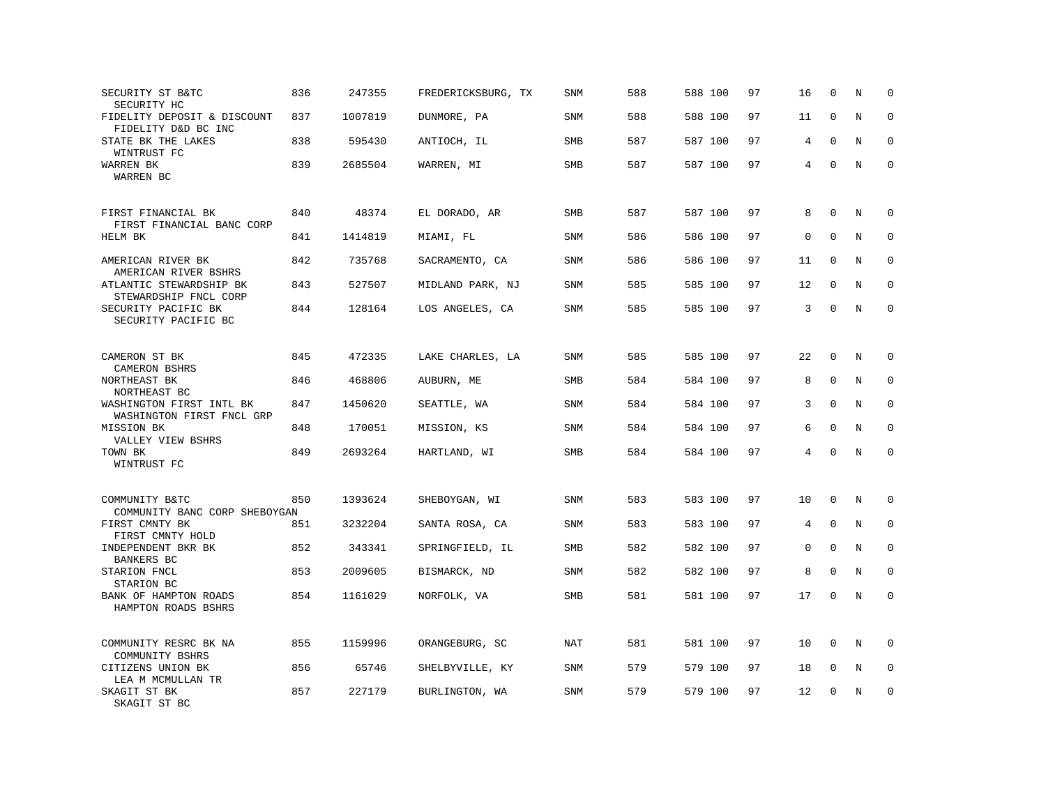| | | | | | | | | | | | | |
|---|---|---|---|---|---|---|---|---|---|---|---|---|
| SECURITY ST B&TC<br>SECURITY HC | 836 | 247355 | FREDERICKSBURG, TX | SNM | 588 | 588 | 100 | 97 | 16 | 0 | N | 0 |
| FIDELITY DEPOSIT & DISCOUNT<br>FIDELITY D&D BC INC | 837 | 1007819 | DUNMORE, PA | SNM | 588 | 588 | 100 | 97 | 11 | 0 | N | 0 |
| STATE BK THE LAKES<br>WINTRUST FC | 838 | 595430 | ANTIOCH, IL | SMB | 587 | 587 | 100 | 97 | 4 | 0 | N | 0 |
| WARREN BK<br>WARREN BC | 839 | 2685504 | WARREN, MI | SMB | 587 | 587 | 100 | 97 | 4 | 0 | N | 0 |
| FIRST FINANCIAL BK<br>FIRST FINANCIAL BANC CORP | 840 | 48374 | EL DORADO, AR | SMB | 587 | 587 | 100 | 97 | 8 | 0 | N | 0 |
| HELM BK | 841 | 1414819 | MIAMI, FL | SNM | 586 | 586 | 100 | 97 | 0 | 0 | N | 0 |
| AMERICAN RIVER BK<br>AMERICAN RIVER BSHRS | 842 | 735768 | SACRAMENTO, CA | SNM | 586 | 586 | 100 | 97 | 11 | 0 | N | 0 |
| ATLANTIC STEWARDSHIP BK<br>STEWARDSHIP FNCL CORP | 843 | 527507 | MIDLAND PARK, NJ | SNM | 585 | 585 | 100 | 97 | 12 | 0 | N | 0 |
| SECURITY PACIFIC BK<br>SECURITY PACIFIC BC | 844 | 128164 | LOS ANGELES, CA | SNM | 585 | 585 | 100 | 97 | 3 | 0 | N | 0 |
| CAMERON ST BK<br>CAMERON BSHRS | 845 | 472335 | LAKE CHARLES, LA | SNM | 585 | 585 | 100 | 97 | 22 | 0 | N | 0 |
| NORTHEAST BK<br>NORTHEAST BC | 846 | 468806 | AUBURN, ME | SMB | 584 | 584 | 100 | 97 | 8 | 0 | N | 0 |
| WASHINGTON FIRST INTL BK<br>WASHINGTON FIRST FNCL GRP | 847 | 1450620 | SEATTLE, WA | SNM | 584 | 584 | 100 | 97 | 3 | 0 | N | 0 |
| MISSION BK<br>VALLEY VIEW BSHRS | 848 | 170051 | MISSION, KS | SNM | 584 | 584 | 100 | 97 | 6 | 0 | N | 0 |
| TOWN BK<br>WINTRUST FC | 849 | 2693264 | HARTLAND, WI | SMB | 584 | 584 | 100 | 97 | 4 | 0 | N | 0 |
| COMMUNITY B&TC<br>COMMUNITY BANC CORP SHEBOYGAN | 850 | 1393624 | SHEBOYGAN, WI | SNM | 583 | 583 | 100 | 97 | 10 | 0 | N | 0 |
| FIRST CMNTY BK<br>FIRST CMNTY HOLD | 851 | 3232204 | SANTA ROSA, CA | SNM | 583 | 583 | 100 | 97 | 4 | 0 | N | 0 |
| INDEPENDENT BKR BK<br>BANKERS BC | 852 | 343341 | SPRINGFIELD, IL | SMB | 582 | 582 | 100 | 97 | 0 | 0 | N | 0 |
| STARION FNCL<br>STARION BC | 853 | 2009605 | BISMARCK, ND | SNM | 582 | 582 | 100 | 97 | 8 | 0 | N | 0 |
| BANK OF HAMPTON ROADS<br>HAMPTON ROADS BSHRS | 854 | 1161029 | NORFOLK, VA | SMB | 581 | 581 | 100 | 97 | 17 | 0 | N | 0 |
| COMMUNITY RESRC BK NA<br>COMMUNITY BSHRS | 855 | 1159996 | ORANGEBURG, SC | NAT | 581 | 581 | 100 | 97 | 10 | 0 | N | 0 |
| CITIZENS UNION BK<br>LEA M MCMULLAN TR | 856 | 65746 | SHELBYVILLE, KY | SNM | 579 | 579 | 100 | 97 | 18 | 0 | N | 0 |
| SKAGIT ST BK<br>SKAGIT ST BC | 857 | 227179 | BURLINGTON, WA | SNM | 579 | 579 | 100 | 97 | 12 | 0 | N | 0 |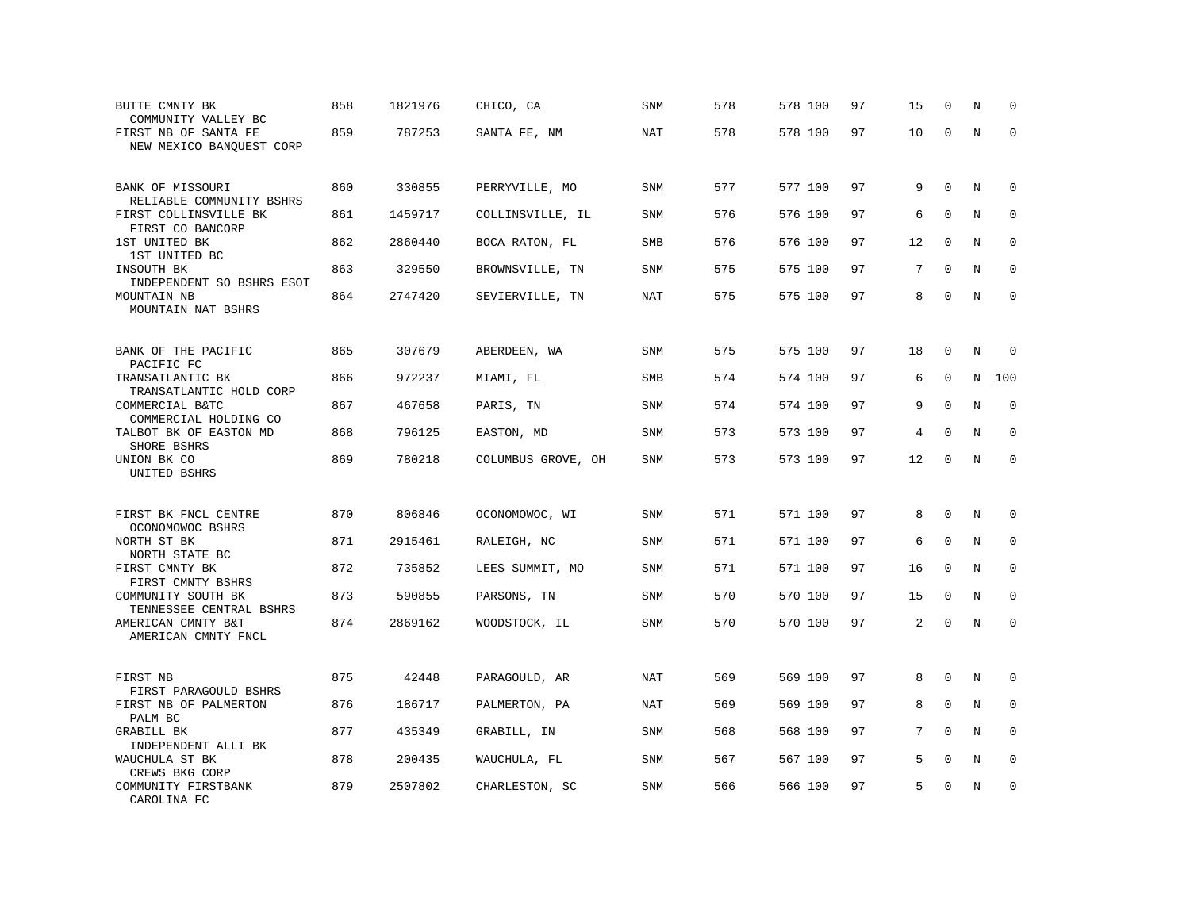| | | | | | | | | | | | | |
|---|---|---|---|---|---|---|---|---|---|---|---|---|
| BUTTE CMNTY BK<br>COMMUNITY VALLEY BC | 858 | 1821976 | CHICO, CA | SNM | 578 | 578 | 100 | 97 | 15 | 0 | N | 0 |
| FIRST NB OF SANTA FE<br>NEW MEXICO BANQUEST CORP | 859 | 787253 | SANTA FE, NM | NAT | 578 | 578 | 100 | 97 | 10 | 0 | N | 0 |
| BANK OF MISSOURI<br>RELIABLE COMMUNITY BSHRS | 860 | 330855 | PERRYVILLE, MO | SNM | 577 | 577 | 100 | 97 | 9 | 0 | N | 0 |
| FIRST COLLINSVILLE BK<br>FIRST CO BANCORP | 861 | 1459717 | COLLINSVILLE, IL | SNM | 576 | 576 | 100 | 97 | 6 | 0 | N | 0 |
| 1ST UNITED BK<br>1ST UNITED BC | 862 | 2860440 | BOCA RATON, FL | SMB | 576 | 576 | 100 | 97 | 12 | 0 | N | 0 |
| INSOUTH BK<br>INDEPENDENT SO BSHRS ESOT | 863 | 329550 | BROWNSVILLE, TN | SNM | 575 | 575 | 100 | 97 | 7 | 0 | N | 0 |
| MOUNTAIN NB<br>MOUNTAIN NAT BSHRS | 864 | 2747420 | SEVIERVILLE, TN | NAT | 575 | 575 | 100 | 97 | 8 | 0 | N | 0 |
| BANK OF THE PACIFIC<br>PACIFIC FC | 865 | 307679 | ABERDEEN, WA | SNM | 575 | 575 | 100 | 97 | 18 | 0 | N | 0 |
| TRANSATLANTIC BK<br>TRANSATLANTIC HOLD CORP | 866 | 972237 | MIAMI, FL | SMB | 574 | 574 | 100 | 97 | 6 | 0 | N | 100 |
| COMMERCIAL B&TC<br>COMMERCIAL HOLDING CO | 867 | 467658 | PARIS, TN | SNM | 574 | 574 | 100 | 97 | 9 | 0 | N | 0 |
| TALBOT BK OF EASTON MD<br>SHORE BSHRS | 868 | 796125 | EASTON, MD | SNM | 573 | 573 | 100 | 97 | 4 | 0 | N | 0 |
| UNION BK CO<br>UNITED BSHRS | 869 | 780218 | COLUMBUS GROVE, OH | SNM | 573 | 573 | 100 | 97 | 12 | 0 | N | 0 |
| FIRST BK FNCL CENTRE<br>OCONOMOWOC BSHRS | 870 | 806846 | OCONOMOWOC, WI | SNM | 571 | 571 | 100 | 97 | 8 | 0 | N | 0 |
| NORTH ST BK<br>NORTH STATE BC | 871 | 2915461 | RALEIGH, NC | SNM | 571 | 571 | 100 | 97 | 6 | 0 | N | 0 |
| FIRST CMNTY BK<br>FIRST CMNTY BSHRS | 872 | 735852 | LEES SUMMIT, MO | SNM | 571 | 571 | 100 | 97 | 16 | 0 | N | 0 |
| COMMUNITY SOUTH BK<br>TENNESSEE CENTRAL BSHRS | 873 | 590855 | PARSONS, TN | SNM | 570 | 570 | 100 | 97 | 15 | 0 | N | 0 |
| AMERICAN CMNTY B&T<br>AMERICAN CMNTY FNCL | 874 | 2869162 | WOODSTOCK, IL | SNM | 570 | 570 | 100 | 97 | 2 | 0 | N | 0 |
| FIRST NB<br>FIRST PARAGOULD BSHRS | 875 | 42448 | PARAGOULD, AR | NAT | 569 | 569 | 100 | 97 | 8 | 0 | N | 0 |
| FIRST NB OF PALMERTON<br>PALM BC | 876 | 186717 | PALMERTON, PA | NAT | 569 | 569 | 100 | 97 | 8 | 0 | N | 0 |
| GRABILL BK<br>INDEPENDENT ALLI BK | 877 | 435349 | GRABILL, IN | SNM | 568 | 568 | 100 | 97 | 7 | 0 | N | 0 |
| WAUCHULA ST BK<br>CREWS BKG CORP | 878 | 200435 | WAUCHULA, FL | SNM | 567 | 567 | 100 | 97 | 5 | 0 | N | 0 |
| COMMUNITY FIRSTBANK<br>CAROLINA FC | 879 | 2507802 | CHARLESTON, SC | SNM | 566 | 566 | 100 | 97 | 5 | 0 | N | 0 |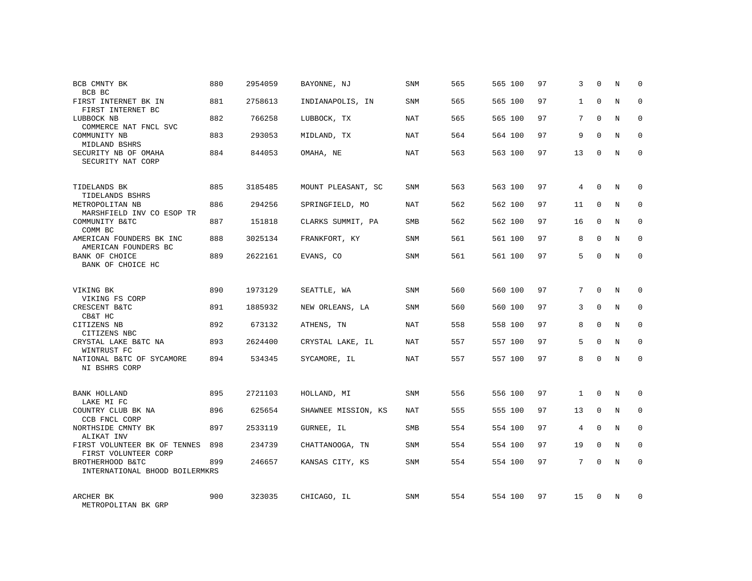| | | | | | | | | | | | | |
|---|---|---|---|---|---|---|---|---|---|---|---|---|
| BCB CMNTY BK<br>BCB BC | 880 | 2954059 | BAYONNE, NJ | SNM | 565 | 565 | 100 | 97 | 3 | 0 | N | 0 |
| FIRST INTERNET BK IN<br>FIRST INTERNET BC | 881 | 2758613 | INDIANAPOLIS, IN | SNM | 565 | 565 | 100 | 97 | 1 | 0 | N | 0 |
| LUBBOCK NB<br>COMMERCE NAT FNCL SVC | 882 | 766258 | LUBBOCK, TX | NAT | 565 | 565 | 100 | 97 | 7 | 0 | N | 0 |
| COMMUNITY NB<br>MIDLAND BSHRS | 883 | 293053 | MIDLAND, TX | NAT | 564 | 564 | 100 | 97 | 9 | 0 | N | 0 |
| SECURITY NB OF OMAHA<br>SECURITY NAT CORP | 884 | 844053 | OMAHA, NE | NAT | 563 | 563 | 100 | 97 | 13 | 0 | N | 0 |
| TIDELANDS BK<br>TIDELANDS BSHRS | 885 | 3185485 | MOUNT PLEASANT, SC | SNM | 563 | 563 | 100 | 97 | 4 | 0 | N | 0 |
| METROPOLITAN NB<br>MARSHFIELD INV CO ESOP TR | 886 | 294256 | SPRINGFIELD, MO | NAT | 562 | 562 | 100 | 97 | 11 | 0 | N | 0 |
| COMMUNITY B&TC<br>COMM BC | 887 | 151818 | CLARKS SUMMIT, PA | SMB | 562 | 562 | 100 | 97 | 16 | 0 | N | 0 |
| AMERICAN FOUNDERS BK INC<br>AMERICAN FOUNDERS BC | 888 | 3025134 | FRANKFORT, KY | SNM | 561 | 561 | 100 | 97 | 8 | 0 | N | 0 |
| BANK OF CHOICE<br>BANK OF CHOICE HC | 889 | 2622161 | EVANS, CO | SNM | 561 | 561 | 100 | 97 | 5 | 0 | N | 0 |
| VIKING BK<br>VIKING FS CORP | 890 | 1973129 | SEATTLE, WA | SNM | 560 | 560 | 100 | 97 | 7 | 0 | N | 0 |
| CRESCENT B&TC<br>CB&T HC | 891 | 1885932 | NEW ORLEANS, LA | SNM | 560 | 560 | 100 | 97 | 3 | 0 | N | 0 |
| CITIZENS NB<br>CITIZENS NBC | 892 | 673132 | ATHENS, TN | NAT | 558 | 558 | 100 | 97 | 8 | 0 | N | 0 |
| CRYSTAL LAKE B&TC NA<br>WINTRUST FC | 893 | 2624400 | CRYSTAL LAKE, IL | NAT | 557 | 557 | 100 | 97 | 5 | 0 | N | 0 |
| NATIONAL B&TC OF SYCAMORE<br>NI BSHRS CORP | 894 | 534345 | SYCAMORE, IL | NAT | 557 | 557 | 100 | 97 | 8 | 0 | N | 0 |
| BANK HOLLAND<br>LAKE MI FC | 895 | 2721103 | HOLLAND, MI | SNM | 556 | 556 | 100 | 97 | 1 | 0 | N | 0 |
| COUNTRY CLUB BK NA<br>CCB FNCL CORP | 896 | 625654 | SHAWNEE MISSION, KS | NAT | 555 | 555 | 100 | 97 | 13 | 0 | N | 0 |
| NORTHSIDE CMNTY BK<br>ALIKAT INV | 897 | 2533119 | GURNEE, IL | SMB | 554 | 554 | 100 | 97 | 4 | 0 | N | 0 |
| FIRST VOLUNTEER BK OF TENNES<br>FIRST VOLUNTEER CORP | 898 | 234739 | CHATTANOOGA, TN | SNM | 554 | 554 | 100 | 97 | 19 | 0 | N | 0 |
| BROTHERHOOD B&TC<br>INTERNATIONAL BHOOD BOILERMKRS | 899 | 246657 | KANSAS CITY, KS | SNM | 554 | 554 | 100 | 97 | 7 | 0 | N | 0 |
| ARCHER BK<br>METROPOLITAN BK GRP | 900 | 323035 | CHICAGO, IL | SNM | 554 | 554 | 100 | 97 | 15 | 0 | N | 0 |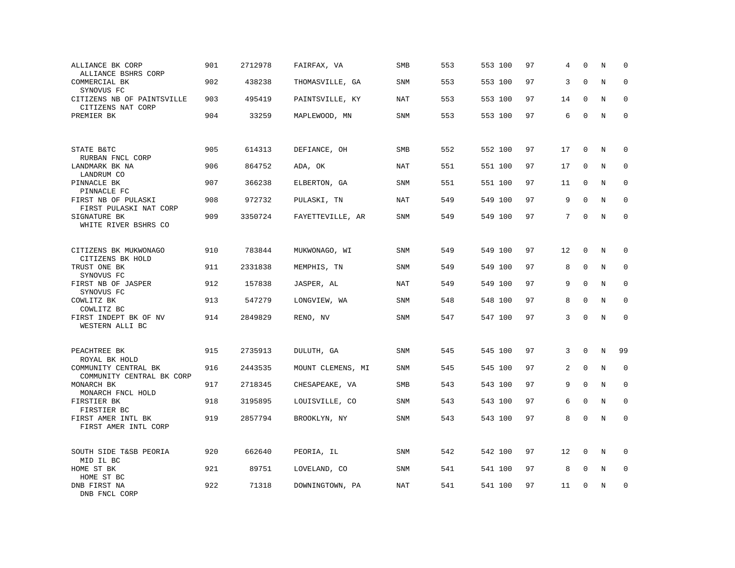| | | | | | | | | | | | | |
|---|---|---|---|---|---|---|---|---|---|---|---|---|
| ALLIANCE BK CORP<br>ALLIANCE BSHRS CORP | 901 | 2712978 | FAIRFAX, VA | SMB | 553 | 553 | 100 | 97 | 4 | 0 | N | 0 |
| COMMERCIAL BK<br>SYNOVUS FC | 902 | 438238 | THOMASVILLE, GA | SNM | 553 | 553 | 100 | 97 | 3 | 0 | N | 0 |
| CITIZENS NB OF PAINTSVILLE<br>CITIZENS NAT CORP | 903 | 495419 | PAINTSVILLE, KY | NAT | 553 | 553 | 100 | 97 | 14 | 0 | N | 0 |
| PREMIER BK | 904 | 33259 | MAPLEWOOD, MN | SNM | 553 | 553 | 100 | 97 | 6 | 0 | N | 0 |
| STATE B&TC<br>RURBAN FNCL CORP | 905 | 614313 | DEFIANCE, OH | SMB | 552 | 552 | 100 | 97 | 17 | 0 | N | 0 |
| LANDMARK BK NA<br>LANDRUM CO | 906 | 864752 | ADA, OK | NAT | 551 | 551 | 100 | 97 | 17 | 0 | N | 0 |
| PINNACLE BK<br>PINNACLE FC | 907 | 366238 | ELBERTON, GA | SNM | 551 | 551 | 100 | 97 | 11 | 0 | N | 0 |
| FIRST NB OF PULASKI<br>FIRST PULASKI NAT CORP | 908 | 972732 | PULASKI, TN | NAT | 549 | 549 | 100 | 97 | 9 | 0 | N | 0 |
| SIGNATURE BK<br>WHITE RIVER BSHRS CO | 909 | 3350724 | FAYETTEVILLE, AR | SNM | 549 | 549 | 100 | 97 | 7 | 0 | N | 0 |
| CITIZENS BK MUKWONAGO<br>CITIZENS BK HOLD | 910 | 783844 | MUKWONAGO, WI | SNM | 549 | 549 | 100 | 97 | 12 | 0 | N | 0 |
| TRUST ONE BK<br>SYNOVUS FC | 911 | 2331838 | MEMPHIS, TN | SNM | 549 | 549 | 100 | 97 | 8 | 0 | N | 0 |
| FIRST NB OF JASPER<br>SYNOVUS FC | 912 | 157838 | JASPER, AL | NAT | 549 | 549 | 100 | 97 | 9 | 0 | N | 0 |
| COWLITZ BK<br>COWLITZ BC | 913 | 547279 | LONGVIEW, WA | SNM | 548 | 548 | 100 | 97 | 8 | 0 | N | 0 |
| FIRST INDEPT BK OF NV<br>WESTERN ALLI BC | 914 | 2849829 | RENO, NV | SNM | 547 | 547 | 100 | 97 | 3 | 0 | N | 0 |
| PEACHTREE BK<br>ROYAL BK HOLD | 915 | 2735913 | DULUTH, GA | SNM | 545 | 545 | 100 | 97 | 3 | 0 | N | 99 |
| COMMUNITY CENTRAL BK<br>COMMUNITY CENTRAL BK CORP | 916 | 2443535 | MOUNT CLEMENS, MI | SNM | 545 | 545 | 100 | 97 | 2 | 0 | N | 0 |
| MONARCH BK<br>MONARCH FNCL HOLD | 917 | 2718345 | CHESAPEAKE, VA | SMB | 543 | 543 | 100 | 97 | 9 | 0 | N | 0 |
| FIRSTIER BK<br>FIRSTIER BC | 918 | 3195895 | LOUISVILLE, CO | SNM | 543 | 543 | 100 | 97 | 6 | 0 | N | 0 |
| FIRST AMER INTL BK<br>FIRST AMER INTL CORP | 919 | 2857794 | BROOKLYN, NY | SNM | 543 | 543 | 100 | 97 | 8 | 0 | N | 0 |
| SOUTH SIDE T&SB PEORIA<br>MID IL BC | 920 | 662640 | PEORIA, IL | SNM | 542 | 542 | 100 | 97 | 12 | 0 | N | 0 |
| HOME ST BK<br>HOME ST BC | 921 | 89751 | LOVELAND, CO | SNM | 541 | 541 | 100 | 97 | 8 | 0 | N | 0 |
| DNB FIRST NA<br>DNB FNCL CORP | 922 | 71318 | DOWNINGTOWN, PA | NAT | 541 | 541 | 100 | 97 | 11 | 0 | N | 0 |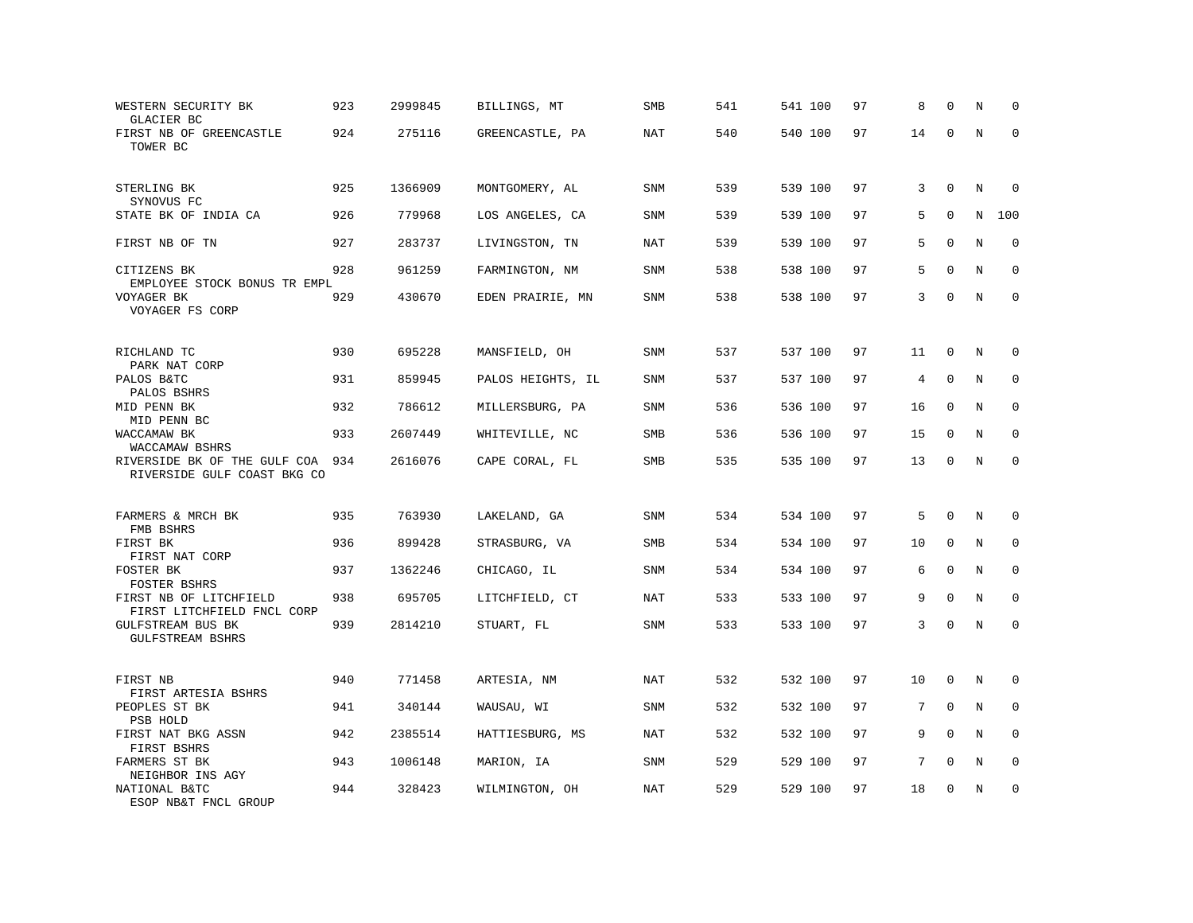| | | | | | | | | | | | | |
|---|---|---|---|---|---|---|---|---|---|---|---|---|
| WESTERN SECURITY BK<br>GLACIER BC | 923 | 2999845 | BILLINGS, MT | SMB | 541 | 541 | 100 | 97 | 8 | 0 | N | 0 |
| FIRST NB OF GREENCASTLE<br>TOWER BC | 924 | 275116 | GREENCASTLE, PA | NAT | 540 | 540 | 100 | 97 | 14 | 0 | N | 0 |
| STERLING BK<br>SYNOVUS FC | 925 | 1366909 | MONTGOMERY, AL | SNM | 539 | 539 | 100 | 97 | 3 | 0 | N | 0 |
| STATE BK OF INDIA CA | 926 | 779968 | LOS ANGELES, CA | SNM | 539 | 539 | 100 | 97 | 5 | 0 | N | 100 |
| FIRST NB OF TN | 927 | 283737 | LIVINGSTON, TN | NAT | 539 | 539 | 100 | 97 | 5 | 0 | N | 0 |
| CITIZENS BK<br>EMPLOYEE STOCK BONUS TR EMPL | 928 | 961259 | FARMINGTON, NM | SNM | 538 | 538 | 100 | 97 | 5 | 0 | N | 0 |
| VOYAGER BK<br>VOYAGER FS CORP | 929 | 430670 | EDEN PRAIRIE, MN | SNM | 538 | 538 | 100 | 97 | 3 | 0 | N | 0 |
| RICHLAND TC<br>PARK NAT CORP | 930 | 695228 | MANSFIELD, OH | SNM | 537 | 537 | 100 | 97 | 11 | 0 | N | 0 |
| PALOS B&TC<br>PALOS BSHRS | 931 | 859945 | PALOS HEIGHTS, IL | SNM | 537 | 537 | 100 | 97 | 4 | 0 | N | 0 |
| MID PENN BK<br>MID PENN BC | 932 | 786612 | MILLERSBURG, PA | SNM | 536 | 536 | 100 | 97 | 16 | 0 | N | 0 |
| WACCAMAW BK<br>WACCAMAW BSHRS | 933 | 2607449 | WHITEVILLE, NC | SMB | 536 | 536 | 100 | 97 | 15 | 0 | N | 0 |
| RIVERSIDE BK OF THE GULF COA<br>RIVERSIDE GULF COAST BKG CO | 934 | 2616076 | CAPE CORAL, FL | SMB | 535 | 535 | 100 | 97 | 13 | 0 | N | 0 |
| FARMERS & MRCH BK<br>FMB BSHRS | 935 | 763930 | LAKELAND, GA | SNM | 534 | 534 | 100 | 97 | 5 | 0 | N | 0 |
| FIRST BK<br>FIRST NAT CORP | 936 | 899428 | STRASBURG, VA | SMB | 534 | 534 | 100 | 97 | 10 | 0 | N | 0 |
| FOSTER BK<br>FOSTER BSHRS | 937 | 1362246 | CHICAGO, IL | SNM | 534 | 534 | 100 | 97 | 6 | 0 | N | 0 |
| FIRST NB OF LITCHFIELD<br>FIRST LITCHFIELD FNCL CORP | 938 | 695705 | LITCHFIELD, CT | NAT | 533 | 533 | 100 | 97 | 9 | 0 | N | 0 |
| GULFSTREAM BUS BK<br>GULFSTREAM BSHRS | 939 | 2814210 | STUART, FL | SNM | 533 | 533 | 100 | 97 | 3 | 0 | N | 0 |
| FIRST NB<br>FIRST ARTESIA BSHRS | 940 | 771458 | ARTESIA, NM | NAT | 532 | 532 | 100 | 97 | 10 | 0 | N | 0 |
| PEOPLES ST BK<br>PSB HOLD | 941 | 340144 | WAUSAU, WI | SNM | 532 | 532 | 100 | 97 | 7 | 0 | N | 0 |
| FIRST NAT BKG ASSN<br>FIRST BSHRS | 942 | 2385514 | HATTIESBURG, MS | NAT | 532 | 532 | 100 | 97 | 9 | 0 | N | 0 |
| FARMERS ST BK<br>NEIGHBOR INS AGY | 943 | 1006148 | MARION, IA | SNM | 529 | 529 | 100 | 97 | 7 | 0 | N | 0 |
| NATIONAL B&TC<br>ESOP NB&T FNCL GROUP | 944 | 328423 | WILMINGTON, OH | NAT | 529 | 529 | 100 | 97 | 18 | 0 | N | 0 |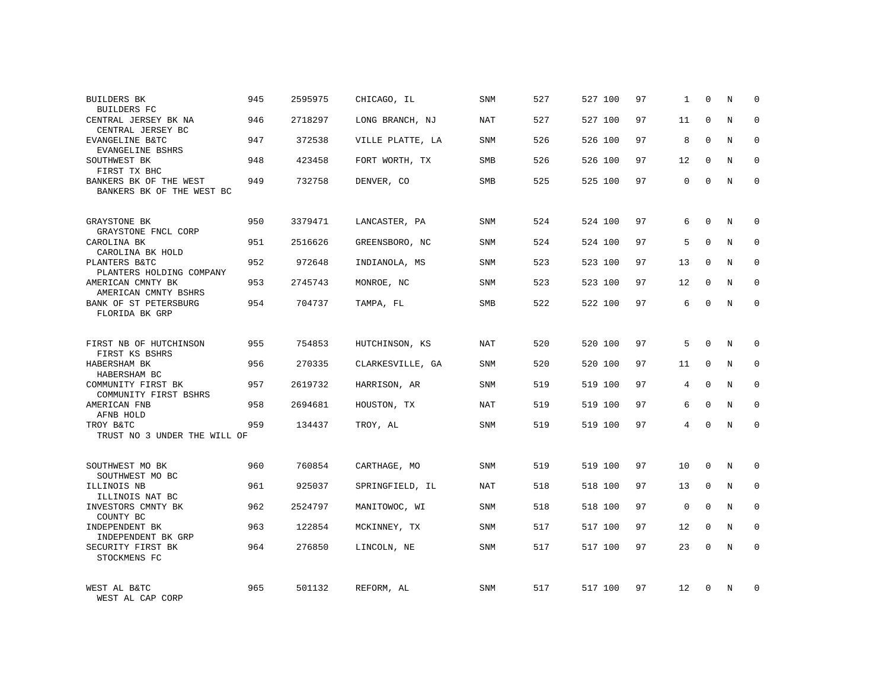| | | | | | | | | | | | | |
|---|---|---|---|---|---|---|---|---|---|---|---|---|
| BUILDERS BK<br>BUILDERS FC | 945 | 2595975 | CHICAGO, IL | SNM | 527 | 527 | 100 | 97 | 1 | 0 | N | 0 |
| CENTRAL JERSEY BK NA<br>CENTRAL JERSEY BC | 946 | 2718297 | LONG BRANCH, NJ | NAT | 527 | 527 | 100 | 97 | 11 | 0 | N | 0 |
| EVANGELINE B&TC<br>EVANGELINE BSHRS | 947 | 372538 | VILLE PLATTE, LA | SNM | 526 | 526 | 100 | 97 | 8 | 0 | N | 0 |
| SOUTHWEST BK<br>FIRST TX BHC | 948 | 423458 | FORT WORTH, TX | SMB | 526 | 526 | 100 | 97 | 12 | 0 | N | 0 |
| BANKERS BK OF THE WEST<br>BANKERS BK OF THE WEST BC | 949 | 732758 | DENVER, CO | SMB | 525 | 525 | 100 | 97 | 0 | 0 | N | 0 |
| GRAYSTONE BK<br>GRAYSTONE FNCL CORP | 950 | 3379471 | LANCASTER, PA | SNM | 524 | 524 | 100 | 97 | 6 | 0 | N | 0 |
| CAROLINA BK<br>CAROLINA BK HOLD | 951 | 2516626 | GREENSBORO, NC | SNM | 524 | 524 | 100 | 97 | 5 | 0 | N | 0 |
| PLANTERS B&TC<br>PLANTERS HOLDING COMPANY | 952 | 972648 | INDIANOLA, MS | SNM | 523 | 523 | 100 | 97 | 13 | 0 | N | 0 |
| AMERICAN CMNTY BK<br>AMERICAN CMNTY BSHRS | 953 | 2745743 | MONROE, NC | SNM | 523 | 523 | 100 | 97 | 12 | 0 | N | 0 |
| BANK OF ST PETERSBURG<br>FLORIDA BK GRP | 954 | 704737 | TAMPA, FL | SMB | 522 | 522 | 100 | 97 | 6 | 0 | N | 0 |
| FIRST NB OF HUTCHINSON<br>FIRST KS BSHRS | 955 | 754853 | HUTCHINSON, KS | NAT | 520 | 520 | 100 | 97 | 5 | 0 | N | 0 |
| HABERSHAM BK<br>HABERSHAM BC | 956 | 270335 | CLARKESVILLE, GA | SNM | 520 | 520 | 100 | 97 | 11 | 0 | N | 0 |
| COMMUNITY FIRST BK<br>COMMUNITY FIRST BSHRS | 957 | 2619732 | HARRISON, AR | SNM | 519 | 519 | 100 | 97 | 4 | 0 | N | 0 |
| AMERICAN FNB<br>AFNB HOLD | 958 | 2694681 | HOUSTON, TX | NAT | 519 | 519 | 100 | 97 | 6 | 0 | N | 0 |
| TROY B&TC<br>TRUST NO 3 UNDER THE WILL OF | 959 | 134437 | TROY, AL | SNM | 519 | 519 | 100 | 97 | 4 | 0 | N | 0 |
| SOUTHWEST MO BK<br>SOUTHWEST MO BC | 960 | 760854 | CARTHAGE, MO | SNM | 519 | 519 | 100 | 97 | 10 | 0 | N | 0 |
| ILLINOIS NB<br>ILLINOIS NAT BC | 961 | 925037 | SPRINGFIELD, IL | NAT | 518 | 518 | 100 | 97 | 13 | 0 | N | 0 |
| INVESTORS CMNTY BK<br>COUNTY BC | 962 | 2524797 | MANITOWOC, WI | SNM | 518 | 518 | 100 | 97 | 0 | 0 | N | 0 |
| INDEPENDENT BK<br>INDEPENDENT BK GRP | 963 | 122854 | MCKINNEY, TX | SNM | 517 | 517 | 100 | 97 | 12 | 0 | N | 0 |
| SECURITY FIRST BK<br>STOCKMENS FC | 964 | 276850 | LINCOLN, NE | SNM | 517 | 517 | 100 | 97 | 23 | 0 | N | 0 |
| WEST AL B&TC<br>WEST AL CAP CORP | 965 | 501132 | REFORM, AL | SNM | 517 | 517 | 100 | 97 | 12 | 0 | N | 0 |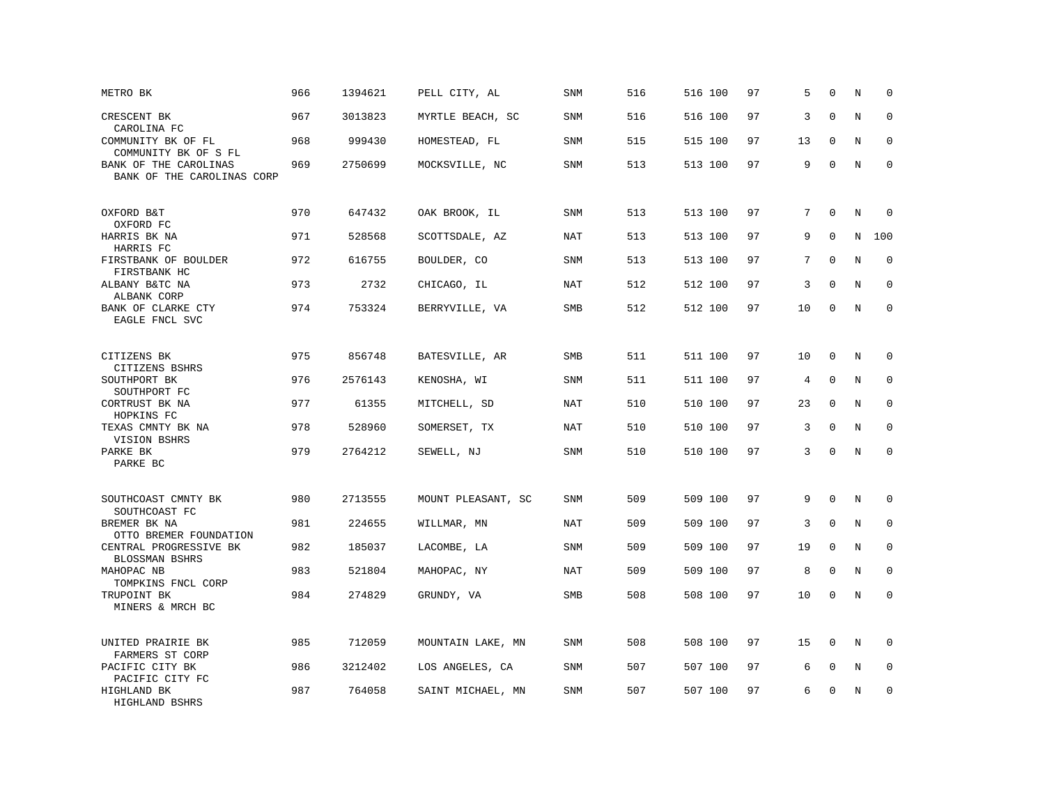| | | | | | | | | | | | | |
|---|---|---|---|---|---|---|---|---|---|---|---|---|
| METRO BK | 966 | 1394621 | PELL CITY, AL | SNM | 516 | 516 | 100 | 97 | 5 | 0 | N | 0 |
| CRESCENT BK<br>CAROLINA FC | 967 | 3013823 | MYRTLE BEACH, SC | SNM | 516 | 516 | 100 | 97 | 3 | 0 | N | 0 |
| COMMUNITY BK OF FL<br>COMMUNITY BK OF S FL | 968 | 999430 | HOMESTEAD, FL | SNM | 515 | 515 | 100 | 97 | 13 | 0 | N | 0 |
| BANK OF THE CAROLINAS<br>BANK OF THE CAROLINAS CORP | 969 | 2750699 | MOCKSVILLE, NC | SNM | 513 | 513 | 100 | 97 | 9 | 0 | N | 0 |
| OXFORD B&T<br>OXFORD FC | 970 | 647432 | OAK BROOK, IL | SNM | 513 | 513 | 100 | 97 | 7 | 0 | N | 0 |
| HARRIS BK NA<br>HARRIS FC | 971 | 528568 | SCOTTSDALE, AZ | NAT | 513 | 513 | 100 | 97 | 9 | 0 | N | 100 |
| FIRSTBANK OF BOULDER<br>FIRSTBANK HC | 972 | 616755 | BOULDER, CO | SNM | 513 | 513 | 100 | 97 | 7 | 0 | N | 0 |
| ALBANY B&TC NA<br>ALBANK CORP | 973 | 2732 | CHICAGO, IL | NAT | 512 | 512 | 100 | 97 | 3 | 0 | N | 0 |
| BANK OF CLARKE CTY<br>EAGLE FNCL SVC | 974 | 753324 | BERRYVILLE, VA | SMB | 512 | 512 | 100 | 97 | 10 | 0 | N | 0 |
| CITIZENS BK<br>CITIZENS BSHRS | 975 | 856748 | BATESVILLE, AR | SMB | 511 | 511 | 100 | 97 | 10 | 0 | N | 0 |
| SOUTHPORT BK<br>SOUTHPORT FC | 976 | 2576143 | KENOSHA, WI | SNM | 511 | 511 | 100 | 97 | 4 | 0 | N | 0 |
| CORTRUST BK NA<br>HOPKINS FC | 977 | 61355 | MITCHELL, SD | NAT | 510 | 510 | 100 | 97 | 23 | 0 | N | 0 |
| TEXAS CMNTY BK NA<br>VISION BSHRS | 978 | 528960 | SOMERSET, TX | NAT | 510 | 510 | 100 | 97 | 3 | 0 | N | 0 |
| PARKE BK<br>PARKE BC | 979 | 2764212 | SEWELL, NJ | SNM | 510 | 510 | 100 | 97 | 3 | 0 | N | 0 |
| SOUTHCOAST CMNTY BK<br>SOUTHCOAST FC | 980 | 2713555 | MOUNT PLEASANT, SC | SNM | 509 | 509 | 100 | 97 | 9 | 0 | N | 0 |
| BREMER BK NA<br>OTTO BREMER FOUNDATION | 981 | 224655 | WILLMAR, MN | NAT | 509 | 509 | 100 | 97 | 3 | 0 | N | 0 |
| CENTRAL PROGRESSIVE BK<br>BLOSSMAN BSHRS | 982 | 185037 | LACOMBE, LA | SNM | 509 | 509 | 100 | 97 | 19 | 0 | N | 0 |
| MAHOPAC NB<br>TOMPKINS FNCL CORP | 983 | 521804 | MAHOPAC, NY | NAT | 509 | 509 | 100 | 97 | 8 | 0 | N | 0 |
| TRUPOINT BK<br>MINERS & MRCH BC | 984 | 274829 | GRUNDY, VA | SMB | 508 | 508 | 100 | 97 | 10 | 0 | N | 0 |
| UNITED PRAIRIE BK<br>FARMERS ST CORP | 985 | 712059 | MOUNTAIN LAKE, MN | SNM | 508 | 508 | 100 | 97 | 15 | 0 | N | 0 |
| PACIFIC CITY BK<br>PACIFIC CITY FC | 986 | 3212402 | LOS ANGELES, CA | SNM | 507 | 507 | 100 | 97 | 6 | 0 | N | 0 |
| HIGHLAND BK<br>HIGHLAND BSHRS | 987 | 764058 | SAINT MICHAEL, MN | SNM | 507 | 507 | 100 | 97 | 6 | 0 | N | 0 |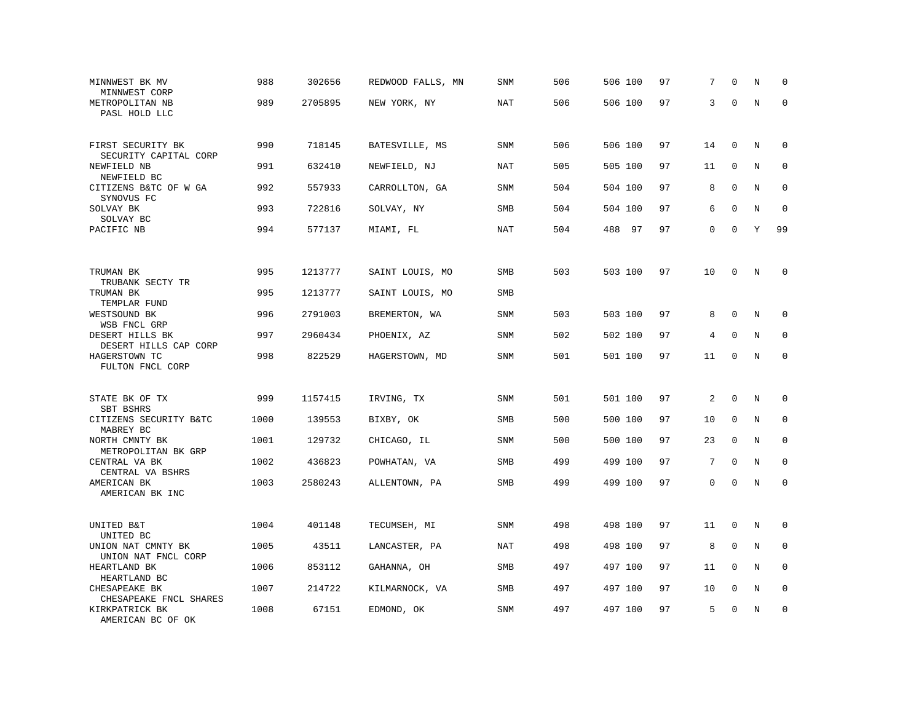| | | | | | | | | | | | |
|---|---|---|---|---|---|---|---|---|---|---|---|
| MINNWEST BK MV<br>MINNWEST CORP | 988 | 302656 | REDWOOD FALLS, MN | SNM | 506 | 506 | 100 | 97 | 7 | 0 | N | 0 |
| METROPOLITAN NB<br>PASL HOLD LLC | 989 | 2705895 | NEW YORK, NY | NAT | 506 | 506 | 100 | 97 | 3 | 0 | N | 0 |
| FIRST SECURITY BK<br>SECURITY CAPITAL CORP | 990 | 718145 | BATESVILLE, MS | SNM | 506 | 506 | 100 | 97 | 14 | 0 | N | 0 |
| NEWFIELD NB<br>NEWFIELD BC | 991 | 632410 | NEWFIELD, NJ | NAT | 505 | 505 | 100 | 97 | 11 | 0 | N | 0 |
| CITIZENS B&TC OF W GA<br>SYNOVUS FC | 992 | 557933 | CARROLLTON, GA | SNM | 504 | 504 | 100 | 97 | 8 | 0 | N | 0 |
| SOLVAY BK<br>SOLVAY BC | 993 | 722816 | SOLVAY, NY | SMB | 504 | 504 | 100 | 97 | 6 | 0 | N | 0 |
| PACIFIC NB | 994 | 577137 | MIAMI, FL | NAT | 504 | 488 | 97 | 97 | 0 | 0 | Y | 99 |
| TRUMAN BK<br>TRUBANK SECTY TR | 995 | 1213777 | SAINT LOUIS, MO | SMB | 503 | 503 | 100 | 97 | 10 | 0 | N | 0 |
| TRUMAN BK<br>TEMPLAR FUND | 995 | 1213777 | SAINT LOUIS, MO | SMB | | | | | | | | |
| WESTSOUND BK<br>WSB FNCL GRP | 996 | 2791003 | BREMERTON, WA | SNM | 503 | 503 | 100 | 97 | 8 | 0 | N | 0 |
| DESERT HILLS BK<br>DESERT HILLS CAP CORP | 997 | 2960434 | PHOENIX, AZ | SNM | 502 | 502 | 100 | 97 | 4 | 0 | N | 0 |
| HAGERSTOWN TC<br>FULTON FNCL CORP | 998 | 822529 | HAGERSTOWN, MD | SNM | 501 | 501 | 100 | 97 | 11 | 0 | N | 0 |
| STATE BK OF TX<br>SBT BSHRS | 999 | 1157415 | IRVING, TX | SNM | 501 | 501 | 100 | 97 | 2 | 0 | N | 0 |
| CITIZENS SECURITY B&TC<br>MABREY BC | 1000 | 139553 | BIXBY, OK | SMB | 500 | 500 | 100 | 97 | 10 | 0 | N | 0 |
| NORTH CMNTY BK<br>METROPOLITAN BK GRP | 1001 | 129732 | CHICAGO, IL | SNM | 500 | 500 | 100 | 97 | 23 | 0 | N | 0 |
| CENTRAL VA BK<br>CENTRAL VA BSHRS | 1002 | 436823 | POWHATAN, VA | SMB | 499 | 499 | 100 | 97 | 7 | 0 | N | 0 |
| AMERICAN BK<br>AMERICAN BK INC | 1003 | 2580243 | ALLENTOWN, PA | SMB | 499 | 499 | 100 | 97 | 0 | 0 | N | 0 |
| UNITED B&T<br>UNITED BC | 1004 | 401148 | TECUMSEH, MI | SNM | 498 | 498 | 100 | 97 | 11 | 0 | N | 0 |
| UNION NAT CMNTY BK<br>UNION NAT FNCL CORP | 1005 | 43511 | LANCASTER, PA | NAT | 498 | 498 | 100 | 97 | 8 | 0 | N | 0 |
| HEARTLAND BK<br>HEARTLAND BC | 1006 | 853112 | GAHANNA, OH | SMB | 497 | 497 | 100 | 97 | 11 | 0 | N | 0 |
| CHESAPEAKE BK<br>CHESAPEAKE FNCL SHARES | 1007 | 214722 | KILMARNOCK, VA | SMB | 497 | 497 | 100 | 97 | 10 | 0 | N | 0 |
| KIRKPATRICK BK<br>AMERICAN BC OF OK | 1008 | 67151 | EDMOND, OK | SNM | 497 | 497 | 100 | 97 | 5 | 0 | N | 0 |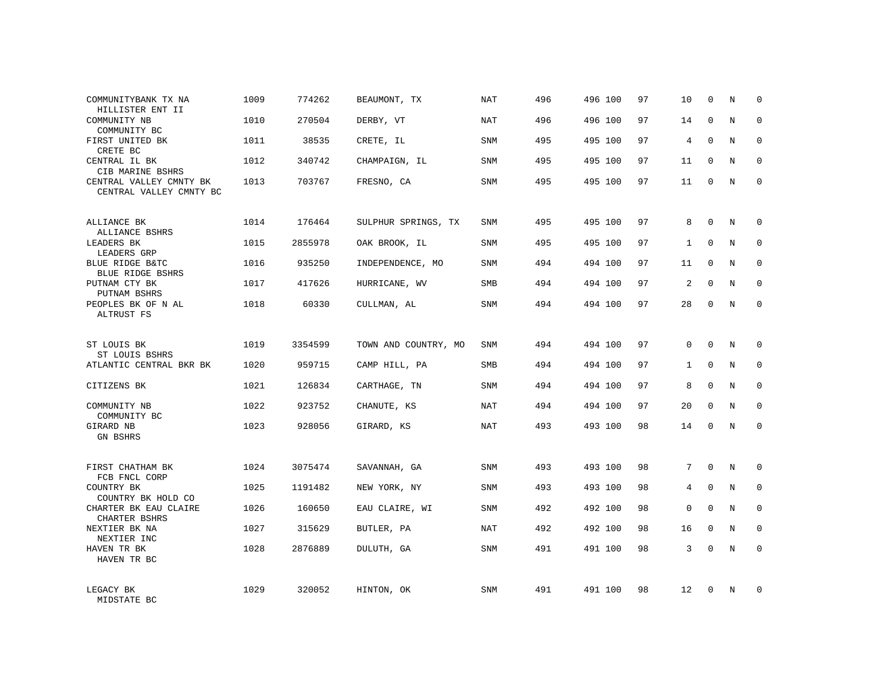| | | | | | | | | | | | | |
|---|---|---|---|---|---|---|---|---|---|---|---|---|
| COMMUNITYBANK TX NA<br>HILLISTER ENT II | 1009 | 774262 | BEAUMONT, TX | NAT | 496 | 496 | 100 | 97 | 10 | 0 | N | 0 |
| COMMUNITY NB<br>COMMUNITY BC | 1010 | 270504 | DERBY, VT | NAT | 496 | 496 | 100 | 97 | 14 | 0 | N | 0 |
| FIRST UNITED BK<br>CRETE BC | 1011 | 38535 | CRETE, IL | SNM | 495 | 495 | 100 | 97 | 4 | 0 | N | 0 |
| CENTRAL IL BK<br>CIB MARINE BSHRS | 1012 | 340742 | CHAMPAIGN, IL | SNM | 495 | 495 | 100 | 97 | 11 | 0 | N | 0 |
| CENTRAL VALLEY CMNTY BK<br>CENTRAL VALLEY CMNTY BC | 1013 | 703767 | FRESNO, CA | SNM | 495 | 495 | 100 | 97 | 11 | 0 | N | 0 |
| ALLIANCE BK<br>ALLIANCE BSHRS | 1014 | 176464 | SULPHUR SPRINGS, TX | SNM | 495 | 495 | 100 | 97 | 8 | 0 | N | 0 |
| LEADERS BK<br>LEADERS GRP | 1015 | 2855978 | OAK BROOK, IL | SNM | 495 | 495 | 100 | 97 | 1 | 0 | N | 0 |
| BLUE RIDGE B&TC<br>BLUE RIDGE BSHRS | 1016 | 935250 | INDEPENDENCE, MO | SNM | 494 | 494 | 100 | 97 | 11 | 0 | N | 0 |
| PUTNAM CTY BK<br>PUTNAM BSHRS | 1017 | 417626 | HURRICANE, WV | SMB | 494 | 494 | 100 | 97 | 2 | 0 | N | 0 |
| PEOPLES BK OF N AL<br>ALTRUST FS | 1018 | 60330 | CULLMAN, AL | SNM | 494 | 494 | 100 | 97 | 28 | 0 | N | 0 |
| ST LOUIS BK<br>ST LOUIS BSHRS | 1019 | 3354599 | TOWN AND COUNTRY, MO | SNM | 494 | 494 | 100 | 97 | 0 | 0 | N | 0 |
| ATLANTIC CENTRAL BKR BK | 1020 | 959715 | CAMP HILL, PA | SMB | 494 | 494 | 100 | 97 | 1 | 0 | N | 0 |
| CITIZENS BK | 1021 | 126834 | CARTHAGE, TN | SNM | 494 | 494 | 100 | 97 | 8 | 0 | N | 0 |
| COMMUNITY NB<br>COMMUNITY BC | 1022 | 923752 | CHANUTE, KS | NAT | 494 | 494 | 100 | 97 | 20 | 0 | N | 0 |
| GIRARD NB<br>GN BSHRS | 1023 | 928056 | GIRARD, KS | NAT | 493 | 493 | 100 | 98 | 14 | 0 | N | 0 |
| FIRST CHATHAM BK<br>FCB FNCL CORP | 1024 | 3075474 | SAVANNAH, GA | SNM | 493 | 493 | 100 | 98 | 7 | 0 | N | 0 |
| COUNTRY BK<br>COUNTRY BK HOLD CO | 1025 | 1191482 | NEW YORK, NY | SNM | 493 | 493 | 100 | 98 | 4 | 0 | N | 0 |
| CHARTER BK EAU CLAIRE<br>CHARTER BSHRS | 1026 | 160650 | EAU CLAIRE, WI | SNM | 492 | 492 | 100 | 98 | 0 | 0 | N | 0 |
| NEXTIER BK NA<br>NEXTIER INC | 1027 | 315629 | BUTLER, PA | NAT | 492 | 492 | 100 | 98 | 16 | 0 | N | 0 |
| HAVEN TR BK<br>HAVEN TR BC | 1028 | 2876889 | DULUTH, GA | SNM | 491 | 491 | 100 | 98 | 3 | 0 | N | 0 |
| LEGACY BK<br>MIDSTATE BC | 1029 | 320052 | HINTON, OK | SNM | 491 | 491 | 100 | 98 | 12 | 0 | N | 0 |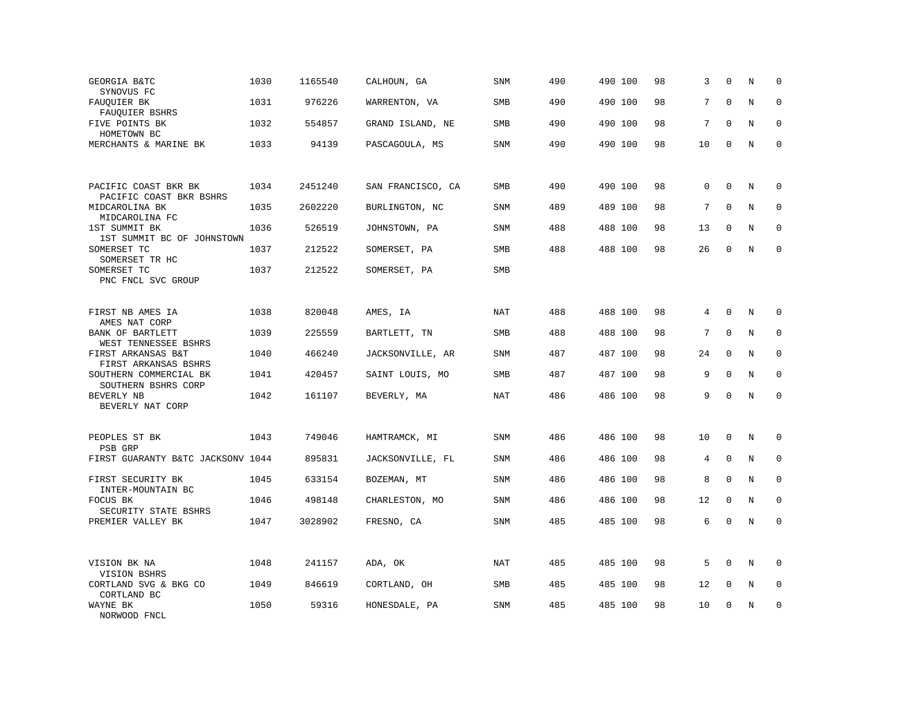| | | | | | | | | | | | | |
|---|---|---|---|---|---|---|---|---|---|---|---|---|
| GEORGIA B&TC<br>SYNOVUS FC | 1030 | 1165540 | CALHOUN, GA | SNM | 490 | 490 | 100 | 98 | 3 | 0 | N | 0 |
| FAUQUIER BK<br>FAUQUIER BSHRS | 1031 | 976226 | WARRENTON, VA | SMB | 490 | 490 | 100 | 98 | 7 | 0 | N | 0 |
| FIVE POINTS BK<br>HOMETOWN BC | 1032 | 554857 | GRAND ISLAND, NE | SMB | 490 | 490 | 100 | 98 | 7 | 0 | N | 0 |
| MERCHANTS & MARINE BK | 1033 | 94139 | PASCAGOULA, MS | SNM | 490 | 490 | 100 | 98 | 10 | 0 | N | 0 |
| PACIFIC COAST BKR BK<br>PACIFIC COAST BKR BSHRS | 1034 | 2451240 | SAN FRANCISCO, CA | SMB | 490 | 490 | 100 | 98 | 0 | 0 | N | 0 |
| MIDCAROLINA BK<br>MIDCAROLINA FC | 1035 | 2602220 | BURLINGTON, NC | SNM | 489 | 489 | 100 | 98 | 7 | 0 | N | 0 |
| 1ST SUMMIT BK<br>1ST SUMMIT BC OF JOHNSTOWN | 1036 | 526519 | JOHNSTOWN, PA | SNM | 488 | 488 | 100 | 98 | 13 | 0 | N | 0 |
| SOMERSET TC<br>SOMERSET TR HC | 1037 | 212522 | SOMERSET, PA | SMB | 488 | 488 | 100 | 98 | 26 | 0 | N | 0 |
| SOMERSET TC<br>PNC FNCL SVC GROUP | 1037 | 212522 | SOMERSET, PA | SMB | | | | | | | | |
| FIRST NB AMES IA<br>AMES NAT CORP | 1038 | 820048 | AMES, IA | NAT | 488 | 488 | 100 | 98 | 4 | 0 | N | 0 |
| BANK OF BARTLETT<br>WEST TENNESSEE BSHRS | 1039 | 225559 | BARTLETT, TN | SMB | 488 | 488 | 100 | 98 | 7 | 0 | N | 0 |
| FIRST ARKANSAS B&T<br>FIRST ARKANSAS BSHRS | 1040 | 466240 | JACKSONVILLE, AR | SNM | 487 | 487 | 100 | 98 | 24 | 0 | N | 0 |
| SOUTHERN COMMERCIAL BK<br>SOUTHERN BSHRS CORP | 1041 | 420457 | SAINT LOUIS, MO | SMB | 487 | 487 | 100 | 98 | 9 | 0 | N | 0 |
| BEVERLY NB<br>BEVERLY NAT CORP | 1042 | 161107 | BEVERLY, MA | NAT | 486 | 486 | 100 | 98 | 9 | 0 | N | 0 |
| PEOPLES ST BK<br>PSB GRP | 1043 | 749046 | HAMTRAMCK, MI | SNM | 486 | 486 | 100 | 98 | 10 | 0 | N | 0 |
| FIRST GUARANTY B&TC JACKSONV | 1044 | 895831 | JACKSONVILLE, FL | SNM | 486 | 486 | 100 | 98 | 4 | 0 | N | 0 |
| FIRST SECURITY BK<br>INTER-MOUNTAIN BC | 1045 | 633154 | BOZEMAN, MT | SNM | 486 | 486 | 100 | 98 | 8 | 0 | N | 0 |
| FOCUS BK<br>SECURITY STATE BSHRS | 1046 | 498148 | CHARLESTON, MO | SNM | 486 | 486 | 100 | 98 | 12 | 0 | N | 0 |
| PREMIER VALLEY BK | 1047 | 3028902 | FRESNO, CA | SNM | 485 | 485 | 100 | 98 | 6 | 0 | N | 0 |
| VISION BK NA<br>VISION BSHRS | 1048 | 241157 | ADA, OK | NAT | 485 | 485 | 100 | 98 | 5 | 0 | N | 0 |
| CORTLAND SVG & BKG CO<br>CORTLAND BC | 1049 | 846619 | CORTLAND, OH | SMB | 485 | 485 | 100 | 98 | 12 | 0 | N | 0 |
| WAYNE BK<br>NORWOOD FNCL | 1050 | 59316 | HONESDALE, PA | SNM | 485 | 485 | 100 | 98 | 10 | 0 | N | 0 |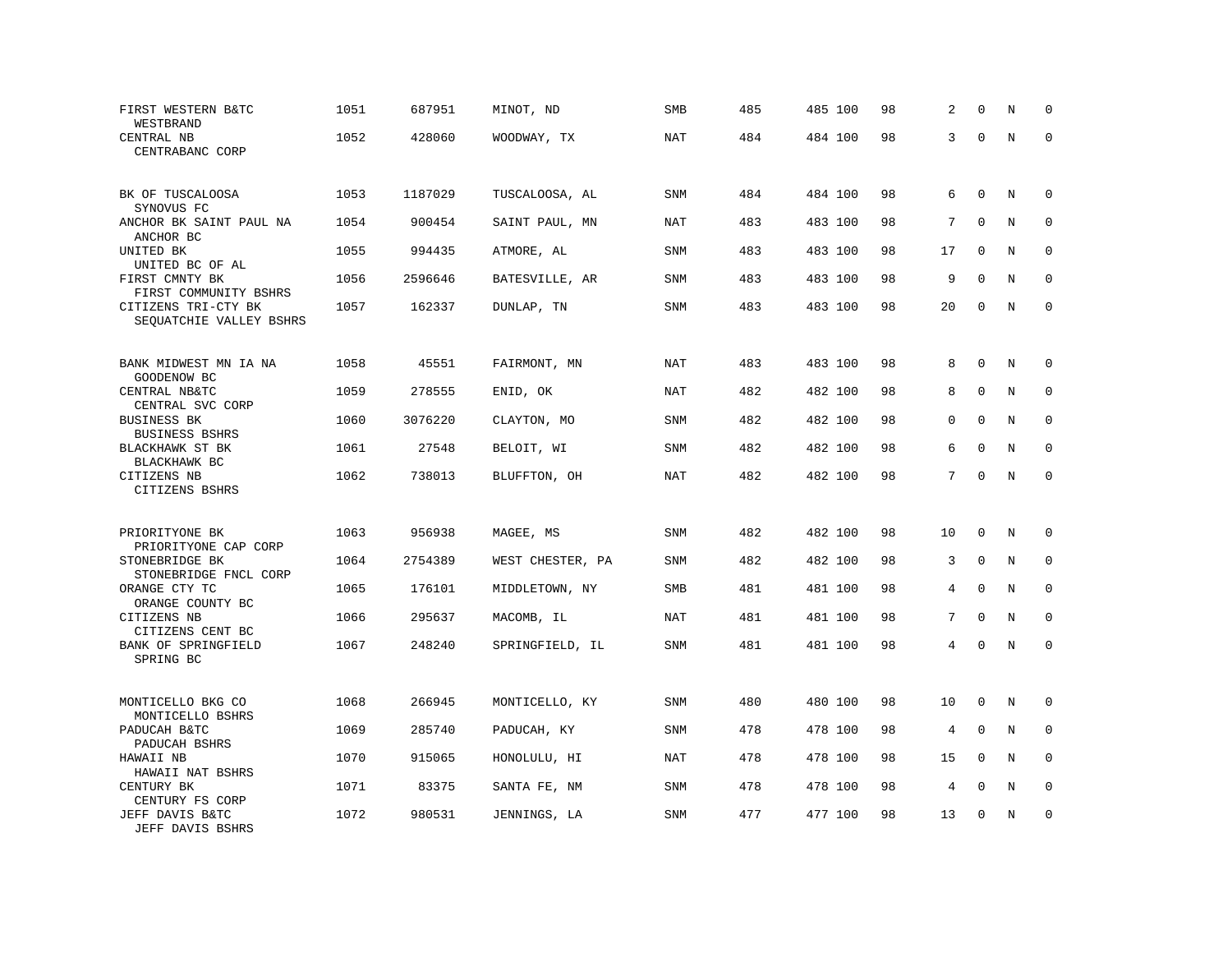| | | | | | | | | | | | |
|---|---|---|---|---|---|---|---|---|---|---|---|
| FIRST WESTERN B&TC<br>WESTBRAND | 1051 | 687951 | MINOT, ND | SMB | 485 | 485 | 100 | 98 | 2 | 0 | N | 0 |
| CENTRAL NB<br>CENTRABANC CORP | 1052 | 428060 | WOODWAY, TX | NAT | 484 | 484 | 100 | 98 | 3 | 0 | N | 0 |
| BK OF TUSCALOOSA<br>SYNOVUS FC | 1053 | 1187029 | TUSCALOOSA, AL | SNM | 484 | 484 | 100 | 98 | 6 | 0 | N | 0 |
| ANCHOR BK SAINT PAUL NA<br>ANCHOR BC | 1054 | 900454 | SAINT PAUL, MN | NAT | 483 | 483 | 100 | 98 | 7 | 0 | N | 0 |
| UNITED BK<br>UNITED BC OF AL | 1055 | 994435 | ATMORE, AL | SNM | 483 | 483 | 100 | 98 | 17 | 0 | N | 0 |
| FIRST CMNTY BK<br>FIRST COMMUNITY BSHRS | 1056 | 2596646 | BATESVILLE, AR | SNM | 483 | 483 | 100 | 98 | 9 | 0 | N | 0 |
| CITIZENS TRI-CTY BK<br>SEQUATCHIE VALLEY BSHRS | 1057 | 162337 | DUNLAP, TN | SNM | 483 | 483 | 100 | 98 | 20 | 0 | N | 0 |
| BANK MIDWEST MN IA NA<br>GOODENOW BC | 1058 | 45551 | FAIRMONT, MN | NAT | 483 | 483 | 100 | 98 | 8 | 0 | N | 0 |
| CENTRAL NB&TC<br>CENTRAL SVC CORP | 1059 | 278555 | ENID, OK | NAT | 482 | 482 | 100 | 98 | 8 | 0 | N | 0 |
| BUSINESS BK<br>BUSINESS BSHRS | 1060 | 3076220 | CLAYTON, MO | SNM | 482 | 482 | 100 | 98 | 0 | 0 | N | 0 |
| BLACKHAWK ST BK<br>BLACKHAWK BC | 1061 | 27548 | BELOIT, WI | SNM | 482 | 482 | 100 | 98 | 6 | 0 | N | 0 |
| CITIZENS NB<br>CITIZENS BSHRS | 1062 | 738013 | BLUFFTON, OH | NAT | 482 | 482 | 100 | 98 | 7 | 0 | N | 0 |
| PRIORITYONE BK<br>PRIORITYONE CAP CORP | 1063 | 956938 | MAGEE, MS | SNM | 482 | 482 | 100 | 98 | 10 | 0 | N | 0 |
| STONEBRIDGE BK<br>STONEBRIDGE FNCL CORP | 1064 | 2754389 | WEST CHESTER, PA | SNM | 482 | 482 | 100 | 98 | 3 | 0 | N | 0 |
| ORANGE CTY TC<br>ORANGE COUNTY BC | 1065 | 176101 | MIDDLETOWN, NY | SMB | 481 | 481 | 100 | 98 | 4 | 0 | N | 0 |
| CITIZENS NB<br>CITIZENS CENT BC | 1066 | 295637 | MACOMB, IL | NAT | 481 | 481 | 100 | 98 | 7 | 0 | N | 0 |
| BANK OF SPRINGFIELD<br>SPRING BC | 1067 | 248240 | SPRINGFIELD, IL | SNM | 481 | 481 | 100 | 98 | 4 | 0 | N | 0 |
| MONTICELLO BKG CO<br>MONTICELLO BSHRS | 1068 | 266945 | MONTICELLO, KY | SNM | 480 | 480 | 100 | 98 | 10 | 0 | N | 0 |
| PADUCAH B&TC<br>PADUCAH BSHRS | 1069 | 285740 | PADUCAH, KY | SNM | 478 | 478 | 100 | 98 | 4 | 0 | N | 0 |
| HAWAII NB<br>HAWAII NAT BSHRS | 1070 | 915065 | HONOLULU, HI | NAT | 478 | 478 | 100 | 98 | 15 | 0 | N | 0 |
| CENTURY BK<br>CENTURY FS CORP | 1071 | 83375 | SANTA FE, NM | SNM | 478 | 478 | 100 | 98 | 4 | 0 | N | 0 |
| JEFF DAVIS B&TC<br>JEFF DAVIS BSHRS | 1072 | 980531 | JENNINGS, LA | SNM | 477 | 477 | 100 | 98 | 13 | 0 | N | 0 |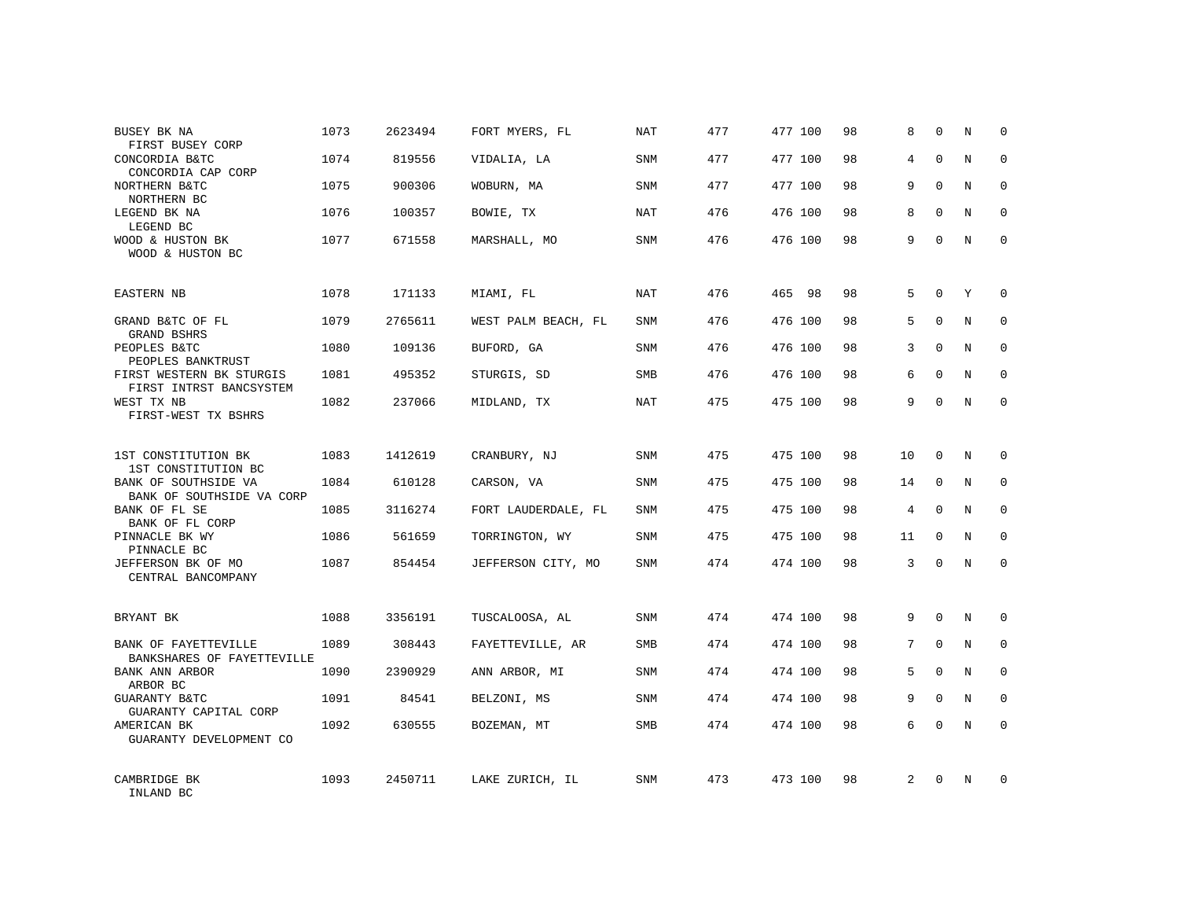| | | | | | | | | | | | | |
|---|---|---|---|---|---|---|---|---|---|---|---|---|
| BUSEY BK NA<br>FIRST BUSEY CORP | 1073 | 2623494 | FORT MYERS, FL | NAT | 477 | 477 | 100 | 98 | 8 | 0 | N | 0 |
| CONCORDIA B&TC<br>CONCORDIA CAP CORP | 1074 | 819556 | VIDALIA, LA | SNM | 477 | 477 | 100 | 98 | 4 | 0 | N | 0 |
| NORTHERN B&TC<br>NORTHERN BC | 1075 | 900306 | WOBURN, MA | SNM | 477 | 477 | 100 | 98 | 9 | 0 | N | 0 |
| LEGEND BK NA<br>LEGEND BC | 1076 | 100357 | BOWIE, TX | NAT | 476 | 476 | 100 | 98 | 8 | 0 | N | 0 |
| WOOD & HUSTON BK<br>WOOD & HUSTON BC | 1077 | 671558 | MARSHALL, MO | SNM | 476 | 476 | 100 | 98 | 9 | 0 | N | 0 |
| EASTERN NB | 1078 | 171133 | MIAMI, FL | NAT | 476 | 465 | 98 | 98 | 5 | 0 | Y | 0 |
| GRAND B&TC OF FL<br>GRAND BSHRS | 1079 | 2765611 | WEST PALM BEACH, FL | SNM | 476 | 476 | 100 | 98 | 5 | 0 | N | 0 |
| PEOPLES B&TC<br>PEOPLES BANKTRUST | 1080 | 109136 | BUFORD, GA | SNM | 476 | 476 | 100 | 98 | 3 | 0 | N | 0 |
| FIRST WESTERN BK STURGIS<br>FIRST INTRST BANCSYSTEM | 1081 | 495352 | STURGIS, SD | SMB | 476 | 476 | 100 | 98 | 6 | 0 | N | 0 |
| WEST TX NB<br>FIRST-WEST TX BSHRS | 1082 | 237066 | MIDLAND, TX | NAT | 475 | 475 | 100 | 98 | 9 | 0 | N | 0 |
| 1ST CONSTITUTION BK<br>1ST CONSTITUTION BC | 1083 | 1412619 | CRANBURY, NJ | SNM | 475 | 475 | 100 | 98 | 10 | 0 | N | 0 |
| BANK OF SOUTHSIDE VA<br>BANK OF SOUTHSIDE VA CORP | 1084 | 610128 | CARSON, VA | SNM | 475 | 475 | 100 | 98 | 14 | 0 | N | 0 |
| BANK OF FL SE<br>BANK OF FL CORP | 1085 | 3116274 | FORT LAUDERDALE, FL | SNM | 475 | 475 | 100 | 98 | 4 | 0 | N | 0 |
| PINNACLE BK WY<br>PINNACLE BC | 1086 | 561659 | TORRINGTON, WY | SNM | 475 | 475 | 100 | 98 | 11 | 0 | N | 0 |
| JEFFERSON BK OF MO<br>CENTRAL BANCOMPANY | 1087 | 854454 | JEFFERSON CITY, MO | SNM | 474 | 474 | 100 | 98 | 3 | 0 | N | 0 |
| BRYANT BK | 1088 | 3356191 | TUSCALOOSA, AL | SNM | 474 | 474 | 100 | 98 | 9 | 0 | N | 0 |
| BANK OF FAYETTEVILLE<br>BANKSHARES OF FAYETTEVILLE | 1089 | 308443 | FAYETTEVILLE, AR | SMB | 474 | 474 | 100 | 98 | 7 | 0 | N | 0 |
| BANK ANN ARBOR<br>ARBOR BC | 1090 | 2390929 | ANN ARBOR, MI | SNM | 474 | 474 | 100 | 98 | 5 | 0 | N | 0 |
| GUARANTY B&TC<br>GUARANTY CAPITAL CORP | 1091 | 84541 | BELZONI, MS | SNM | 474 | 474 | 100 | 98 | 9 | 0 | N | 0 |
| AMERICAN BK<br>GUARANTY DEVELOPMENT CO | 1092 | 630555 | BOZEMAN, MT | SMB | 474 | 474 | 100 | 98 | 6 | 0 | N | 0 |
| CAMBRIDGE BK<br>INLAND BC | 1093 | 2450711 | LAKE ZURICH, IL | SNM | 473 | 473 | 100 | 98 | 2 | 0 | N | 0 |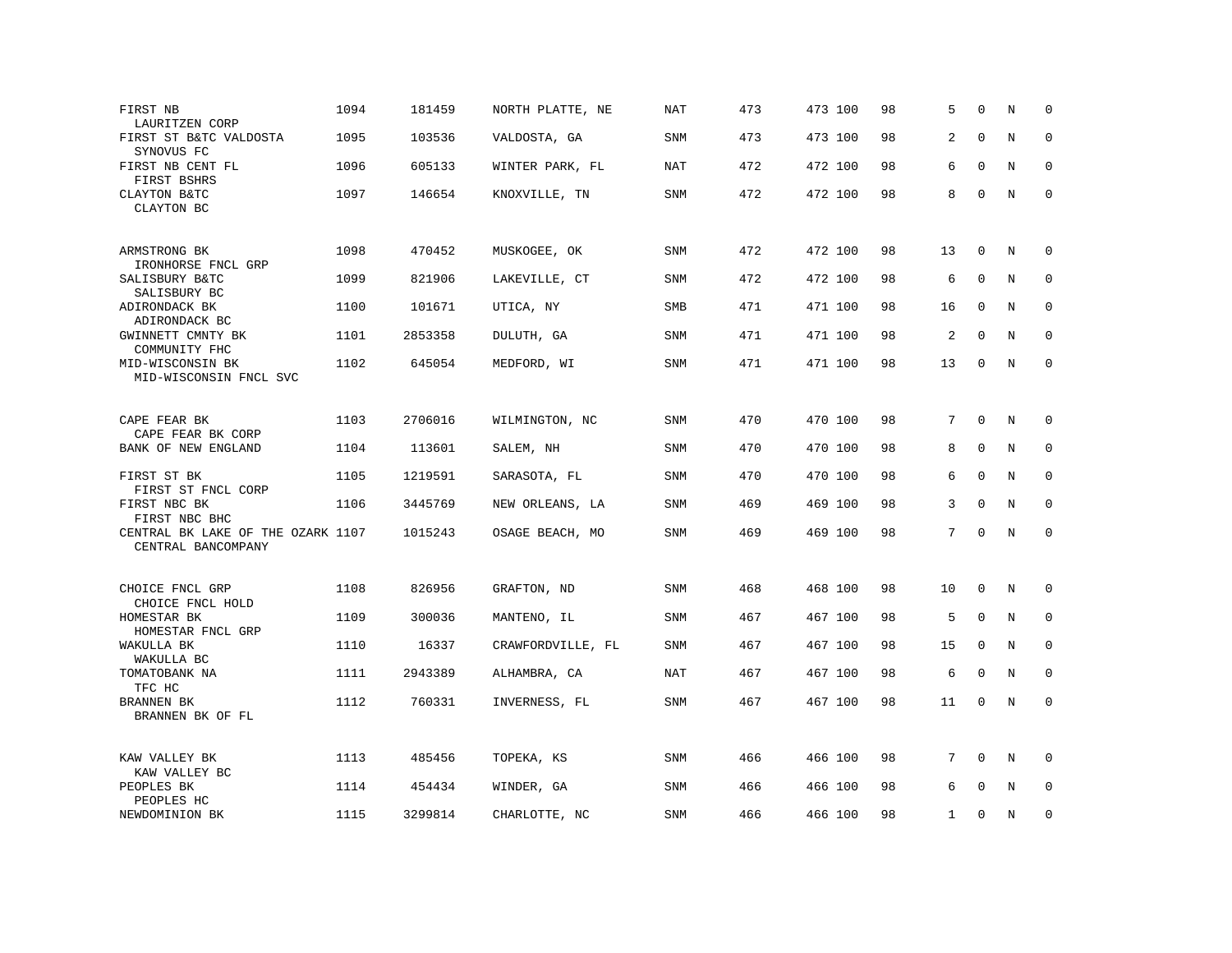| | | | | | | | | | | | |
|---|---|---|---|---|---|---|---|---|---|---|---|
| FIRST NB<br>LAURITZEN CORP | 1094 | 181459 | NORTH PLATTE, NE | NAT | 473 | 473 100 | 98 | 5 | 0 | N | 0 |
| FIRST ST B&TC VALDOSTA<br>SYNOVUS FC | 1095 | 103536 | VALDOSTA, GA | SNM | 473 | 473 100 | 98 | 2 | 0 | N | 0 |
| FIRST NB CENT FL<br>FIRST BSHRS | 1096 | 605133 | WINTER PARK, FL | NAT | 472 | 472 100 | 98 | 6 | 0 | N | 0 |
| CLAYTON B&TC<br>CLAYTON BC | 1097 | 146654 | KNOXVILLE, TN | SNM | 472 | 472 100 | 98 | 8 | 0 | N | 0 |
| ARMSTRONG BK<br>IRONHORSE FNCL GRP | 1098 | 470452 | MUSKOGEE, OK | SNM | 472 | 472 100 | 98 | 13 | 0 | N | 0 |
| SALISBURY B&TC<br>SALISBURY BC | 1099 | 821906 | LAKEVILLE, CT | SNM | 472 | 472 100 | 98 | 6 | 0 | N | 0 |
| ADIRONDACK BK<br>ADIRONDACK BC | 1100 | 101671 | UTICA, NY | SMB | 471 | 471 100 | 98 | 16 | 0 | N | 0 |
| GWINNETT CMNTY BK<br>COMMUNITY FHC | 1101 | 2853358 | DULUTH, GA | SNM | 471 | 471 100 | 98 | 2 | 0 | N | 0 |
| MID-WISCONSIN BK<br>MID-WISCONSIN FNCL SVC | 1102 | 645054 | MEDFORD, WI | SNM | 471 | 471 100 | 98 | 13 | 0 | N | 0 |
| CAPE FEAR BK<br>CAPE FEAR BK CORP | 1103 | 2706016 | WILMINGTON, NC | SNM | 470 | 470 100 | 98 | 7 | 0 | N | 0 |
| BANK OF NEW ENGLAND | 1104 | 113601 | SALEM, NH | SNM | 470 | 470 100 | 98 | 8 | 0 | N | 0 |
| FIRST ST BK<br>FIRST ST FNCL CORP | 1105 | 1219591 | SARASOTA, FL | SNM | 470 | 470 100 | 98 | 6 | 0 | N | 0 |
| FIRST NBC BK<br>FIRST NBC BHC | 1106 | 3445769 | NEW ORLEANS, LA | SNM | 469 | 469 100 | 98 | 3 | 0 | N | 0 |
| CENTRAL BK LAKE OF THE OZARK<br>CENTRAL BANCOMPANY | 1107 | 1015243 | OSAGE BEACH, MO | SNM | 469 | 469 100 | 98 | 7 | 0 | N | 0 |
| CHOICE FNCL GRP<br>CHOICE FNCL HOLD | 1108 | 826956 | GRAFTON, ND | SNM | 468 | 468 100 | 98 | 10 | 0 | N | 0 |
| HOMESTAR BK<br>HOMESTAR FNCL GRP | 1109 | 300036 | MANTENO, IL | SNM | 467 | 467 100 | 98 | 5 | 0 | N | 0 |
| WAKULLA BK<br>WAKULLA BC | 1110 | 16337 | CRAWFORDVILLE, FL | SNM | 467 | 467 100 | 98 | 15 | 0 | N | 0 |
| TOMATOBANK NA<br>TFC HC | 1111 | 2943389 | ALHAMBRA, CA | NAT | 467 | 467 100 | 98 | 6 | 0 | N | 0 |
| BRANNEN BK<br>BRANNEN BK OF FL | 1112 | 760331 | INVERNESS, FL | SNM | 467 | 467 100 | 98 | 11 | 0 | N | 0 |
| KAW VALLEY BK<br>KAW VALLEY BC | 1113 | 485456 | TOPEKA, KS | SNM | 466 | 466 100 | 98 | 7 | 0 | N | 0 |
| PEOPLES BK<br>PEOPLES HC | 1114 | 454434 | WINDER, GA | SNM | 466 | 466 100 | 98 | 6 | 0 | N | 0 |
| NEWDOMINION BK | 1115 | 3299814 | CHARLOTTE, NC | SNM | 466 | 466 100 | 98 | 1 | 0 | N | 0 |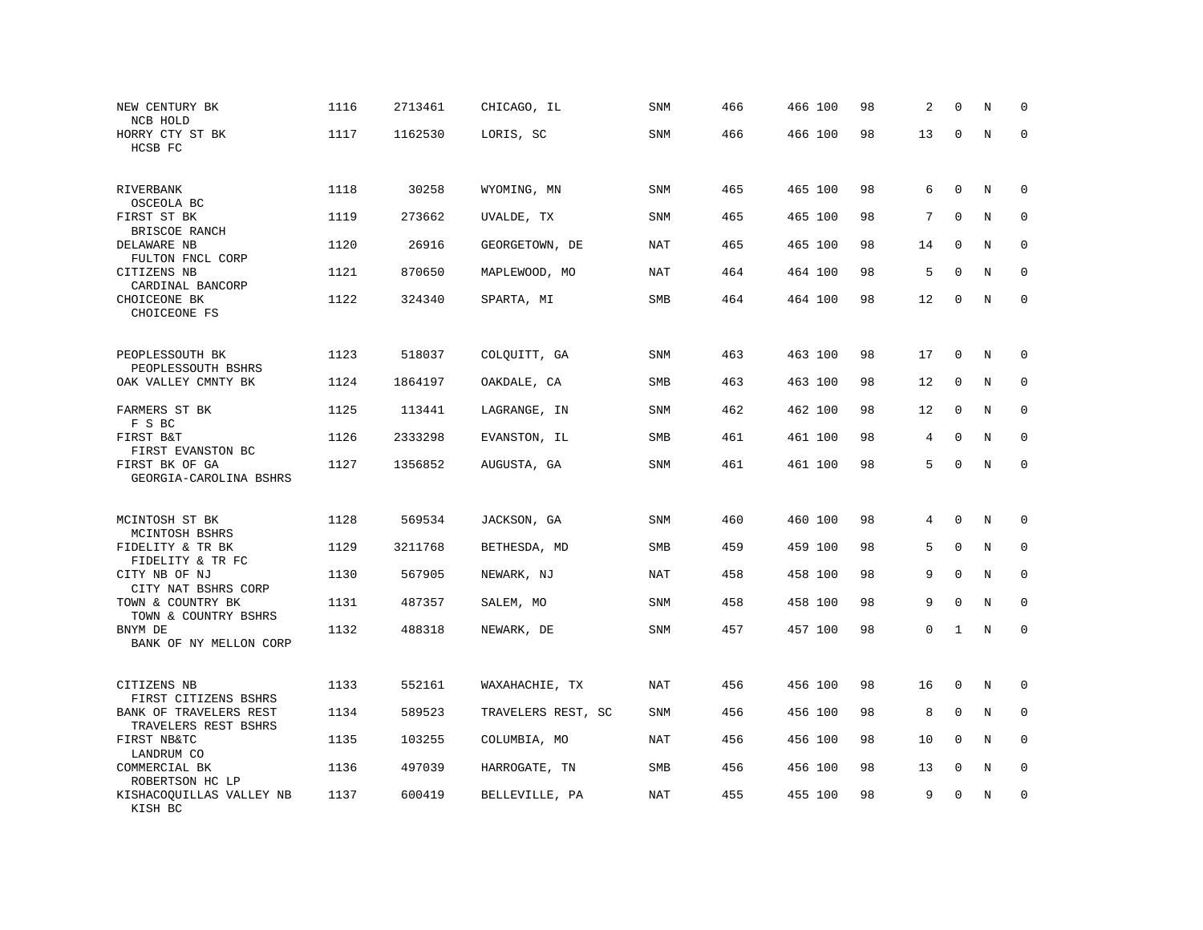| | | | | | | | | | | | | |
|---|---|---|---|---|---|---|---|---|---|---|---|---|
| NEW CENTURY BK<br>NCB HOLD | 1116 | 2713461 | CHICAGO, IL | SNM | 466 | 466 | 100 | 98 | 2 | 0 | N | 0 |
| HORRY CTY ST BK<br>HCSB FC | 1117 | 1162530 | LORIS, SC | SNM | 466 | 466 | 100 | 98 | 13 | 0 | N | 0 |
| RIVERBANK<br>OSCEOLA BC | 1118 | 30258 | WYOMING, MN | SNM | 465 | 465 | 100 | 98 | 6 | 0 | N | 0 |
| FIRST ST BK<br>BRISCOE RANCH | 1119 | 273662 | UVALDE, TX | SNM | 465 | 465 | 100 | 98 | 7 | 0 | N | 0 |
| DELAWARE NB<br>FULTON FNCL CORP | 1120 | 26916 | GEORGETOWN, DE | NAT | 465 | 465 | 100 | 98 | 14 | 0 | N | 0 |
| CITIZENS NB<br>CARDINAL BANCORP | 1121 | 870650 | MAPLEWOOD, MO | NAT | 464 | 464 | 100 | 98 | 5 | 0 | N | 0 |
| CHOICEONE BK<br>CHOICEONE FS | 1122 | 324340 | SPARTA, MI | SMB | 464 | 464 | 100 | 98 | 12 | 0 | N | 0 |
| PEOPLESSOUTH BK<br>PEOPLESSOUTH BSHRS | 1123 | 518037 | COLQUITT, GA | SNM | 463 | 463 | 100 | 98 | 17 | 0 | N | 0 |
| OAK VALLEY CMNTY BK | 1124 | 1864197 | OAKDALE, CA | SMB | 463 | 463 | 100 | 98 | 12 | 0 | N | 0 |
| FARMERS ST BK<br>F S BC | 1125 | 113441 | LAGRANGE, IN | SNM | 462 | 462 | 100 | 98 | 12 | 0 | N | 0 |
| FIRST B&T<br>FIRST EVANSTON BC | 1126 | 2333298 | EVANSTON, IL | SMB | 461 | 461 | 100 | 98 | 4 | 0 | N | 0 |
| FIRST BK OF GA<br>GEORGIA-CAROLINA BSHRS | 1127 | 1356852 | AUGUSTA, GA | SNM | 461 | 461 | 100 | 98 | 5 | 0 | N | 0 |
| MCINTOSH ST BK<br>MCINTOSH BSHRS | 1128 | 569534 | JACKSON, GA | SNM | 460 | 460 | 100 | 98 | 4 | 0 | N | 0 |
| FIDELITY & TR BK<br>FIDELITY & TR FC | 1129 | 3211768 | BETHESDA, MD | SMB | 459 | 459 | 100 | 98 | 5 | 0 | N | 0 |
| CITY NB OF NJ<br>CITY NAT BSHRS CORP | 1130 | 567905 | NEWARK, NJ | NAT | 458 | 458 | 100 | 98 | 9 | 0 | N | 0 |
| TOWN & COUNTRY BK<br>TOWN & COUNTRY BSHRS | 1131 | 487357 | SALEM, MO | SNM | 458 | 458 | 100 | 98 | 9 | 0 | N | 0 |
| BNYM DE<br>BANK OF NY MELLON CORP | 1132 | 488318 | NEWARK, DE | SNM | 457 | 457 | 100 | 98 | 0 | 1 | N | 0 |
| CITIZENS NB<br>FIRST CITIZENS BSHRS | 1133 | 552161 | WAXAHACHIE, TX | NAT | 456 | 456 | 100 | 98 | 16 | 0 | N | 0 |
| BANK OF TRAVELERS REST<br>TRAVELERS REST BSHRS | 1134 | 589523 | TRAVELERS REST, SC | SNM | 456 | 456 | 100 | 98 | 8 | 0 | N | 0 |
| FIRST NB&TC<br>LANDRUM CO | 1135 | 103255 | COLUMBIA, MO | NAT | 456 | 456 | 100 | 98 | 10 | 0 | N | 0 |
| COMMERCIAL BK<br>ROBERTSON HC LP | 1136 | 497039 | HARROGATE, TN | SMB | 456 | 456 | 100 | 98 | 13 | 0 | N | 0 |
| KISHACOQUILLAS VALLEY NB<br>KISH BC | 1137 | 600419 | BELLEVILLE, PA | NAT | 455 | 455 | 100 | 98 | 9 | 0 | N | 0 |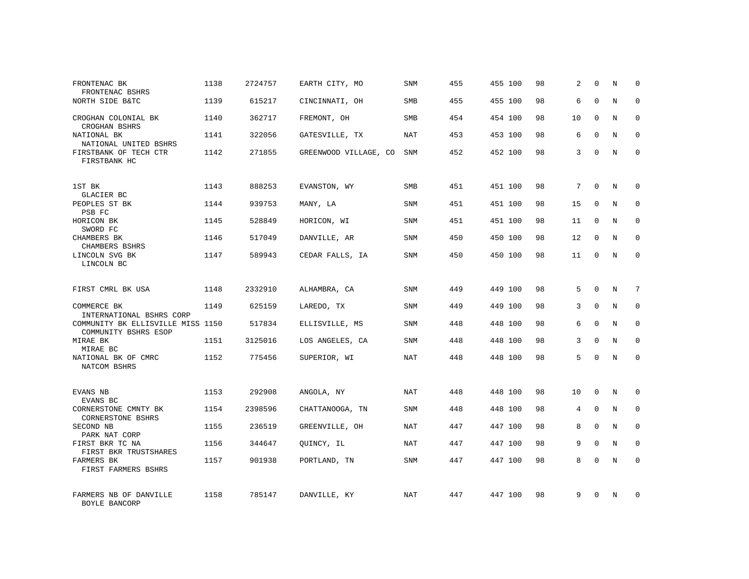| | | | | | | | | | | | |
|---|---|---|---|---|---|---|---|---|---|---|---|
| FRONTENAC BK<br>FRONTENAC BSHRS | 1138 | 2724757 | EARTH CITY, MO | SNM | 455 | 455 100 | 98 | 2 | 0 | N | 0 |
| NORTH SIDE B&TC | 1139 | 615217 | CINCINNATI, OH | SMB | 455 | 455 100 | 98 | 6 | 0 | N | 0 |
| CROGHAN COLONIAL BK<br>CROGHAN BSHRS | 1140 | 362717 | FREMONT, OH | SMB | 454 | 454 100 | 98 | 10 | 0 | N | 0 |
| NATIONAL BK<br>NATIONAL UNITED BSHRS | 1141 | 322056 | GATESVILLE, TX | NAT | 453 | 453 100 | 98 | 6 | 0 | N | 0 |
| FIRSTBANK OF TECH CTR<br>FIRSTBANK HC | 1142 | 271855 | GREENWOOD VILLAGE, CO | SNM | 452 | 452 100 | 98 | 3 | 0 | N | 0 |
| 1ST BK<br>GLACIER BC | 1143 | 888253 | EVANSTON, WY | SMB | 451 | 451 100 | 98 | 7 | 0 | N | 0 |
| PEOPLES ST BK<br>PSB FC | 1144 | 939753 | MANY, LA | SNM | 451 | 451 100 | 98 | 15 | 0 | N | 0 |
| HORICON BK<br>SWORD FC | 1145 | 528849 | HORICON, WI | SNM | 451 | 451 100 | 98 | 11 | 0 | N | 0 |
| CHAMBERS BK<br>CHAMBERS BSHRS | 1146 | 517049 | DANVILLE, AR | SNM | 450 | 450 100 | 98 | 12 | 0 | N | 0 |
| LINCOLN SVG BK<br>LINCOLN BC | 1147 | 589943 | CEDAR FALLS, IA | SNM | 450 | 450 100 | 98 | 11 | 0 | N | 0 |
| FIRST CMRL BK USA | 1148 | 2332910 | ALHAMBRA, CA | SNM | 449 | 449 100 | 98 | 5 | 0 | N | 7 |
| COMMERCE BK<br>INTERNATIONAL BSHRS CORP | 1149 | 625159 | LAREDO, TX | SNM | 449 | 449 100 | 98 | 3 | 0 | N | 0 |
| COMMUNITY BK ELLISVILLE MISS<br>COMMUNITY BSHRS ESOP | 1150 | 517834 | ELLISVILLE, MS | SNM | 448 | 448 100 | 98 | 6 | 0 | N | 0 |
| MIRAE BK<br>MIRAE BC | 1151 | 3125016 | LOS ANGELES, CA | SNM | 448 | 448 100 | 98 | 3 | 0 | N | 0 |
| NATIONAL BK OF CMRC<br>NATCOM BSHRS | 1152 | 775456 | SUPERIOR, WI | NAT | 448 | 448 100 | 98 | 5 | 0 | N | 0 |
| EVANS NB<br>EVANS BC | 1153 | 292908 | ANGOLA, NY | NAT | 448 | 448 100 | 98 | 10 | 0 | N | 0 |
| CORNERSTONE CMNTY BK<br>CORNERSTONE BSHRS | 1154 | 2398596 | CHATTANOOGA, TN | SNM | 448 | 448 100 | 98 | 4 | 0 | N | 0 |
| SECOND NB<br>PARK NAT CORP | 1155 | 236519 | GREENVILLE, OH | NAT | 447 | 447 100 | 98 | 8 | 0 | N | 0 |
| FIRST BKR TC NA<br>FIRST BKR TRUSTSHARES | 1156 | 344647 | QUINCY, IL | NAT | 447 | 447 100 | 98 | 9 | 0 | N | 0 |
| FARMERS BK<br>FIRST FARMERS BSHRS | 1157 | 901938 | PORTLAND, TN | SNM | 447 | 447 100 | 98 | 8 | 0 | N | 0 |
| FARMERS NB OF DANVILLE<br>BOYLE BANCORP | 1158 | 785147 | DANVILLE, KY | NAT | 447 | 447 100 | 98 | 9 | 0 | N | 0 |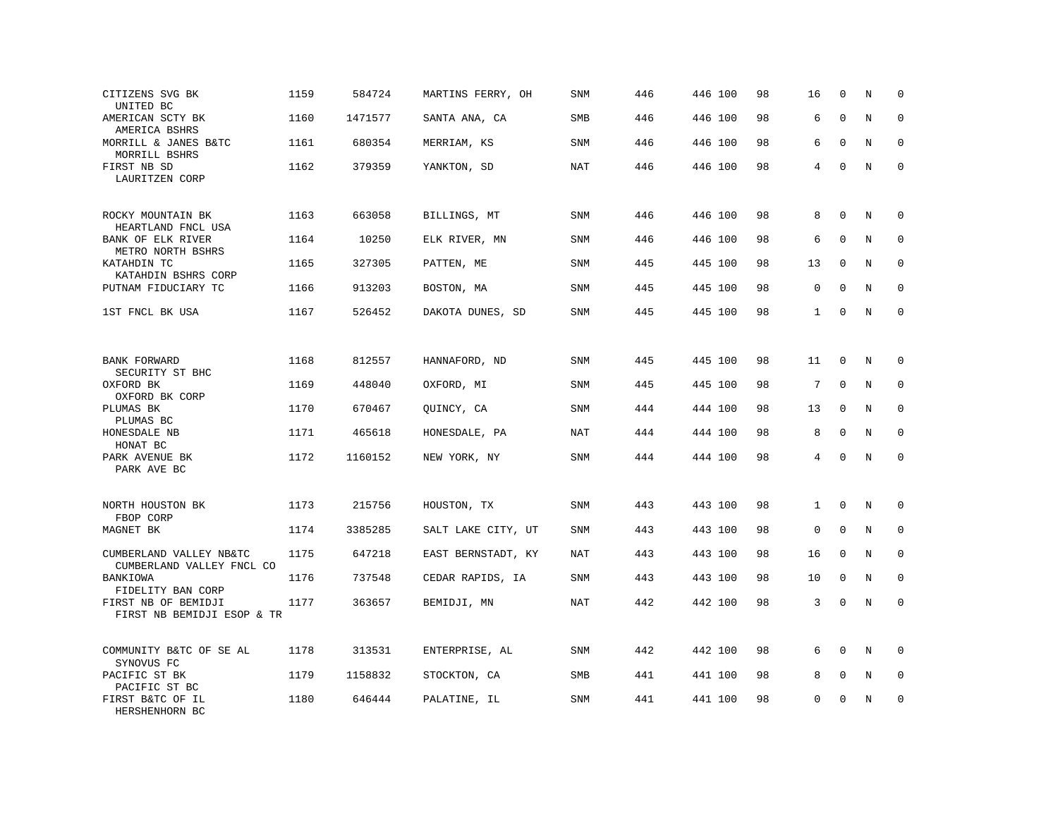| | | | | | | | | | | | |
|---|---|---|---|---|---|---|---|---|---|---|---|
| CITIZENS SVG BK<br>UNITED BC | 1159 | 584724 | MARTINS FERRY, OH | SNM | 446 | 446 100 | 98 | 16 | 0 | N | 0 |
| AMERICAN SCTY BK<br>AMERICA BSHRS | 1160 | 1471577 | SANTA ANA, CA | SMB | 446 | 446 100 | 98 | 6 | 0 | N | 0 |
| MORRILL & JANES B&TC<br>MORRILL BSHRS | 1161 | 680354 | MERRIAM, KS | SNM | 446 | 446 100 | 98 | 6 | 0 | N | 0 |
| FIRST NB SD<br>LAURITZEN CORP | 1162 | 379359 | YANKTON, SD | NAT | 446 | 446 100 | 98 | 4 | 0 | N | 0 |
| ROCKY MOUNTAIN BK<br>HEARTLAND FNCL USA | 1163 | 663058 | BILLINGS, MT | SNM | 446 | 446 100 | 98 | 8 | 0 | N | 0 |
| BANK OF ELK RIVER<br>METRO NORTH BSHRS | 1164 | 10250 | ELK RIVER, MN | SNM | 446 | 446 100 | 98 | 6 | 0 | N | 0 |
| KATAHDIN TC<br>KATAHDIN BSHRS CORP | 1165 | 327305 | PATTEN, ME | SNM | 445 | 445 100 | 98 | 13 | 0 | N | 0 |
| PUTNAM FIDUCIARY TC | 1166 | 913203 | BOSTON, MA | SNM | 445 | 445 100 | 98 | 0 | 0 | N | 0 |
| 1ST FNCL BK USA | 1167 | 526452 | DAKOTA DUNES, SD | SNM | 445 | 445 100 | 98 | 1 | 0 | N | 0 |
| BANK FORWARD<br>SECURITY ST BHC | 1168 | 812557 | HANNAFORD, ND | SNM | 445 | 445 100 | 98 | 11 | 0 | N | 0 |
| OXFORD BK<br>OXFORD BK CORP | 1169 | 448040 | OXFORD, MI | SNM | 445 | 445 100 | 98 | 7 | 0 | N | 0 |
| PLUMAS BK<br>PLUMAS BC | 1170 | 670467 | QUINCY, CA | SNM | 444 | 444 100 | 98 | 13 | 0 | N | 0 |
| HONESDALE NB<br>HONAT BC | 1171 | 465618 | HONESDALE, PA | NAT | 444 | 444 100 | 98 | 8 | 0 | N | 0 |
| PARK AVENUE BK<br>PARK AVE BC | 1172 | 1160152 | NEW YORK, NY | SNM | 444 | 444 100 | 98 | 4 | 0 | N | 0 |
| NORTH HOUSTON BK<br>FBOP CORP | 1173 | 215756 | HOUSTON, TX | SNM | 443 | 443 100 | 98 | 1 | 0 | N | 0 |
| MAGNET BK | 1174 | 3385285 | SALT LAKE CITY, UT | SNM | 443 | 443 100 | 98 | 0 | 0 | N | 0 |
| CUMBERLAND VALLEY NB&TC<br>CUMBERLAND VALLEY FNCL CO | 1175 | 647218 | EAST BERNSTADT, KY | NAT | 443 | 443 100 | 98 | 16 | 0 | N | 0 |
| BANKIOWA<br>FIDELITY BAN CORP | 1176 | 737548 | CEDAR RAPIDS, IA | SNM | 443 | 443 100 | 98 | 10 | 0 | N | 0 |
| FIRST NB OF BEMIDJI<br>FIRST NB BEMIDJI ESOP & TR | 1177 | 363657 | BEMIDJI, MN | NAT | 442 | 442 100 | 98 | 3 | 0 | N | 0 |
| COMMUNITY B&TC OF SE AL<br>SYNOVUS FC | 1178 | 313531 | ENTERPRISE, AL | SNM | 442 | 442 100 | 98 | 6 | 0 | N | 0 |
| PACIFIC ST BK<br>PACIFIC ST BC | 1179 | 1158832 | STOCKTON, CA | SMB | 441 | 441 100 | 98 | 8 | 0 | N | 0 |
| FIRST B&TC OF IL<br>HERSHENHORN BC | 1180 | 646444 | PALATINE, IL | SNM | 441 | 441 100 | 98 | 0 | 0 | N | 0 |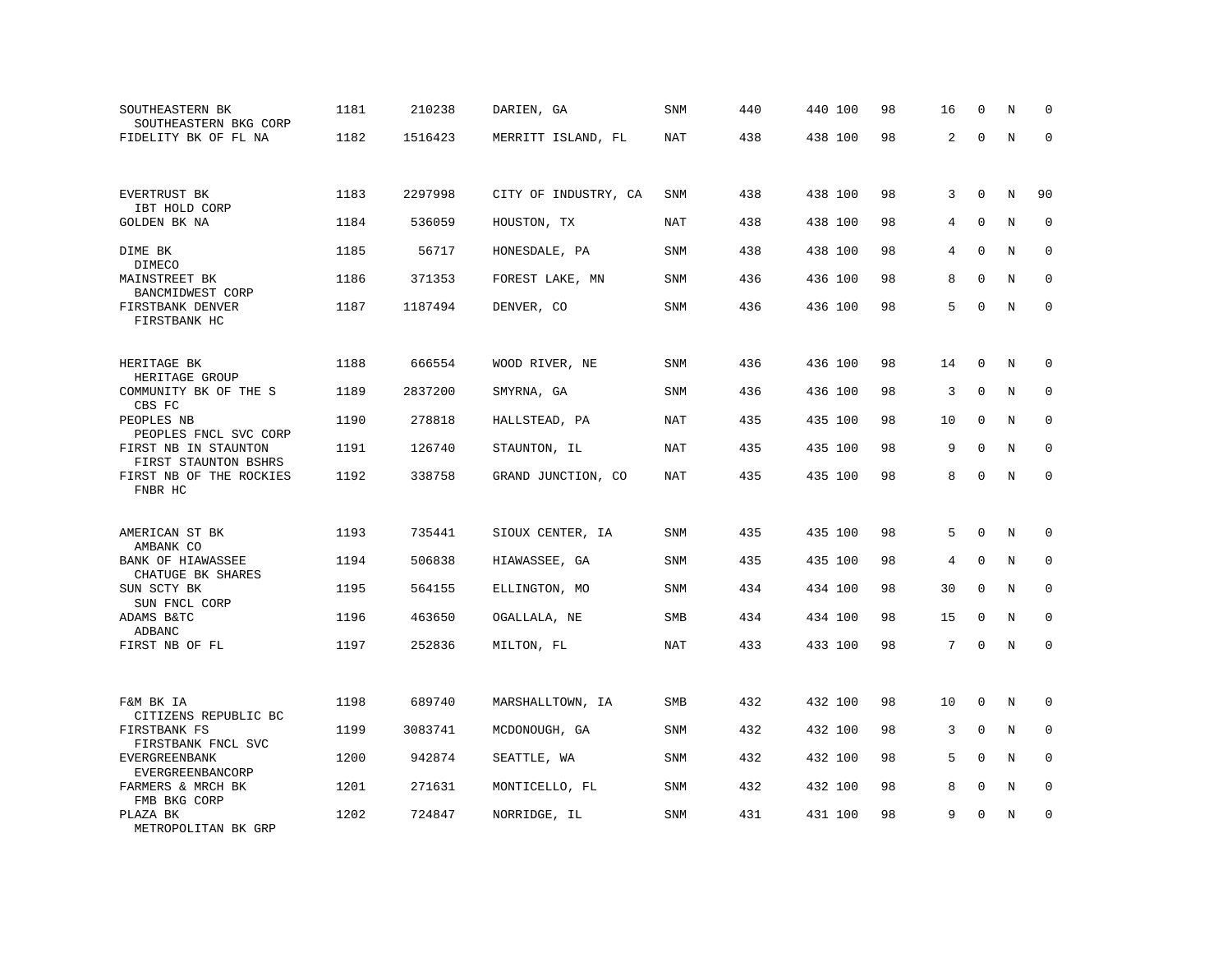| | | | | | | | | | | | | |
|---|---|---|---|---|---|---|---|---|---|---|---|---|
| SOUTHEASTERN BK<br>SOUTHEASTERN BKG CORP | 1181 | 210238 | DARIEN, GA | SNM | 440 | 440 | 100 | 98 | 16 | 0 | N | 0 |
| FIDELITY BK OF FL NA | 1182 | 1516423 | MERRITT ISLAND, FL | NAT | 438 | 438 | 100 | 98 | 2 | 0 | N | 0 |
| EVERTRUST BK<br>IBT HOLD CORP | 1183 | 2297998 | CITY OF INDUSTRY, CA | SNM | 438 | 438 | 100 | 98 | 3 | 0 | N | 90 |
| GOLDEN BK NA | 1184 | 536059 | HOUSTON, TX | NAT | 438 | 438 | 100 | 98 | 4 | 0 | N | 0 |
| DIME BK<br>DIMECO | 1185 | 56717 | HONESDALE, PA | SNM | 438 | 438 | 100 | 98 | 4 | 0 | N | 0 |
| MAINSTREET BK<br>BANCMIDWEST CORP | 1186 | 371353 | FOREST LAKE, MN | SNM | 436 | 436 | 100 | 98 | 8 | 0 | N | 0 |
| FIRSTBANK DENVER<br>FIRSTBANK HC | 1187 | 1187494 | DENVER, CO | SNM | 436 | 436 | 100 | 98 | 5 | 0 | N | 0 |
| HERITAGE BK<br>HERITAGE GROUP | 1188 | 666554 | WOOD RIVER, NE | SNM | 436 | 436 | 100 | 98 | 14 | 0 | N | 0 |
| COMMUNITY BK OF THE S<br>CBS FC | 1189 | 2837200 | SMYRNA, GA | SNM | 436 | 436 | 100 | 98 | 3 | 0 | N | 0 |
| PEOPLES NB<br>PEOPLES FNCL SVC CORP | 1190 | 278818 | HALLSTEAD, PA | NAT | 435 | 435 | 100 | 98 | 10 | 0 | N | 0 |
| FIRST NB IN STAUNTON<br>FIRST STAUNTON BSHRS | 1191 | 126740 | STAUNTON, IL | NAT | 435 | 435 | 100 | 98 | 9 | 0 | N | 0 |
| FIRST NB OF THE ROCKIES<br>FNBR HC | 1192 | 338758 | GRAND JUNCTION, CO | NAT | 435 | 435 | 100 | 98 | 8 | 0 | N | 0 |
| AMERICAN ST BK<br>AMBANK CO | 1193 | 735441 | SIOUX CENTER, IA | SNM | 435 | 435 | 100 | 98 | 5 | 0 | N | 0 |
| BANK OF HIAWASSEE<br>CHATUGE BK SHARES | 1194 | 506838 | HIAWASSEE, GA | SNM | 435 | 435 | 100 | 98 | 4 | 0 | N | 0 |
| SUN SCTY BK<br>SUN FNCL CORP | 1195 | 564155 | ELLINGTON, MO | SNM | 434 | 434 | 100 | 98 | 30 | 0 | N | 0 |
| ADAMS B&TC<br>ADBANC | 1196 | 463650 | OGALLALA, NE | SMB | 434 | 434 | 100 | 98 | 15 | 0 | N | 0 |
| FIRST NB OF FL | 1197 | 252836 | MILTON, FL | NAT | 433 | 433 | 100 | 98 | 7 | 0 | N | 0 |
| F&M BK IA<br>CITIZENS REPUBLIC BC | 1198 | 689740 | MARSHALLTOWN, IA | SMB | 432 | 432 | 100 | 98 | 10 | 0 | N | 0 |
| FIRSTBANK FS<br>FIRSTBANK FNCL SVC | 1199 | 3083741 | MCDONOUGH, GA | SNM | 432 | 432 | 100 | 98 | 3 | 0 | N | 0 |
| EVERGREENBANK<br>EVERGREENBANCORP | 1200 | 942874 | SEATTLE, WA | SNM | 432 | 432 | 100 | 98 | 5 | 0 | N | 0 |
| FARMERS & MRCH BK<br>FMB BKG CORP | 1201 | 271631 | MONTICELLO, FL | SNM | 432 | 432 | 100 | 98 | 8 | 0 | N | 0 |
| PLAZA BK<br>METROPOLITAN BK GRP | 1202 | 724847 | NORRIDGE, IL | SNM | 431 | 431 | 100 | 98 | 9 | 0 | N | 0 |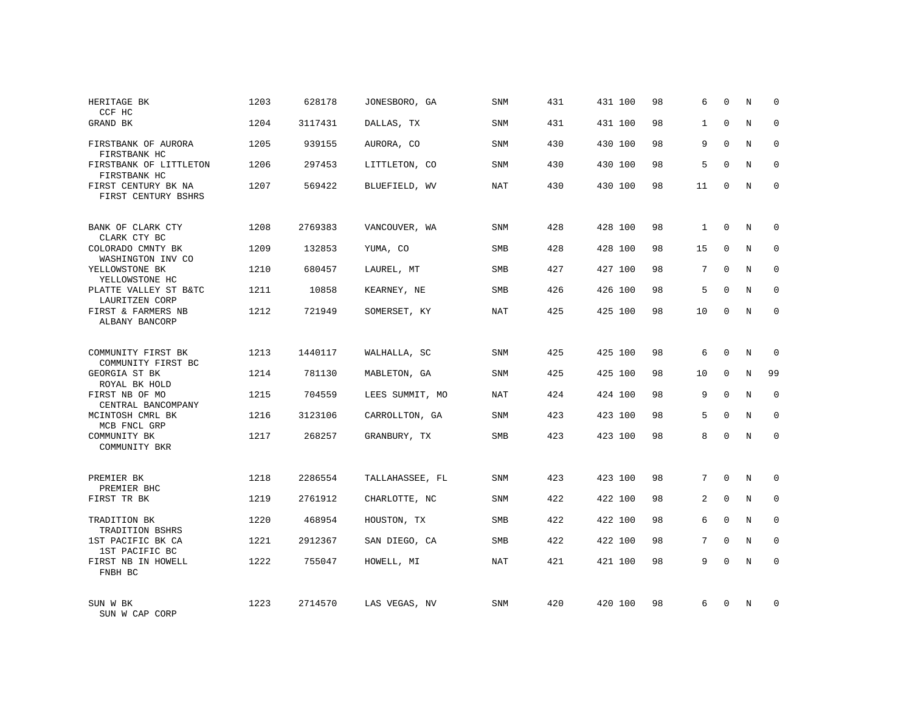| | | | | | | | | | | | |
|---|---|---|---|---|---|---|---|---|---|---|---|
| HERITAGE BK<br>CCF HC | 1203 | 628178 | JONESBORO, GA | SNM | 431 | 431 100 | 98 | 6 | 0 | N | 0 |
| GRAND BK | 1204 | 3117431 | DALLAS, TX | SNM | 431 | 431 100 | 98 | 1 | 0 | N | 0 |
| FIRSTBANK OF AURORA<br>FIRSTBANK HC | 1205 | 939155 | AURORA, CO | SNM | 430 | 430 100 | 98 | 9 | 0 | N | 0 |
| FIRSTBANK OF LITTLETON<br>FIRSTBANK HC | 1206 | 297453 | LITTLETON, CO | SNM | 430 | 430 100 | 98 | 5 | 0 | N | 0 |
| FIRST CENTURY BK NA<br>FIRST CENTURY BSHRS | 1207 | 569422 | BLUEFIELD, WV | NAT | 430 | 430 100 | 98 | 11 | 0 | N | 0 |
| BANK OF CLARK CTY<br>CLARK CTY BC | 1208 | 2769383 | VANCOUVER, WA | SNM | 428 | 428 100 | 98 | 1 | 0 | N | 0 |
| COLORADO CMNTY BK<br>WASHINGTON INV CO | 1209 | 132853 | YUMA, CO | SMB | 428 | 428 100 | 98 | 15 | 0 | N | 0 |
| YELLOWSTONE BK<br>YELLOWSTONE HC | 1210 | 680457 | LAUREL, MT | SMB | 427 | 427 100 | 98 | 7 | 0 | N | 0 |
| PLATTE VALLEY ST B&TC<br>LAURITZEN CORP | 1211 | 10858 | KEARNEY, NE | SMB | 426 | 426 100 | 98 | 5 | 0 | N | 0 |
| FIRST & FARMERS NB<br>ALBANY BANCORP | 1212 | 721949 | SOMERSET, KY | NAT | 425 | 425 100 | 98 | 10 | 0 | N | 0 |
| COMMUNITY FIRST BK<br>COMMUNITY FIRST BC | 1213 | 1440117 | WALHALLA, SC | SNM | 425 | 425 100 | 98 | 6 | 0 | N | 0 |
| GEORGIA ST BK<br>ROYAL BK HOLD | 1214 | 781130 | MABLETON, GA | SNM | 425 | 425 100 | 98 | 10 | 0 | N | 99 |
| FIRST NB OF MO<br>CENTRAL BANCOMPANY | 1215 | 704559 | LEES SUMMIT, MO | NAT | 424 | 424 100 | 98 | 9 | 0 | N | 0 |
| MCINTOSH CMRL BK<br>MCB FNCL GRP | 1216 | 3123106 | CARROLLTON, GA | SNM | 423 | 423 100 | 98 | 5 | 0 | N | 0 |
| COMMUNITY BK<br>COMMUNITY BKR | 1217 | 268257 | GRANBURY, TX | SMB | 423 | 423 100 | 98 | 8 | 0 | N | 0 |
| PREMIER BK<br>PREMIER BHC | 1218 | 2286554 | TALLAHASSEE, FL | SNM | 423 | 423 100 | 98 | 7 | 0 | N | 0 |
| FIRST TR BK | 1219 | 2761912 | CHARLOTTE, NC | SNM | 422 | 422 100 | 98 | 2 | 0 | N | 0 |
| TRADITION BK<br>TRADITION BSHRS | 1220 | 468954 | HOUSTON, TX | SMB | 422 | 422 100 | 98 | 6 | 0 | N | 0 |
| 1ST PACIFIC BK CA<br>1ST PACIFIC BC | 1221 | 2912367 | SAN DIEGO, CA | SMB | 422 | 422 100 | 98 | 7 | 0 | N | 0 |
| FIRST NB IN HOWELL<br>FNBH BC | 1222 | 755047 | HOWELL, MI | NAT | 421 | 421 100 | 98 | 9 | 0 | N | 0 |
| SUN W BK<br>SUN W CAP CORP | 1223 | 2714570 | LAS VEGAS, NV | SNM | 420 | 420 100 | 98 | 6 | 0 | N | 0 |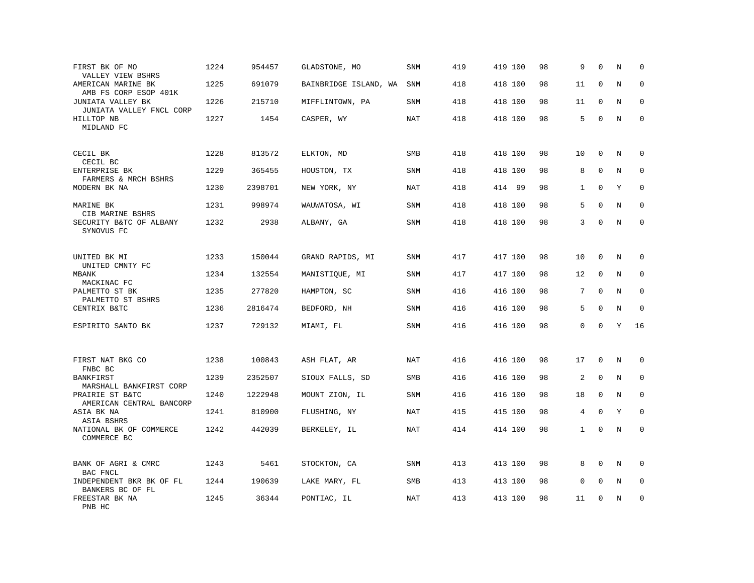| | | | | | | | | | | | | |
|---|---|---|---|---|---|---|---|---|---|---|---|---|
| FIRST BK OF MO<br>VALLEY VIEW BSHRS | 1224 | 954457 | GLADSTONE, MO | SNM | 419 | 419 | 100 | 98 | 9 | 0 | N | 0 |
| AMERICAN MARINE BK<br>AMB FS CORP ESOP 401K | 1225 | 691079 | BAINBRIDGE ISLAND, WA | SNM | 418 | 418 | 100 | 98 | 11 | 0 | N | 0 |
| JUNIATA VALLEY BK<br>JUNIATA VALLEY FNCL CORP | 1226 | 215710 | MIFFLINTOWN, PA | SNM | 418 | 418 | 100 | 98 | 11 | 0 | N | 0 |
| HILLTOP NB<br>MIDLAND FC | 1227 | 1454 | CASPER, WY | NAT | 418 | 418 | 100 | 98 | 5 | 0 | N | 0 |
| CECIL BK<br>CECIL BC | 1228 | 813572 | ELKTON, MD | SMB | 418 | 418 | 100 | 98 | 10 | 0 | N | 0 |
| ENTERPRISE BK<br>FARMERS & MRCH BSHRS | 1229 | 365455 | HOUSTON, TX | SNM | 418 | 418 | 100 | 98 | 8 | 0 | N | 0 |
| MODERN BK NA | 1230 | 2398701 | NEW YORK, NY | NAT | 418 | 414 | 99 | 98 | 1 | 0 | Y | 0 |
| MARINE BK<br>CIB MARINE BSHRS | 1231 | 998974 | WAUWATOSA, WI | SNM | 418 | 418 | 100 | 98 | 5 | 0 | N | 0 |
| SECURITY B&TC OF ALBANY<br>SYNOVUS FC | 1232 | 2938 | ALBANY, GA | SNM | 418 | 418 | 100 | 98 | 3 | 0 | N | 0 |
| UNITED BK MI<br>UNITED CMNTY FC | 1233 | 150044 | GRAND RAPIDS, MI | SNM | 417 | 417 | 100 | 98 | 10 | 0 | N | 0 |
| MBANK<br>MACKINAC FC | 1234 | 132554 | MANISTIQUE, MI | SNM | 417 | 417 | 100 | 98 | 12 | 0 | N | 0 |
| PALMETTO ST BK<br>PALMETTO ST BSHRS | 1235 | 277820 | HAMPTON, SC | SNM | 416 | 416 | 100 | 98 | 7 | 0 | N | 0 |
| CENTRIX B&TC | 1236 | 2816474 | BEDFORD, NH | SNM | 416 | 416 | 100 | 98 | 5 | 0 | N | 0 |
| ESPIRITO SANTO BK | 1237 | 729132 | MIAMI, FL | SNM | 416 | 416 | 100 | 98 | 0 | 0 | Y | 16 |
| FIRST NAT BKG CO<br>FNBC BC | 1238 | 100843 | ASH FLAT, AR | NAT | 416 | 416 | 100 | 98 | 17 | 0 | N | 0 |
| BANKFIRST<br>MARSHALL BANKFIRST CORP | 1239 | 2352507 | SIOUX FALLS, SD | SMB | 416 | 416 | 100 | 98 | 2 | 0 | N | 0 |
| PRAIRIE ST B&TC<br>AMERICAN CENTRAL BANCORP | 1240 | 1222948 | MOUNT ZION, IL | SNM | 416 | 416 | 100 | 98 | 18 | 0 | N | 0 |
| ASIA BK NA<br>ASIA BSHRS | 1241 | 810900 | FLUSHING, NY | NAT | 415 | 415 | 100 | 98 | 4 | 0 | Y | 0 |
| NATIONAL BK OF COMMERCE<br>COMMERCE BC | 1242 | 442039 | BERKELEY, IL | NAT | 414 | 414 | 100 | 98 | 1 | 0 | N | 0 |
| BANK OF AGRI & CMRC<br>BAC FNCL | 1243 | 5461 | STOCKTON, CA | SNM | 413 | 413 | 100 | 98 | 8 | 0 | N | 0 |
| INDEPENDENT BKR BK OF FL<br>BANKERS BC OF FL | 1244 | 190639 | LAKE MARY, FL | SMB | 413 | 413 | 100 | 98 | 0 | 0 | N | 0 |
| FREESTAR BK NA<br>PNB HC | 1245 | 36344 | PONTIAC, IL | NAT | 413 | 413 | 100 | 98 | 11 | 0 | N | 0 |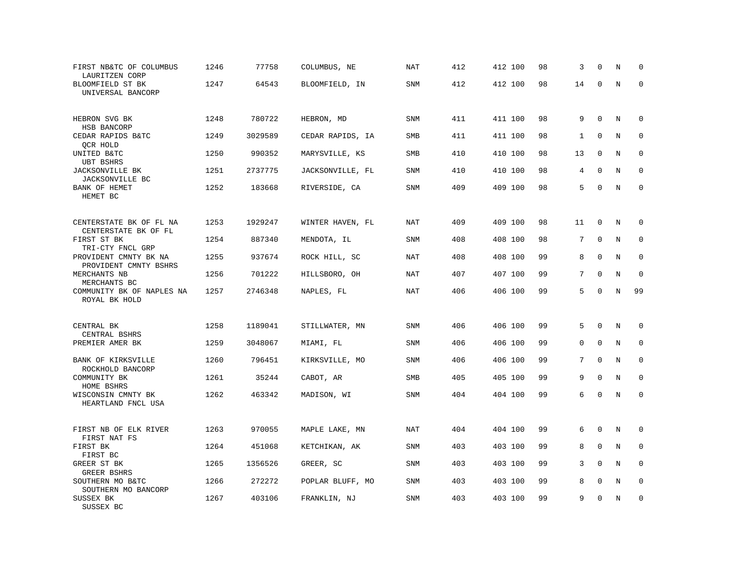| | | | | | | | | | | | | |
|---|---|---|---|---|---|---|---|---|---|---|---|---|
| FIRST NB&TC OF COLUMBUS<br>LAURITZEN CORP | 1246 | 77758 | COLUMBUS, NE | NAT | 412 | 412 | 100 | 98 | 3 | 0 | N | 0 |
| BLOOMFIELD ST BK<br>UNIVERSAL BANCORP | 1247 | 64543 | BLOOMFIELD, IN | SNM | 412 | 412 | 100 | 98 | 14 | 0 | N | 0 |
| HEBRON SVG BK<br>HSB BANCORP | 1248 | 780722 | HEBRON, MD | SNM | 411 | 411 | 100 | 98 | 9 | 0 | N | 0 |
| CEDAR RAPIDS B&TC<br>QCR HOLD | 1249 | 3029589 | CEDAR RAPIDS, IA | SMB | 411 | 411 | 100 | 98 | 1 | 0 | N | 0 |
| UNITED B&TC<br>UBT BSHRS | 1250 | 990352 | MARYSVILLE, KS | SMB | 410 | 410 | 100 | 98 | 13 | 0 | N | 0 |
| JACKSONVILLE BK<br>JACKSONVILLE BC | 1251 | 2737775 | JACKSONVILLE, FL | SNM | 410 | 410 | 100 | 98 | 4 | 0 | N | 0 |
| BANK OF HEMET<br>HEMET BC | 1252 | 183668 | RIVERSIDE, CA | SNM | 409 | 409 | 100 | 98 | 5 | 0 | N | 0 |
| CENTERSTATE BK OF FL NA<br>CENTERSTATE BK OF FL | 1253 | 1929247 | WINTER HAVEN, FL | NAT | 409 | 409 | 100 | 98 | 11 | 0 | N | 0 |
| FIRST ST BK<br>TRI-CTY FNCL GRP | 1254 | 887340 | MENDOTA, IL | SNM | 408 | 408 | 100 | 98 | 7 | 0 | N | 0 |
| PROVIDENT CMNTY BK NA<br>PROVIDENT CMNTY BSHRS | 1255 | 937674 | ROCK HILL, SC | NAT | 408 | 408 | 100 | 99 | 8 | 0 | N | 0 |
| MERCHANTS NB<br>MERCHANTS BC | 1256 | 701222 | HILLSBORO, OH | NAT | 407 | 407 | 100 | 99 | 7 | 0 | N | 0 |
| COMMUNITY BK OF NAPLES NA<br>ROYAL BK HOLD | 1257 | 2746348 | NAPLES, FL | NAT | 406 | 406 | 100 | 99 | 5 | 0 | N | 99 |
| CENTRAL BK<br>CENTRAL BSHRS | 1258 | 1189041 | STILLWATER, MN | SNM | 406 | 406 | 100 | 99 | 5 | 0 | N | 0 |
| PREMIER AMER BK | 1259 | 3048067 | MIAMI, FL | SNM | 406 | 406 | 100 | 99 | 0 | 0 | N | 0 |
| BANK OF KIRKSVILLE<br>ROCKHOLD BANCORP | 1260 | 796451 | KIRKSVILLE, MO | SNM | 406 | 406 | 100 | 99 | 7 | 0 | N | 0 |
| COMMUNITY BK<br>HOME BSHRS | 1261 | 35244 | CABOT, AR | SMB | 405 | 405 | 100 | 99 | 9 | 0 | N | 0 |
| WISCONSIN CMNTY BK<br>HEARTLAND FNCL USA | 1262 | 463342 | MADISON, WI | SNM | 404 | 404 | 100 | 99 | 6 | 0 | N | 0 |
| FIRST NB OF ELK RIVER<br>FIRST NAT FS | 1263 | 970055 | MAPLE LAKE, MN | NAT | 404 | 404 | 100 | 99 | 6 | 0 | N | 0 |
| FIRST BK<br>FIRST BC | 1264 | 451068 | KETCHIKAN, AK | SNM | 403 | 403 | 100 | 99 | 8 | 0 | N | 0 |
| GREER ST BK<br>GREER BSHRS | 1265 | 1356526 | GREER, SC | SNM | 403 | 403 | 100 | 99 | 3 | 0 | N | 0 |
| SOUTHERN MO B&TC<br>SOUTHERN MO BANCORP | 1266 | 272272 | POPLAR BLUFF, MO | SNM | 403 | 403 | 100 | 99 | 8 | 0 | N | 0 |
| SUSSEX BK<br>SUSSEX BC | 1267 | 403106 | FRANKLIN, NJ | SNM | 403 | 403 | 100 | 99 | 9 | 0 | N | 0 |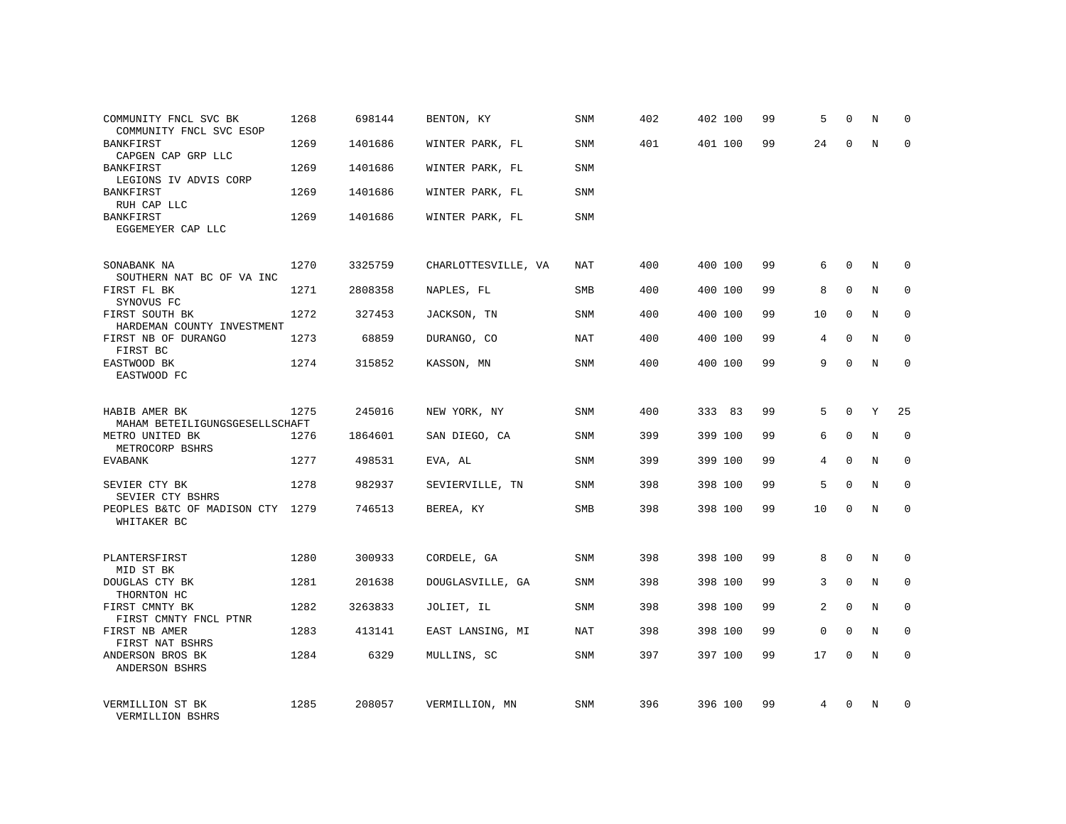| | | | | | | | | | | | | |
|---|---|---|---|---|---|---|---|---|---|---|---|---|
| COMMUNITY FNCL SVC BK<br>COMMUNITY FNCL SVC ESOP | 1268 | 698144 | BENTON, KY | SNM | 402 | 402 | 100 | 99 | 5 | 0 | N | 0 |
| BANKFIRST<br>CAPGEN CAP GRP LLC | 1269 | 1401686 | WINTER PARK, FL | SNM | 401 | 401 | 100 | 99 | 24 | 0 | N | 0 |
| BANKFIRST<br>LEGIONS IV ADVIS CORP | 1269 | 1401686 | WINTER PARK, FL | SNM | | | | | | | | |
| BANKFIRST<br>RUH CAP LLC | 1269 | 1401686 | WINTER PARK, FL | SNM | | | | | | | | |
| BANKFIRST<br>EGGEMEYER CAP LLC | 1269 | 1401686 | WINTER PARK, FL | SNM | | | | | | | | |
| SONABANK NA<br>SOUTHERN NAT BC OF VA INC | 1270 | 3325759 | CHARLOTTESVILLE, VA | NAT | 400 | 400 | 100 | 99 | 6 | 0 | N | 0 |
| FIRST FL BK<br>SYNOVUS FC | 1271 | 2808358 | NAPLES, FL | SMB | 400 | 400 | 100 | 99 | 8 | 0 | N | 0 |
| FIRST SOUTH BK<br>HARDEMAN COUNTY INVESTMENT | 1272 | 327453 | JACKSON, TN | SNM | 400 | 400 | 100 | 99 | 10 | 0 | N | 0 |
| FIRST NB OF DURANGO<br>FIRST BC | 1273 | 68859 | DURANGO, CO | NAT | 400 | 400 | 100 | 99 | 4 | 0 | N | 0 |
| EASTWOOD BK<br>EASTWOOD FC | 1274 | 315852 | KASSON, MN | SNM | 400 | 400 | 100 | 99 | 9 | 0 | N | 0 |
| HABIB AMER BK<br>MAHAM BETEILIGUNGSGESELLSCHAFT | 1275 | 245016 | NEW YORK, NY | SNM | 400 | 333 | 83 | 99 | 5 | 0 | Y | 25 |
| METRO UNITED BK<br>METROCORP BSHRS | 1276 | 1864601 | SAN DIEGO, CA | SNM | 399 | 399 | 100 | 99 | 6 | 0 | N | 0 |
| EVABANK | 1277 | 498531 | EVA, AL | SNM | 399 | 399 | 100 | 99 | 4 | 0 | N | 0 |
| SEVIER CTY BK<br>SEVIER CTY BSHRS | 1278 | 982937 | SEVIERVILLE, TN | SNM | 398 | 398 | 100 | 99 | 5 | 0 | N | 0 |
| PEOPLES B&TC OF MADISON CTY<br>WHITAKER BC | 1279 | 746513 | BEREA, KY | SMB | 398 | 398 | 100 | 99 | 10 | 0 | N | 0 |
| PLANTERSFIRST<br>MID ST BK | 1280 | 300933 | CORDELE, GA | SNM | 398 | 398 | 100 | 99 | 8 | 0 | N | 0 |
| DOUGLAS CTY BK<br>THORNTON HC | 1281 | 201638 | DOUGLASVILLE, GA | SNM | 398 | 398 | 100 | 99 | 3 | 0 | N | 0 |
| FIRST CMNTY BK<br>FIRST CMNTY FNCL PTNR | 1282 | 3263833 | JOLIET, IL | SNM | 398 | 398 | 100 | 99 | 2 | 0 | N | 0 |
| FIRST NB AMER<br>FIRST NAT BSHRS | 1283 | 413141 | EAST LANSING, MI | NAT | 398 | 398 | 100 | 99 | 0 | 0 | N | 0 |
| ANDERSON BROS BK<br>ANDERSON BSHRS | 1284 | 6329 | MULLINS, SC | SNM | 397 | 397 | 100 | 99 | 17 | 0 | N | 0 |
| VERMILLION ST BK<br>VERMILLION BSHRS | 1285 | 208057 | VERMILLION, MN | SNM | 396 | 396 | 100 | 99 | 4 | 0 | N | 0 |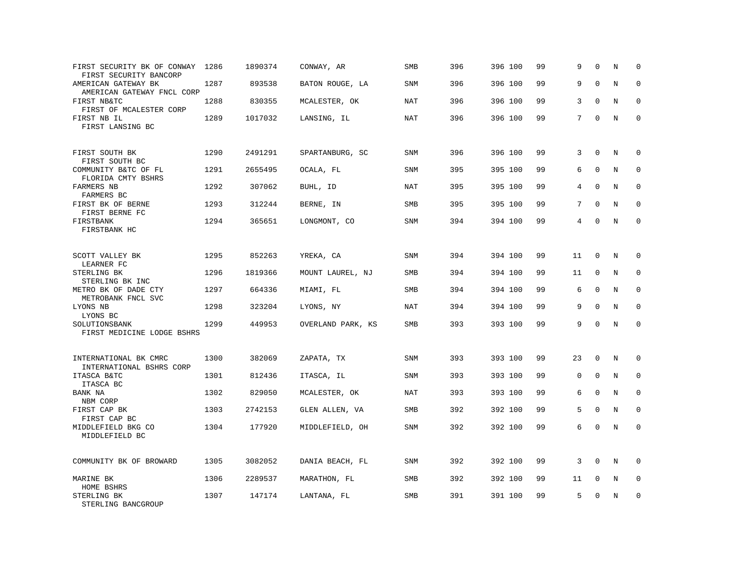| Name / Holding Company | Rank | ID | Location | Type | Col1 | Col2 | Col3 | Col4 | Col5 | Col6 | Col7 | Col8 |
|---|---|---|---|---|---|---|---|---|---|---|---|---|
| FIRST SECURITY BK OF CONWAY<br>FIRST SECURITY BANCORP | 1286 | 1890374 | CONWAY, AR | SMB | 396 | 396 | 100 | 99 | 9 | 0 | N | 0 |
| AMERICAN GATEWAY BK<br>AMERICAN GATEWAY FNCL CORP | 1287 | 893538 | BATON ROUGE, LA | SNM | 396 | 396 | 100 | 99 | 9 | 0 | N | 0 |
| FIRST NB&TC<br>FIRST OF MCALESTER CORP | 1288 | 830355 | MCALESTER, OK | NAT | 396 | 396 | 100 | 99 | 3 | 0 | N | 0 |
| FIRST NB IL<br>FIRST LANSING BC | 1289 | 1017032 | LANSING, IL | NAT | 396 | 396 | 100 | 99 | 7 | 0 | N | 0 |
| FIRST SOUTH BK<br>FIRST SOUTH BC | 1290 | 2491291 | SPARTANBURG, SC | SNM | 396 | 396 | 100 | 99 | 3 | 0 | N | 0 |
| COMMUNITY B&TC OF FL<br>FLORIDA CMTY BSHRS | 1291 | 2655495 | OCALA, FL | SNM | 395 | 395 | 100 | 99 | 6 | 0 | N | 0 |
| FARMERS NB<br>FARMERS BC | 1292 | 307062 | BUHL, ID | NAT | 395 | 395 | 100 | 99 | 4 | 0 | N | 0 |
| FIRST BK OF BERNE<br>FIRST BERNE FC | 1293 | 312244 | BERNE, IN | SMB | 395 | 395 | 100 | 99 | 7 | 0 | N | 0 |
| FIRSTBANK<br>FIRSTBANK HC | 1294 | 365651 | LONGMONT, CO | SNM | 394 | 394 | 100 | 99 | 4 | 0 | N | 0 |
| SCOTT VALLEY BK<br>LEARNER FC | 1295 | 852263 | YREKA, CA | SNM | 394 | 394 | 100 | 99 | 11 | 0 | N | 0 |
| STERLING BK<br>STERLING BK INC | 1296 | 1819366 | MOUNT LAUREL, NJ | SMB | 394 | 394 | 100 | 99 | 11 | 0 | N | 0 |
| METRO BK OF DADE CTY<br>METROBANK FNCL SVC | 1297 | 664336 | MIAMI, FL | SMB | 394 | 394 | 100 | 99 | 6 | 0 | N | 0 |
| LYONS NB<br>LYONS BC | 1298 | 323204 | LYONS, NY | NAT | 394 | 394 | 100 | 99 | 9 | 0 | N | 0 |
| SOLUTIONSBANK<br>FIRST MEDICINE LODGE BSHRS | 1299 | 449953 | OVERLAND PARK, KS | SMB | 393 | 393 | 100 | 99 | 9 | 0 | N | 0 |
| INTERNATIONAL BK CMRC<br>INTERNATIONAL BSHRS CORP | 1300 | 382069 | ZAPATA, TX | SNM | 393 | 393 | 100 | 99 | 23 | 0 | N | 0 |
| ITASCA B&TC<br>ITASCA BC | 1301 | 812436 | ITASCA, IL | SNM | 393 | 393 | 100 | 99 | 0 | 0 | N | 0 |
| BANK NA<br>NBM CORP | 1302 | 829050 | MCALESTER, OK | NAT | 393 | 393 | 100 | 99 | 6 | 0 | N | 0 |
| FIRST CAP BK<br>FIRST CAP BC | 1303 | 2742153 | GLEN ALLEN, VA | SMB | 392 | 392 | 100 | 99 | 5 | 0 | N | 0 |
| MIDDLEFIELD BKG CO<br>MIDDLEFIELD BC | 1304 | 177920 | MIDDLEFIELD, OH | SNM | 392 | 392 | 100 | 99 | 6 | 0 | N | 0 |
| COMMUNITY BK OF BROWARD | 1305 | 3082052 | DANIA BEACH, FL | SNM | 392 | 392 | 100 | 99 | 3 | 0 | N | 0 |
| MARINE BK<br>HOME BSHRS | 1306 | 2289537 | MARATHON, FL | SMB | 392 | 392 | 100 | 99 | 11 | 0 | N | 0 |
| STERLING BK<br>STERLING BANCGROUP | 1307 | 147174 | LANTANA, FL | SMB | 391 | 391 | 100 | 99 | 5 | 0 | N | 0 |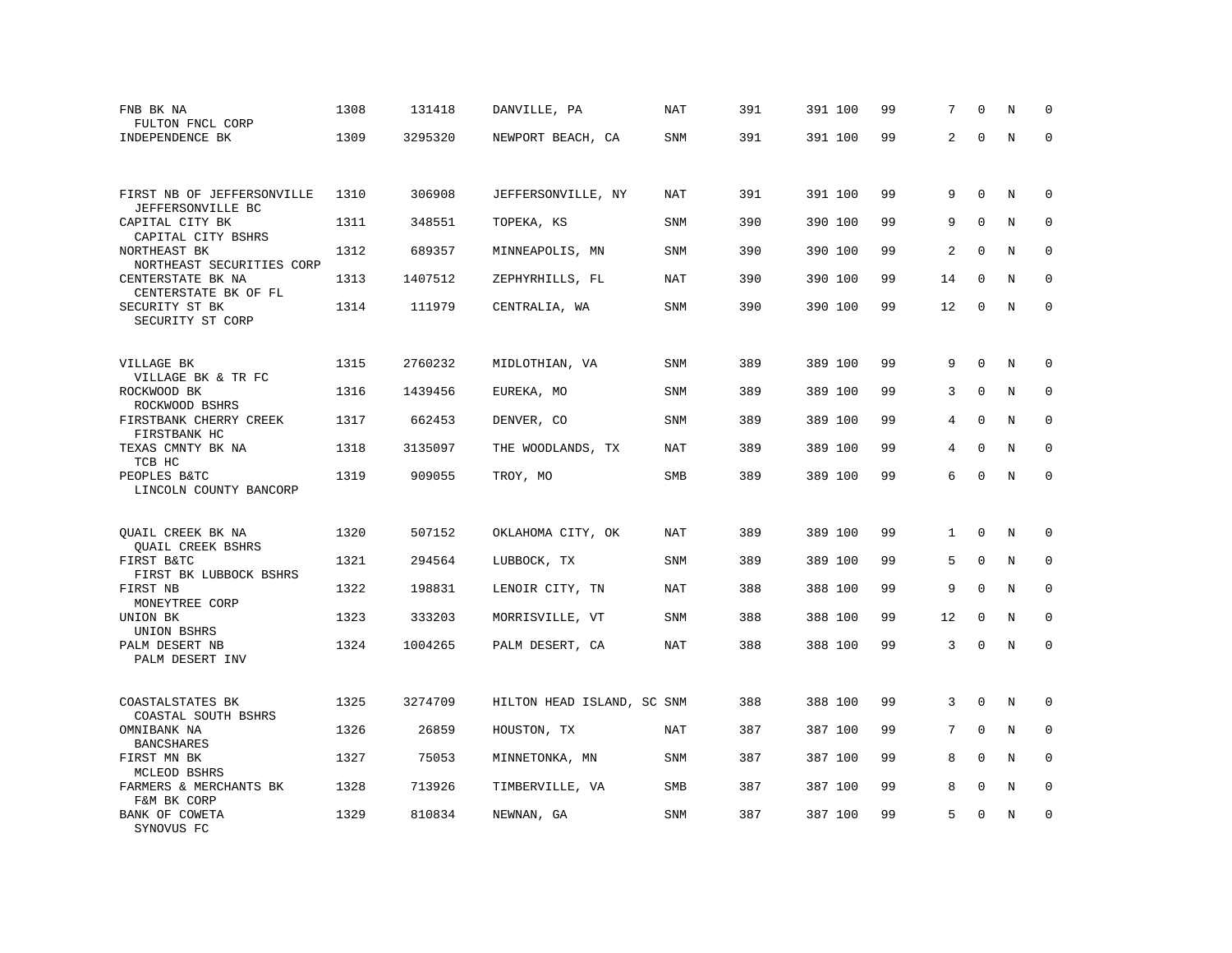| | | | | | | | | | | | |
|---|---|---|---|---|---|---|---|---|---|---|---|
| FNB BK NA<br>FULTON FNCL CORP | 1308 | 131418 | DANVILLE, PA | NAT | 391 | 391 | 100 | 99 | 7 | 0 | N | 0 |
| INDEPENDENCE BK | 1309 | 3295320 | NEWPORT BEACH, CA | SNM | 391 | 391 | 100 | 99 | 2 | 0 | N | 0 |
| FIRST NB OF JEFFERSONVILLE<br>JEFFERSONVILLE BC | 1310 | 306908 | JEFFERSONVILLE, NY | NAT | 391 | 391 | 100 | 99 | 9 | 0 | N | 0 |
| CAPITAL CITY BK<br>CAPITAL CITY BSHRS | 1311 | 348551 | TOPEKA, KS | SNM | 390 | 390 | 100 | 99 | 9 | 0 | N | 0 |
| NORTHEAST BK<br>NORTHEAST SECURITIES CORP | 1312 | 689357 | MINNEAPOLIS, MN | SNM | 390 | 390 | 100 | 99 | 2 | 0 | N | 0 |
| CENTERSTATE BK NA<br>CENTERSTATE BK OF FL | 1313 | 1407512 | ZEPHYRHILLS, FL | NAT | 390 | 390 | 100 | 99 | 14 | 0 | N | 0 |
| SECURITY ST BK<br>SECURITY ST CORP | 1314 | 111979 | CENTRALIA, WA | SNM | 390 | 390 | 100 | 99 | 12 | 0 | N | 0 |
| VILLAGE BK<br>VILLAGE BK & TR FC | 1315 | 2760232 | MIDLOTHIAN, VA | SNM | 389 | 389 | 100 | 99 | 9 | 0 | N | 0 |
| ROCKWOOD BK<br>ROCKWOOD BSHRS | 1316 | 1439456 | EUREKA, MO | SNM | 389 | 389 | 100 | 99 | 3 | 0 | N | 0 |
| FIRSTBANK CHERRY CREEK<br>FIRSTBANK HC | 1317 | 662453 | DENVER, CO | SNM | 389 | 389 | 100 | 99 | 4 | 0 | N | 0 |
| TEXAS CMNTY BK NA<br>TCB HC | 1318 | 3135097 | THE WOODLANDS, TX | NAT | 389 | 389 | 100 | 99 | 4 | 0 | N | 0 |
| PEOPLES B&TC<br>LINCOLN COUNTY BANCORP | 1319 | 909055 | TROY, MO | SMB | 389 | 389 | 100 | 99 | 6 | 0 | N | 0 |
| QUAIL CREEK BK NA<br>QUAIL CREEK BSHRS | 1320 | 507152 | OKLAHOMA CITY, OK | NAT | 389 | 389 | 100 | 99 | 1 | 0 | N | 0 |
| FIRST B&TC<br>FIRST BK LUBBOCK BSHRS | 1321 | 294564 | LUBBOCK, TX | SNM | 389 | 389 | 100 | 99 | 5 | 0 | N | 0 |
| FIRST NB<br>MONEYTREE CORP | 1322 | 198831 | LENOIR CITY, TN | NAT | 388 | 388 | 100 | 99 | 9 | 0 | N | 0 |
| UNION BK<br>UNION BSHRS | 1323 | 333203 | MORRISVILLE, VT | SNM | 388 | 388 | 100 | 99 | 12 | 0 | N | 0 |
| PALM DESERT NB<br>PALM DESERT INV | 1324 | 1004265 | PALM DESERT, CA | NAT | 388 | 388 | 100 | 99 | 3 | 0 | N | 0 |
| COASTALSTATES BK<br>COASTAL SOUTH BSHRS | 1325 | 3274709 | HILTON HEAD ISLAND, SC | SNM | 388 | 388 | 100 | 99 | 3 | 0 | N | 0 |
| OMNIBANK NA<br>BANCSHARES | 1326 | 26859 | HOUSTON, TX | NAT | 387 | 387 | 100 | 99 | 7 | 0 | N | 0 |
| FIRST MN BK<br>MCLEOD BSHRS | 1327 | 75053 | MINNETONKA, MN | SNM | 387 | 387 | 100 | 99 | 8 | 0 | N | 0 |
| FARMERS & MERCHANTS BK<br>F&M BK CORP | 1328 | 713926 | TIMBERVILLE, VA | SMB | 387 | 387 | 100 | 99 | 8 | 0 | N | 0 |
| BANK OF COWETA<br>SYNOVUS FC | 1329 | 810834 | NEWNAN, GA | SNM | 387 | 387 | 100 | 99 | 5 | 0 | N | 0 |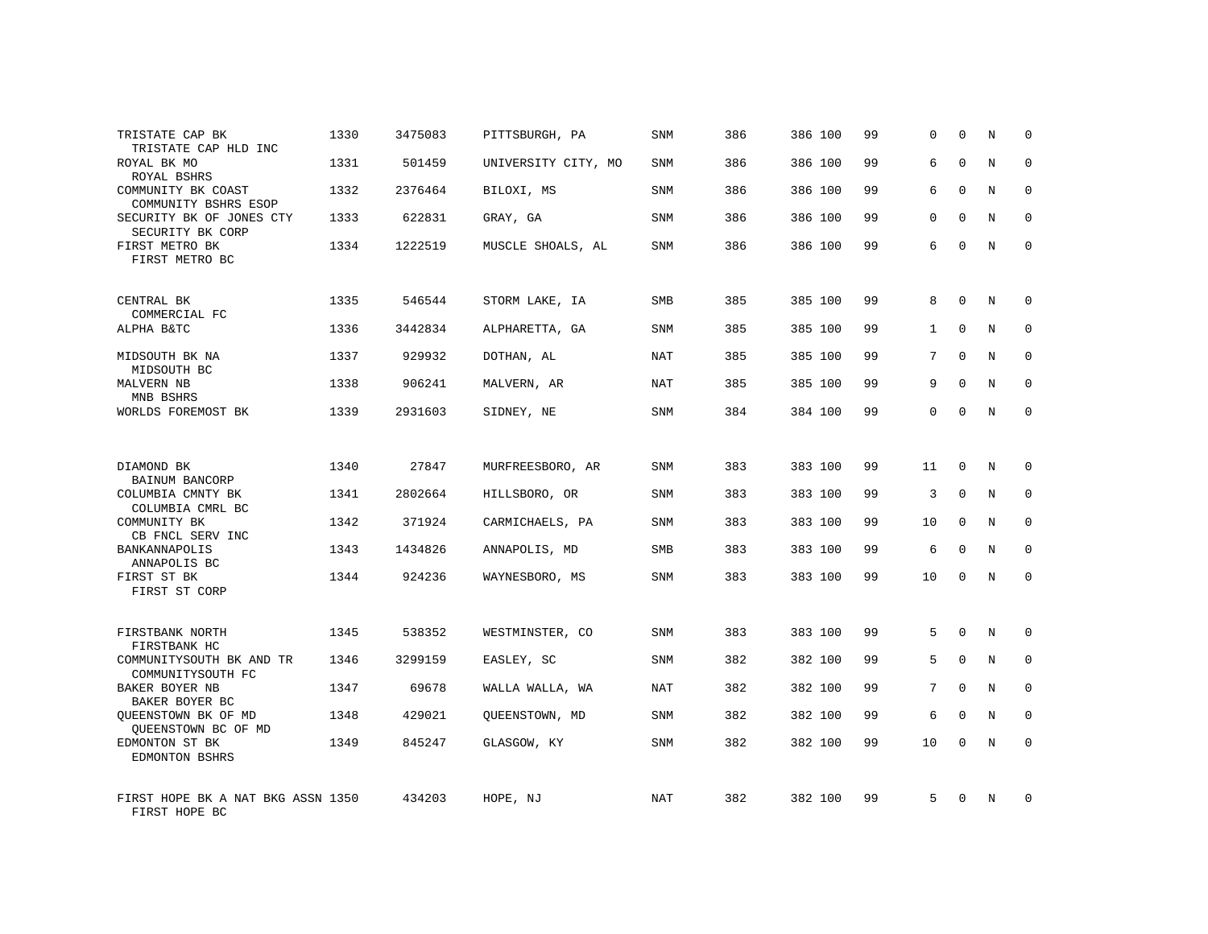| | | | | | | | | | | | | |
|---|---|---|---|---|---|---|---|---|---|---|---|---|
| TRISTATE CAP BK<br>TRISTATE CAP HLD INC | 1330 | 3475083 | PITTSBURGH, PA | SNM | 386 | 386 | 100 | 99 | 0 | 0 | N | 0 |
| ROYAL BK MO<br>ROYAL BSHRS | 1331 | 501459 | UNIVERSITY CITY, MO | SNM | 386 | 386 | 100 | 99 | 6 | 0 | N | 0 |
| COMMUNITY BK COAST<br>COMMUNITY BSHRS ESOP | 1332 | 2376464 | BILOXI, MS | SNM | 386 | 386 | 100 | 99 | 6 | 0 | N | 0 |
| SECURITY BK OF JONES CTY<br>SECURITY BK CORP | 1333 | 622831 | GRAY, GA | SNM | 386 | 386 | 100 | 99 | 0 | 0 | N | 0 |
| FIRST METRO BK<br>FIRST METRO BC | 1334 | 1222519 | MUSCLE SHOALS, AL | SNM | 386 | 386 | 100 | 99 | 6 | 0 | N | 0 |
| CENTRAL BK<br>COMMERCIAL FC | 1335 | 546544 | STORM LAKE, IA | SMB | 385 | 385 | 100 | 99 | 8 | 0 | N | 0 |
| ALPHA B&TC | 1336 | 3442834 | ALPHARETTA, GA | SNM | 385 | 385 | 100 | 99 | 1 | 0 | N | 0 |
| MIDSOUTH BK NA<br>MIDSOUTH BC | 1337 | 929932 | DOTHAN, AL | NAT | 385 | 385 | 100 | 99 | 7 | 0 | N | 0 |
| MALVERN NB<br>MNB BSHRS | 1338 | 906241 | MALVERN, AR | NAT | 385 | 385 | 100 | 99 | 9 | 0 | N | 0 |
| WORLDS FOREMOST BK | 1339 | 2931603 | SIDNEY, NE | SNM | 384 | 384 | 100 | 99 | 0 | 0 | N | 0 |
| DIAMOND BK<br>BAINUM BANCORP | 1340 | 27847 | MURFREESBORO, AR | SNM | 383 | 383 | 100 | 99 | 11 | 0 | N | 0 |
| COLUMBIA CMNTY BK<br>COLUMBIA CMRL BC | 1341 | 2802664 | HILLSBORO, OR | SNM | 383 | 383 | 100 | 99 | 3 | 0 | N | 0 |
| COMMUNITY BK<br>CB FNCL SERV INC | 1342 | 371924 | CARMICHAELS, PA | SNM | 383 | 383 | 100 | 99 | 10 | 0 | N | 0 |
| BANKANNAPOLIS<br>ANNAPOLIS BC | 1343 | 1434826 | ANNAPOLIS, MD | SMB | 383 | 383 | 100 | 99 | 6 | 0 | N | 0 |
| FIRST ST BK<br>FIRST ST CORP | 1344 | 924236 | WAYNESBORO, MS | SNM | 383 | 383 | 100 | 99 | 10 | 0 | N | 0 |
| FIRSTBANK NORTH<br>FIRSTBANK HC | 1345 | 538352 | WESTMINSTER, CO | SNM | 383 | 383 | 100 | 99 | 5 | 0 | N | 0 |
| COMMUNITYSOUTH BK AND TR<br>COMMUNITYSOUTH FC | 1346 | 3299159 | EASLEY, SC | SNM | 382 | 382 | 100 | 99 | 5 | 0 | N | 0 |
| BAKER BOYER NB<br>BAKER BOYER BC | 1347 | 69678 | WALLA WALLA, WA | NAT | 382 | 382 | 100 | 99 | 7 | 0 | N | 0 |
| QUEENSTOWN BK OF MD<br>QUEENSTOWN BC OF MD | 1348 | 429021 | QUEENSTOWN, MD | SNM | 382 | 382 | 100 | 99 | 6 | 0 | N | 0 |
| EDMONTON ST BK<br>EDMONTON BSHRS | 1349 | 845247 | GLASGOW, KY | SNM | 382 | 382 | 100 | 99 | 10 | 0 | N | 0 |
| FIRST HOPE BK A NAT BKG ASSN<br>FIRST HOPE BC | 1350 | 434203 | HOPE, NJ | NAT | 382 | 382 | 100 | 99 | 5 | 0 | N | 0 |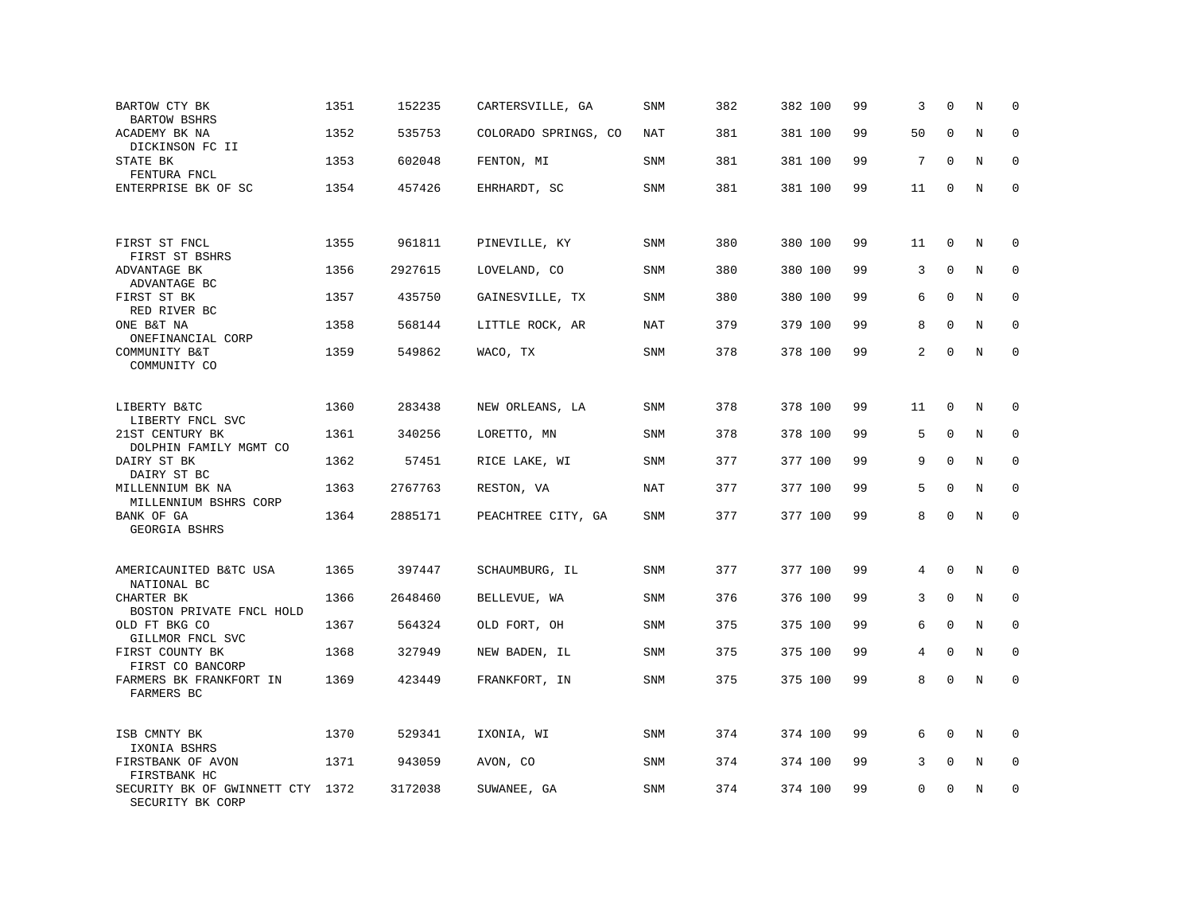| | | | | | | | | | | | | |
|---|---|---|---|---|---|---|---|---|---|---|---|---|
| BARTOW CTY BK<br>BARTOW BSHRS | 1351 | 152235 | CARTERSVILLE, GA | SNM | 382 | 382 | 100 | 99 | 3 | 0 | N | 0 |
| ACADEMY BK NA<br>DICKINSON FC II | 1352 | 535753 | COLORADO SPRINGS, CO | NAT | 381 | 381 | 100 | 99 | 50 | 0 | N | 0 |
| STATE BK<br>FENTURA FNCL | 1353 | 602048 | FENTON, MI | SNM | 381 | 381 | 100 | 99 | 7 | 0 | N | 0 |
| ENTERPRISE BK OF SC | 1354 | 457426 | EHRHARDT, SC | SNM | 381 | 381 | 100 | 99 | 11 | 0 | N | 0 |
| FIRST ST FNCL<br>FIRST ST BSHRS | 1355 | 961811 | PINEVILLE, KY | SNM | 380 | 380 | 100 | 99 | 11 | 0 | N | 0 |
| ADVANTAGE BK<br>ADVANTAGE BC | 1356 | 2927615 | LOVELAND, CO | SNM | 380 | 380 | 100 | 99 | 3 | 0 | N | 0 |
| FIRST ST BK<br>RED RIVER BC | 1357 | 435750 | GAINESVILLE, TX | SNM | 380 | 380 | 100 | 99 | 6 | 0 | N | 0 |
| ONE B&T NA<br>ONEFINANCIAL CORP | 1358 | 568144 | LITTLE ROCK, AR | NAT | 379 | 379 | 100 | 99 | 8 | 0 | N | 0 |
| COMMUNITY B&T<br>COMMUNITY CO | 1359 | 549862 | WACO, TX | SNM | 378 | 378 | 100 | 99 | 2 | 0 | N | 0 |
| LIBERTY B&TC<br>LIBERTY FNCL SVC | 1360 | 283438 | NEW ORLEANS, LA | SNM | 378 | 378 | 100 | 99 | 11 | 0 | N | 0 |
| 21ST CENTURY BK<br>DOLPHIN FAMILY MGMT CO | 1361 | 340256 | LORETTO, MN | SNM | 378 | 378 | 100 | 99 | 5 | 0 | N | 0 |
| DAIRY ST BK<br>DAIRY ST BC | 1362 | 57451 | RICE LAKE, WI | SNM | 377 | 377 | 100 | 99 | 9 | 0 | N | 0 |
| MILLENNIUM BK NA<br>MILLENNIUM BSHRS CORP | 1363 | 2767763 | RESTON, VA | NAT | 377 | 377 | 100 | 99 | 5 | 0 | N | 0 |
| BANK OF GA<br>GEORGIA BSHRS | 1364 | 2885171 | PEACHTREE CITY, GA | SNM | 377 | 377 | 100 | 99 | 8 | 0 | N | 0 |
| AMERICAUNITED B&TC USA<br>NATIONAL BC | 1365 | 397447 | SCHAUMBURG, IL | SNM | 377 | 377 | 100 | 99 | 4 | 0 | N | 0 |
| CHARTER BK<br>BOSTON PRIVATE FNCL HOLD | 1366 | 2648460 | BELLEVUE, WA | SNM | 376 | 376 | 100 | 99 | 3 | 0 | N | 0 |
| OLD FT BKG CO<br>GILLMOR FNCL SVC | 1367 | 564324 | OLD FORT, OH | SNM | 375 | 375 | 100 | 99 | 6 | 0 | N | 0 |
| FIRST COUNTY BK<br>FIRST CO BANCORP | 1368 | 327949 | NEW BADEN, IL | SNM | 375 | 375 | 100 | 99 | 4 | 0 | N | 0 |
| FARMERS BK FRANKFORT IN<br>FARMERS BC | 1369 | 423449 | FRANKFORT, IN | SNM | 375 | 375 | 100 | 99 | 8 | 0 | N | 0 |
| ISB CMNTY BK<br>IXONIA BSHRS | 1370 | 529341 | IXONIA, WI | SNM | 374 | 374 | 100 | 99 | 6 | 0 | N | 0 |
| FIRSTBANK OF AVON<br>FIRSTBANK HC | 1371 | 943059 | AVON, CO | SNM | 374 | 374 | 100 | 99 | 3 | 0 | N | 0 |
| SECURITY BK OF GWINNETT CTY<br>SECURITY BK CORP | 1372 | 3172038 | SUWANEE, GA | SNM | 374 | 374 | 100 | 99 | 0 | 0 | N | 0 |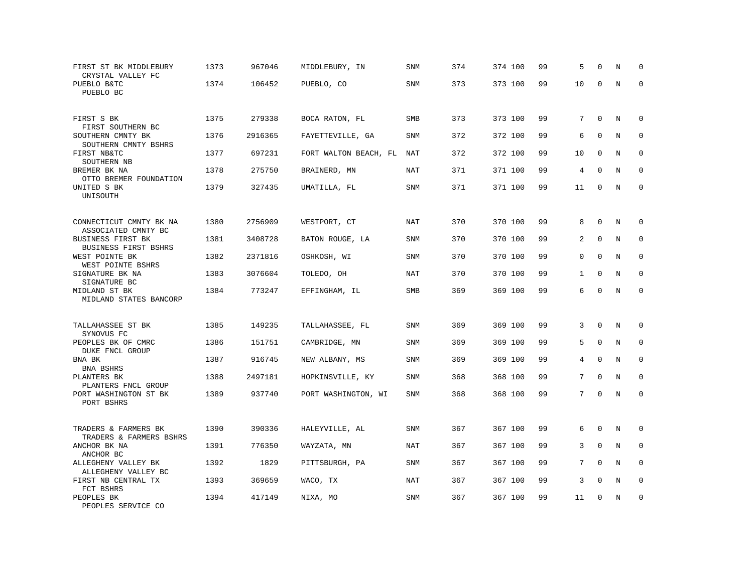| | | | | | | | | | | | |
|---|---|---|---|---|---|---|---|---|---|---|---|
| FIRST ST BK MIDDLEBURY<br>CRYSTAL VALLEY FC | 1373 | 967046 | MIDDLEBURY, IN | SNM | 374 | 374 100 | 99 | 5 | 0 | N | 0 |
| PUEBLO B&TC<br>PUEBLO BC | 1374 | 106452 | PUEBLO, CO | SNM | 373 | 373 100 | 99 | 10 | 0 | N | 0 |
| FIRST S BK<br>FIRST SOUTHERN BC | 1375 | 279338 | BOCA RATON, FL | SMB | 373 | 373 100 | 99 | 7 | 0 | N | 0 |
| SOUTHERN CMNTY BK<br>SOUTHERN CMNTY BSHRS | 1376 | 2916365 | FAYETTEVILLE, GA | SNM | 372 | 372 100 | 99 | 6 | 0 | N | 0 |
| FIRST NB&TC<br>SOUTHERN NB | 1377 | 697231 | FORT WALTON BEACH, FL | NAT | 372 | 372 100 | 99 | 10 | 0 | N | 0 |
| BREMER BK NA<br>OTTO BREMER FOUNDATION | 1378 | 275750 | BRAINERD, MN | NAT | 371 | 371 100 | 99 | 4 | 0 | N | 0 |
| UNITED S BK<br>UNISOUTH | 1379 | 327435 | UMATILLA, FL | SNM | 371 | 371 100 | 99 | 11 | 0 | N | 0 |
| CONNECTICUT CMNTY BK NA<br>ASSOCIATED CMNTY BC | 1380 | 2756909 | WESTPORT, CT | NAT | 370 | 370 100 | 99 | 8 | 0 | N | 0 |
| BUSINESS FIRST BK<br>BUSINESS FIRST BSHRS | 1381 | 3408728 | BATON ROUGE, LA | SNM | 370 | 370 100 | 99 | 2 | 0 | N | 0 |
| WEST POINTE BK<br>WEST POINTE BSHRS | 1382 | 2371816 | OSHKOSH, WI | SNM | 370 | 370 100 | 99 | 0 | 0 | N | 0 |
| SIGNATURE BK NA<br>SIGNATURE BC | 1383 | 3076604 | TOLEDO, OH | NAT | 370 | 370 100 | 99 | 1 | 0 | N | 0 |
| MIDLAND ST BK<br>MIDLAND STATES BANCORP | 1384 | 773247 | EFFINGHAM, IL | SMB | 369 | 369 100 | 99 | 6 | 0 | N | 0 |
| TALLAHASSEE ST BK<br>SYNOVUS FC | 1385 | 149235 | TALLAHASSEE, FL | SNM | 369 | 369 100 | 99 | 3 | 0 | N | 0 |
| PEOPLES BK OF CMRC<br>DUKE FNCL GROUP | 1386 | 151751 | CAMBRIDGE, MN | SNM | 369 | 369 100 | 99 | 5 | 0 | N | 0 |
| BNA BK<br>BNA BSHRS | 1387 | 916745 | NEW ALBANY, MS | SNM | 369 | 369 100 | 99 | 4 | 0 | N | 0 |
| PLANTERS BK<br>PLANTERS FNCL GROUP | 1388 | 2497181 | HOPKINSVILLE, KY | SNM | 368 | 368 100 | 99 | 7 | 0 | N | 0 |
| PORT WASHINGTON ST BK<br>PORT BSHRS | 1389 | 937740 | PORT WASHINGTON, WI | SNM | 368 | 368 100 | 99 | 7 | 0 | N | 0 |
| TRADERS & FARMERS BK<br>TRADERS & FARMERS BSHRS | 1390 | 390336 | HALEYVILLE, AL | SNM | 367 | 367 100 | 99 | 6 | 0 | N | 0 |
| ANCHOR BK NA<br>ANCHOR BC | 1391 | 776350 | WAYZATA, MN | NAT | 367 | 367 100 | 99 | 3 | 0 | N | 0 |
| ALLEGHENY VALLEY BK<br>ALLEGHENY VALLEY BC | 1392 | 1829 | PITTSBURGH, PA | SNM | 367 | 367 100 | 99 | 7 | 0 | N | 0 |
| FIRST NB CENTRAL TX<br>FCT BSHRS | 1393 | 369659 | WACO, TX | NAT | 367 | 367 100 | 99 | 3 | 0 | N | 0 |
| PEOPLES BK<br>PEOPLES SERVICE CO | 1394 | 417149 | NIXA, MO | SNM | 367 | 367 100 | 99 | 11 | 0 | N | 0 |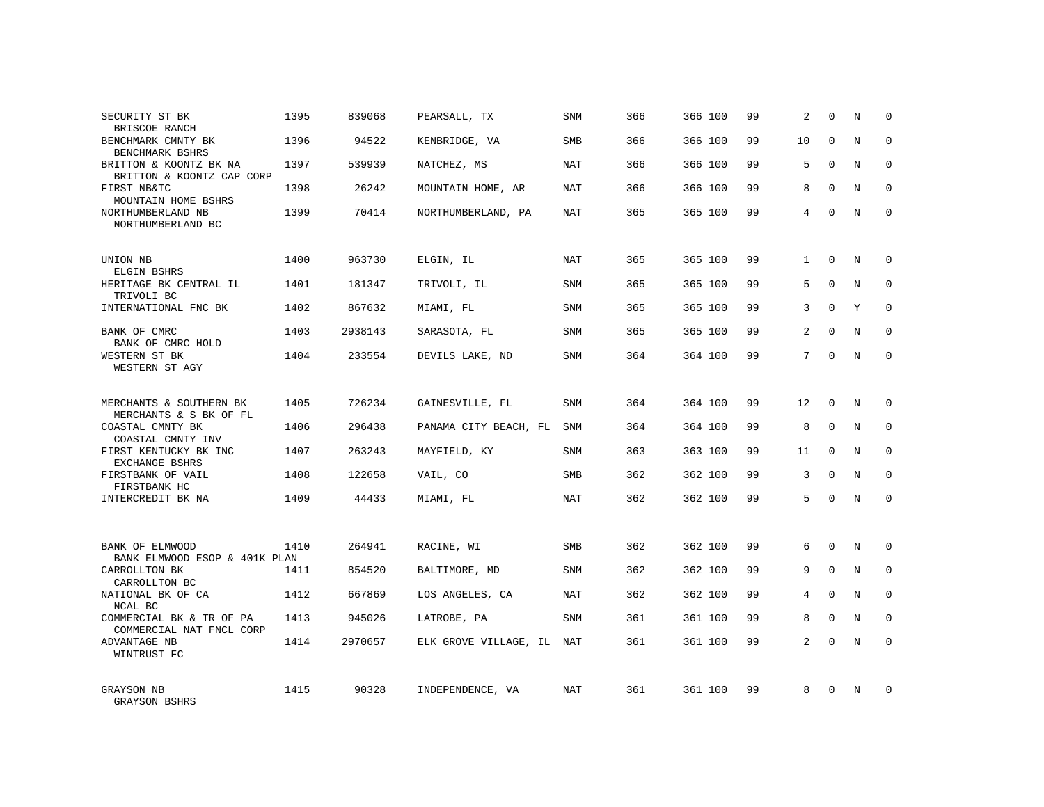| | | | | | | | | | | | | |
|---|---|---|---|---|---|---|---|---|---|---|---|---|
| SECURITY ST BK<br>BRISCOE RANCH | 1395 | 839068 | PEARSALL, TX | SNM | 366 | 366 | 100 | 99 | 2 | 0 | N | 0 |
| BENCHMARK CMNTY BK<br>BENCHMARK BSHRS | 1396 | 94522 | KENBRIDGE, VA | SMB | 366 | 366 | 100 | 99 | 10 | 0 | N | 0 |
| BRITTON & KOONTZ BK NA<br>BRITTON & KOONTZ CAP CORP | 1397 | 539939 | NATCHEZ, MS | NAT | 366 | 366 | 100 | 99 | 5 | 0 | N | 0 |
| FIRST NB&TC<br>MOUNTAIN HOME BSHRS | 1398 | 26242 | MOUNTAIN HOME, AR | NAT | 366 | 366 | 100 | 99 | 8 | 0 | N | 0 |
| NORTHUMBERLAND NB<br>NORTHUMBERLAND BC | 1399 | 70414 | NORTHUMBERLAND, PA | NAT | 365 | 365 | 100 | 99 | 4 | 0 | N | 0 |
| UNION NB<br>ELGIN BSHRS | 1400 | 963730 | ELGIN, IL | NAT | 365 | 365 | 100 | 99 | 1 | 0 | N | 0 |
| HERITAGE BK CENTRAL IL<br>TRIVOLI BC | 1401 | 181347 | TRIVOLI, IL | SNM | 365 | 365 | 100 | 99 | 5 | 0 | N | 0 |
| INTERNATIONAL FNC BK | 1402 | 867632 | MIAMI, FL | SNM | 365 | 365 | 100 | 99 | 3 | 0 | Y | 0 |
| BANK OF CMRC<br>BANK OF CMRC HOLD | 1403 | 2938143 | SARASOTA, FL | SNM | 365 | 365 | 100 | 99 | 2 | 0 | N | 0 |
| WESTERN ST BK<br>WESTERN ST AGY | 1404 | 233554 | DEVILS LAKE, ND | SNM | 364 | 364 | 100 | 99 | 7 | 0 | N | 0 |
| MERCHANTS & SOUTHERN BK<br>MERCHANTS & S BK OF FL | 1405 | 726234 | GAINESVILLE, FL | SNM | 364 | 364 | 100 | 99 | 12 | 0 | N | 0 |
| COASTAL CMNTY BK<br>COASTAL CMNTY INV | 1406 | 296438 | PANAMA CITY BEACH, FL | SNM | 364 | 364 | 100 | 99 | 8 | 0 | N | 0 |
| FIRST KENTUCKY BK INC<br>EXCHANGE BSHRS | 1407 | 263243 | MAYFIELD, KY | SNM | 363 | 363 | 100 | 99 | 11 | 0 | N | 0 |
| FIRSTBANK OF VAIL<br>FIRSTBANK HC | 1408 | 122658 | VAIL, CO | SMB | 362 | 362 | 100 | 99 | 3 | 0 | N | 0 |
| INTERCREDIT BK NA | 1409 | 44433 | MIAMI, FL | NAT | 362 | 362 | 100 | 99 | 5 | 0 | N | 0 |
| BANK OF ELMWOOD<br>BANK ELMWOOD ESOP & 401K PLAN | 1410 | 264941 | RACINE, WI | SMB | 362 | 362 | 100 | 99 | 6 | 0 | N | 0 |
| CARROLLTON BK<br>CARROLLTON BC | 1411 | 854520 | BALTIMORE, MD | SNM | 362 | 362 | 100 | 99 | 9 | 0 | N | 0 |
| NATIONAL BK OF CA<br>NCAL BC | 1412 | 667869 | LOS ANGELES, CA | NAT | 362 | 362 | 100 | 99 | 4 | 0 | N | 0 |
| COMMERCIAL BK & TR OF PA<br>COMMERCIAL NAT FNCL CORP | 1413 | 945026 | LATROBE, PA | SNM | 361 | 361 | 100 | 99 | 8 | 0 | N | 0 |
| ADVANTAGE NB<br>WINTRUST FC | 1414 | 2970657 | ELK GROVE VILLAGE, IL | NAT | 361 | 361 | 100 | 99 | 2 | 0 | N | 0 |
| GRAYSON NB<br>GRAYSON BSHRS | 1415 | 90328 | INDEPENDENCE, VA | NAT | 361 | 361 | 100 | 99 | 8 | 0 | N | 0 |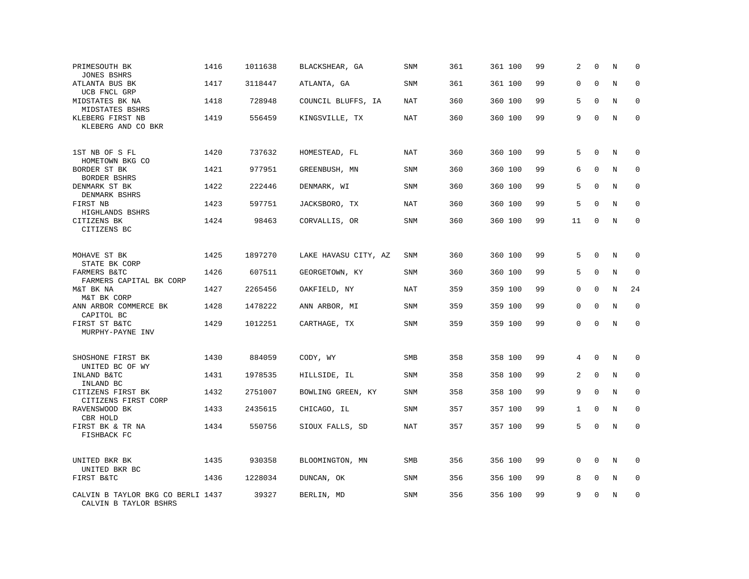| | | | | | | | | | | | |
|---|---|---|---|---|---|---|---|---|---|---|---|
| PRIMESOUTH BK<br>JONES BSHRS | 1416 | 1011638 | BLACKSHEAR, GA | SNM | 361 | 361 100 | 99 | 2 | 0 | N | 0 |
| ATLANTA BUS BK<br>UCB FNCL GRP | 1417 | 3118447 | ATLANTA, GA | SNM | 361 | 361 100 | 99 | 0 | 0 | N | 0 |
| MIDSTATES BK NA<br>MIDSTATES BSHRS | 1418 | 728948 | COUNCIL BLUFFS, IA | NAT | 360 | 360 100 | 99 | 5 | 0 | N | 0 |
| KLEBERG FIRST NB<br>KLEBERG AND CO BKR | 1419 | 556459 | KINGSVILLE, TX | NAT | 360 | 360 100 | 99 | 9 | 0 | N | 0 |
| 1ST NB OF S FL<br>HOMETOWN BKG CO | 1420 | 737632 | HOMESTEAD, FL | NAT | 360 | 360 100 | 99 | 5 | 0 | N | 0 |
| BORDER ST BK<br>BORDER BSHRS | 1421 | 977951 | GREENBUSH, MN | SNM | 360 | 360 100 | 99 | 6 | 0 | N | 0 |
| DENMARK ST BK<br>DENMARK BSHRS | 1422 | 222446 | DENMARK, WI | SNM | 360 | 360 100 | 99 | 5 | 0 | N | 0 |
| FIRST NB<br>HIGHLANDS BSHRS | 1423 | 597751 | JACKSBORO, TX | NAT | 360 | 360 100 | 99 | 5 | 0 | N | 0 |
| CITIZENS BK<br>CITIZENS BC | 1424 | 98463 | CORVALLIS, OR | SNM | 360 | 360 100 | 99 | 11 | 0 | N | 0 |
| MOHAVE ST BK<br>STATE BK CORP | 1425 | 1897270 | LAKE HAVASU CITY, AZ | SNM | 360 | 360 100 | 99 | 5 | 0 | N | 0 |
| FARMERS B&TC<br>FARMERS CAPITAL BK CORP | 1426 | 607511 | GEORGETOWN, KY | SNM | 360 | 360 100 | 99 | 5 | 0 | N | 0 |
| M&T BK NA<br>M&T BK CORP | 1427 | 2265456 | OAKFIELD, NY | NAT | 359 | 359 100 | 99 | 0 | 0 | N | 24 |
| ANN ARBOR COMMERCE BK<br>CAPITOL BC | 1428 | 1478222 | ANN ARBOR, MI | SNM | 359 | 359 100 | 99 | 0 | 0 | N | 0 |
| FIRST ST B&TC<br>MURPHY-PAYNE INV | 1429 | 1012251 | CARTHAGE, TX | SNM | 359 | 359 100 | 99 | 0 | 0 | N | 0 |
| SHOSHONE FIRST BK<br>UNITED BC OF WY | 1430 | 884059 | CODY, WY | SMB | 358 | 358 100 | 99 | 4 | 0 | N | 0 |
| INLAND B&TC<br>INLAND BC | 1431 | 1978535 | HILLSIDE, IL | SNM | 358 | 358 100 | 99 | 2 | 0 | N | 0 |
| CITIZENS FIRST BK<br>CITIZENS FIRST CORP | 1432 | 2751007 | BOWLING GREEN, KY | SNM | 358 | 358 100 | 99 | 9 | 0 | N | 0 |
| RAVENSWOOD BK<br>CBR HOLD | 1433 | 2435615 | CHICAGO, IL | SNM | 357 | 357 100 | 99 | 1 | 0 | N | 0 |
| FIRST BK & TR NA<br>FISHBACK FC | 1434 | 550756 | SIOUX FALLS, SD | NAT | 357 | 357 100 | 99 | 5 | 0 | N | 0 |
| UNITED BKR BK<br>UNITED BKR BC | 1435 | 930358 | BLOOMINGTON, MN | SMB | 356 | 356 100 | 99 | 0 | 0 | N | 0 |
| FIRST B&TC | 1436 | 1228034 | DUNCAN, OK | SNM | 356 | 356 100 | 99 | 8 | 0 | N | 0 |
| CALVIN B TAYLOR BKG CO BERLI<br>CALVIN B TAYLOR BSHRS | 1437 | 39327 | BERLIN, MD | SNM | 356 | 356 100 | 99 | 9 | 0 | N | 0 |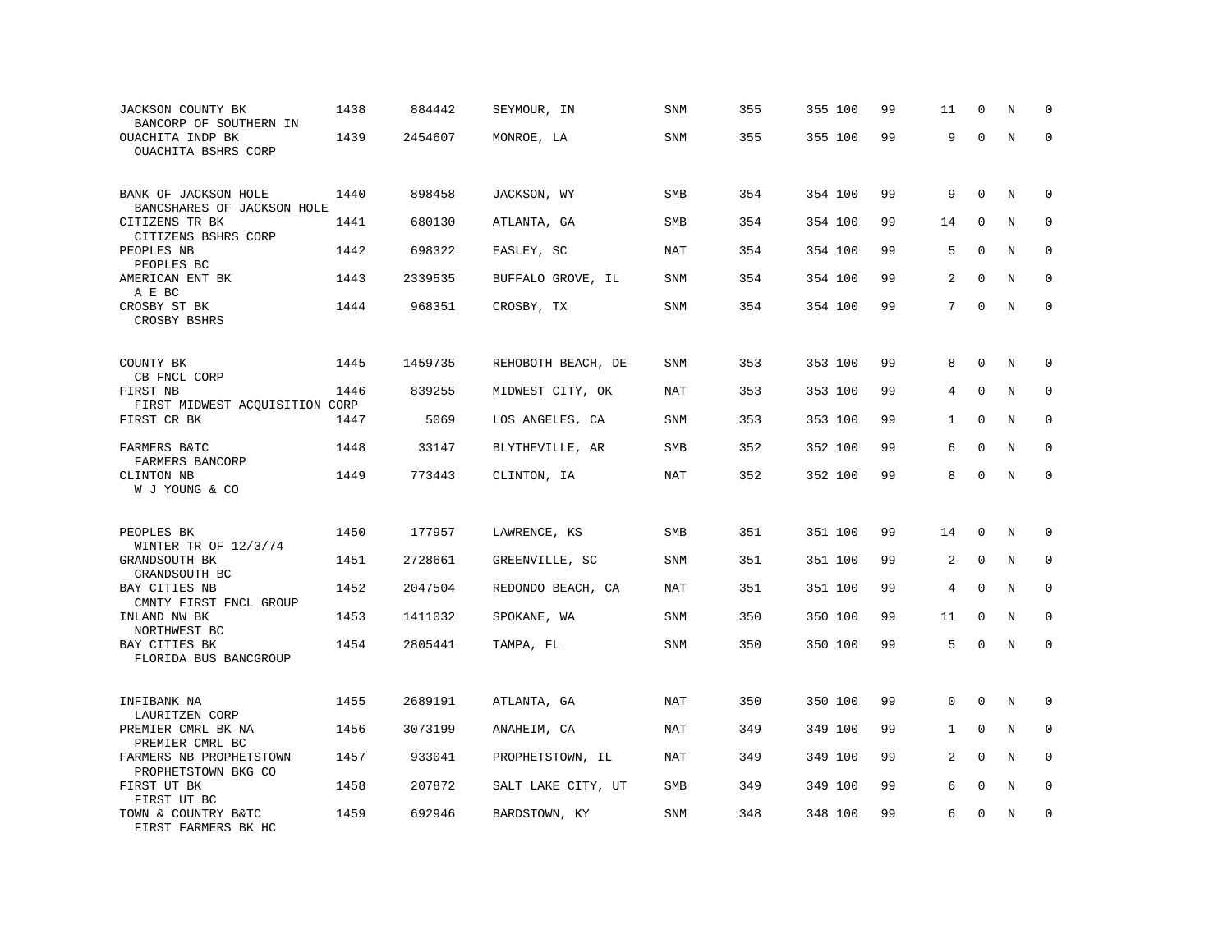| | | | | | | | | | | | | |
|---|---|---|---|---|---|---|---|---|---|---|---|---|
| JACKSON COUNTY BK<br>BANCORP OF SOUTHERN IN | 1438 | 884442 | SEYMOUR, IN | SNM | 355 | 355 | 100 | 99 | 11 | 0 | N | 0 |
| OUACHITA INDP BK<br>OUACHITA BSHRS CORP | 1439 | 2454607 | MONROE, LA | SNM | 355 | 355 | 100 | 99 | 9 | 0 | N | 0 |
| BANK OF JACKSON HOLE<br>BANCSHARES OF JACKSON HOLE | 1440 | 898458 | JACKSON, WY | SMB | 354 | 354 | 100 | 99 | 9 | 0 | N | 0 |
| CITIZENS TR BK<br>CITIZENS BSHRS CORP | 1441 | 680130 | ATLANTA, GA | SMB | 354 | 354 | 100 | 99 | 14 | 0 | N | 0 |
| PEOPLES NB<br>PEOPLES BC | 1442 | 698322 | EASLEY, SC | NAT | 354 | 354 | 100 | 99 | 5 | 0 | N | 0 |
| AMERICAN ENT BK<br>A E BC | 1443 | 2339535 | BUFFALO GROVE, IL | SNM | 354 | 354 | 100 | 99 | 2 | 0 | N | 0 |
| CROSBY ST BK<br>CROSBY BSHRS | 1444 | 968351 | CROSBY, TX | SNM | 354 | 354 | 100 | 99 | 7 | 0 | N | 0 |
| COUNTY BK<br>CB FNCL CORP | 1445 | 1459735 | REHOBOTH BEACH, DE | SNM | 353 | 353 | 100 | 99 | 8 | 0 | N | 0 |
| FIRST NB<br>FIRST MIDWEST ACQUISITION CORP | 1446 | 839255 | MIDWEST CITY, OK | NAT | 353 | 353 | 100 | 99 | 4 | 0 | N | 0 |
| FIRST CR BK | 1447 | 5069 | LOS ANGELES, CA | SNM | 353 | 353 | 100 | 99 | 1 | 0 | N | 0 |
| FARMERS B&TC<br>FARMERS BANCORP | 1448 | 33147 | BLYTHEVILLE, AR | SMB | 352 | 352 | 100 | 99 | 6 | 0 | N | 0 |
| CLINTON NB<br>W J YOUNG & CO | 1449 | 773443 | CLINTON, IA | NAT | 352 | 352 | 100 | 99 | 8 | 0 | N | 0 |
| PEOPLES BK<br>WINTER TR OF 12/3/74 | 1450 | 177957 | LAWRENCE, KS | SMB | 351 | 351 | 100 | 99 | 14 | 0 | N | 0 |
| GRANDSOUTH BK<br>GRANDSOUTH BC | 1451 | 2728661 | GREENVILLE, SC | SNM | 351 | 351 | 100 | 99 | 2 | 0 | N | 0 |
| BAY CITIES NB<br>CMNTY FIRST FNCL GROUP | 1452 | 2047504 | REDONDO BEACH, CA | NAT | 351 | 351 | 100 | 99 | 4 | 0 | N | 0 |
| INLAND NW BK<br>NORTHWEST BC | 1453 | 1411032 | SPOKANE, WA | SNM | 350 | 350 | 100 | 99 | 11 | 0 | N | 0 |
| BAY CITIES BK<br>FLORIDA BUS BANCGROUP | 1454 | 2805441 | TAMPA, FL | SNM | 350 | 350 | 100 | 99 | 5 | 0 | N | 0 |
| INFIBANK NA<br>LAURITZEN CORP | 1455 | 2689191 | ATLANTA, GA | NAT | 350 | 350 | 100 | 99 | 0 | 0 | N | 0 |
| PREMIER CMRL BK NA<br>PREMIER CMRL BC | 1456 | 3073199 | ANAHEIM, CA | NAT | 349 | 349 | 100 | 99 | 1 | 0 | N | 0 |
| FARMERS NB PROPHETSTOWN<br>PROPHETSTOWN BKG CO | 1457 | 933041 | PROPHETSTOWN, IL | NAT | 349 | 349 | 100 | 99 | 2 | 0 | N | 0 |
| FIRST UT BK<br>FIRST UT BC | 1458 | 207872 | SALT LAKE CITY, UT | SMB | 349 | 349 | 100 | 99 | 6 | 0 | N | 0 |
| TOWN & COUNTRY B&TC<br>FIRST FARMERS BK HC | 1459 | 692946 | BARDSTOWN, KY | SNM | 348 | 348 | 100 | 99 | 6 | 0 | N | 0 |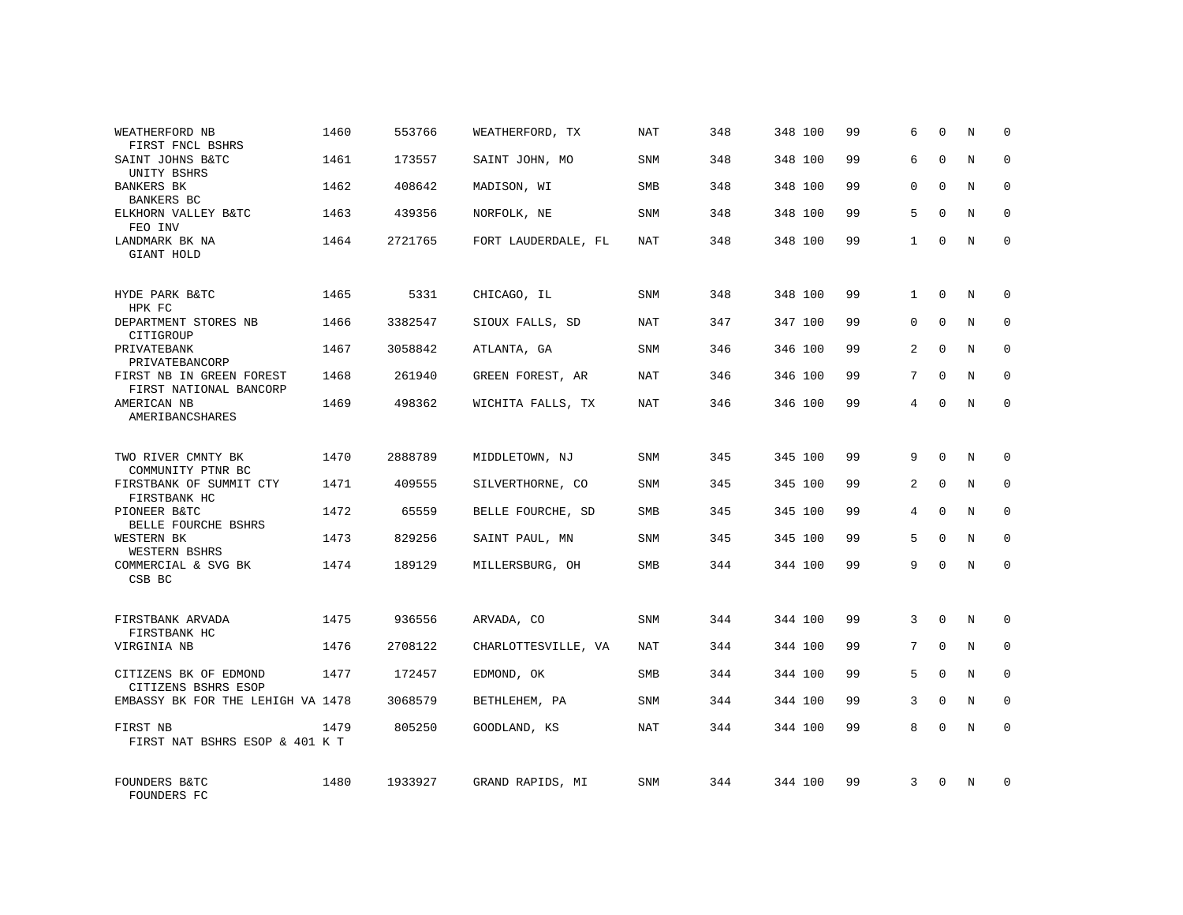| Bank / Holding Company | Rank | ID | Location | Type | Col1 | Col2 | Col3 | Col4 | Col5 | Col6 | Col7 | Col8 |
|---|---|---|---|---|---|---|---|---|---|---|---|---|
| WEATHERFORD NB<br>FIRST FNCL BSHRS | 1460 | 553766 | WEATHERFORD, TX | NAT | 348 | 348 | 100 | 99 | 6 | 0 | N | 0 |
| SAINT JOHNS B&TC<br>UNITY BSHRS | 1461 | 173557 | SAINT JOHN, MO | SNM | 348 | 348 | 100 | 99 | 6 | 0 | N | 0 |
| BANKERS BK<br>BANKERS BC | 1462 | 408642 | MADISON, WI | SMB | 348 | 348 | 100 | 99 | 0 | 0 | N | 0 |
| ELKHORN VALLEY B&TC<br>FEO INV | 1463 | 439356 | NORFOLK, NE | SNM | 348 | 348 | 100 | 99 | 5 | 0 | N | 0 |
| LANDMARK BK NA<br>GIANT HOLD | 1464 | 2721765 | FORT LAUDERDALE, FL | NAT | 348 | 348 | 100 | 99 | 1 | 0 | N | 0 |
| HYDE PARK B&TC<br>HPK FC | 1465 | 5331 | CHICAGO, IL | SNM | 348 | 348 | 100 | 99 | 1 | 0 | N | 0 |
| DEPARTMENT STORES NB<br>CITIGROUP | 1466 | 3382547 | SIOUX FALLS, SD | NAT | 347 | 347 | 100 | 99 | 0 | 0 | N | 0 |
| PRIVATEBANK<br>PRIVATEBANCORP | 1467 | 3058842 | ATLANTA, GA | SNM | 346 | 346 | 100 | 99 | 2 | 0 | N | 0 |
| FIRST NB IN GREEN FOREST<br>FIRST NATIONAL BANCORP | 1468 | 261940 | GREEN FOREST, AR | NAT | 346 | 346 | 100 | 99 | 7 | 0 | N | 0 |
| AMERICAN NB<br>AMERIBANCSHARES | 1469 | 498362 | WICHITA FALLS, TX | NAT | 346 | 346 | 100 | 99 | 4 | 0 | N | 0 |
| TWO RIVER CMNTY BK<br>COMMUNITY PTNR BC | 1470 | 2888789 | MIDDLETOWN, NJ | SNM | 345 | 345 | 100 | 99 | 9 | 0 | N | 0 |
| FIRSTBANK OF SUMMIT CTY<br>FIRSTBANK HC | 1471 | 409555 | SILVERTHORNE, CO | SNM | 345 | 345 | 100 | 99 | 2 | 0 | N | 0 |
| PIONEER B&TC<br>BELLE FOURCHE BSHRS | 1472 | 65559 | BELLE FOURCHE, SD | SMB | 345 | 345 | 100 | 99 | 4 | 0 | N | 0 |
| WESTERN BK<br>WESTERN BSHRS | 1473 | 829256 | SAINT PAUL, MN | SNM | 345 | 345 | 100 | 99 | 5 | 0 | N | 0 |
| COMMERCIAL & SVG BK<br>CSB BC | 1474 | 189129 | MILLERSBURG, OH | SMB | 344 | 344 | 100 | 99 | 9 | 0 | N | 0 |
| FIRSTBANK ARVADA<br>FIRSTBANK HC | 1475 | 936556 | ARVADA, CO | SNM | 344 | 344 | 100 | 99 | 3 | 0 | N | 0 |
| VIRGINIA NB | 1476 | 2708122 | CHARLOTTESVILLE, VA | NAT | 344 | 344 | 100 | 99 | 7 | 0 | N | 0 |
| CITIZENS BK OF EDMOND<br>CITIZENS BSHRS ESOP | 1477 | 172457 | EDMOND, OK | SMB | 344 | 344 | 100 | 99 | 5 | 0 | N | 0 |
| EMBASSY BK FOR THE LEHIGH VA | 1478 | 3068579 | BETHLEHEM, PA | SNM | 344 | 344 | 100 | 99 | 3 | 0 | N | 0 |
| FIRST NB<br>FIRST NAT BSHRS ESOP & 401 K T | 1479 | 805250 | GOODLAND, KS | NAT | 344 | 344 | 100 | 99 | 8 | 0 | N | 0 |
| FOUNDERS B&TC<br>FOUNDERS FC | 1480 | 1933927 | GRAND RAPIDS, MI | SNM | 344 | 344 | 100 | 99 | 3 | 0 | N | 0 |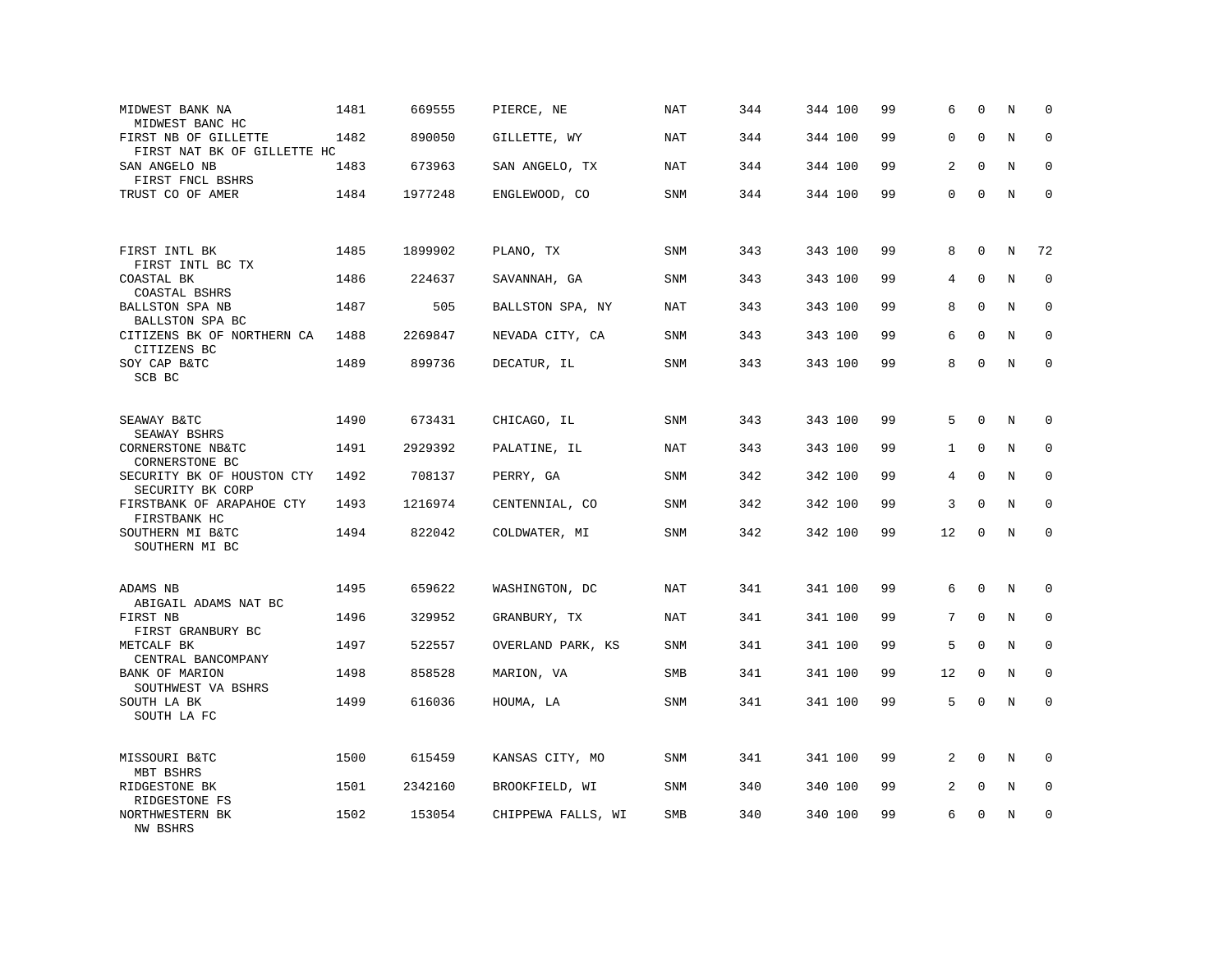| | | | | | | | | | | | | |
|---|---|---|---|---|---|---|---|---|---|---|---|---|
| MIDWEST BANK NA<br>MIDWEST BANC HC | 1481 | 669555 | PIERCE, NE | NAT | 344 | 344 | 100 | 99 | 6 | 0 | N | 0 |
| FIRST NB OF GILLETTE<br>FIRST NAT BK OF GILLETTE HC | 1482 | 890050 | GILLETTE, WY | NAT | 344 | 344 | 100 | 99 | 0 | 0 | N | 0 |
| SAN ANGELO NB<br>FIRST FNCL BSHRS | 1483 | 673963 | SAN ANGELO, TX | NAT | 344 | 344 | 100 | 99 | 2 | 0 | N | 0 |
| TRUST CO OF AMER | 1484 | 1977248 | ENGLEWOOD, CO | SNM | 344 | 344 | 100 | 99 | 0 | 0 | N | 0 |
| FIRST INTL BK<br>FIRST INTL BC TX | 1485 | 1899902 | PLANO, TX | SNM | 343 | 343 | 100 | 99 | 8 | 0 | N | 72 |
| COASTAL BK<br>COASTAL BSHRS | 1486 | 224637 | SAVANNAH, GA | SNM | 343 | 343 | 100 | 99 | 4 | 0 | N | 0 |
| BALLSTON SPA NB<br>BALLSTON SPA BC | 1487 | 505 | BALLSTON SPA, NY | NAT | 343 | 343 | 100 | 99 | 8 | 0 | N | 0 |
| CITIZENS BK OF NORTHERN CA<br>CITIZENS BC | 1488 | 2269847 | NEVADA CITY, CA | SNM | 343 | 343 | 100 | 99 | 6 | 0 | N | 0 |
| SOY CAP B&TC<br>SCB BC | 1489 | 899736 | DECATUR, IL | SNM | 343 | 343 | 100 | 99 | 8 | 0 | N | 0 |
| SEAWAY B&TC<br>SEAWAY BSHRS | 1490 | 673431 | CHICAGO, IL | SNM | 343 | 343 | 100 | 99 | 5 | 0 | N | 0 |
| CORNERSTONE NB&TC<br>CORNERSTONE BC | 1491 | 2929392 | PALATINE, IL | NAT | 343 | 343 | 100 | 99 | 1 | 0 | N | 0 |
| SECURITY BK OF HOUSTON CTY<br>SECURITY BK CORP | 1492 | 708137 | PERRY, GA | SNM | 342 | 342 | 100 | 99 | 4 | 0 | N | 0 |
| FIRSTBANK OF ARAPAHOE CTY<br>FIRSTBANK HC | 1493 | 1216974 | CENTENNIAL, CO | SNM | 342 | 342 | 100 | 99 | 3 | 0 | N | 0 |
| SOUTHERN MI B&TC<br>SOUTHERN MI BC | 1494 | 822042 | COLDWATER, MI | SNM | 342 | 342 | 100 | 99 | 12 | 0 | N | 0 |
| ADAMS NB<br>ABIGAIL ADAMS NAT BC | 1495 | 659622 | WASHINGTON, DC | NAT | 341 | 341 | 100 | 99 | 6 | 0 | N | 0 |
| FIRST NB<br>FIRST GRANBURY BC | 1496 | 329952 | GRANBURY, TX | NAT | 341 | 341 | 100 | 99 | 7 | 0 | N | 0 |
| METCALF BK<br>CENTRAL BANCOMPANY | 1497 | 522557 | OVERLAND PARK, KS | SNM | 341 | 341 | 100 | 99 | 5 | 0 | N | 0 |
| BANK OF MARION<br>SOUTHWEST VA BSHRS | 1498 | 858528 | MARION, VA | SMB | 341 | 341 | 100 | 99 | 12 | 0 | N | 0 |
| SOUTH LA BK<br>SOUTH LA FC | 1499 | 616036 | HOUMA, LA | SNM | 341 | 341 | 100 | 99 | 5 | 0 | N | 0 |
| MISSOURI B&TC<br>MBT BSHRS | 1500 | 615459 | KANSAS CITY, MO | SNM | 341 | 341 | 100 | 99 | 2 | 0 | N | 0 |
| RIDGESTONE BK<br>RIDGESTONE FS | 1501 | 2342160 | BROOKFIELD, WI | SNM | 340 | 340 | 100 | 99 | 2 | 0 | N | 0 |
| NORTHWESTERN BK<br>NW BSHRS | 1502 | 153054 | CHIPPEWA FALLS, WI | SMB | 340 | 340 | 100 | 99 | 6 | 0 | N | 0 |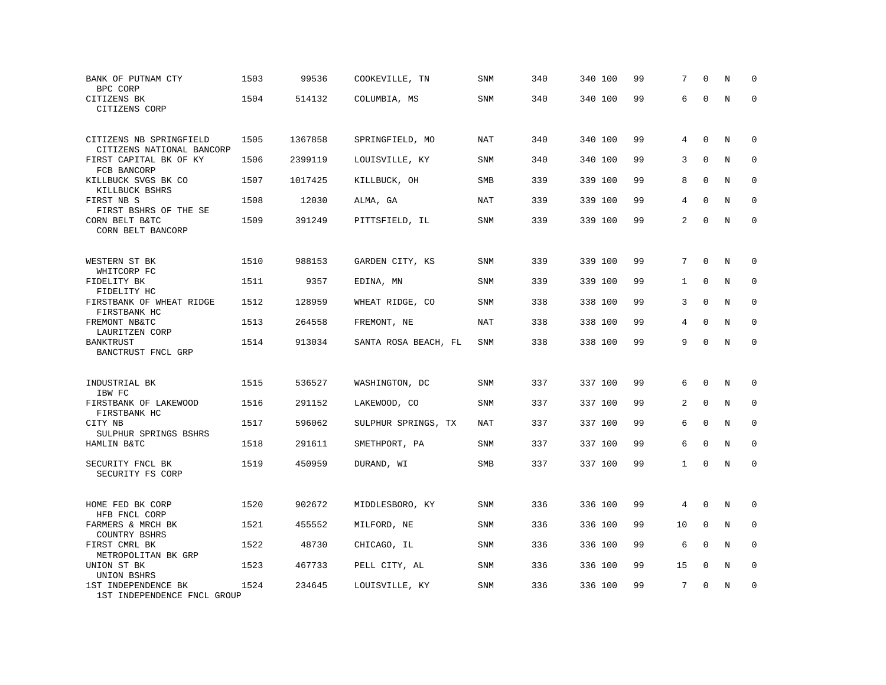| | | | | | | | | | | | |
|---|---|---|---|---|---|---|---|---|---|---|---|
| BANK OF PUTNAM CTY<br>BPC CORP | 1503 | 99536 | COOKEVILLE, TN | SNM | 340 | 340 100 | 99 | 7 | 0 | N | 0 |
| CITIZENS BK<br>CITIZENS CORP | 1504 | 514132 | COLUMBIA, MS | SNM | 340 | 340 100 | 99 | 6 | 0 | N | 0 |
| CITIZENS NB SPRINGFIELD<br>CITIZENS NATIONAL BANCORP | 1505 | 1367858 | SPRINGFIELD, MO | NAT | 340 | 340 100 | 99 | 4 | 0 | N | 0 |
| FIRST CAPITAL BK OF KY<br>FCB BANCORP | 1506 | 2399119 | LOUISVILLE, KY | SNM | 340 | 340 100 | 99 | 3 | 0 | N | 0 |
| KILLBUCK SVGS BK CO<br>KILLBUCK BSHRS | 1507 | 1017425 | KILLBUCK, OH | SMB | 339 | 339 100 | 99 | 8 | 0 | N | 0 |
| FIRST NB S<br>FIRST BSHRS OF THE SE | 1508 | 12030 | ALMA, GA | NAT | 339 | 339 100 | 99 | 4 | 0 | N | 0 |
| CORN BELT B&TC<br>CORN BELT BANCORP | 1509 | 391249 | PITTSFIELD, IL | SNM | 339 | 339 100 | 99 | 2 | 0 | N | 0 |
| WESTERN ST BK<br>WHITCORP FC | 1510 | 988153 | GARDEN CITY, KS | SNM | 339 | 339 100 | 99 | 7 | 0 | N | 0 |
| FIDELITY BK<br>FIDELITY HC | 1511 | 9357 | EDINA, MN | SNM | 339 | 339 100 | 99 | 1 | 0 | N | 0 |
| FIRSTBANK OF WHEAT RIDGE<br>FIRSTBANK HC | 1512 | 128959 | WHEAT RIDGE, CO | SNM | 338 | 338 100 | 99 | 3 | 0 | N | 0 |
| FREMONT NB&TC<br>LAURITZEN CORP | 1513 | 264558 | FREMONT, NE | NAT | 338 | 338 100 | 99 | 4 | 0 | N | 0 |
| BANKTRUST<br>BANCTRUST FNCL GRP | 1514 | 913034 | SANTA ROSA BEACH, FL | SNM | 338 | 338 100 | 99 | 9 | 0 | N | 0 |
| INDUSTRIAL BK<br>IBW FC | 1515 | 536527 | WASHINGTON, DC | SNM | 337 | 337 100 | 99 | 6 | 0 | N | 0 |
| FIRSTBANK OF LAKEWOOD<br>FIRSTBANK HC | 1516 | 291152 | LAKEWOOD, CO | SNM | 337 | 337 100 | 99 | 2 | 0 | N | 0 |
| CITY NB<br>SULPHUR SPRINGS BSHRS | 1517 | 596062 | SULPHUR SPRINGS, TX | NAT | 337 | 337 100 | 99 | 6 | 0 | N | 0 |
| HAMLIN B&TC | 1518 | 291611 | SMETHPORT, PA | SNM | 337 | 337 100 | 99 | 6 | 0 | N | 0 |
| SECURITY FNCL BK<br>SECURITY FS CORP | 1519 | 450959 | DURAND, WI | SMB | 337 | 337 100 | 99 | 1 | 0 | N | 0 |
| HOME FED BK CORP<br>HFB FNCL CORP | 1520 | 902672 | MIDDLESBORO, KY | SNM | 336 | 336 100 | 99 | 4 | 0 | N | 0 |
| FARMERS & MRCH BK<br>COUNTRY BSHRS | 1521 | 455552 | MILFORD, NE | SNM | 336 | 336 100 | 99 | 10 | 0 | N | 0 |
| FIRST CMRL BK<br>METROPOLITAN BK GRP | 1522 | 48730 | CHICAGO, IL | SNM | 336 | 336 100 | 99 | 6 | 0 | N | 0 |
| UNION ST BK<br>UNION BSHRS | 1523 | 467733 | PELL CITY, AL | SNM | 336 | 336 100 | 99 | 15 | 0 | N | 0 |
| 1ST INDEPENDENCE BK<br>1ST INDEPENDENCE FNCL GROUP | 1524 | 234645 | LOUISVILLE, KY | SNM | 336 | 336 100 | 99 | 7 | 0 | N | 0 |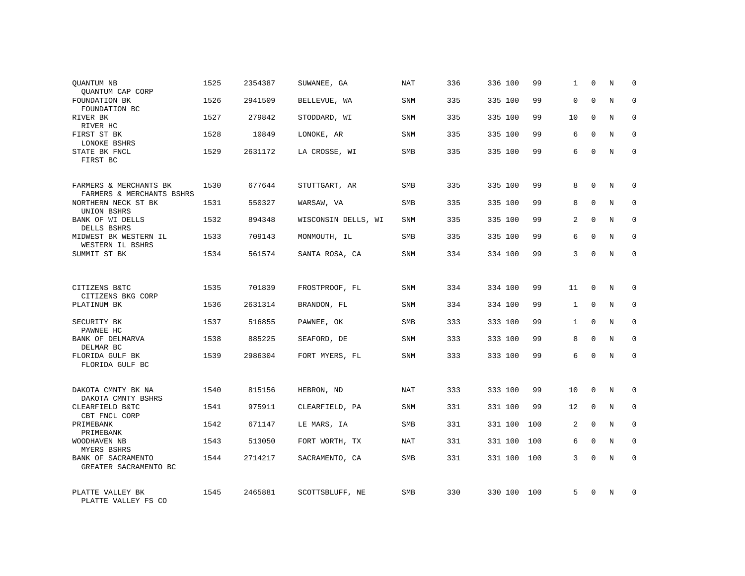| | | | | | | | | | | | | |
|---|---|---|---|---|---|---|---|---|---|---|---|---|
| QUANTUM NB<br>QUANTUM CAP CORP | 1525 | 2354387 | SUWANEE, GA | NAT | 336 | 336 | 100 | 99 | 1 | 0 | N | 0 |
| FOUNDATION BK<br>FOUNDATION BC | 1526 | 2941509 | BELLEVUE, WA | SNM | 335 | 335 | 100 | 99 | 0 | 0 | N | 0 |
| RIVER BK<br>RIVER HC | 1527 | 279842 | STODDARD, WI | SNM | 335 | 335 | 100 | 99 | 10 | 0 | N | 0 |
| FIRST ST BK<br>LONOKE BSHRS | 1528 | 10849 | LONOKE, AR | SNM | 335 | 335 | 100 | 99 | 6 | 0 | N | 0 |
| STATE BK FNCL<br>FIRST BC | 1529 | 2631172 | LA CROSSE, WI | SMB | 335 | 335 | 100 | 99 | 6 | 0 | N | 0 |
| FARMERS & MERCHANTS BK<br>FARMERS & MERCHANTS BSHRS | 1530 | 677644 | STUTTGART, AR | SMB | 335 | 335 | 100 | 99 | 8 | 0 | N | 0 |
| NORTHERN NECK ST BK<br>UNION BSHRS | 1531 | 550327 | WARSAW, VA | SMB | 335 | 335 | 100 | 99 | 8 | 0 | N | 0 |
| BANK OF WI DELLS<br>DELLS BSHRS | 1532 | 894348 | WISCONSIN DELLS, WI | SNM | 335 | 335 | 100 | 99 | 2 | 0 | N | 0 |
| MIDWEST BK WESTERN IL<br>WESTERN IL BSHRS | 1533 | 709143 | MONMOUTH, IL | SMB | 335 | 335 | 100 | 99 | 6 | 0 | N | 0 |
| SUMMIT ST BK | 1534 | 561574 | SANTA ROSA, CA | SNM | 334 | 334 | 100 | 99 | 3 | 0 | N | 0 |
| CITIZENS B&TC<br>CITIZENS BKG CORP | 1535 | 701839 | FROSTPROOF, FL | SNM | 334 | 334 | 100 | 99 | 11 | 0 | N | 0 |
| PLATINUM BK | 1536 | 2631314 | BRANDON, FL | SNM | 334 | 334 | 100 | 99 | 1 | 0 | N | 0 |
| SECURITY BK<br>PAWNEE HC | 1537 | 516855 | PAWNEE, OK | SMB | 333 | 333 | 100 | 99 | 1 | 0 | N | 0 |
| BANK OF DELMARVA<br>DELMAR BC | 1538 | 885225 | SEAFORD, DE | SNM | 333 | 333 | 100 | 99 | 8 | 0 | N | 0 |
| FLORIDA GULF BK<br>FLORIDA GULF BC | 1539 | 2986304 | FORT MYERS, FL | SNM | 333 | 333 | 100 | 99 | 6 | 0 | N | 0 |
| DAKOTA CMNTY BK NA<br>DAKOTA CMNTY BSHRS | 1540 | 815156 | HEBRON, ND | NAT | 333 | 333 | 100 | 99 | 10 | 0 | N | 0 |
| CLEARFIELD B&TC<br>CBT FNCL CORP | 1541 | 975911 | CLEARFIELD, PA | SNM | 331 | 331 | 100 | 99 | 12 | 0 | N | 0 |
| PRIMEBANK<br>PRIMEBANK | 1542 | 671147 | LE MARS, IA | SMB | 331 | 331 | 100 | 100 | 2 | 0 | N | 0 |
| WOODHAVEN NB<br>MYERS BSHRS | 1543 | 513050 | FORT WORTH, TX | NAT | 331 | 331 | 100 | 100 | 6 | 0 | N | 0 |
| BANK OF SACRAMENTO<br>GREATER SACRAMENTO BC | 1544 | 2714217 | SACRAMENTO, CA | SMB | 331 | 331 | 100 | 100 | 3 | 0 | N | 0 |
| PLATTE VALLEY BK<br>PLATTE VALLEY FS CO | 1545 | 2465881 | SCOTTSBLUFF, NE | SMB | 330 | 330 | 100 | 100 | 5 | 0 | N | 0 |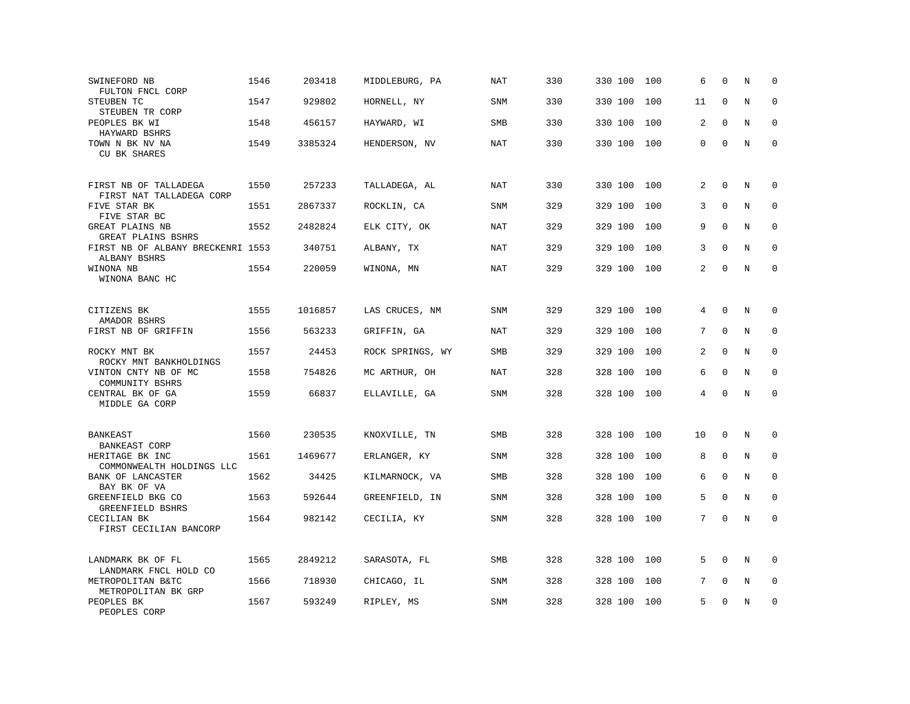| | | | | | | | | | | | |
|---|---|---|---|---|---|---|---|---|---|---|---|
| SWINEFORD NB<br>FULTON FNCL CORP | 1546 | 203418 | MIDDLEBURG, PA | NAT | 330 | 330 100 | 100 | 6 | 0 | N | 0 |
| STEUBEN TC<br>STEUBEN TR CORP | 1547 | 929802 | HORNELL, NY | SNM | 330 | 330 100 | 100 | 11 | 0 | N | 0 |
| PEOPLES BK WI<br>HAYWARD BSHRS | 1548 | 456157 | HAYWARD, WI | SMB | 330 | 330 100 | 100 | 2 | 0 | N | 0 |
| TOWN N BK NV NA<br>CU BK SHARES | 1549 | 3385324 | HENDERSON, NV | NAT | 330 | 330 100 | 100 | 0 | 0 | N | 0 |
| FIRST NB OF TALLADEGA<br>FIRST NAT TALLADEGA CORP | 1550 | 257233 | TALLADEGA, AL | NAT | 330 | 330 100 | 100 | 2 | 0 | N | 0 |
| FIVE STAR BK<br>FIVE STAR BC | 1551 | 2867337 | ROCKLIN, CA | SNM | 329 | 329 100 | 100 | 3 | 0 | N | 0 |
| GREAT PLAINS NB<br>GREAT PLAINS BSHRS | 1552 | 2482824 | ELK CITY, OK | NAT | 329 | 329 100 | 100 | 9 | 0 | N | 0 |
| FIRST NB OF ALBANY BRECKENRI<br>ALBANY BSHRS | 1553 | 340751 | ALBANY, TX | NAT | 329 | 329 100 | 100 | 3 | 0 | N | 0 |
| WINONA NB<br>WINONA BANC HC | 1554 | 220059 | WINONA, MN | NAT | 329 | 329 100 | 100 | 2 | 0 | N | 0 |
| CITIZENS BK<br>AMADOR BSHRS | 1555 | 1016857 | LAS CRUCES, NM | SNM | 329 | 329 100 | 100 | 4 | 0 | N | 0 |
| FIRST NB OF GRIFFIN | 1556 | 563233 | GRIFFIN, GA | NAT | 329 | 329 100 | 100 | 7 | 0 | N | 0 |
| ROCKY MNT BK<br>ROCKY MNT BANKHOLDINGS | 1557 | 24453 | ROCK SPRINGS, WY | SMB | 329 | 329 100 | 100 | 2 | 0 | N | 0 |
| VINTON CNTY NB OF MC<br>COMMUNITY BSHRS | 1558 | 754826 | MC ARTHUR, OH | NAT | 328 | 328 100 | 100 | 6 | 0 | N | 0 |
| CENTRAL BK OF GA<br>MIDDLE GA CORP | 1559 | 66837 | ELLAVILLE, GA | SNM | 328 | 328 100 | 100 | 4 | 0 | N | 0 |
| BANKEAST<br>BANKEAST CORP | 1560 | 230535 | KNOXVILLE, TN | SMB | 328 | 328 100 | 100 | 10 | 0 | N | 0 |
| HERITAGE BK INC<br>COMMONWEALTH HOLDINGS LLC | 1561 | 1469677 | ERLANGER, KY | SNM | 328 | 328 100 | 100 | 8 | 0 | N | 0 |
| BANK OF LANCASTER<br>BAY BK OF VA | 1562 | 34425 | KILMARNOCK, VA | SMB | 328 | 328 100 | 100 | 6 | 0 | N | 0 |
| GREENFIELD BKG CO<br>GREENFIELD BSHRS | 1563 | 592644 | GREENFIELD, IN | SNM | 328 | 328 100 | 100 | 5 | 0 | N | 0 |
| CECILIAN BK<br>FIRST CECILIAN BANCORP | 1564 | 982142 | CECILIA, KY | SNM | 328 | 328 100 | 100 | 7 | 0 | N | 0 |
| LANDMARK BK OF FL<br>LANDMARK FNCL HOLD CO | 1565 | 2849212 | SARASOTA, FL | SMB | 328 | 328 100 | 100 | 5 | 0 | N | 0 |
| METROPOLITAN B&TC<br>METROPOLITAN BK GRP | 1566 | 718930 | CHICAGO, IL | SNM | 328 | 328 100 | 100 | 7 | 0 | N | 0 |
| PEOPLES BK<br>PEOPLES CORP | 1567 | 593249 | RIPLEY, MS | SNM | 328 | 328 100 | 100 | 5 | 0 | N | 0 |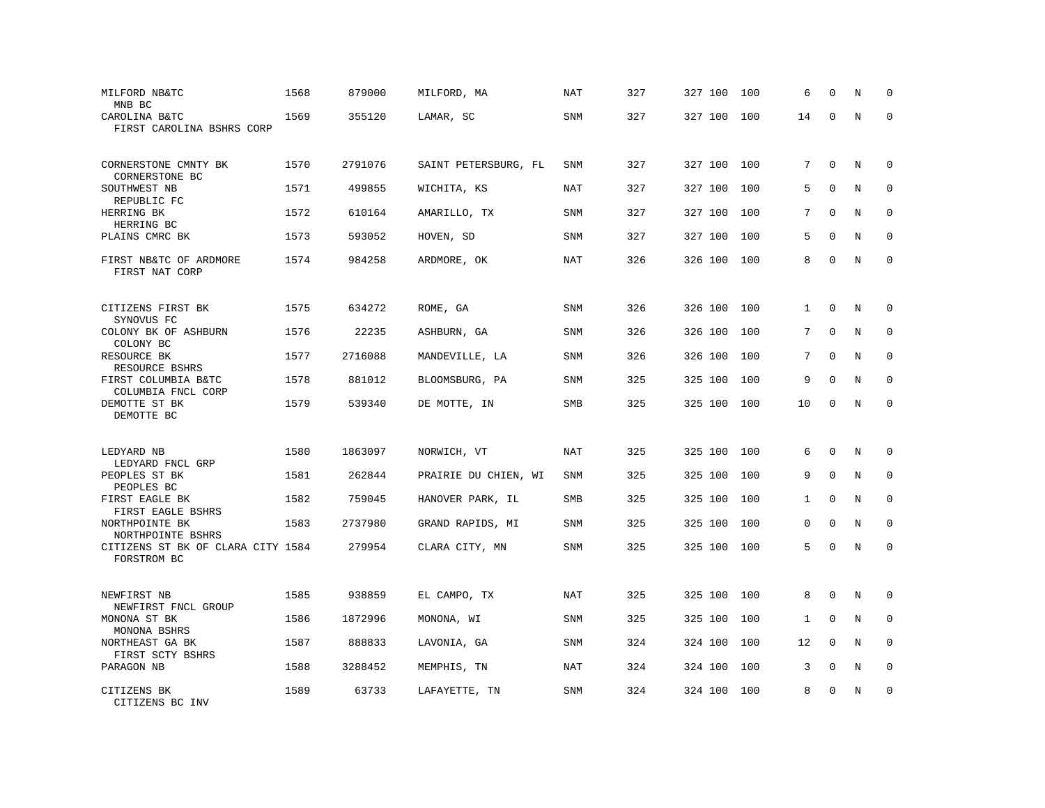| | | | | | | | | | | | |
|---|---|---|---|---|---|---|---|---|---|---|---|
| MILFORD NB&TC<br>MNB BC | 1568 | 879000 | MILFORD, MA | NAT | 327 | 327 | 100 | 100 | 6 | 0 | N | 0 |
| CAROLINA B&TC<br>FIRST CAROLINA BSHRS CORP | 1569 | 355120 | LAMAR, SC | SNM | 327 | 327 | 100 | 100 | 14 | 0 | N | 0 |
| CORNERSTONE CMNTY BK<br>CORNERSTONE BC | 1570 | 2791076 | SAINT PETERSBURG, FL | SNM | 327 | 327 | 100 | 100 | 7 | 0 | N | 0 |
| SOUTHWEST NB<br>REPUBLIC FC | 1571 | 499855 | WICHITA, KS | NAT | 327 | 327 | 100 | 100 | 5 | 0 | N | 0 |
| HERRING BK<br>HERRING BC | 1572 | 610164 | AMARILLO, TX | SNM | 327 | 327 | 100 | 100 | 7 | 0 | N | 0 |
| PLAINS CMRC BK | 1573 | 593052 | HOVEN, SD | SNM | 327 | 327 | 100 | 100 | 5 | 0 | N | 0 |
| FIRST NB&TC OF ARDMORE<br>FIRST NAT CORP | 1574 | 984258 | ARDMORE, OK | NAT | 326 | 326 | 100 | 100 | 8 | 0 | N | 0 |
| CITIZENS FIRST BK<br>SYNOVUS FC | 1575 | 634272 | ROME, GA | SNM | 326 | 326 | 100 | 100 | 1 | 0 | N | 0 |
| COLONY BK OF ASHBURN<br>COLONY BC | 1576 | 22235 | ASHBURN, GA | SNM | 326 | 326 | 100 | 100 | 7 | 0 | N | 0 |
| RESOURCE BK<br>RESOURCE BSHRS | 1577 | 2716088 | MANDEVILLE, LA | SNM | 326 | 326 | 100 | 100 | 7 | 0 | N | 0 |
| FIRST COLUMBIA B&TC<br>COLUMBIA FNCL CORP | 1578 | 881012 | BLOOMSBURG, PA | SNM | 325 | 325 | 100 | 100 | 9 | 0 | N | 0 |
| DEMOTTE ST BK<br>DEMOTTE BC | 1579 | 539340 | DE MOTTE, IN | SMB | 325 | 325 | 100 | 100 | 10 | 0 | N | 0 |
| LEDYARD NB<br>LEDYARD FNCL GRP | 1580 | 1863097 | NORWICH, VT | NAT | 325 | 325 | 100 | 100 | 6 | 0 | N | 0 |
| PEOPLES ST BK<br>PEOPLES BC | 1581 | 262844 | PRAIRIE DU CHIEN, WI | SNM | 325 | 325 | 100 | 100 | 9 | 0 | N | 0 |
| FIRST EAGLE BK<br>FIRST EAGLE BSHRS | 1582 | 759045 | HANOVER PARK, IL | SMB | 325 | 325 | 100 | 100 | 1 | 0 | N | 0 |
| NORTHPOINTE BK<br>NORTHPOINTE BSHRS | 1583 | 2737980 | GRAND RAPIDS, MI | SNM | 325 | 325 | 100 | 100 | 0 | 0 | N | 0 |
| CITIZENS ST BK OF CLARA CITY<br>FORSTROM BC | 1584 | 279954 | CLARA CITY, MN | SNM | 325 | 325 | 100 | 100 | 5 | 0 | N | 0 |
| NEWFIRST NB<br>NEWFIRST FNCL GROUP | 1585 | 938859 | EL CAMPO, TX | NAT | 325 | 325 | 100 | 100 | 8 | 0 | N | 0 |
| MONONA ST BK<br>MONONA BSHRS | 1586 | 1872996 | MONONA, WI | SNM | 325 | 325 | 100 | 100 | 1 | 0 | N | 0 |
| NORTHEAST GA BK<br>FIRST SCTY BSHRS | 1587 | 888833 | LAVONIA, GA | SNM | 324 | 324 | 100 | 100 | 12 | 0 | N | 0 |
| PARAGON NB | 1588 | 3288452 | MEMPHIS, TN | NAT | 324 | 324 | 100 | 100 | 3 | 0 | N | 0 |
| CITIZENS BK<br>CITIZENS BC INV | 1589 | 63733 | LAFAYETTE, TN | SNM | 324 | 324 | 100 | 100 | 8 | 0 | N | 0 |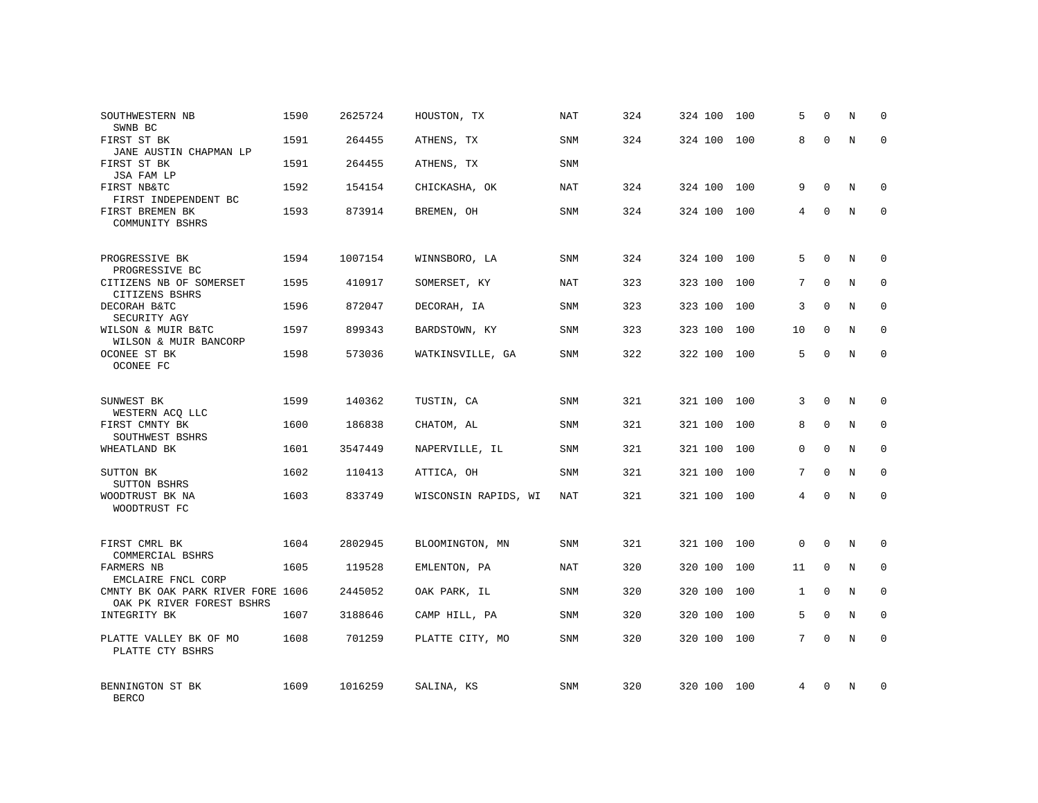| | | | | | | | | | | | | |
|---|---|---|---|---|---|---|---|---|---|---|---|---|
| SOUTHWESTERN NB<br>SWNB BC | 1590 | 2625724 | HOUSTON, TX | NAT | 324 | 324 | 100 | 100 | 5 | 0 | N | 0 |
| FIRST ST BK<br>JANE AUSTIN CHAPMAN LP | 1591 | 264455 | ATHENS, TX | SNM | 324 | 324 | 100 | 100 | 8 | 0 | N | 0 |
| FIRST ST BK<br>JSA FAM LP | 1591 | 264455 | ATHENS, TX | SNM | | | | | | | | |
| FIRST NB&TC<br>FIRST INDEPENDENT BC | 1592 | 154154 | CHICKASHA, OK | NAT | 324 | 324 | 100 | 100 | 9 | 0 | N | 0 |
| FIRST BREMEN BK<br>COMMUNITY BSHRS | 1593 | 873914 | BREMEN, OH | SNM | 324 | 324 | 100 | 100 | 4 | 0 | N | 0 |
| PROGRESSIVE BK<br>PROGRESSIVE BC | 1594 | 1007154 | WINNSBORO, LA | SNM | 324 | 324 | 100 | 100 | 5 | 0 | N | 0 |
| CITIZENS NB OF SOMERSET<br>CITIZENS BSHRS | 1595 | 410917 | SOMERSET, KY | NAT | 323 | 323 | 100 | 100 | 7 | 0 | N | 0 |
| DECORAH B&TC<br>SECURITY AGY | 1596 | 872047 | DECORAH, IA | SNM | 323 | 323 | 100 | 100 | 3 | 0 | N | 0 |
| WILSON & MUIR B&TC<br>WILSON & MUIR BANCORP | 1597 | 899343 | BARDSTOWN, KY | SNM | 323 | 323 | 100 | 100 | 10 | 0 | N | 0 |
| OCONEE ST BK<br>OCONEE FC | 1598 | 573036 | WATKINSVILLE, GA | SNM | 322 | 322 | 100 | 100 | 5 | 0 | N | 0 |
| SUNWEST BK<br>WESTERN ACQ LLC | 1599 | 140362 | TUSTIN, CA | SNM | 321 | 321 | 100 | 100 | 3 | 0 | N | 0 |
| FIRST CMNTY BK<br>SOUTHWEST BSHRS | 1600 | 186838 | CHATOM, AL | SNM | 321 | 321 | 100 | 100 | 8 | 0 | N | 0 |
| WHEATLAND BK | 1601 | 3547449 | NAPERVILLE, IL | SNM | 321 | 321 | 100 | 100 | 0 | 0 | N | 0 |
| SUTTON BK<br>SUTTON BSHRS | 1602 | 110413 | ATTICA, OH | SNM | 321 | 321 | 100 | 100 | 7 | 0 | N | 0 |
| WOODTRUST BK NA<br>WOODTRUST FC | 1603 | 833749 | WISCONSIN RAPIDS, WI | NAT | 321 | 321 | 100 | 100 | 4 | 0 | N | 0 |
| FIRST CMRL BK<br>COMMERCIAL BSHRS | 1604 | 2802945 | BLOOMINGTON, MN | SNM | 321 | 321 | 100 | 100 | 0 | 0 | N | 0 |
| FARMERS NB<br>EMCLAIRE FNCL CORP | 1605 | 119528 | EMLENTON, PA | NAT | 320 | 320 | 100 | 100 | 11 | 0 | N | 0 |
| CMNTY BK OAK PARK RIVER FORE<br>OAK PK RIVER FOREST BSHRS | 1606 | 2445052 | OAK PARK, IL | SNM | 320 | 320 | 100 | 100 | 1 | 0 | N | 0 |
| INTEGRITY BK | 1607 | 3188646 | CAMP HILL, PA | SNM | 320 | 320 | 100 | 100 | 5 | 0 | N | 0 |
| PLATTE VALLEY BK OF MO<br>PLATTE CTY BSHRS | 1608 | 701259 | PLATTE CITY, MO | SNM | 320 | 320 | 100 | 100 | 7 | 0 | N | 0 |
| BENNINGTON ST BK<br>BERCO | 1609 | 1016259 | SALINA, KS | SNM | 320 | 320 | 100 | 100 | 4 | 0 | N | 0 |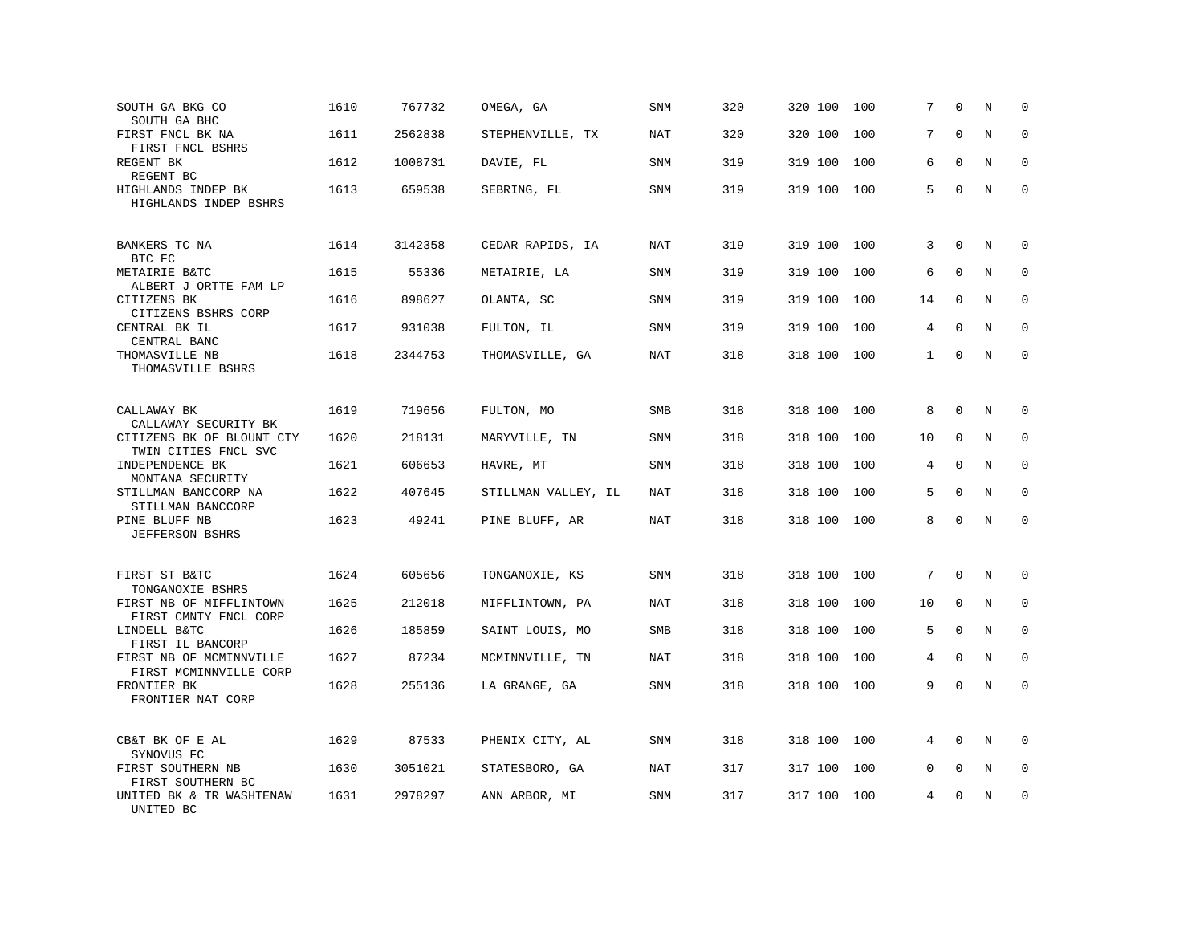| | | | | | | | | | | | |
|---|---|---|---|---|---|---|---|---|---|---|---|
| SOUTH GA BKG CO<br>SOUTH GA BHC | 1610 | 767732 | OMEGA, GA | SNM | 320 | 320 | 100 | 100 | 7 | 0 | N | 0 |
| FIRST FNCL BK NA<br>FIRST FNCL BSHRS | 1611 | 2562838 | STEPHENVILLE, TX | NAT | 320 | 320 | 100 | 100 | 7 | 0 | N | 0 |
| REGENT BK<br>REGENT BC | 1612 | 1008731 | DAVIE, FL | SNM | 319 | 319 | 100 | 100 | 6 | 0 | N | 0 |
| HIGHLANDS INDEP BK<br>HIGHLANDS INDEP BSHRS | 1613 | 659538 | SEBRING, FL | SNM | 319 | 319 | 100 | 100 | 5 | 0 | N | 0 |
| BANKERS TC NA<br>BTC FC | 1614 | 3142358 | CEDAR RAPIDS, IA | NAT | 319 | 319 | 100 | 100 | 3 | 0 | N | 0 |
| METAIRIE B&TC<br>ALBERT J ORTTE FAM LP | 1615 | 55336 | METAIRIE, LA | SNM | 319 | 319 | 100 | 100 | 6 | 0 | N | 0 |
| CITIZENS BK<br>CITIZENS BSHRS CORP | 1616 | 898627 | OLANTA, SC | SNM | 319 | 319 | 100 | 100 | 14 | 0 | N | 0 |
| CENTRAL BK IL<br>CENTRAL BANC | 1617 | 931038 | FULTON, IL | SNM | 319 | 319 | 100 | 100 | 4 | 0 | N | 0 |
| THOMASVILLE NB<br>THOMASVILLE BSHRS | 1618 | 2344753 | THOMASVILLE, GA | NAT | 318 | 318 | 100 | 100 | 1 | 0 | N | 0 |
| CALLAWAY BK<br>CALLAWAY SECURITY BK | 1619 | 719656 | FULTON, MO | SMB | 318 | 318 | 100 | 100 | 8 | 0 | N | 0 |
| CITIZENS BK OF BLOUNT CTY<br>TWIN CITIES FNCL SVC | 1620 | 218131 | MARYVILLE, TN | SNM | 318 | 318 | 100 | 100 | 10 | 0 | N | 0 |
| INDEPENDENCE BK<br>MONTANA SECURITY | 1621 | 606653 | HAVRE, MT | SNM | 318 | 318 | 100 | 100 | 4 | 0 | N | 0 |
| STILLMAN BANCCORP NA<br>STILLMAN BANCCORP | 1622 | 407645 | STILLMAN VALLEY, IL | NAT | 318 | 318 | 100 | 100 | 5 | 0 | N | 0 |
| PINE BLUFF NB<br>JEFFERSON BSHRS | 1623 | 49241 | PINE BLUFF, AR | NAT | 318 | 318 | 100 | 100 | 8 | 0 | N | 0 |
| FIRST ST B&TC<br>TONGANOXIE BSHRS | 1624 | 605656 | TONGANOXIE, KS | SNM | 318 | 318 | 100 | 100 | 7 | 0 | N | 0 |
| FIRST NB OF MIFFLINTOWN<br>FIRST CMNTY FNCL CORP | 1625 | 212018 | MIFFLINTOWN, PA | NAT | 318 | 318 | 100 | 100 | 10 | 0 | N | 0 |
| LINDELL B&TC<br>FIRST IL BANCORP | 1626 | 185859 | SAINT LOUIS, MO | SMB | 318 | 318 | 100 | 100 | 5 | 0 | N | 0 |
| FIRST NB OF MCMINNVILLE<br>FIRST MCMINNVILLE CORP | 1627 | 87234 | MCMINNVILLE, TN | NAT | 318 | 318 | 100 | 100 | 4 | 0 | N | 0 |
| FRONTIER BK<br>FRONTIER NAT CORP | 1628 | 255136 | LA GRANGE, GA | SNM | 318 | 318 | 100 | 100 | 9 | 0 | N | 0 |
| CB&T BK OF E AL<br>SYNOVUS FC | 1629 | 87533 | PHENIX CITY, AL | SNM | 318 | 318 | 100 | 100 | 4 | 0 | N | 0 |
| FIRST SOUTHERN NB<br>FIRST SOUTHERN BC | 1630 | 3051021 | STATESBORO, GA | NAT | 317 | 317 | 100 | 100 | 0 | 0 | N | 0 |
| UNITED BK & TR WASHTENAW<br>UNITED BC | 1631 | 2978297 | ANN ARBOR, MI | SNM | 317 | 317 | 100 | 100 | 4 | 0 | N | 0 |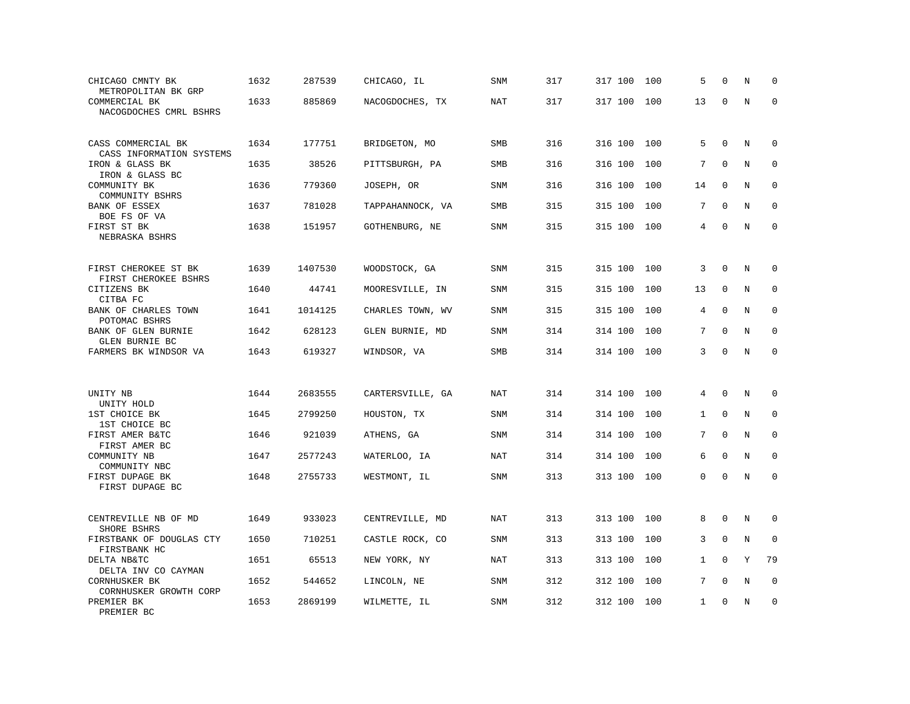| | | | | | | | | | | | |
|---|---|---|---|---|---|---|---|---|---|---|---|
| CHICAGO CMNTY BK<br>METROPOLITAN BK GRP | 1632 | 287539 | CHICAGO, IL | SNM | 317 | 317 | 100 | 100 | 5 | 0 | N | 0 |
| COMMERCIAL BK<br>NACOGDOCHES CMRL BSHRS | 1633 | 885869 | NACOGDOCHES, TX | NAT | 317 | 317 | 100 | 100 | 13 | 0 | N | 0 |
| CASS COMMERCIAL BK<br>CASS INFORMATION SYSTEMS | 1634 | 177751 | BRIDGETON, MO | SMB | 316 | 316 | 100 | 100 | 5 | 0 | N | 0 |
| IRON & GLASS BK<br>IRON & GLASS BC | 1635 | 38526 | PITTSBURGH, PA | SMB | 316 | 316 | 100 | 100 | 7 | 0 | N | 0 |
| COMMUNITY BK<br>COMMUNITY BSHRS | 1636 | 779360 | JOSEPH, OR | SNM | 316 | 316 | 100 | 100 | 14 | 0 | N | 0 |
| BANK OF ESSEX<br>BOE FS OF VA | 1637 | 781028 | TAPPAHANNOCK, VA | SMB | 315 | 315 | 100 | 100 | 7 | 0 | N | 0 |
| FIRST ST BK<br>NEBRASKA BSHRS | 1638 | 151957 | GOTHENBURG, NE | SNM | 315 | 315 | 100 | 100 | 4 | 0 | N | 0 |
| FIRST CHEROKEE ST BK<br>FIRST CHEROKEE BSHRS | 1639 | 1407530 | WOODSTOCK, GA | SNM | 315 | 315 | 100 | 100 | 3 | 0 | N | 0 |
| CITIZENS BK<br>CITBA FC | 1640 | 44741 | MOORESVILLE, IN | SNM | 315 | 315 | 100 | 100 | 13 | 0 | N | 0 |
| BANK OF CHARLES TOWN<br>POTOMAC BSHRS | 1641 | 1014125 | CHARLES TOWN, WV | SNM | 315 | 315 | 100 | 100 | 4 | 0 | N | 0 |
| BANK OF GLEN BURNIE<br>GLEN BURNIE BC | 1642 | 628123 | GLEN BURNIE, MD | SNM | 314 | 314 | 100 | 100 | 7 | 0 | N | 0 |
| FARMERS BK WINDSOR VA | 1643 | 619327 | WINDSOR, VA | SMB | 314 | 314 | 100 | 100 | 3 | 0 | N | 0 |
| UNITY NB<br>UNITY HOLD | 1644 | 2683555 | CARTERSVILLE, GA | NAT | 314 | 314 | 100 | 100 | 4 | 0 | N | 0 |
| 1ST CHOICE BK<br>1ST CHOICE BC | 1645 | 2799250 | HOUSTON, TX | SNM | 314 | 314 | 100 | 100 | 1 | 0 | N | 0 |
| FIRST AMER B&TC<br>FIRST AMER BC | 1646 | 921039 | ATHENS, GA | SNM | 314 | 314 | 100 | 100 | 7 | 0 | N | 0 |
| COMMUNITY NB<br>COMMUNITY NBC | 1647 | 2577243 | WATERLOO, IA | NAT | 314 | 314 | 100 | 100 | 6 | 0 | N | 0 |
| FIRST DUPAGE BK<br>FIRST DUPAGE BC | 1648 | 2755733 | WESTMONT, IL | SNM | 313 | 313 | 100 | 100 | 0 | 0 | N | 0 |
| CENTREVILLE NB OF MD<br>SHORE BSHRS | 1649 | 933023 | CENTREVILLE, MD | NAT | 313 | 313 | 100 | 100 | 8 | 0 | N | 0 |
| FIRSTBANK OF DOUGLAS CTY<br>FIRSTBANK HC | 1650 | 710251 | CASTLE ROCK, CO | SNM | 313 | 313 | 100 | 100 | 3 | 0 | N | 0 |
| DELTA NB&TC<br>DELTA INV CO CAYMAN | 1651 | 65513 | NEW YORK, NY | NAT | 313 | 313 | 100 | 100 | 1 | 0 | Y | 79 |
| CORNHUSKER BK<br>CORNHUSKER GROWTH CORP | 1652 | 544652 | LINCOLN, NE | SNM | 312 | 312 | 100 | 100 | 7 | 0 | N | 0 |
| PREMIER BK<br>PREMIER BC | 1653 | 2869199 | WILMETTE, IL | SNM | 312 | 312 | 100 | 100 | 1 | 0 | N | 0 |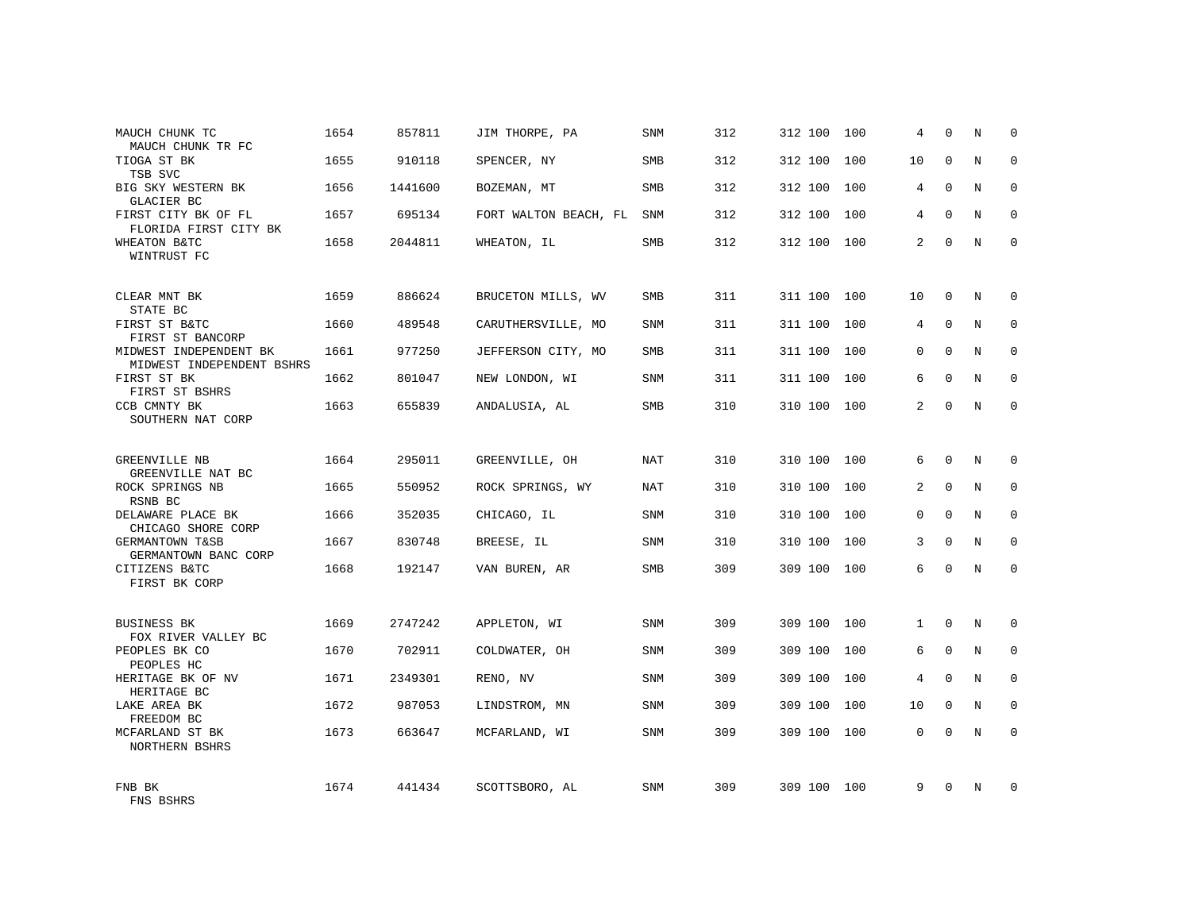| | | | | | | | | | | | | |
|---|---|---|---|---|---|---|---|---|---|---|---|---|
| MAUCH CHUNK TC<br>MAUCH CHUNK TR FC | 1654 | 857811 | JIM THORPE, PA | SNM | 312 | 312 | 100 | 100 | 4 | 0 | N | 0 |
| TIOGA ST BK<br>TSB SVC | 1655 | 910118 | SPENCER, NY | SMB | 312 | 312 | 100 | 100 | 10 | 0 | N | 0 |
| BIG SKY WESTERN BK<br>GLACIER BC | 1656 | 1441600 | BOZEMAN, MT | SMB | 312 | 312 | 100 | 100 | 4 | 0 | N | 0 |
| FIRST CITY BK OF FL<br>FLORIDA FIRST CITY BK | 1657 | 695134 | FORT WALTON BEACH, FL | SNM | 312 | 312 | 100 | 100 | 4 | 0 | N | 0 |
| WHEATON B&TC<br>WINTRUST FC | 1658 | 2044811 | WHEATON, IL | SMB | 312 | 312 | 100 | 100 | 2 | 0 | N | 0 |
| CLEAR MNT BK<br>STATE BC | 1659 | 886624 | BRUCETON MILLS, WV | SMB | 311 | 311 | 100 | 100 | 10 | 0 | N | 0 |
| FIRST ST B&TC<br>FIRST ST BANCORP | 1660 | 489548 | CARUTHERSVILLE, MO | SNM | 311 | 311 | 100 | 100 | 4 | 0 | N | 0 |
| MIDWEST INDEPENDENT BK<br>MIDWEST INDEPENDENT BSHRS | 1661 | 977250 | JEFFERSON CITY, MO | SMB | 311 | 311 | 100 | 100 | 0 | 0 | N | 0 |
| FIRST ST BK<br>FIRST ST BSHRS | 1662 | 801047 | NEW LONDON, WI | SNM | 311 | 311 | 100 | 100 | 6 | 0 | N | 0 |
| CCB CMNTY BK<br>SOUTHERN NAT CORP | 1663 | 655839 | ANDALUSIA, AL | SMB | 310 | 310 | 100 | 100 | 2 | 0 | N | 0 |
| GREENVILLE NB<br>GREENVILLE NAT BC | 1664 | 295011 | GREENVILLE, OH | NAT | 310 | 310 | 100 | 100 | 6 | 0 | N | 0 |
| ROCK SPRINGS NB<br>RSNB BC | 1665 | 550952 | ROCK SPRINGS, WY | NAT | 310 | 310 | 100 | 100 | 2 | 0 | N | 0 |
| DELAWARE PLACE BK<br>CHICAGO SHORE CORP | 1666 | 352035 | CHICAGO, IL | SNM | 310 | 310 | 100 | 100 | 0 | 0 | N | 0 |
| GERMANTOWN T&SB<br>GERMANTOWN BANC CORP | 1667 | 830748 | BREESE, IL | SNM | 310 | 310 | 100 | 100 | 3 | 0 | N | 0 |
| CITIZENS B&TC<br>FIRST BK CORP | 1668 | 192147 | VAN BUREN, AR | SMB | 309 | 309 | 100 | 100 | 6 | 0 | N | 0 |
| BUSINESS BK<br>FOX RIVER VALLEY BC | 1669 | 2747242 | APPLETON, WI | SNM | 309 | 309 | 100 | 100 | 1 | 0 | N | 0 |
| PEOPLES BK CO<br>PEOPLES HC | 1670 | 702911 | COLDWATER, OH | SNM | 309 | 309 | 100 | 100 | 6 | 0 | N | 0 |
| HERITAGE BK OF NV<br>HERITAGE BC | 1671 | 2349301 | RENO, NV | SNM | 309 | 309 | 100 | 100 | 4 | 0 | N | 0 |
| LAKE AREA BK<br>FREEDOM BC | 1672 | 987053 | LINDSTROM, MN | SNM | 309 | 309 | 100 | 100 | 10 | 0 | N | 0 |
| MCFARLAND ST BK<br>NORTHERN BSHRS | 1673 | 663647 | MCFARLAND, WI | SNM | 309 | 309 | 100 | 100 | 0 | 0 | N | 0 |
| FNB BK<br>FNS BSHRS | 1674 | 441434 | SCOTTSBORO, AL | SNM | 309 | 309 | 100 | 100 | 9 | 0 | N | 0 |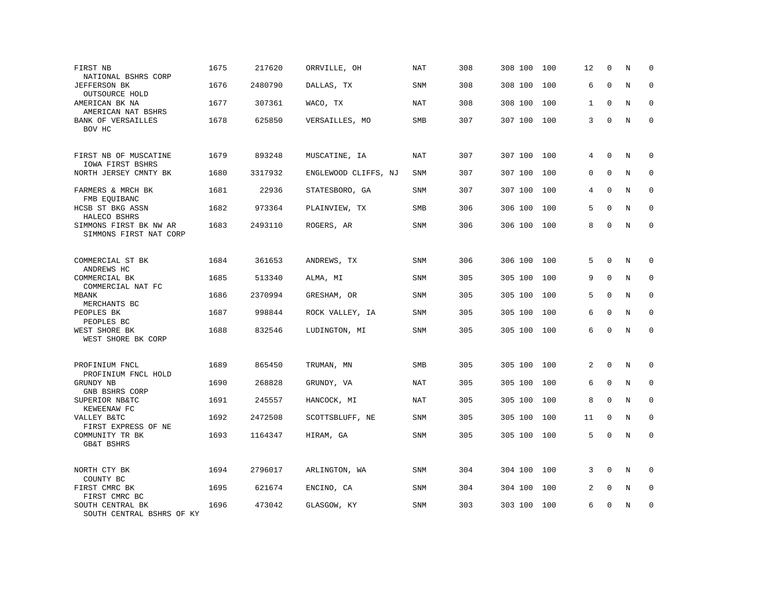| | | | | | | | | | | | | |
|---|---|---|---|---|---|---|---|---|---|---|---|---|
| FIRST NB<br>NATIONAL BSHRS CORP | 1675 | 217620 | ORRVILLE, OH | NAT | 308 | 308 | 100 | 100 | 12 | 0 | N | 0 |
| JEFFERSON BK<br>OUTSOURCE HOLD | 1676 | 2480790 | DALLAS, TX | SNM | 308 | 308 | 100 | 100 | 6 | 0 | N | 0 |
| AMERICAN BK NA<br>AMERICAN NAT BSHRS | 1677 | 307361 | WACO, TX | NAT | 308 | 308 | 100 | 100 | 1 | 0 | N | 0 |
| BANK OF VERSAILLES<br>BOV HC | 1678 | 625850 | VERSAILLES, MO | SMB | 307 | 307 | 100 | 100 | 3 | 0 | N | 0 |
| FIRST NB OF MUSCATINE<br>IOWA FIRST BSHRS | 1679 | 893248 | MUSCATINE, IA | NAT | 307 | 307 | 100 | 100 | 4 | 0 | N | 0 |
| NORTH JERSEY CMNTY BK | 1680 | 3317932 | ENGLEWOOD CLIFFS, NJ | SNM | 307 | 307 | 100 | 100 | 0 | 0 | N | 0 |
| FARMERS & MRCH BK<br>FMB EQUIBANC | 1681 | 22936 | STATESBORO, GA | SNM | 307 | 307 | 100 | 100 | 4 | 0 | N | 0 |
| HCSB ST BKG ASSN<br>HALECO BSHRS | 1682 | 973364 | PLAINVIEW, TX | SMB | 306 | 306 | 100 | 100 | 5 | 0 | N | 0 |
| SIMMONS FIRST BK NW AR<br>SIMMONS FIRST NAT CORP | 1683 | 2493110 | ROGERS, AR | SNM | 306 | 306 | 100 | 100 | 8 | 0 | N | 0 |
| COMMERCIAL ST BK<br>ANDREWS HC | 1684 | 361653 | ANDREWS, TX | SNM | 306 | 306 | 100 | 100 | 5 | 0 | N | 0 |
| COMMERCIAL BK<br>COMMERCIAL NAT FC | 1685 | 513340 | ALMA, MI | SNM | 305 | 305 | 100 | 100 | 9 | 0 | N | 0 |
| MBANK<br>MERCHANTS BC | 1686 | 2370994 | GRESHAM, OR | SNM | 305 | 305 | 100 | 100 | 5 | 0 | N | 0 |
| PEOPLES BK<br>PEOPLES BC | 1687 | 998844 | ROCK VALLEY, IA | SNM | 305 | 305 | 100 | 100 | 6 | 0 | N | 0 |
| WEST SHORE BK<br>WEST SHORE BK CORP | 1688 | 832546 | LUDINGTON, MI | SNM | 305 | 305 | 100 | 100 | 6 | 0 | N | 0 |
| PROFINIUM FNCL<br>PROFINIUM FNCL HOLD | 1689 | 865450 | TRUMAN, MN | SMB | 305 | 305 | 100 | 100 | 2 | 0 | N | 0 |
| GRUNDY NB<br>GNB BSHRS CORP | 1690 | 268828 | GRUNDY, VA | NAT | 305 | 305 | 100 | 100 | 6 | 0 | N | 0 |
| SUPERIOR NB&TC<br>KEWEENAW FC | 1691 | 245557 | HANCOCK, MI | NAT | 305 | 305 | 100 | 100 | 8 | 0 | N | 0 |
| VALLEY B&TC<br>FIRST EXPRESS OF NE | 1692 | 2472508 | SCOTTSBLUFF, NE | SNM | 305 | 305 | 100 | 100 | 11 | 0 | N | 0 |
| COMMUNITY TR BK<br>GB&T BSHRS | 1693 | 1164347 | HIRAM, GA | SNM | 305 | 305 | 100 | 100 | 5 | 0 | N | 0 |
| NORTH CTY BK<br>COUNTY BC | 1694 | 2796017 | ARLINGTON, WA | SNM | 304 | 304 | 100 | 100 | 3 | 0 | N | 0 |
| FIRST CMRC BK<br>FIRST CMRC BC | 1695 | 621674 | ENCINO, CA | SNM | 304 | 304 | 100 | 100 | 2 | 0 | N | 0 |
| SOUTH CENTRAL BK<br>SOUTH CENTRAL BSHRS OF KY | 1696 | 473042 | GLASGOW, KY | SNM | 303 | 303 | 100 | 100 | 6 | 0 | N | 0 |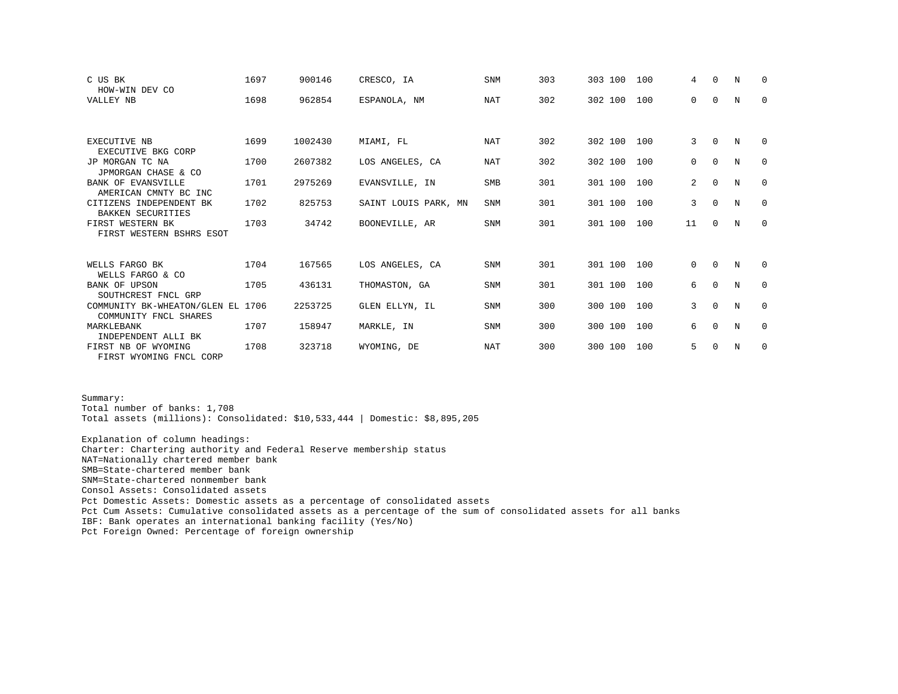| | | | | | | | | | | | |
|---|---|---|---|---|---|---|---|---|---|---|---|
| C US BK<br>HOW-WIN DEV CO | 1697 | 900146 | CRESCO, IA | SNM | 303 | 303 | 100 | 100 | 4 | 0 | N | 0 |
| VALLEY NB | 1698 | 962854 | ESPANOLA, NM | NAT | 302 | 302 | 100 | 100 | 0 | 0 | N | 0 |
| EXECUTIVE NB<br>EXECUTIVE BKG CORP | 1699 | 1002430 | MIAMI, FL | NAT | 302 | 302 | 100 | 100 | 3 | 0 | N | 0 |
| JP MORGAN TC NA<br>JPMORGAN CHASE & CO | 1700 | 2607382 | LOS ANGELES, CA | NAT | 302 | 302 | 100 | 100 | 0 | 0 | N | 0 |
| BANK OF EVANSVILLE<br>AMERICAN CMNTY BC INC | 1701 | 2975269 | EVANSVILLE, IN | SMB | 301 | 301 | 100 | 100 | 2 | 0 | N | 0 |
| CITIZENS INDEPENDENT BK<br>BAKKEN SECURITIES | 1702 | 825753 | SAINT LOUIS PARK, MN | SNM | 301 | 301 | 100 | 100 | 3 | 0 | N | 0 |
| FIRST WESTERN BK<br>FIRST WESTERN BSHRS ESOT | 1703 | 34742 | BOONEVILLE, AR | SNM | 301 | 301 | 100 | 100 | 11 | 0 | N | 0 |
| WELLS FARGO BK<br>WELLS FARGO & CO | 1704 | 167565 | LOS ANGELES, CA | SNM | 301 | 301 | 100 | 100 | 0 | 0 | N | 0 |
| BANK OF UPSON<br>SOUTHCREST FNCL GRP | 1705 | 436131 | THOMASTON, GA | SNM | 301 | 301 | 100 | 100 | 6 | 0 | N | 0 |
| COMMUNITY BK-WHEATON/GLEN EL<br>COMMUNITY FNCL SHARES | 1706 | 2253725 | GLEN ELLYN, IL | SNM | 300 | 300 | 100 | 100 | 3 | 0 | N | 0 |
| MARKLEBANK<br>INDEPENDENT ALLI BK | 1707 | 158947 | MARKLE, IN | SNM | 300 | 300 | 100 | 100 | 6 | 0 | N | 0 |
| FIRST NB OF WYOMING<br>FIRST WYOMING FNCL CORP | 1708 | 323718 | WYOMING, DE | NAT | 300 | 300 | 100 | 100 | 5 | 0 | N | 0 |

Summary:
Total number of banks: 1,708
Total assets (millions): Consolidated: $10,533,444 | Domestic: $8,895,205

Explanation of column headings:
Charter: Chartering authority and Federal Reserve membership status
NAT=Nationally chartered member bank
SMB=State-chartered member bank
SNM=State-chartered nonmember bank
Consol Assets: Consolidated assets
Pct Domestic Assets: Domestic assets as a percentage of consolidated assets
Pct Cum Assets: Cumulative consolidated assets as a percentage of the sum of consolidated assets for all banks
IBF: Bank operates an international banking facility (Yes/No)
Pct Foreign Owned: Percentage of foreign ownership